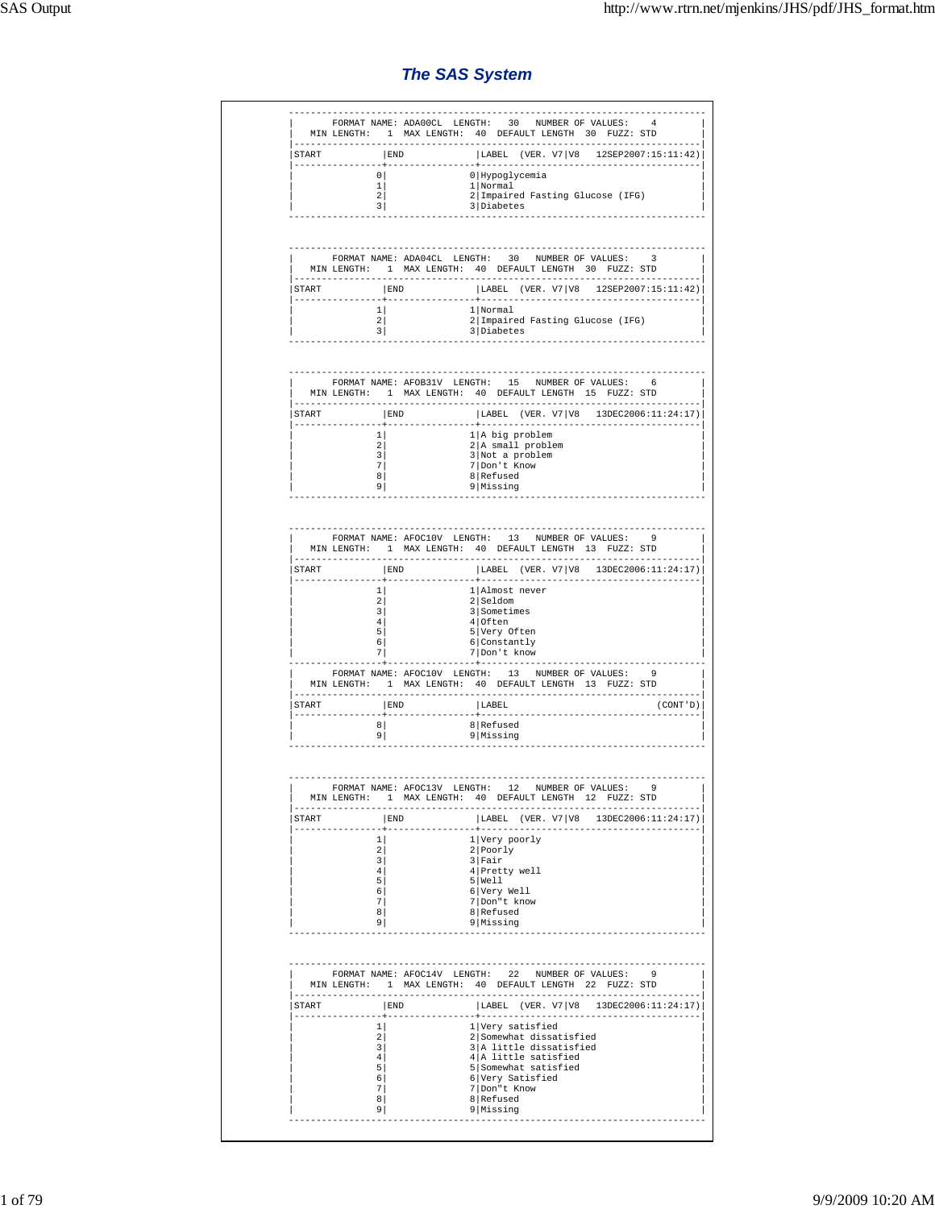# The SAS System

```
--------------------------------------------------------------------------------
|      FORMAT NAME: ADA00CL  LENGTH:   30   NUMBER OF VALUES:    4             |
|   MIN LENGTH:   1  MAX LENGTH:  40  DEFAULT LENGTH  30  FUZZ: STD            |
|------------------------------------------------------------------------------|
|START           |END             |LABEL  (VER. V7|V8   12SEP2007:15:11:42)   |
|----------------+----------------+--------------------------------------------|
|               0|               0|Hypoglycemia                                |
|               1|               1|Normal                                      |
|               2|               2|Impaired Fasting Glucose (IFG)              |
|               3|               3|Diabetes                                    |
--------------------------------------------------------------------------------


--------------------------------------------------------------------------------
|      FORMAT NAME: ADA04CL  LENGTH:   30   NUMBER OF VALUES:    3             |
|   MIN LENGTH:   1  MAX LENGTH:  40  DEFAULT LENGTH  30  FUZZ: STD            |
|------------------------------------------------------------------------------|
|START           |END             |LABEL  (VER. V7|V8   12SEP2007:15:11:42)   |
|----------------+----------------+--------------------------------------------|
|               1|               1|Normal                                      |
|               2|               2|Impaired Fasting Glucose (IFG)              |
|               3|               3|Diabetes                                    |
--------------------------------------------------------------------------------


--------------------------------------------------------------------------------
|      FORMAT NAME: AFOB31V  LENGTH:   15   NUMBER OF VALUES:    6             |
|   MIN LENGTH:   1  MAX LENGTH:  40  DEFAULT LENGTH  15  FUZZ: STD            |
|------------------------------------------------------------------------------|
|START           |END             |LABEL  (VER. V7|V8   13DEC2006:11:24:17)   |
|----------------+----------------+--------------------------------------------|
|               1|               1|A big problem                               |
|               2|               2|A small problem                             |
|               3|               3|Not a problem                               |
|               7|               7|Don't Know                                  |
|               8|               8|Refused                                     |
|               9|               9|Missing                                     |
--------------------------------------------------------------------------------


--------------------------------------------------------------------------------
|      FORMAT NAME: AFOC10V  LENGTH:   13   NUMBER OF VALUES:    9             |
|   MIN LENGTH:   1  MAX LENGTH:  40  DEFAULT LENGTH  13  FUZZ: STD            |
|------------------------------------------------------------------------------|
|START           |END             |LABEL  (VER. V7|V8   13DEC2006:11:24:17)   |
|----------------+----------------+--------------------------------------------|
|               1|               1|Almost never                                |
|               2|               2|Seldom                                      |
|               3|               3|Sometimes                                   |
|               4|               4|Often                                       |
|               5|               5|Very Often                                  |
|               6|               6|Constantly                                  |
|               7|               7|Don't know                                  |
----------------+----------------+---------------------------------------------
|      FORMAT NAME: AFOC10V  LENGTH:   13   NUMBER OF VALUES:    9             |
|   MIN LENGTH:   1  MAX LENGTH:  40  DEFAULT LENGTH  13  FUZZ: STD            |
|------------------------------------------------------------------------------|
|START           |END             |LABEL                             (CONT'D)  |
|----------------+----------------+--------------------------------------------|
|               8|               8|Refused                                     |
|               9|               9|Missing                                     |
--------------------------------------------------------------------------------


--------------------------------------------------------------------------------
|      FORMAT NAME: AFOC13V  LENGTH:   12   NUMBER OF VALUES:    9             |
|   MIN LENGTH:   1  MAX LENGTH:  40  DEFAULT LENGTH  12  FUZZ: STD            |
|------------------------------------------------------------------------------|
|START           |END             |LABEL  (VER. V7|V8   13DEC2006:11:24:17)   |
|----------------+----------------+--------------------------------------------|
|               1|               1|Very poorly                                 |
|               2|               2|Poorly                                      |
|               3|               3|Fair                                        |
|               4|               4|Pretty well                                 |
|               5|               5|Well                                        |
|               6|               6|Very Well                                   |
|               7|               7|Don"t know                                  |
|               8|               8|Refused                                     |
|               9|               9|Missing                                     |
--------------------------------------------------------------------------------


--------------------------------------------------------------------------------
|      FORMAT NAME: AFOC14V  LENGTH:   22   NUMBER OF VALUES:    9             |
|   MIN LENGTH:   1  MAX LENGTH:  40  DEFAULT LENGTH  22  FUZZ: STD            |
|------------------------------------------------------------------------------|
|START           |END             |LABEL  (VER. V7|V8   13DEC2006:11:24:17)   |
|----------------+----------------+--------------------------------------------|
|               1|               1|Very satisfied                              |
|               2|               2|Somewhat dissatisfied                       |
|               3|               3|A little dissatisfied                       |
|               4|               4|A little satisfied                          |
|               5|               5|Somewhat satisfied                          |
|               6|               6|Very Satisfied                              |
|               7|               7|Don"t Know                                  |
|               8|               8|Refused                                     |
|               9|               9|Missing                                     |
--------------------------------------------------------------------------------
```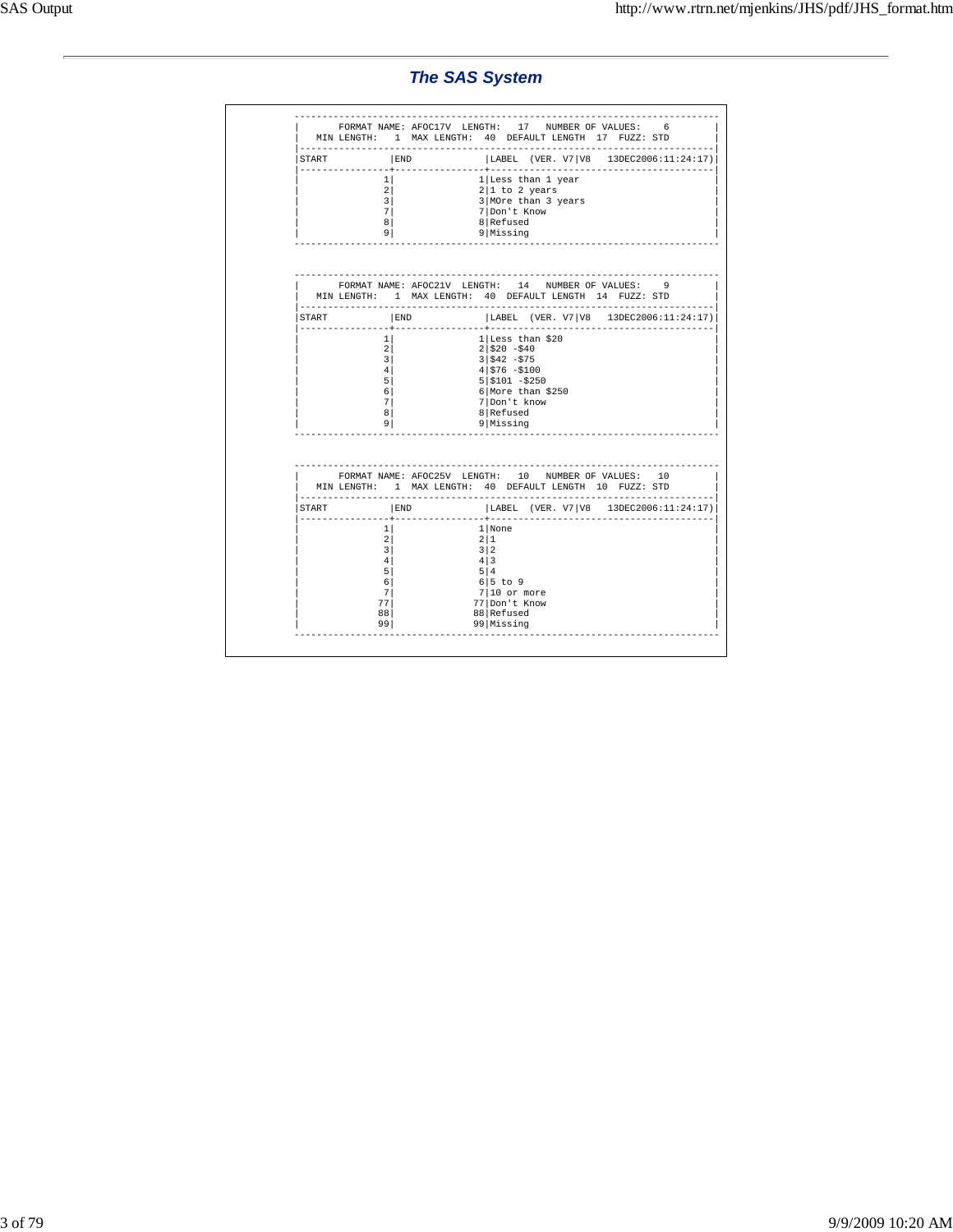## The SAS System

FORMAT NAME: AFOC17V LENGTH: 17 NUMBER OF VALUES: 6
MIN LENGTH: 1 MAX LENGTH: 40 DEFAULT LENGTH 17 FUZZ: STD

| START | END | LABEL (VER. V7\|V8 13DEC2006:11:24:17) |
|---|---|---|
| 1 | 1 | Less than 1 year |
| 2 | 2 | 1 to 2 years |
| 3 | 3 | MOre than 3 years |
| 7 | 7 | Don't Know |
| 8 | 8 | Refused |
| 9 | 9 | Missing |

FORMAT NAME: AFOC21V LENGTH: 14 NUMBER OF VALUES: 9
MIN LENGTH: 1 MAX LENGTH: 40 DEFAULT LENGTH 14 FUZZ: STD

| START | END | LABEL (VER. V7\|V8 13DEC2006:11:24:17) |
|---|---|---|
| 1 | 1 | Less than $20 |
| 2 | 2 | $20 -$40 |
| 3 | 3 | $42 -$75 |
| 4 | 4 | $76 -$100 |
| 5 | 5 | $101 -$250 |
| 6 | 6 | More than $250 |
| 7 | 7 | Don't know |
| 8 | 8 | Refused |
| 9 | 9 | Missing |

FORMAT NAME: AFOC25V LENGTH: 10 NUMBER OF VALUES: 10
MIN LENGTH: 1 MAX LENGTH: 40 DEFAULT LENGTH 10 FUZZ: STD

| START | END | LABEL (VER. V7\|V8 13DEC2006:11:24:17) |
|---|---|---|
| 1 | 1 | None |
| 2 | 2 | 1 |
| 3 | 3 | 2 |
| 4 | 4 | 3 |
| 5 | 5 | 4 |
| 6 | 6 | 5 to 9 |
| 7 | 7 | 10 or more |
| 77 | 77 | Don't Know |
| 88 | 88 | Refused |
| 99 | 99 | Missing |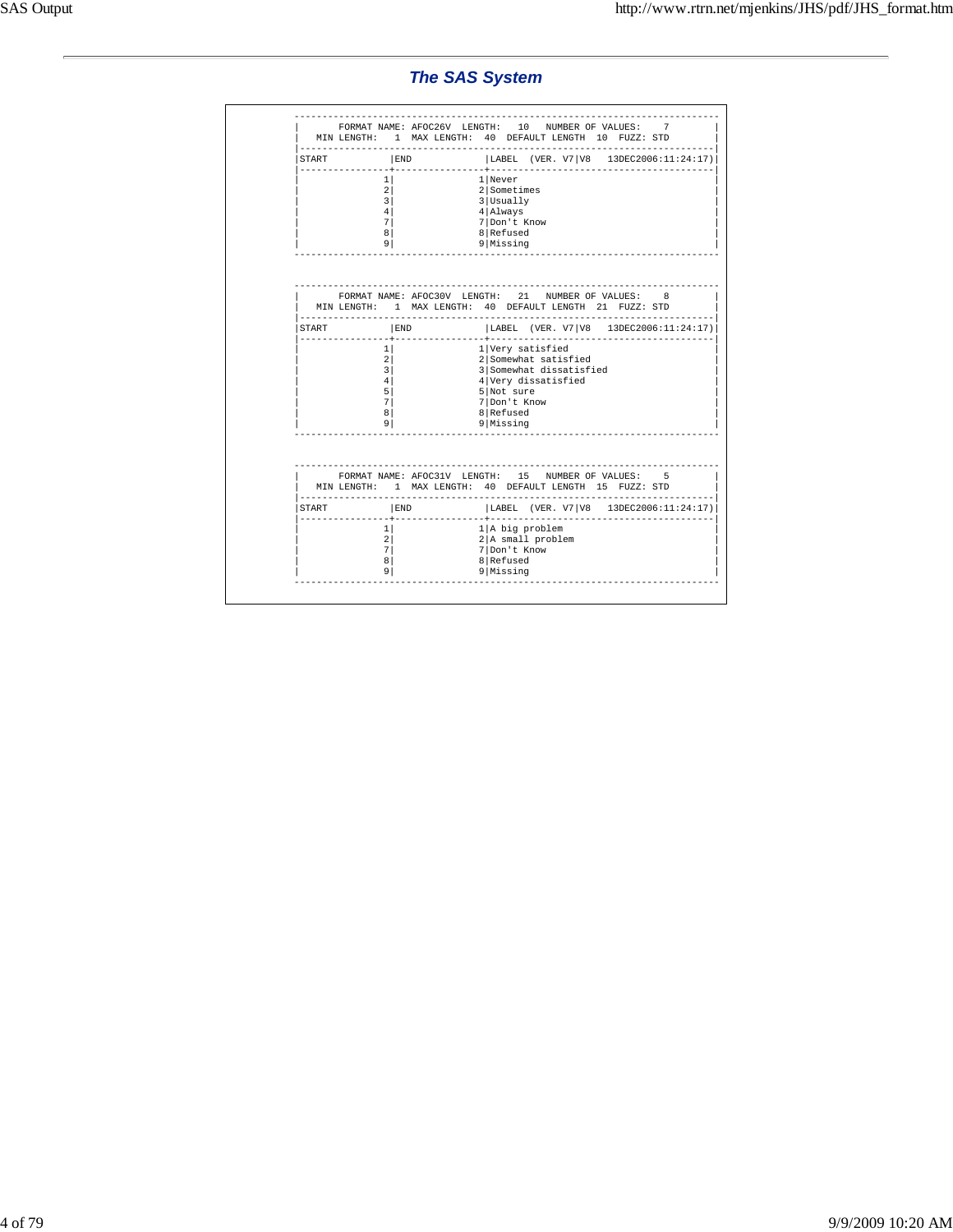## The SAS System

| FORMAT NAME: AFOC26V LENGTH: 10 NUMBER OF VALUES: 7 MIN LENGTH: 1 MAX LENGTH: 40 DEFAULT LENGTH 10 FUZZ: STD | | |
|---|---|---|
| START | END | LABEL (VER. V7\|V8 13DEC2006:11:24:17) |
| 1 | 1 | Never |
| 2 | 2 | Sometimes |
| 3 | 3 | Usually |
| 4 | 4 | Always |
| 7 | 7 | Don't Know |
| 8 | 8 | Refused |
| 9 | 9 | Missing |

| FORMAT NAME: AFOC30V LENGTH: 21 NUMBER OF VALUES: 8 MIN LENGTH: 1 MAX LENGTH: 40 DEFAULT LENGTH 21 FUZZ: STD | | |
|---|---|---|
| START | END | LABEL (VER. V7\|V8 13DEC2006:11:24:17) |
| 1 | 1 | Very satisfied |
| 2 | 2 | Somewhat satisfied |
| 3 | 3 | Somewhat dissatisfied |
| 4 | 4 | Very dissatisfied |
| 5 | 5 | Not sure |
| 7 | 7 | Don't Know |
| 8 | 8 | Refused |
| 9 | 9 | Missing |

| FORMAT NAME: AFOC31V LENGTH: 15 NUMBER OF VALUES: 5 MIN LENGTH: 1 MAX LENGTH: 40 DEFAULT LENGTH 15 FUZZ: STD | | |
|---|---|---|
| START | END | LABEL (VER. V7\|V8 13DEC2006:11:24:17) |
| 1 | 1 | A big problem |
| 2 | 2 | A small problem |
| 7 | 7 | Don't Know |
| 8 | 8 | Refused |
| 9 | 9 | Missing |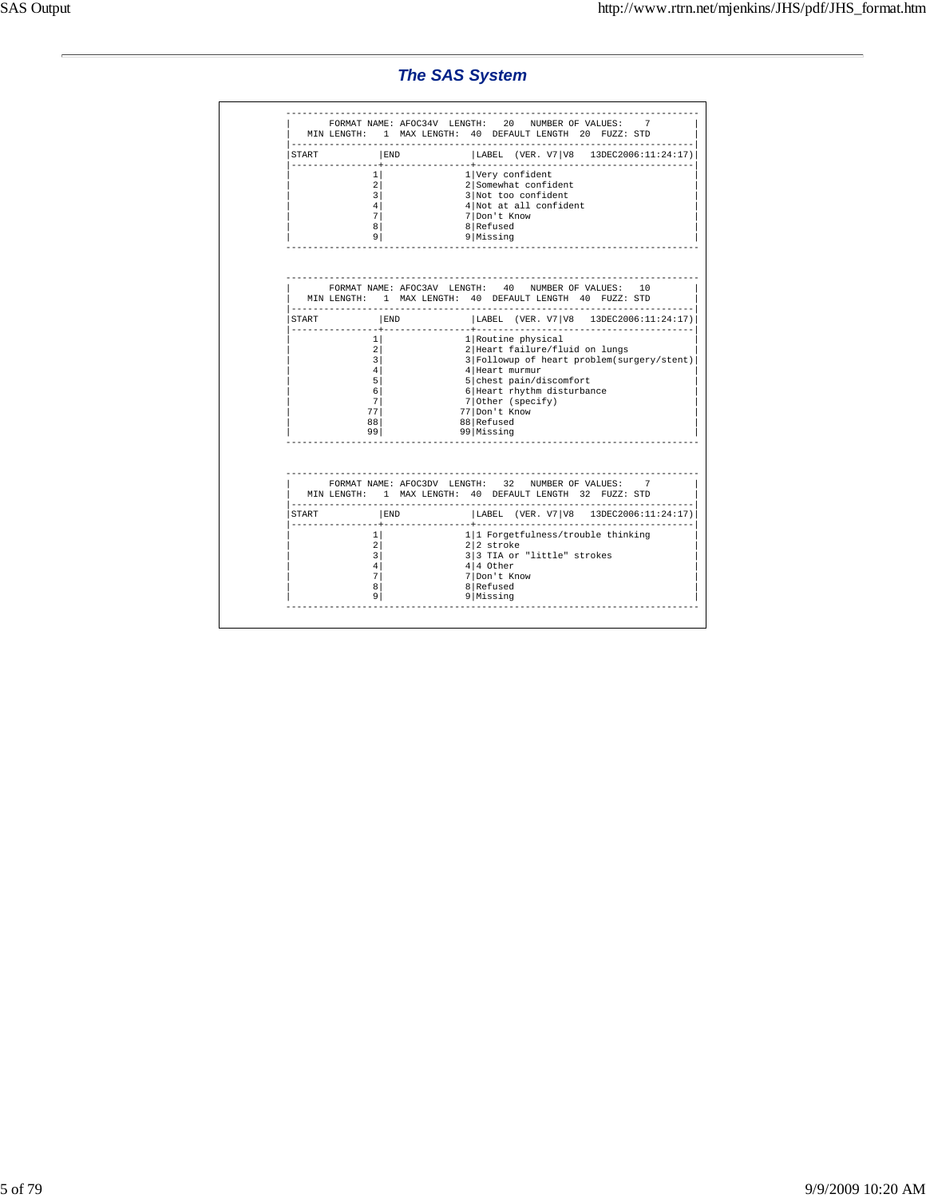## The SAS System

FORMAT NAME: AFOC34V LENGTH: 20 NUMBER OF VALUES: 7
MIN LENGTH: 1 MAX LENGTH: 40 DEFAULT LENGTH 20 FUZZ: STD

| START | END | LABEL (VER. V7\|V8 13DEC2006:11:24:17) |
|---|---|---|
| 1 | 1 | Very confident |
| 2 | 2 | Somewhat confident |
| 3 | 3 | Not too confident |
| 4 | 4 | Not at all confident |
| 7 | 7 | Don't Know |
| 8 | 8 | Refused |
| 9 | 9 | Missing |

FORMAT NAME: AFOC3AV LENGTH: 40 NUMBER OF VALUES: 10
MIN LENGTH: 1 MAX LENGTH: 40 DEFAULT LENGTH 40 FUZZ: STD

| START | END | LABEL (VER. V7\|V8 13DEC2006:11:24:17) |
|---|---|---|
| 1 | 1 | Routine physical |
| 2 | 2 | Heart failure/fluid on lungs |
| 3 | 3 | Followup of heart problem(surgery/stent) |
| 4 | 4 | Heart murmur |
| 5 | 5 | chest pain/discomfort |
| 6 | 6 | Heart rhythm disturbance |
| 7 | 7 | Other (specify) |
| 77 | 77 | Don't Know |
| 88 | 88 | Refused |
| 99 | 99 | Missing |

FORMAT NAME: AFOC3DV LENGTH: 32 NUMBER OF VALUES: 7
MIN LENGTH: 1 MAX LENGTH: 40 DEFAULT LENGTH 32 FUZZ: STD

| START | END | LABEL (VER. V7\|V8 13DEC2006:11:24:17) |
|---|---|---|
| 1 | 1 | 1 Forgetfulness/trouble thinking |
| 2 | 2 | 2 stroke |
| 3 | 3 | 3 TIA or "little" strokes |
| 4 | 4 | 4 Other |
| 7 | 7 | Don't Know |
| 8 | 8 | Refused |
| 9 | 9 | Missing |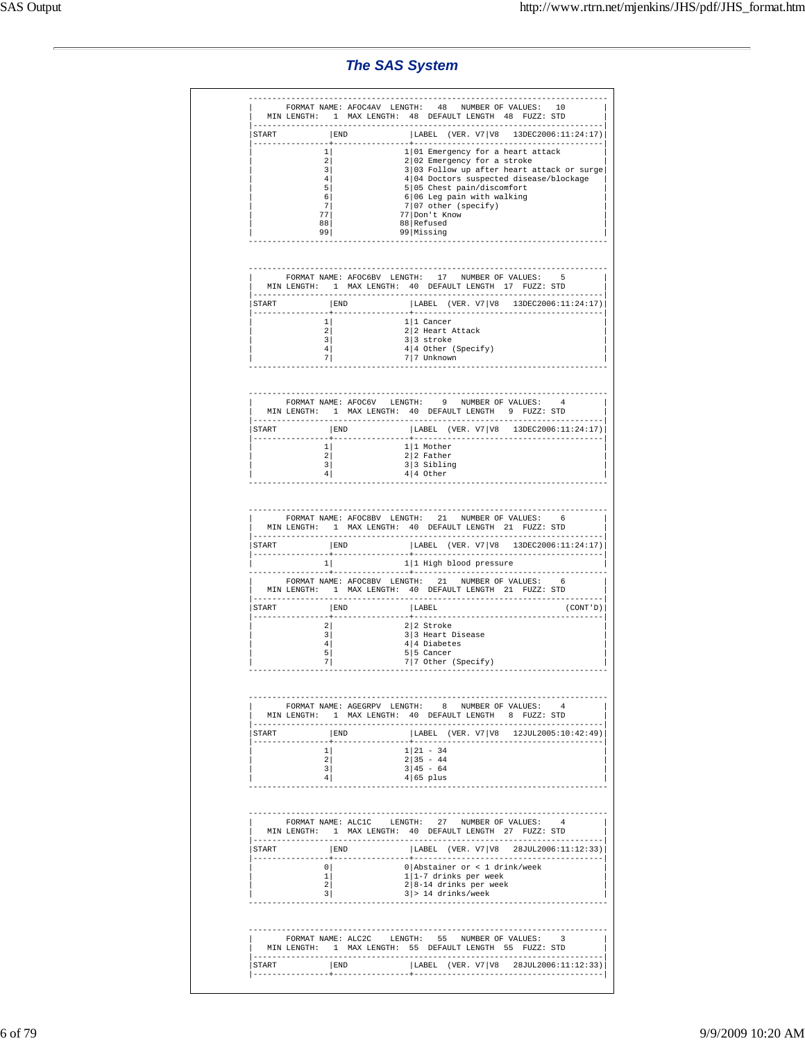## The SAS System

```
----------------------------------------------------------------------------
|       FORMAT NAME: AFOC4AV  LENGTH:   48   NUMBER OF VALUES:   10         |
|   MIN LENGTH:   1  MAX LENGTH:  48  DEFAULT LENGTH  48  FUZZ: STD         |
|--------------------------------------------------------------------------|
|START           |END             |LABEL  (VER. V7|V8   13DEC2006:11:24:17)|
|----------------+----------------+----------------------------------------|
|               1|               1|01 Emergency for a heart attack         |
|               2|               2|02 Emergency for a stroke               |
|               3|               3|03 Follow up after heart attack or surge|
|               4|               4|04 Doctors suspected disease/blockage   |
|               5|               5|05 Chest pain/discomfort                |
|               6|               6|06 Leg pain with walking                |
|               7|               7|07 other (specify)                      |
|              77|              77|Don't Know                              |
|              88|              88|Refused                                 |
|              99|              99|Missing                                 |
----------------------------------------------------------------------------


----------------------------------------------------------------------------
|       FORMAT NAME: AFOC6BV  LENGTH:   17   NUMBER OF VALUES:    5         |
|   MIN LENGTH:   1  MAX LENGTH:  40  DEFAULT LENGTH  17  FUZZ: STD         |
|--------------------------------------------------------------------------|
|START           |END             |LABEL  (VER. V7|V8   13DEC2006:11:24:17)|
|----------------+----------------+----------------------------------------|
|               1|               1|1 Cancer                                |
|               2|               2|2 Heart Attack                          |
|               3|               3|3 stroke                                |
|               4|               4|4 Other (Specify)                       |
|               7|               7|7 Unknown                               |
----------------------------------------------------------------------------


----------------------------------------------------------------------------
|       FORMAT NAME: AFOC6V   LENGTH:    9   NUMBER OF VALUES:    4         |
|   MIN LENGTH:   1  MAX LENGTH:  40  DEFAULT LENGTH   9  FUZZ: STD         |
|--------------------------------------------------------------------------|
|START           |END             |LABEL  (VER. V7|V8   13DEC2006:11:24:17)|
|----------------+----------------+----------------------------------------|
|               1|               1|1 Mother                                |
|               2|               2|2 Father                                |
|               3|               3|3 Sibling                               |
|               4|               4|4 Other                                 |
----------------------------------------------------------------------------


----------------------------------------------------------------------------
|       FORMAT NAME: AFOC8BV  LENGTH:   21   NUMBER OF VALUES:    6         |
|   MIN LENGTH:   1  MAX LENGTH:  40  DEFAULT LENGTH  21  FUZZ: STD         |
|--------------------------------------------------------------------------|
|START           |END             |LABEL  (VER. V7|V8   13DEC2006:11:24:17)|
|----------------+----------------+----------------------------------------|
|               1|               1|1 High blood pressure                   |
----------------+----------------+-----------------------------------------
|       FORMAT NAME: AFOC8BV  LENGTH:   21   NUMBER OF VALUES:    6         |
|   MIN LENGTH:   1  MAX LENGTH:  40  DEFAULT LENGTH  21  FUZZ: STD         |
|--------------------------------------------------------------------------|
|START           |END             |LABEL                          (CONT'D)|
|----------------+----------------+----------------------------------------|
|               2|               2|2 Stroke                                |
|               3|               3|3 Heart Disease                         |
|               4|               4|4 Diabetes                              |
|               5|               5|5 Cancer                                |
|               7|               7|7 Other (Specify)                       |
----------------------------------------------------------------------------


----------------------------------------------------------------------------
|       FORMAT NAME: AGEGRPV  LENGTH:    8   NUMBER OF VALUES:    4         |
|   MIN LENGTH:   1  MAX LENGTH:  40  DEFAULT LENGTH   8  FUZZ: STD         |
|--------------------------------------------------------------------------|
|START           |END             |LABEL  (VER. V7|V8   12JUL2005:10:42:49)|
|----------------+----------------+----------------------------------------|
|               1|               1|21 - 34                                 |
|               2|               2|35 - 44                                 |
|               3|               3|45 - 64                                 |
|               4|               4|65 plus                                 |
----------------------------------------------------------------------------


----------------------------------------------------------------------------
|       FORMAT NAME: ALC1C    LENGTH:   27   NUMBER OF VALUES:    4         |
|   MIN LENGTH:   1  MAX LENGTH:  40  DEFAULT LENGTH  27  FUZZ: STD         |
|--------------------------------------------------------------------------|
|START           |END             |LABEL  (VER. V7|V8   28JUL2006:11:12:33)|
|----------------+----------------+----------------------------------------|
|               0|               0|Abstainer or < 1 drink/week             |
|               1|               1|1-7 drinks per week                     |
|               2|               2|8-14 drinks per week                    |
|               3|               3|> 14 drinks/week                        |
----------------------------------------------------------------------------


----------------------------------------------------------------------------
|       FORMAT NAME: ALC2C    LENGTH:   55   NUMBER OF VALUES:    3         |
|   MIN LENGTH:   1  MAX LENGTH:  55  DEFAULT LENGTH  55  FUZZ: STD         |
|--------------------------------------------------------------------------|
|START           |END             |LABEL  (VER. V7|V8   28JUL2006:11:12:33)|
|----------------+----------------+----------------------------------------|
```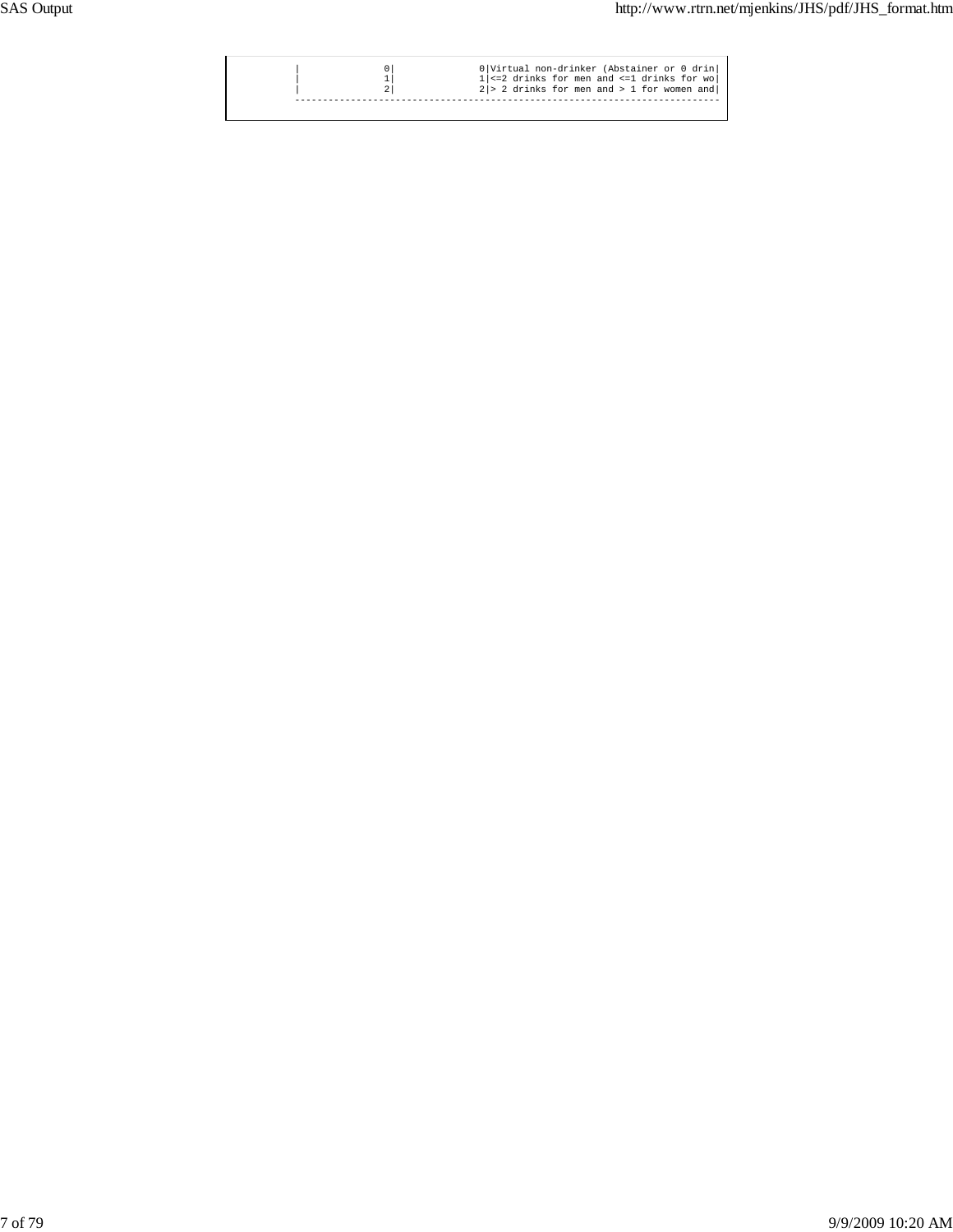```
|               0|               0|Virtual non-drinker (Abstainer or 0 drin|
|               1|               1|<=2 drinks for men and <=1 drinks for wo|
|               2|               2|> 2 drinks for men and > 1 for women and|
--------------------------------------------------------------------------
```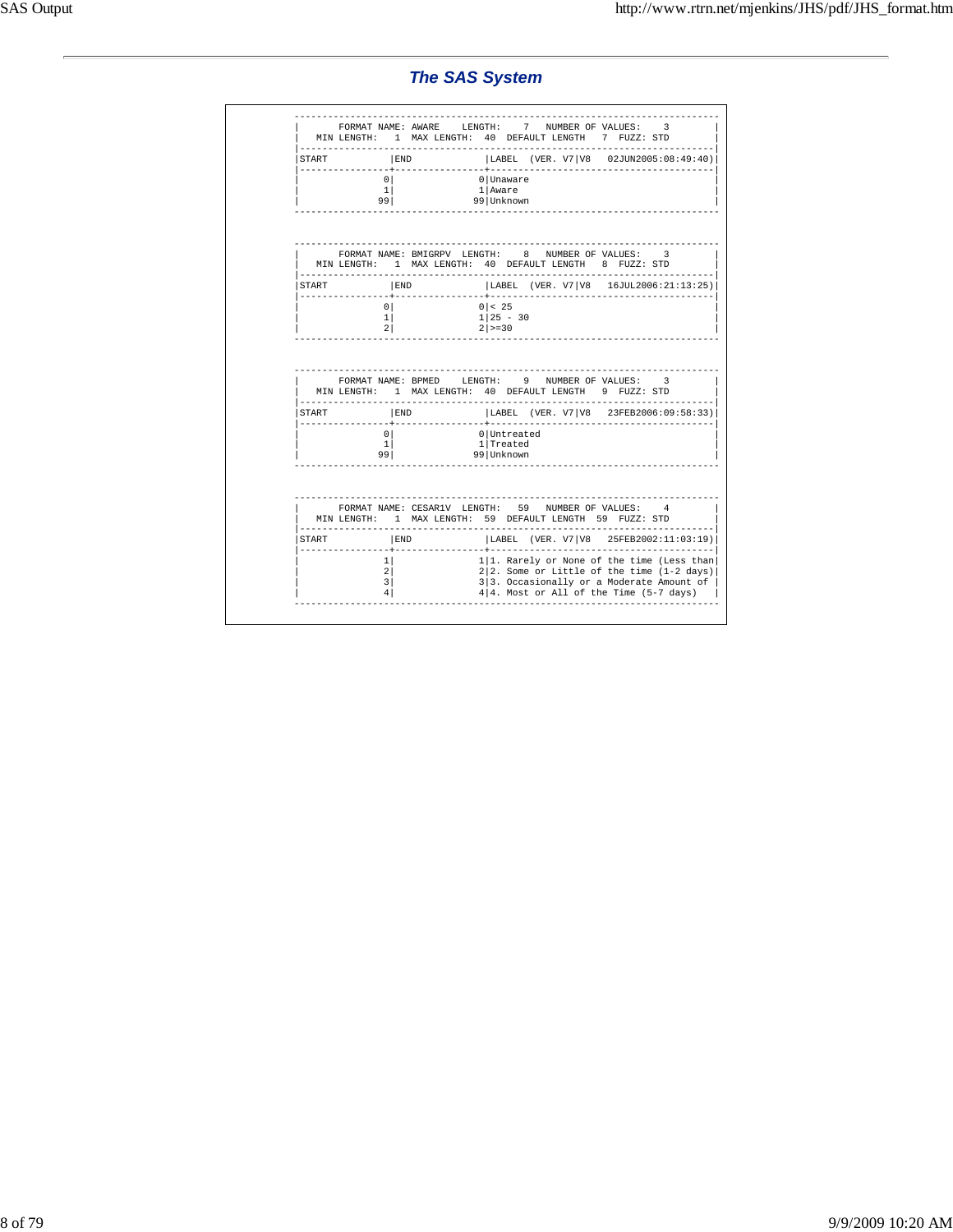## *The SAS System*

```
----------------------------------------------------------------------------
|       FORMAT NAME: AWARE    LENGTH:    7   NUMBER OF VALUES:    3        |
|   MIN LENGTH:   1  MAX LENGTH:  40  DEFAULT LENGTH   7  FUZZ: STD        |
|--------------------------------------------------------------------------|
|START           |END             |LABEL  (VER. V7|V8   02JUN2005:08:49:40)|
|----------------+----------------+----------------------------------------|
|               0|               0|Unaware                                 |
|               1|               1|Aware                                   |
|              99|              99|Unknown                                 |
----------------------------------------------------------------------------


----------------------------------------------------------------------------
|       FORMAT NAME: BMIGRPV  LENGTH:    8   NUMBER OF VALUES:    3        |
|   MIN LENGTH:   1  MAX LENGTH:  40  DEFAULT LENGTH   8  FUZZ: STD        |
|--------------------------------------------------------------------------|
|START           |END             |LABEL  (VER. V7|V8   16JUL2006:21:13:25)|
|----------------+----------------+----------------------------------------|
|               0|               0|< 25                                    |
|               1|               1|25 - 30                                 |
|               2|               2|>=30                                    |
----------------------------------------------------------------------------


----------------------------------------------------------------------------
|       FORMAT NAME: BPMED    LENGTH:    9   NUMBER OF VALUES:    3        |
|   MIN LENGTH:   1  MAX LENGTH:  40  DEFAULT LENGTH   9  FUZZ: STD        |
|--------------------------------------------------------------------------|
|START           |END             |LABEL  (VER. V7|V8   23FEB2006:09:58:33)|
|----------------+----------------+----------------------------------------|
|               0|               0|Untreated                               |
|               1|               1|Treated                                 |
|              99|              99|Unknown                                 |
----------------------------------------------------------------------------


----------------------------------------------------------------------------
|       FORMAT NAME: CESAR1V  LENGTH:   59   NUMBER OF VALUES:    4        |
|   MIN LENGTH:   1  MAX LENGTH:  59  DEFAULT LENGTH  59  FUZZ: STD        |
|--------------------------------------------------------------------------|
|START           |END             |LABEL  (VER. V7|V8   25FEB2002:11:03:19)|
|----------------+----------------+----------------------------------------|
|               1|               1|1. Rarely or None of the time (Less than|
|               2|               2|2. Some or Little of the time (1-2 days)|
|               3|               3|3. Occasionally or a Moderate Amount of |
|               4|               4|4. Most or All of the Time (5-7 days)   |
----------------------------------------------------------------------------
```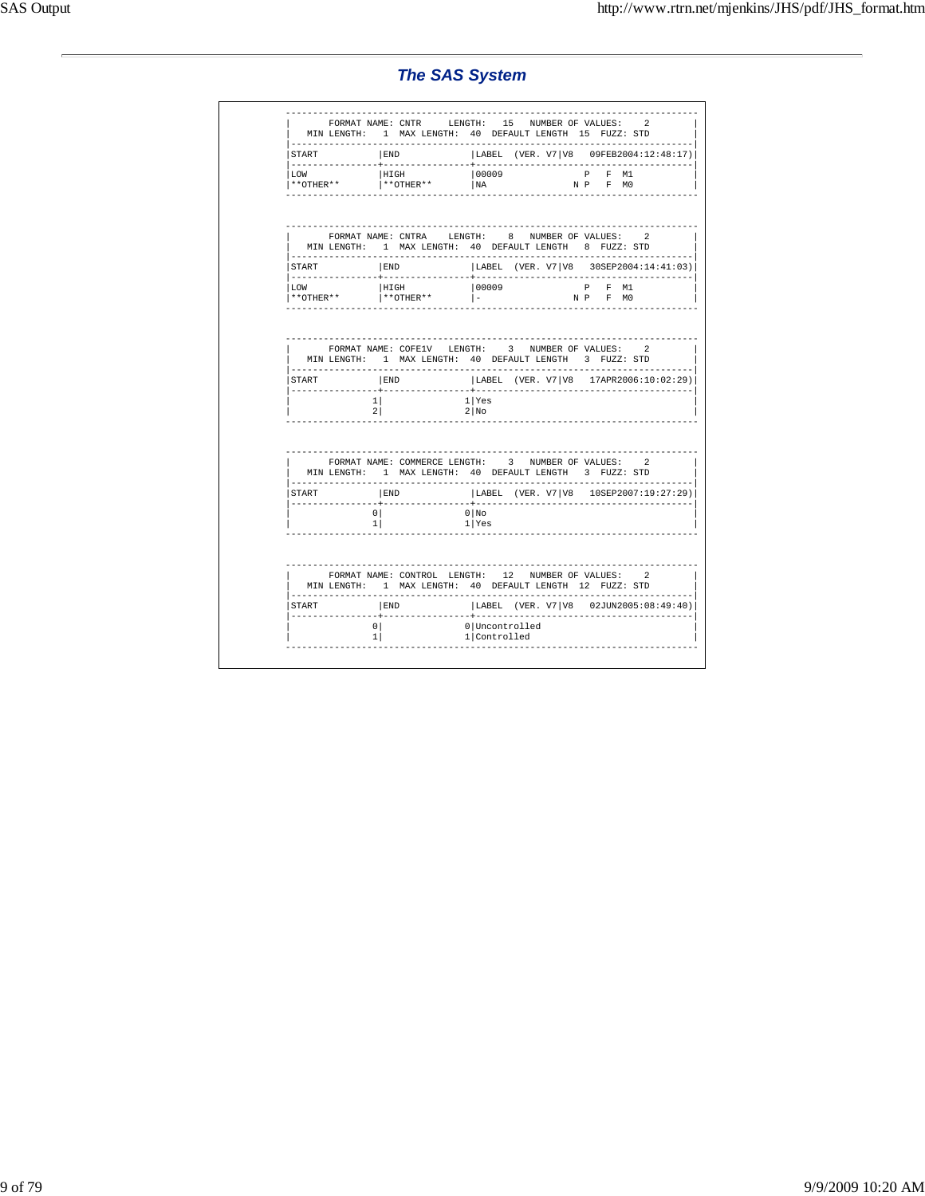## *The SAS System*

```
----------------------------------------------------------------------------
|      FORMAT NAME: CNTR     LENGTH:   15   NUMBER OF VALUES:    2         |
|   MIN LENGTH:   1  MAX LENGTH:  40  DEFAULT LENGTH  15  FUZZ: STD        |
|--------------------------------------------------------------------------|
|START           |END             |LABEL  (VER. V7|V8   09FEB2004:12:48:17)|
|----------------+----------------+----------------------------------------|
|LOW             |HIGH            |00009               P   F  M1           |
|**OTHER**       |**OTHER**       |NA                N P   F  M0           |
----------------------------------------------------------------------------


----------------------------------------------------------------------------
|      FORMAT NAME: CNTRA    LENGTH:    8   NUMBER OF VALUES:    2         |
|   MIN LENGTH:   1  MAX LENGTH:  40  DEFAULT LENGTH   8  FUZZ: STD        |
|--------------------------------------------------------------------------|
|START           |END             |LABEL  (VER. V7|V8   30SEP2004:14:41:03)|
|----------------+----------------+----------------------------------------|
|LOW             |HIGH            |00009               P   F  M1           |
|**OTHER**       |**OTHER**       |-                 N P   F  M0           |
----------------------------------------------------------------------------


----------------------------------------------------------------------------
|      FORMAT NAME: COFE1V   LENGTH:    3   NUMBER OF VALUES:    2         |
|   MIN LENGTH:   1  MAX LENGTH:  40  DEFAULT LENGTH   3  FUZZ: STD        |
|--------------------------------------------------------------------------|
|START           |END             |LABEL  (VER. V7|V8   17APR2006:10:02:29)|
|----------------+----------------+----------------------------------------|
|               1|               1|Yes                                     |
|               2|               2|No                                      |
----------------------------------------------------------------------------


----------------------------------------------------------------------------
|      FORMAT NAME: COMMERCE LENGTH:    3   NUMBER OF VALUES:    2         |
|   MIN LENGTH:   1  MAX LENGTH:  40  DEFAULT LENGTH   3  FUZZ: STD        |
|--------------------------------------------------------------------------|
|START           |END             |LABEL  (VER. V7|V8   10SEP2007:19:27:29)|
|----------------+----------------+----------------------------------------|
|               0|               0|No                                      |
|               1|               1|Yes                                     |
----------------------------------------------------------------------------


----------------------------------------------------------------------------
|      FORMAT NAME: CONTROL  LENGTH:   12   NUMBER OF VALUES:    2         |
|   MIN LENGTH:   1  MAX LENGTH:  40  DEFAULT LENGTH  12  FUZZ: STD        |
|--------------------------------------------------------------------------|
|START           |END             |LABEL  (VER. V7|V8   02JUN2005:08:49:40)|
|----------------+----------------+----------------------------------------|
|               0|               0|Uncontrolled                            |
|               1|               1|Controlled                              |
----------------------------------------------------------------------------
```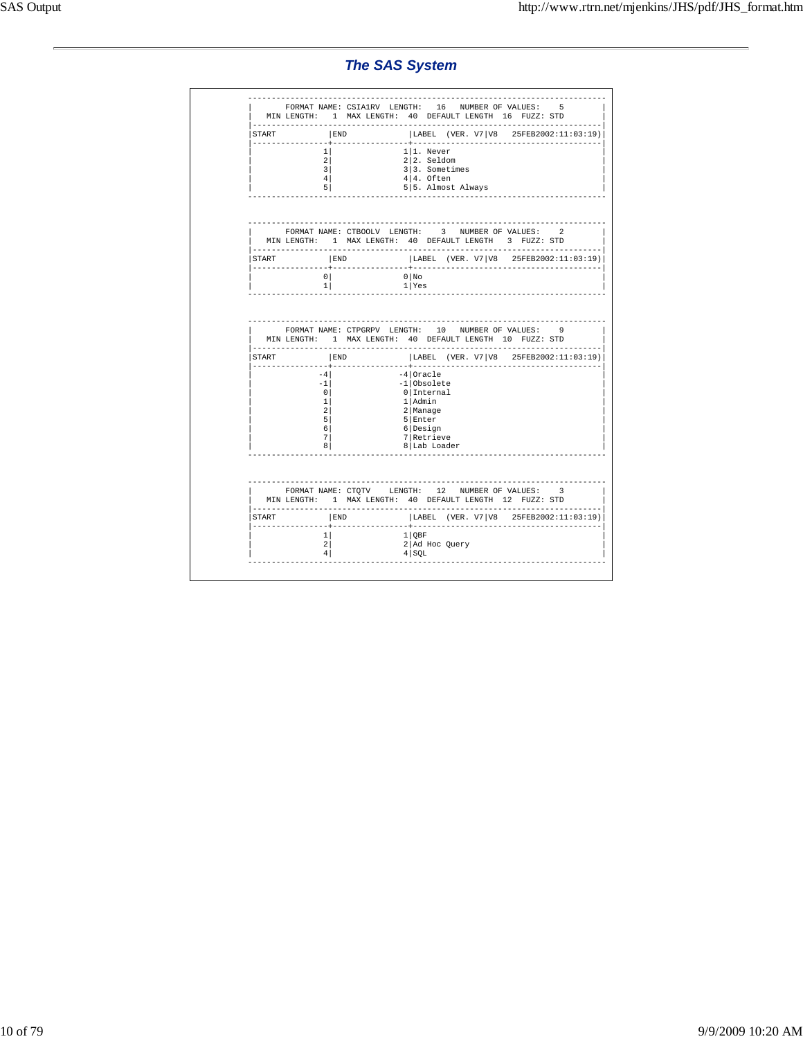# The SAS System

```
----------------------------------------------------------------------------
|       FORMAT NAME: CSIA1RV  LENGTH:   16   NUMBER OF VALUES:    5        |
|   MIN LENGTH:   1  MAX LENGTH:  40  DEFAULT LENGTH  16  FUZZ: STD        |
|--------------------------------------------------------------------------|
|START           |END             |LABEL  (VER. V7|V8   25FEB2002:11:03:19)|
|----------------+----------------+----------------------------------------|
|               1|               1|1. Never                                |
|               2|               2|2. Seldom                               |
|               3|               3|3. Sometimes                            |
|               4|               4|4. Often                                |
|               5|               5|5. Almost Always                        |
----------------------------------------------------------------------------


----------------------------------------------------------------------------
|       FORMAT NAME: CTBOOLV  LENGTH:    3   NUMBER OF VALUES:    2        |
|   MIN LENGTH:   1  MAX LENGTH:  40  DEFAULT LENGTH   3  FUZZ: STD        |
|--------------------------------------------------------------------------|
|START           |END             |LABEL  (VER. V7|V8   25FEB2002:11:03:19)|
|----------------+----------------+----------------------------------------|
|               0|               0|No                                      |
|               1|               1|Yes                                     |
----------------------------------------------------------------------------


----------------------------------------------------------------------------
|       FORMAT NAME: CTPGRPV  LENGTH:   10   NUMBER OF VALUES:    9        |
|   MIN LENGTH:   1  MAX LENGTH:  40  DEFAULT LENGTH  10  FUZZ: STD        |
|--------------------------------------------------------------------------|
|START           |END             |LABEL  (VER. V7|V8   25FEB2002:11:03:19)|
|----------------+----------------+----------------------------------------|
|              -4|              -4|Oracle                                  |
|              -1|              -1|Obsolete                                |
|               0|               0|Internal                                |
|               1|               1|Admin                                   |
|               2|               2|Manage                                  |
|               5|               5|Enter                                   |
|               6|               6|Design                                  |
|               7|               7|Retrieve                                |
|               8|               8|Lab Loader                              |
----------------------------------------------------------------------------


----------------------------------------------------------------------------
|       FORMAT NAME: CTQTV    LENGTH:   12   NUMBER OF VALUES:    3        |
|   MIN LENGTH:   1  MAX LENGTH:  40  DEFAULT LENGTH  12  FUZZ: STD        |
|--------------------------------------------------------------------------|
|START           |END             |LABEL  (VER. V7|V8   25FEB2002:11:03:19)|
|----------------+----------------+----------------------------------------|
|               1|               1|QBF                                     |
|               2|               2|Ad Hoc Query                            |
|               4|               4|SQL                                     |
----------------------------------------------------------------------------
```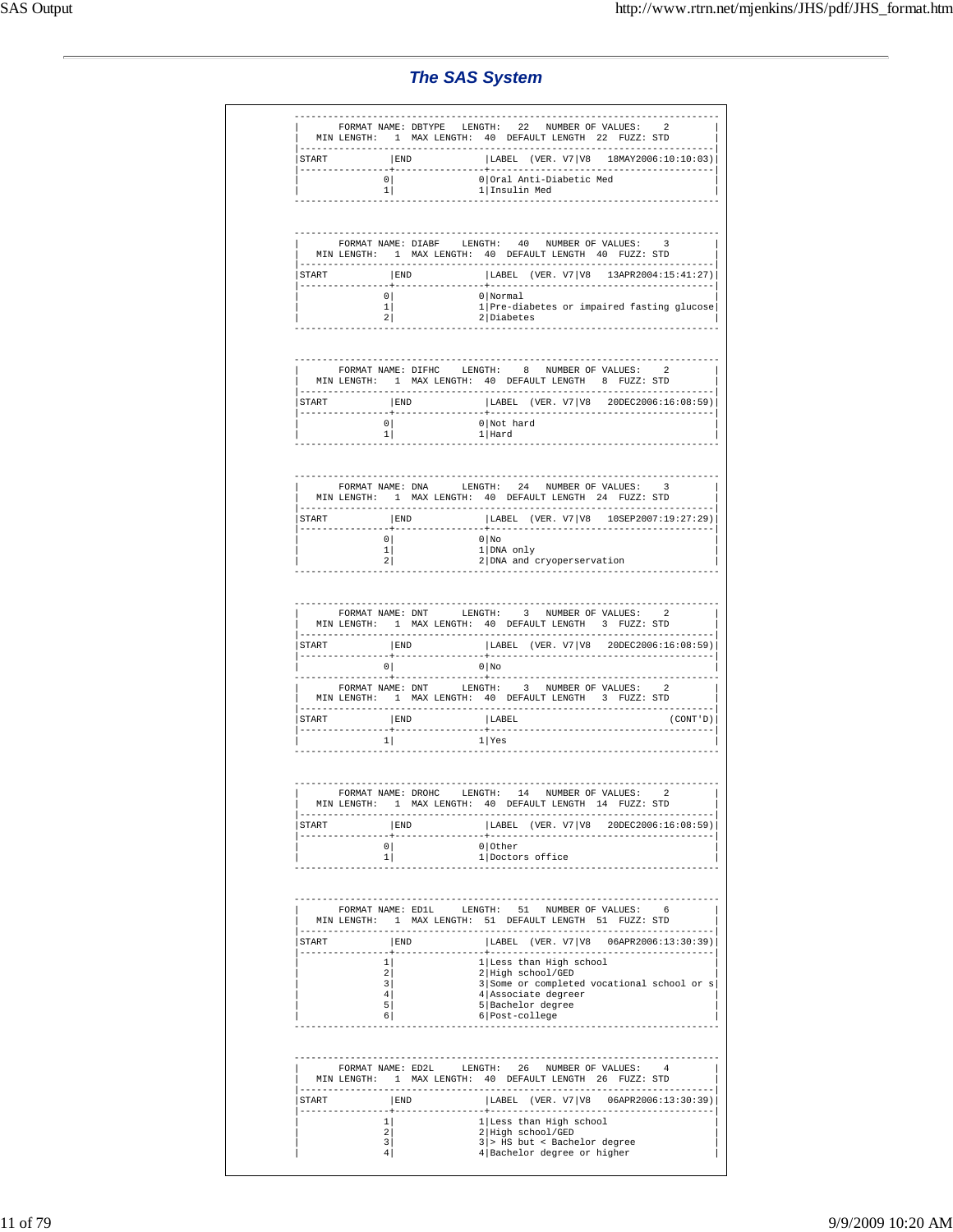## *The SAS System*

```
----------------------------------------------------------------------------
|       FORMAT NAME: DBTYPE   LENGTH:   22   NUMBER OF VALUES:    2         |
|   MIN LENGTH:   1  MAX LENGTH:  40  DEFAULT LENGTH  22  FUZZ: STD         |
|--------------------------------------------------------------------------|
|START           |END             |LABEL  (VER. V7|V8   18MAY2006:10:10:03)|
|----------------+----------------+-----------------------------------------|
|               0|               0|Oral Anti-Diabetic Med                   |
|               1|               1|Insulin Med                              |
----------------------------------------------------------------------------


----------------------------------------------------------------------------
|       FORMAT NAME: DIABF    LENGTH:   40   NUMBER OF VALUES:    3         |
|   MIN LENGTH:   1  MAX LENGTH:  40  DEFAULT LENGTH  40  FUZZ: STD         |
|--------------------------------------------------------------------------|
|START           |END             |LABEL  (VER. V7|V8   13APR2004:15:41:27)|
|----------------+----------------+-----------------------------------------|
|               0|               0|Normal                                   |
|               1|               1|Pre-diabetes or impaired fasting glucose|
|               2|               2|Diabetes                                 |
----------------------------------------------------------------------------


----------------------------------------------------------------------------
|       FORMAT NAME: DIFHC    LENGTH:    8   NUMBER OF VALUES:    2         |
|   MIN LENGTH:   1  MAX LENGTH:  40  DEFAULT LENGTH   8  FUZZ: STD         |
|--------------------------------------------------------------------------|
|START           |END             |LABEL  (VER. V7|V8   20DEC2006:16:08:59)|
|----------------+----------------+-----------------------------------------|
|               0|               0|Not hard                                 |
|               1|               1|Hard                                     |
----------------------------------------------------------------------------


----------------------------------------------------------------------------
|       FORMAT NAME: DNA      LENGTH:   24   NUMBER OF VALUES:    3         |
|   MIN LENGTH:   1  MAX LENGTH:  40  DEFAULT LENGTH  24  FUZZ: STD         |
|--------------------------------------------------------------------------|
|START           |END             |LABEL  (VER. V7|V8   10SEP2007:19:27:29)|
|----------------+----------------+-----------------------------------------|
|               0|               0|No                                       |
|               1|               1|DNA only                                 |
|               2|               2|DNA and cryoperservation                 |
----------------------------------------------------------------------------


----------------------------------------------------------------------------
|       FORMAT NAME: DNT      LENGTH:    3   NUMBER OF VALUES:    2         |
|   MIN LENGTH:   1  MAX LENGTH:  40  DEFAULT LENGTH   3  FUZZ: STD         |
|--------------------------------------------------------------------------|
|START           |END             |LABEL  (VER. V7|V8   20DEC2006:16:08:59)|
|----------------+----------------+-----------------------------------------|
|               0|               0|No                                       |
|----------------+----------------+-----------------------------------------|
|       FORMAT NAME: DNT      LENGTH:    3   NUMBER OF VALUES:    2         |
|   MIN LENGTH:   1  MAX LENGTH:  40  DEFAULT LENGTH   3  FUZZ: STD         |
|--------------------------------------------------------------------------|
|START           |END             |LABEL                           (CONT'D)|
|----------------+----------------+-----------------------------------------|
|               1|               1|Yes                                      |
----------------------------------------------------------------------------


----------------------------------------------------------------------------
|       FORMAT NAME: DROHC    LENGTH:   14   NUMBER OF VALUES:    2         |
|   MIN LENGTH:   1  MAX LENGTH:  40  DEFAULT LENGTH  14  FUZZ: STD         |
|--------------------------------------------------------------------------|
|START           |END             |LABEL  (VER. V7|V8   20DEC2006:16:08:59)|
|----------------+----------------+-----------------------------------------|
|               0|               0|Other                                    |
|               1|               1|Doctors office                           |
----------------------------------------------------------------------------


----------------------------------------------------------------------------
|       FORMAT NAME: ED1L     LENGTH:   51   NUMBER OF VALUES:    6         |
|   MIN LENGTH:   1  MAX LENGTH:  51  DEFAULT LENGTH  51  FUZZ: STD         |
|--------------------------------------------------------------------------|
|START           |END             |LABEL  (VER. V7|V8   06APR2006:13:30:39)|
|----------------+----------------+-----------------------------------------|
|               1|               1|Less than High school                    |
|               2|               2|High school/GED                          |
|               3|               3|Some or completed vocational school or s|
|               4|               4|Associate degree                         |
|               5|               5|Bachelor degree                          |
|               6|               6|Post-college                             |
----------------------------------------------------------------------------


----------------------------------------------------------------------------
|       FORMAT NAME: ED2L     LENGTH:   26   NUMBER OF VALUES:    4         |
|   MIN LENGTH:   1  MAX LENGTH:  40  DEFAULT LENGTH  26  FUZZ: STD         |
|--------------------------------------------------------------------------|
|START           |END             |LABEL  (VER. V7|V8   06APR2006:13:30:39)|
|----------------+----------------+-----------------------------------------|
|               1|               1|Less than High school                    |
|               2|               2|High school/GED                          |
|               3|               3|> HS but < Bachelor degree               |
|               4|               4|Bachelor degree or higher                |
```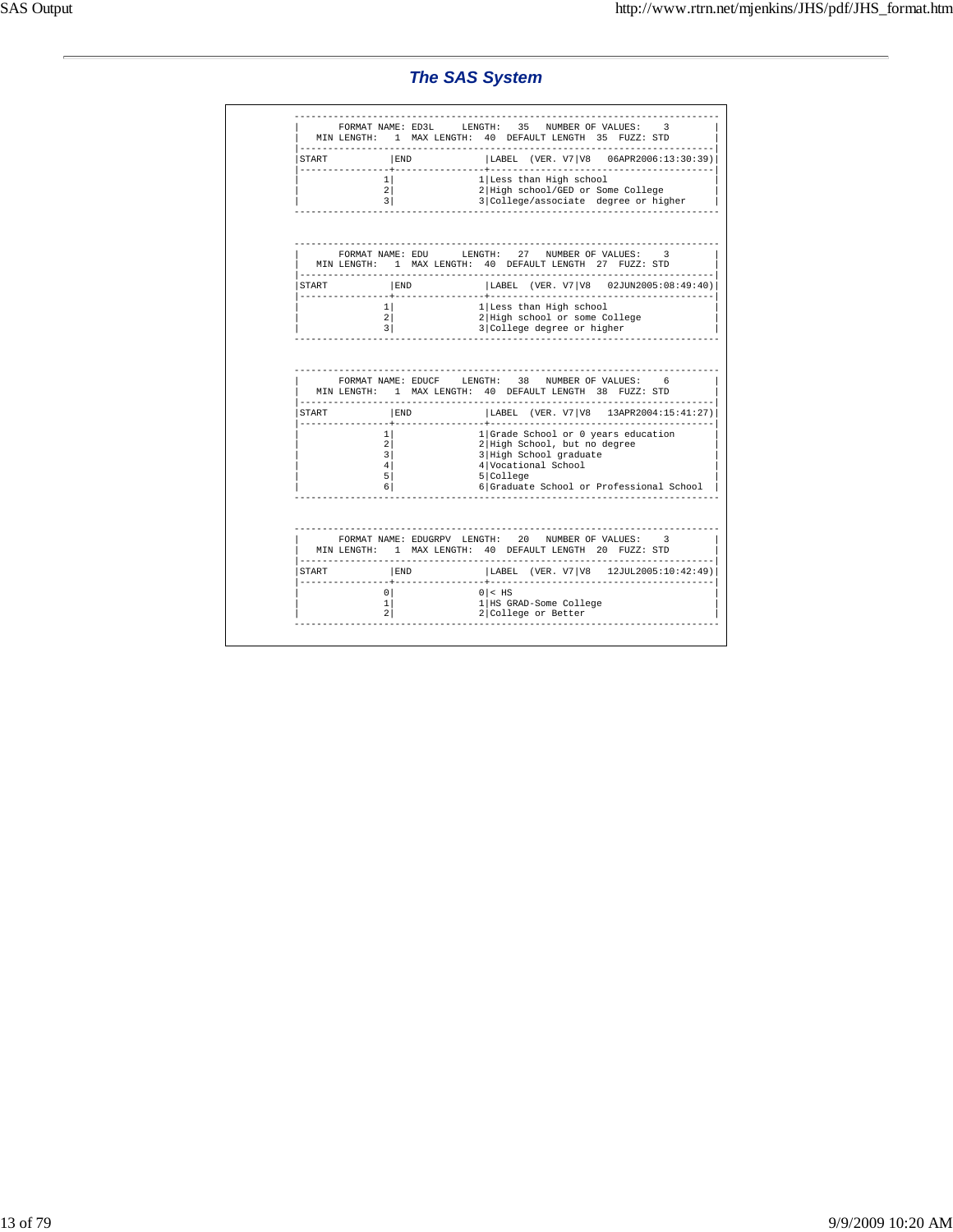## The SAS System

```
 ----------------------------------------------------------------------------
|       FORMAT NAME: ED3L     LENGTH:   35   NUMBER OF VALUES:    3         |
|   MIN LENGTH:   1  MAX LENGTH:  40  DEFAULT LENGTH  35  FUZZ: STD         |
|----------------------------------------------------------------------------|
|START           |END             |LABEL  (VER. V7|V8   06APR2006:13:30:39)|
|----------------+----------------+-----------------------------------------|
|               1|               1|Less than High school                    |
|               2|               2|High school/GED or Some College          |
|               3|               3|College/associate  degree or higher      |
 ----------------------------------------------------------------------------


 ----------------------------------------------------------------------------
|       FORMAT NAME: EDU      LENGTH:   27   NUMBER OF VALUES:    3         |
|   MIN LENGTH:   1  MAX LENGTH:  40  DEFAULT LENGTH  27  FUZZ: STD         |
|----------------------------------------------------------------------------|
|START           |END             |LABEL  (VER. V7|V8   02JUN2005:08:49:40)|
|----------------+----------------+-----------------------------------------|
|               1|               1|Less than High school                    |
|               2|               2|High school or some College              |
|               3|               3|College degree or higher                 |
 ----------------------------------------------------------------------------


 ----------------------------------------------------------------------------
|       FORMAT NAME: EDUCF    LENGTH:   38   NUMBER OF VALUES:    6         |
|   MIN LENGTH:   1  MAX LENGTH:  40  DEFAULT LENGTH  38  FUZZ: STD         |
|----------------------------------------------------------------------------|
|START           |END             |LABEL  (VER. V7|V8   13APR2004:15:41:27)|
|----------------+----------------+-----------------------------------------|
|               1|               1|Grade School or 0 years education        |
|               2|               2|High School, but no degree               |
|               3|               3|High School graduate                     |
|               4|               4|Vocational School                        |
|               5|               5|College                                  |
|               6|               6|Graduate School or Professional School   |
 ----------------------------------------------------------------------------


 ----------------------------------------------------------------------------
|       FORMAT NAME: EDUGRPV  LENGTH:   20   NUMBER OF VALUES:    3         |
|   MIN LENGTH:   1  MAX LENGTH:  40  DEFAULT LENGTH  20  FUZZ: STD         |
|----------------------------------------------------------------------------|
|START           |END             |LABEL  (VER. V7|V8   12JUL2005:10:42:49)|
|----------------+----------------+-----------------------------------------|
|               0|               0|< HS                                     |
|               1|               1|HS GRAD-Some College                     |
|               2|               2|College or Better                        |
 ----------------------------------------------------------------------------
```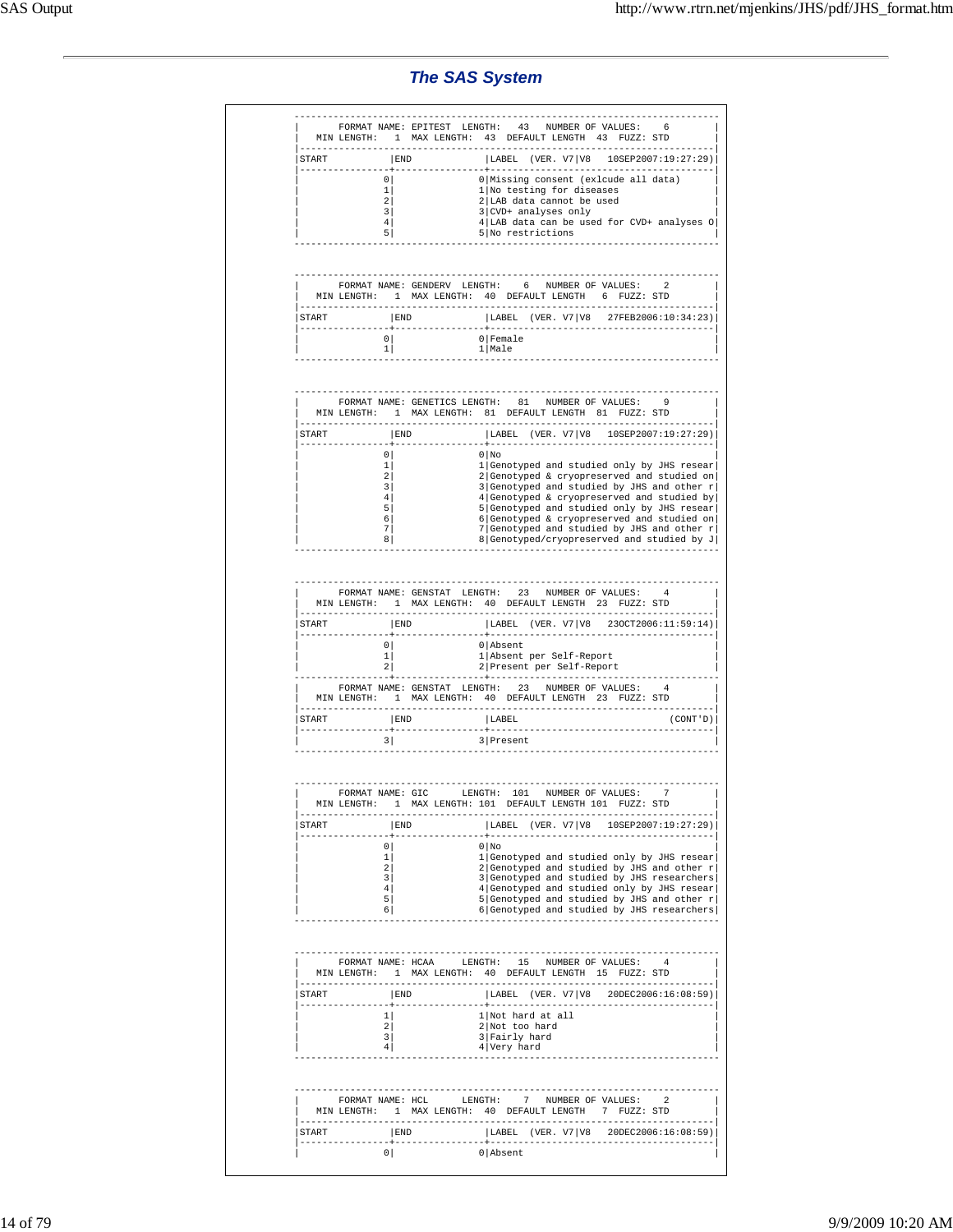## The SAS System

```
--------------------------------------------------------------------------------
|      FORMAT NAME: EPITEST  LENGTH:   43   NUMBER OF VALUES:    6              |
|   MIN LENGTH:   1  MAX LENGTH:  43  DEFAULT LENGTH  43  FUZZ: STD             |
|------------------------------------------------------------------------------|
|START           |END             |LABEL  (VER. V7|V8   10SEP2007:19:27:29)|
|----------------+----------------+--------------------------------------------|
|               0|               0|Missing consent (exlcude all data)          |
|               1|               1|No testing for diseases                     |
|               2|               2|LAB data cannot be used                     |
|               3|               3|CVD+ analyses only                          |
|               4|               4|LAB data can be used for CVD+ analyses O|
|               5|               5|No restrictions                             |
--------------------------------------------------------------------------------


--------------------------------------------------------------------------------
|      FORMAT NAME: GENDERV  LENGTH:    6   NUMBER OF VALUES:    2              |
|   MIN LENGTH:   1  MAX LENGTH:  40  DEFAULT LENGTH   6  FUZZ: STD             |
|------------------------------------------------------------------------------|
|START           |END             |LABEL  (VER. V7|V8   27FEB2006:10:34:23)|
|----------------+----------------+--------------------------------------------|
|               0|               0|Female                                      |
|               1|               1|Male                                        |
--------------------------------------------------------------------------------


--------------------------------------------------------------------------------
|      FORMAT NAME: GENETICS LENGTH:   81   NUMBER OF VALUES:    9              |
|   MIN LENGTH:   1  MAX LENGTH:  81  DEFAULT LENGTH  81  FUZZ: STD             |
|------------------------------------------------------------------------------|
|START           |END             |LABEL  (VER. V7|V8   10SEP2007:19:27:29)|
|----------------+----------------+--------------------------------------------|
|               0|               0|No                                          |
|               1|               1|Genotyped and studied only by JHS resear|
|               2|               2|Genotyped & cryopreserved and studied on|
|               3|               3|Genotyped and studied by JHS and other r|
|               4|               4|Genotyped & cryopreserved and studied by|
|               5|               5|Genotyped and studied only by JHS resear|
|               6|               6|Genotyped & cryopreserved and studied on|
|               7|               7|Genotyped and studied by JHS and other r|
|               8|               8|Genotyped/cryopreserved and studied by J|
--------------------------------------------------------------------------------


--------------------------------------------------------------------------------
|      FORMAT NAME: GENSTAT  LENGTH:   23   NUMBER OF VALUES:    4              |
|   MIN LENGTH:   1  MAX LENGTH:  40  DEFAULT LENGTH  23  FUZZ: STD             |
|------------------------------------------------------------------------------|
|START           |END             |LABEL  (VER. V7|V8   23OCT2006:11:59:14)|
|----------------+----------------+--------------------------------------------|
|               0|               0|Absent                                      |
|               1|               1|Absent per Self-Report                      |
|               2|               2|Present per Self-Report                     |
|----------------+----------------+--------------------------------------------|
|      FORMAT NAME: GENSTAT  LENGTH:   23   NUMBER OF VALUES:    4              |
|   MIN LENGTH:   1  MAX LENGTH:  40  DEFAULT LENGTH  23  FUZZ: STD             |
|------------------------------------------------------------------------------|
|START           |END             |LABEL                              (CONT'D)|
|----------------+----------------+--------------------------------------------|
|               3|               3|Present                                     |
--------------------------------------------------------------------------------


--------------------------------------------------------------------------------
|      FORMAT NAME: GIC      LENGTH:  101   NUMBER OF VALUES:    7              |
|   MIN LENGTH:   1  MAX LENGTH: 101  DEFAULT LENGTH 101  FUZZ: STD             |
|------------------------------------------------------------------------------|
|START           |END             |LABEL  (VER. V7|V8   10SEP2007:19:27:29)|
|----------------+----------------+--------------------------------------------|
|               0|               0|No                                          |
|               1|               1|Genotyped and studied only by JHS resear|
|               2|               2|Genotyped and studied by JHS and other r|
|               3|               3|Genotyped and studied by JHS researchers|
|               4|               4|Genotyped and studied only by JHS resear|
|               5|               5|Genotyped and studied by JHS and other r|
|               6|               6|Genotyped and studied by JHS researchers|
--------------------------------------------------------------------------------


--------------------------------------------------------------------------------
|      FORMAT NAME: HCAA     LENGTH:   15   NUMBER OF VALUES:    4              |
|   MIN LENGTH:   1  MAX LENGTH:  40  DEFAULT LENGTH  15  FUZZ: STD             |
|------------------------------------------------------------------------------|
|START           |END             |LABEL  (VER. V7|V8   20DEC2006:16:08:59)|
|----------------+----------------+--------------------------------------------|
|               1|               1|Not hard at all                             |
|               2|               2|Not too hard                                |
|               3|               3|Fairly hard                                 |
|               4|               4|Very hard                                   |
--------------------------------------------------------------------------------


--------------------------------------------------------------------------------
|      FORMAT NAME: HCL      LENGTH:    7   NUMBER OF VALUES:    2              |
|   MIN LENGTH:   1  MAX LENGTH:  40  DEFAULT LENGTH   7  FUZZ: STD             |
|------------------------------------------------------------------------------|
|START           |END             |LABEL  (VER. V7|V8   20DEC2006:16:08:59)|
|----------------+----------------+--------------------------------------------|
|               0|               0|Absent                                      |
```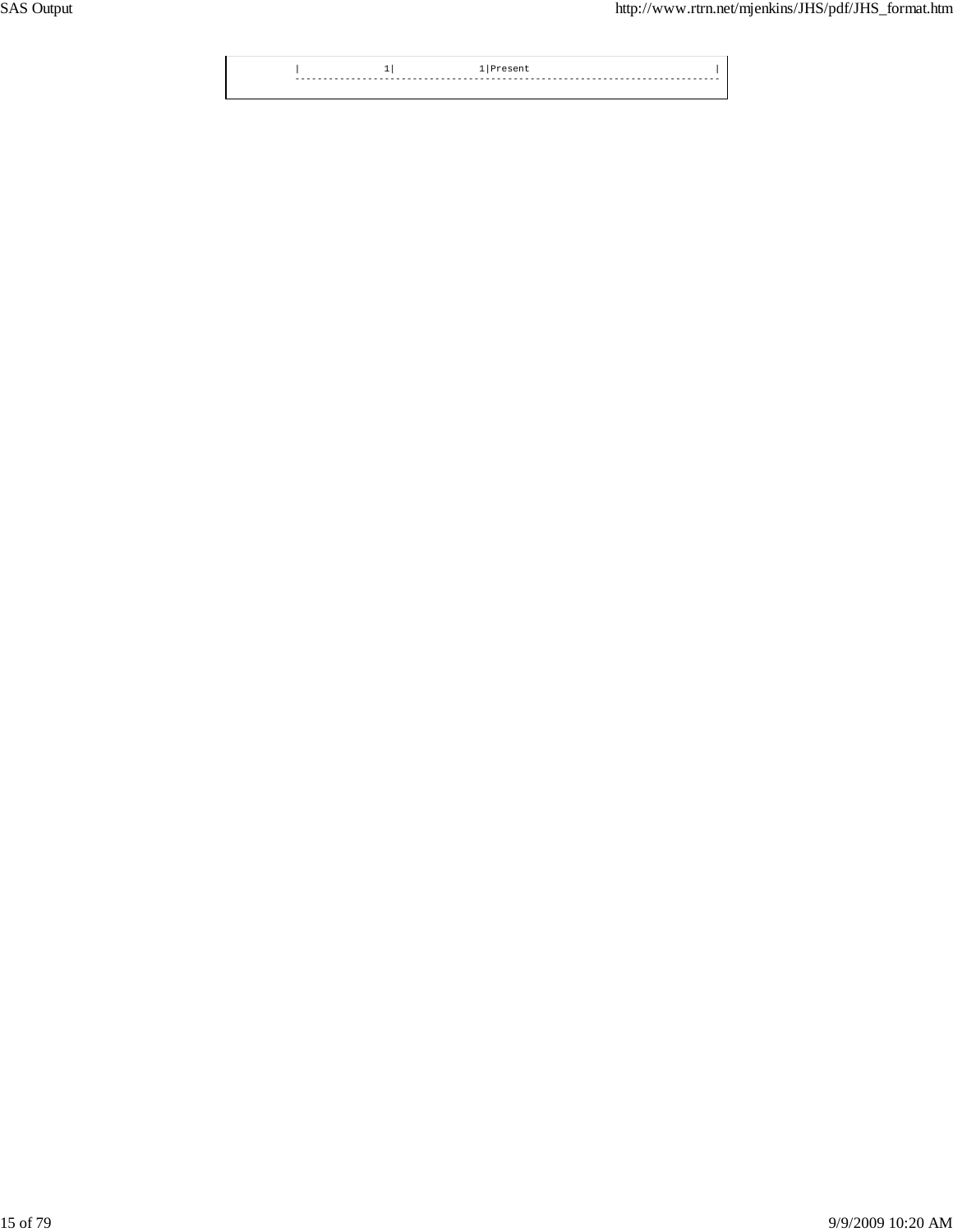```
|              1|              1|Present                            |
---------------------------------------------------------------------
```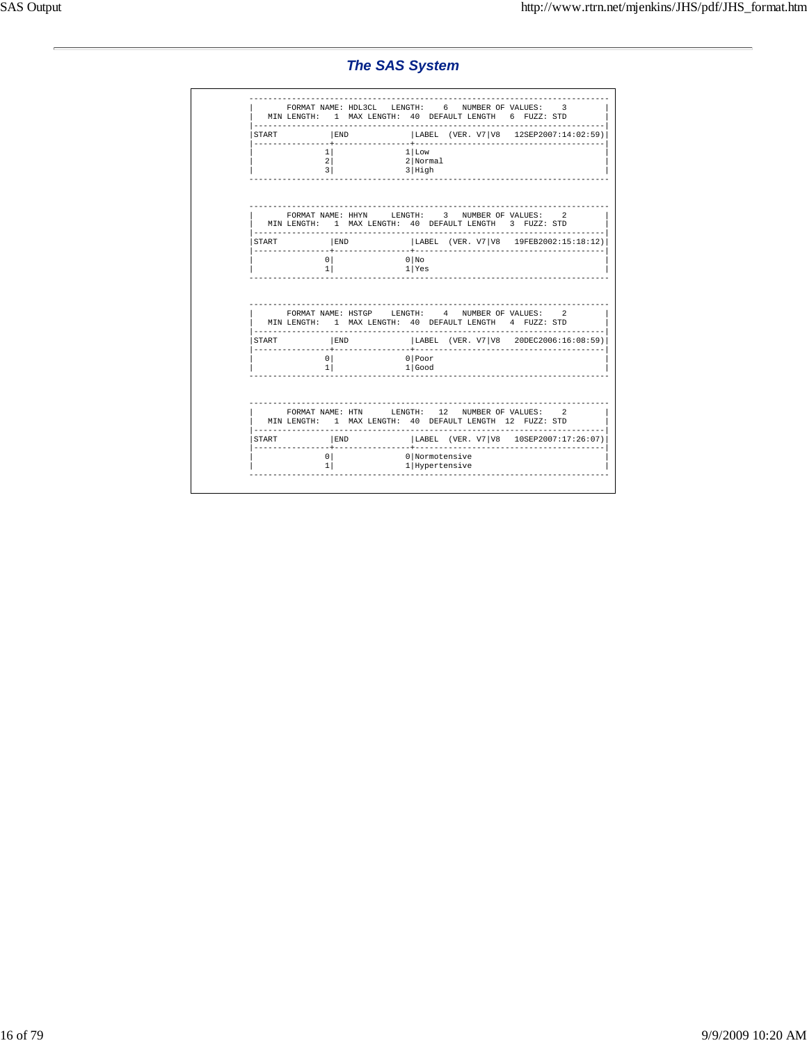## The SAS System

```
----------------------------------------------------------------------------
|       FORMAT NAME: HDL3CL   LENGTH:    6   NUMBER OF VALUES:    3        |
|   MIN LENGTH:   1  MAX LENGTH:  40  DEFAULT LENGTH   6  FUZZ: STD        |
|--------------------------------------------------------------------------|
|START           |END             |LABEL  (VER. V7|V8   12SEP2007:14:02:59)|
|----------------+----------------+----------------------------------------|
|               1|               1|Low                                     |
|               2|               2|Normal                                  |
|               3|               3|High                                    |
----------------------------------------------------------------------------


----------------------------------------------------------------------------
|       FORMAT NAME: HHYN     LENGTH:    3   NUMBER OF VALUES:    2        |
|   MIN LENGTH:   1  MAX LENGTH:  40  DEFAULT LENGTH   3  FUZZ: STD        |
|--------------------------------------------------------------------------|
|START           |END             |LABEL  (VER. V7|V8   19FEB2002:15:18:12)|
|----------------+----------------+----------------------------------------|
|               0|               0|No                                      |
|               1|               1|Yes                                     |
----------------------------------------------------------------------------


----------------------------------------------------------------------------
|       FORMAT NAME: HSTGP    LENGTH:    4   NUMBER OF VALUES:    2        |
|   MIN LENGTH:   1  MAX LENGTH:  40  DEFAULT LENGTH   4  FUZZ: STD        |
|--------------------------------------------------------------------------|
|START           |END             |LABEL  (VER. V7|V8   20DEC2006:16:08:59)|
|----------------+----------------+----------------------------------------|
|               0|               0|Poor                                    |
|               1|               1|Good                                    |
----------------------------------------------------------------------------


----------------------------------------------------------------------------
|       FORMAT NAME: HTN      LENGTH:   12   NUMBER OF VALUES:    2        |
|   MIN LENGTH:   1  MAX LENGTH:  40  DEFAULT LENGTH  12  FUZZ: STD        |
|--------------------------------------------------------------------------|
|START           |END             |LABEL  (VER. V7|V8   10SEP2007:17:26:07)|
|----------------+----------------+----------------------------------------|
|               0|               0|Normotensive                            |
|               1|               1|Hypertensive                            |
----------------------------------------------------------------------------
```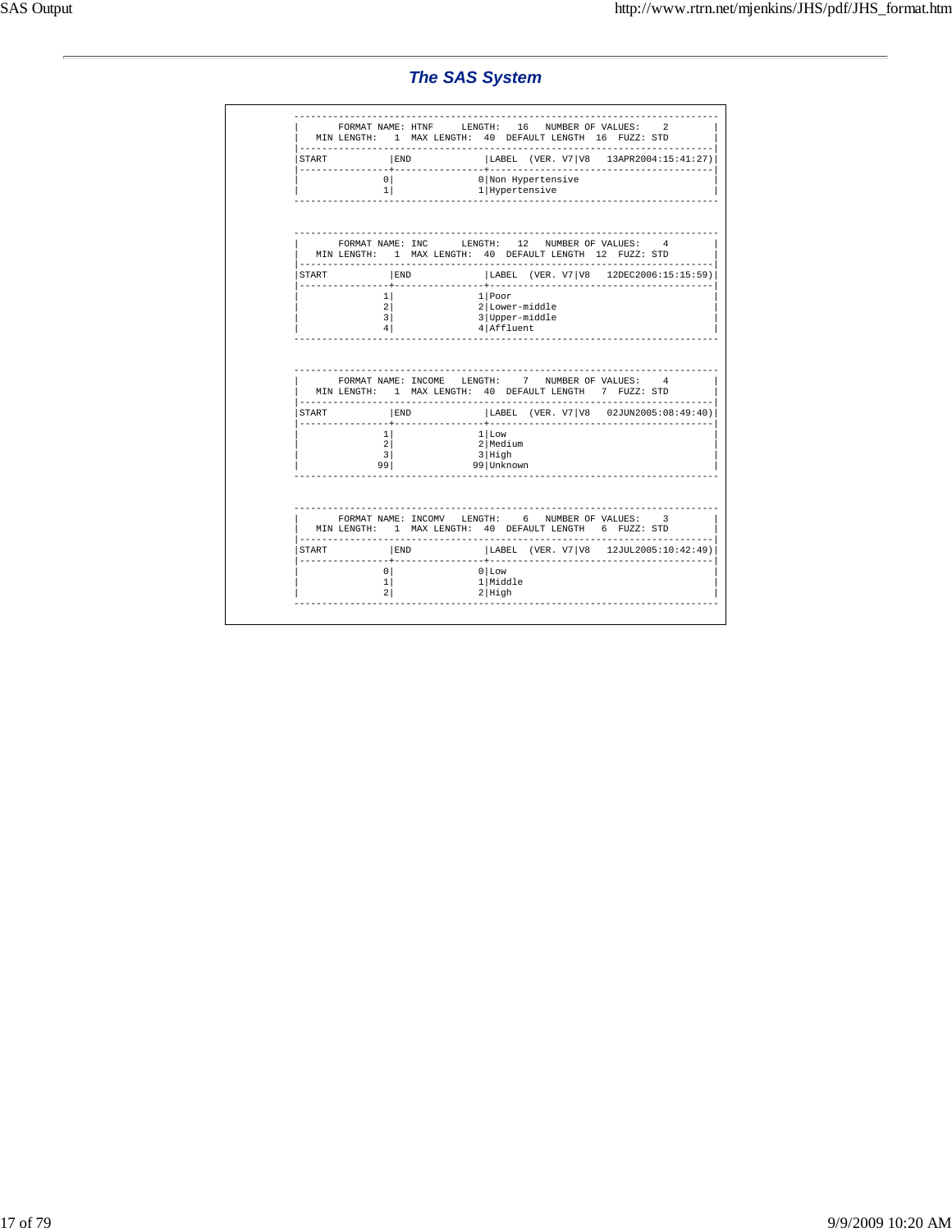## *The SAS System*

```
--------------------------------------------------------------------------------
|       FORMAT NAME: HTNF     LENGTH:   16   NUMBER OF VALUES:    2             |
|   MIN LENGTH:   1  MAX LENGTH:  40  DEFAULT LENGTH  16  FUZZ: STD             |
|------------------------------------------------------------------------------|
|START           |END             |LABEL  (VER. V7|V8   13APR2004:15:41:27)|
|----------------+----------------+---------------------------------------------|
|               0|               0|Non Hypertensive                            |
|               1|               1|Hypertensive                                |
--------------------------------------------------------------------------------


--------------------------------------------------------------------------------
|       FORMAT NAME: INC      LENGTH:   12   NUMBER OF VALUES:    4             |
|   MIN LENGTH:   1  MAX LENGTH:  40  DEFAULT LENGTH  12  FUZZ: STD             |
|------------------------------------------------------------------------------|
|START           |END             |LABEL  (VER. V7|V8   12DEC2006:15:15:59)|
|----------------+----------------+---------------------------------------------|
|               1|               1|Poor                                        |
|               2|               2|Lower-middle                                |
|               3|               3|Upper-middle                                |
|               4|               4|Affluent                                    |
--------------------------------------------------------------------------------


--------------------------------------------------------------------------------
|       FORMAT NAME: INCOME   LENGTH:    7   NUMBER OF VALUES:    4             |
|   MIN LENGTH:   1  MAX LENGTH:  40  DEFAULT LENGTH   7  FUZZ: STD             |
|------------------------------------------------------------------------------|
|START           |END             |LABEL  (VER. V7|V8   02JUN2005:08:49:40)|
|----------------+----------------+---------------------------------------------|
|               1|               1|Low                                         |
|               2|               2|Medium                                      |
|               3|               3|High                                        |
|              99|              99|Unknown                                     |
--------------------------------------------------------------------------------


--------------------------------------------------------------------------------
|       FORMAT NAME: INCOMV   LENGTH:    6   NUMBER OF VALUES:    3             |
|   MIN LENGTH:   1  MAX LENGTH:  40  DEFAULT LENGTH   6  FUZZ: STD             |
|------------------------------------------------------------------------------|
|START           |END             |LABEL  (VER. V7|V8   12JUL2005:10:42:49)|
|----------------+----------------+---------------------------------------------|
|               0|               0|Low                                         |
|               1|               1|Middle                                      |
|               2|               2|High                                        |
--------------------------------------------------------------------------------
```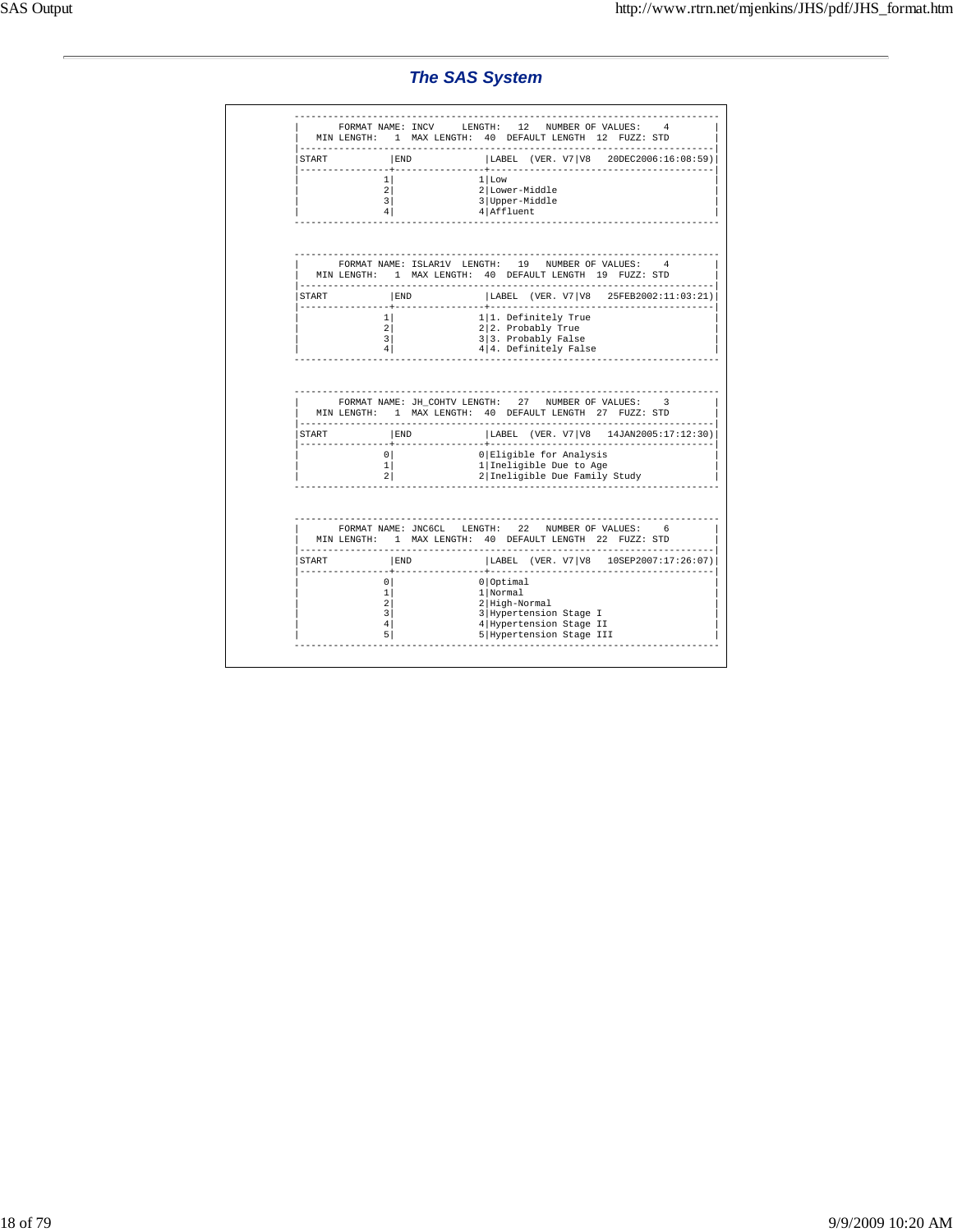## *The SAS System*

```
----------------------------------------------------------------------------
|       FORMAT NAME: INCV     LENGTH:   12   NUMBER OF VALUES:    4        |
|   MIN LENGTH:   1  MAX LENGTH:  40  DEFAULT LENGTH  12  FUZZ: STD        |
|--------------------------------------------------------------------------|
|START           |END             |LABEL  (VER. V7|V8   20DEC2006:16:08:59)|
|----------------+----------------+----------------------------------------|
|               1|               1|Low                                     |
|               2|               2|Lower-Middle                            |
|               3|               3|Upper-Middle                            |
|               4|               4|Affluent                                |
----------------------------------------------------------------------------


----------------------------------------------------------------------------
|       FORMAT NAME: ISLAR1V  LENGTH:   19   NUMBER OF VALUES:    4        |
|   MIN LENGTH:   1  MAX LENGTH:  40  DEFAULT LENGTH  19  FUZZ: STD        |
|--------------------------------------------------------------------------|
|START           |END             |LABEL  (VER. V7|V8   25FEB2002:11:03:21)|
|----------------+----------------+----------------------------------------|
|               1|               1|1. Definitely True                      |
|               2|               2|2. Probably True                        |
|               3|               3|3. Probably False                       |
|               4|               4|4. Definitely False                     |
----------------------------------------------------------------------------


----------------------------------------------------------------------------
|       FORMAT NAME: JH_COHTV LENGTH:   27   NUMBER OF VALUES:    3        |
|   MIN LENGTH:   1  MAX LENGTH:  40  DEFAULT LENGTH  27  FUZZ: STD        |
|--------------------------------------------------------------------------|
|START           |END             |LABEL  (VER. V7|V8   14JAN2005:17:12:30)|
|----------------+----------------+----------------------------------------|
|               0|               0|Eligible for Analysis                   |
|               1|               1|Ineligible Due to Age                   |
|               2|               2|Ineligible Due Family Study             |
----------------------------------------------------------------------------


----------------------------------------------------------------------------
|       FORMAT NAME: JNC6CL   LENGTH:   22   NUMBER OF VALUES:    6        |
|   MIN LENGTH:   1  MAX LENGTH:  40  DEFAULT LENGTH  22  FUZZ: STD        |
|--------------------------------------------------------------------------|
|START           |END             |LABEL  (VER. V7|V8   10SEP2007:17:26:07)|
|----------------+----------------+----------------------------------------|
|               0|               0|Optimal                                 |
|               1|               1|Normal                                  |
|               2|               2|High-Normal                             |
|               3|               3|Hypertension Stage I                    |
|               4|               4|Hypertension Stage II                   |
|               5|               5|Hypertension Stage III                  |
----------------------------------------------------------------------------
```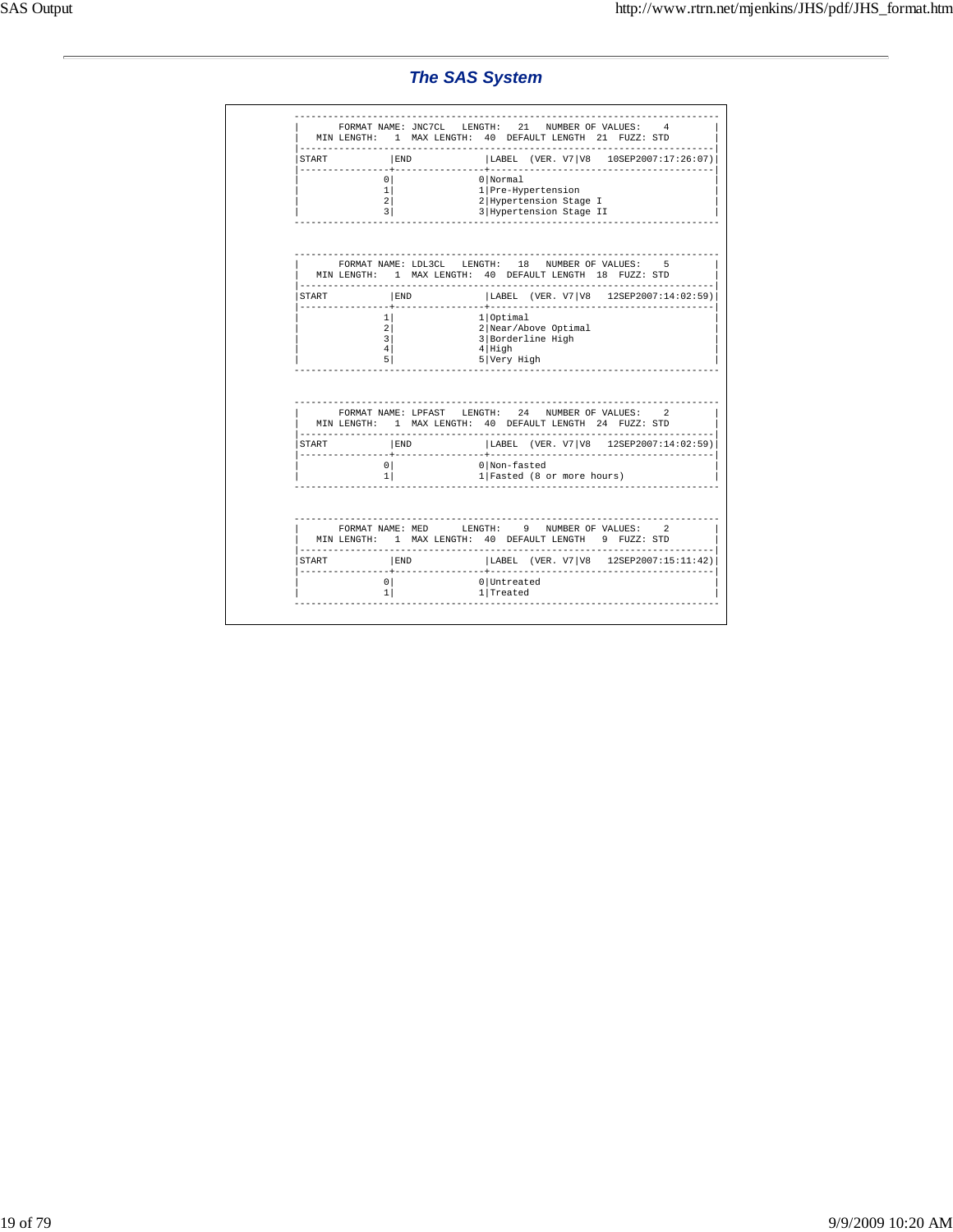## *The SAS System*

```
------------------------------------------------------------------------------
|       FORMAT NAME: JNC7CL   LENGTH:   21   NUMBER OF VALUES:    4          |
|   MIN LENGTH:   1  MAX LENGTH:  40  DEFAULT LENGTH  21  FUZZ: STD          |
|----------------------------------------------------------------------------|
|START           |END             |LABEL  (VER. V7|V8   10SEP2007:17:26:07)|
|----------------+----------------+------------------------------------------|
|               0|               0|Normal                                    |
|               1|               1|Pre-Hypertension                          |
|               2|               2|Hypertension Stage I                      |
|               3|               3|Hypertension Stage II                     |
------------------------------------------------------------------------------


------------------------------------------------------------------------------
|       FORMAT NAME: LDL3CL   LENGTH:   18   NUMBER OF VALUES:    5          |
|   MIN LENGTH:   1  MAX LENGTH:  40  DEFAULT LENGTH  18  FUZZ: STD          |
|----------------------------------------------------------------------------|
|START           |END             |LABEL  (VER. V7|V8   12SEP2007:14:02:59)|
|----------------+----------------+------------------------------------------|
|               1|               1|Optimal                                   |
|               2|               2|Near/Above Optimal                        |
|               3|               3|Borderline High                           |
|               4|               4|High                                      |
|               5|               5|Very High                                 |
------------------------------------------------------------------------------


------------------------------------------------------------------------------
|       FORMAT NAME: LPFAST   LENGTH:   24   NUMBER OF VALUES:    2          |
|   MIN LENGTH:   1  MAX LENGTH:  40  DEFAULT LENGTH  24  FUZZ: STD          |
|----------------------------------------------------------------------------|
|START           |END             |LABEL  (VER. V7|V8   12SEP2007:14:02:59)|
|----------------+----------------+------------------------------------------|
|               0|               0|Non-fasted                                |
|               1|               1|Fasted (8 or more hours)                  |
------------------------------------------------------------------------------


------------------------------------------------------------------------------
|       FORMAT NAME: MED      LENGTH:    9   NUMBER OF VALUES:    2          |
|   MIN LENGTH:   1  MAX LENGTH:  40  DEFAULT LENGTH   9  FUZZ: STD          |
|----------------------------------------------------------------------------|
|START           |END             |LABEL  (VER. V7|V8   12SEP2007:15:11:42)|
|----------------+----------------+------------------------------------------|
|               0|               0|Untreated                                 |
|               1|               1|Treated                                   |
------------------------------------------------------------------------------
```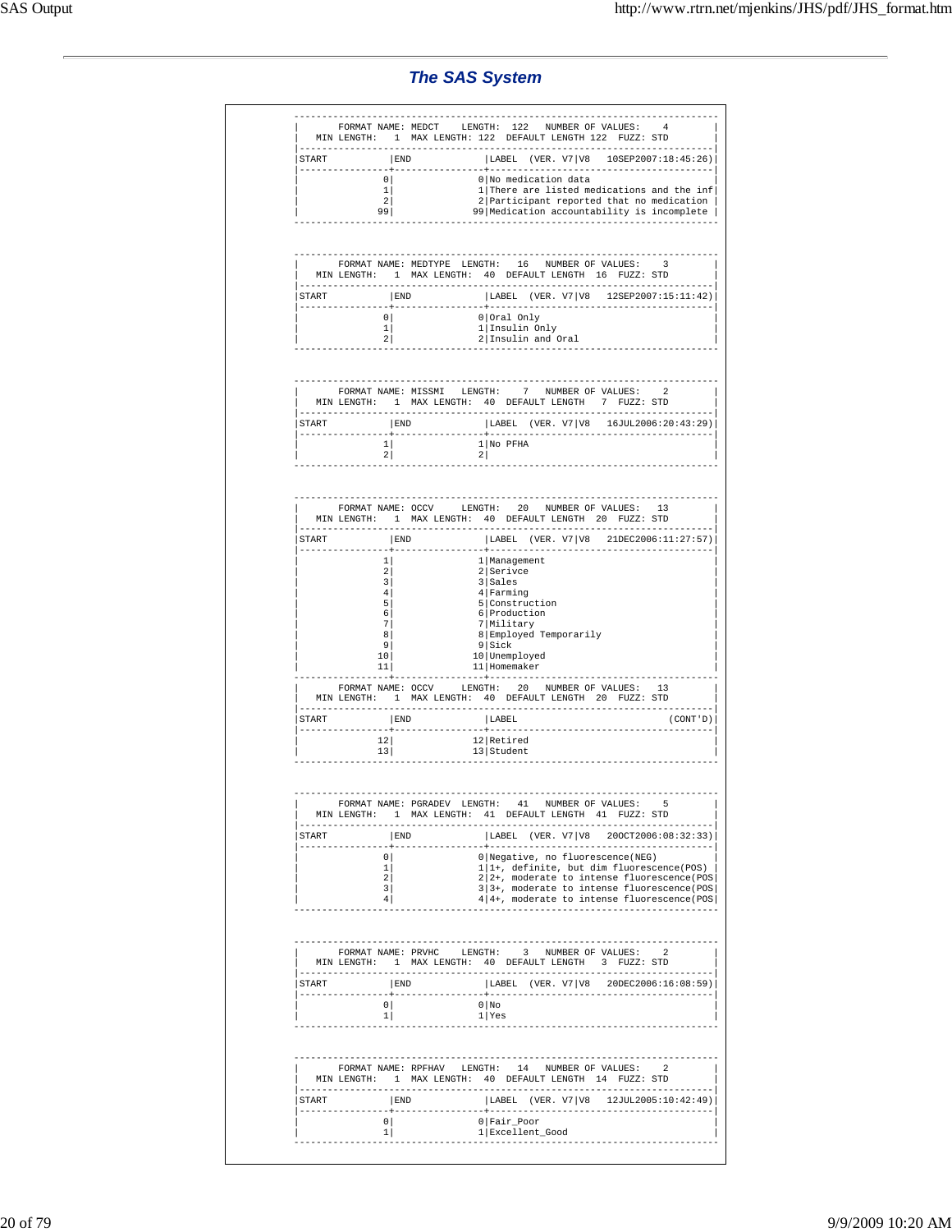## The SAS System

```
----------------------------------------------------------------------------
|       FORMAT NAME: MEDCT    LENGTH:  122   NUMBER OF VALUES:    4        |
|   MIN LENGTH:   1  MAX LENGTH: 122  DEFAULT LENGTH 122  FUZZ: STD        |
|--------------------------------------------------------------------------|
|START           |END             |LABEL  (VER. V7|V8   10SEP2007:18:45:26)|
|----------------+----------------+----------------------------------------|
|               0|               0|No medication data                      |
|               1|               1|There are listed medications and the inf|
|               2|               2|Participant reported that no medication |
|              99|              99|Medication accountability is incomplete |
----------------------------------------------------------------------------


----------------------------------------------------------------------------
|       FORMAT NAME: MEDTYPE  LENGTH:   16   NUMBER OF VALUES:    3        |
|   MIN LENGTH:   1  MAX LENGTH:  40  DEFAULT LENGTH  16  FUZZ: STD        |
|--------------------------------------------------------------------------|
|START           |END             |LABEL  (VER. V7|V8   12SEP2007:15:11:42)|
|----------------+----------------+----------------------------------------|
|               0|               0|Oral Only                               |
|               1|               1|Insulin Only                            |
|               2|               2|Insulin and Oral                        |
----------------------------------------------------------------------------


----------------------------------------------------------------------------
|       FORMAT NAME: MISSMI   LENGTH:    7   NUMBER OF VALUES:    2        |
|   MIN LENGTH:   1  MAX LENGTH:  40  DEFAULT LENGTH   7  FUZZ: STD        |
|--------------------------------------------------------------------------|
|START           |END             |LABEL  (VER. V7|V8   16JUL2006:20:43:29)|
|----------------+----------------+----------------------------------------|
|               1|               1|No PFHA                                 |
|               2|               2|                                        |
----------------------------------------------------------------------------


----------------------------------------------------------------------------
|       FORMAT NAME: OCCV     LENGTH:   20   NUMBER OF VALUES:   13        |
|   MIN LENGTH:   1  MAX LENGTH:  40  DEFAULT LENGTH  20  FUZZ: STD        |
|--------------------------------------------------------------------------|
|START           |END             |LABEL  (VER. V7|V8   21DEC2006:11:27:57)|
|----------------+----------------+----------------------------------------|
|               1|               1|Management                              |
|               2|               2|Serivce                                 |
|               3|               3|Sales                                   |
|               4|               4|Farming                                 |
|               5|               5|Construction                            |
|               6|               6|Production                              |
|               7|               7|Military                                |
|               8|               8|Employed Temporarily                    |
|               9|               9|Sick                                    |
|              10|              10|Unemployed                              |
|              11|              11|Homemaker                               |
|----------------+----------------+----------------------------------------|
|       FORMAT NAME: OCCV     LENGTH:   20   NUMBER OF VALUES:   13        |
|   MIN LENGTH:   1  MAX LENGTH:  40  DEFAULT LENGTH  20  FUZZ: STD        |
|--------------------------------------------------------------------------|
|START           |END             |LABEL                          (CONT'D)|
|----------------+----------------+----------------------------------------|
|              12|              12|Retired                                 |
|              13|              13|Student                                 |
----------------------------------------------------------------------------


----------------------------------------------------------------------------
|       FORMAT NAME: PGRADEV  LENGTH:   41   NUMBER OF VALUES:    5        |
|   MIN LENGTH:   1  MAX LENGTH:  41  DEFAULT LENGTH  41  FUZZ: STD        |
|--------------------------------------------------------------------------|
|START           |END             |LABEL  (VER. V7|V8   20OCT2006:08:32:33)|
|----------------+----------------+----------------------------------------|
|               0|               0|Negative, no fluorescence(NEG)          |
|               1|               1|1+, definite, but dim fluorescence(POS) |
|               2|               2|2+, moderate to intense fluorescence(POS|
|               3|               3|3+, moderate to intense fluorescence(POS|
|               4|               4|4+, moderate to intense fluorescence(POS|
----------------------------------------------------------------------------


----------------------------------------------------------------------------
|       FORMAT NAME: PRVHC    LENGTH:    3   NUMBER OF VALUES:    2        |
|   MIN LENGTH:   1  MAX LENGTH:  40  DEFAULT LENGTH   3  FUZZ: STD        |
|--------------------------------------------------------------------------|
|START           |END             |LABEL  (VER. V7|V8   20DEC2006:16:08:59)|
|----------------+----------------+----------------------------------------|
|               0|               0|No                                      |
|               1|               1|Yes                                     |
----------------------------------------------------------------------------


----------------------------------------------------------------------------
|       FORMAT NAME: RPFHAV   LENGTH:   14   NUMBER OF VALUES:    2        |
|   MIN LENGTH:   1  MAX LENGTH:  40  DEFAULT LENGTH  14  FUZZ: STD        |
|--------------------------------------------------------------------------|
|START           |END             |LABEL  (VER. V7|V8   12JUL2005:10:42:49)|
|----------------+----------------+----------------------------------------|
|               0|               0|Fair_Poor                               |
|               1|               1|Excellent_Good                          |
----------------------------------------------------------------------------
```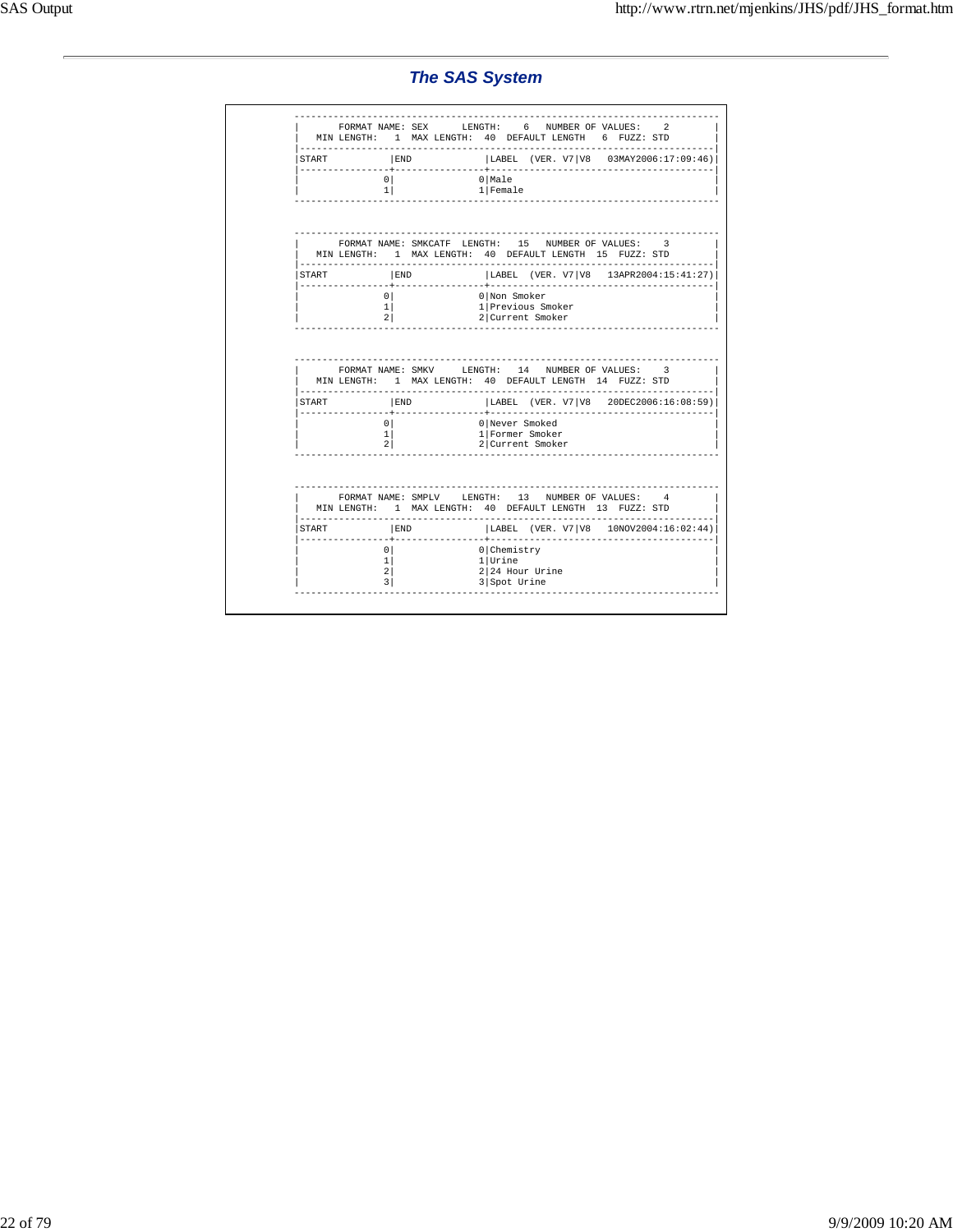# The SAS System

```
----------------------------------------------------------------------------
|       FORMAT NAME: SEX      LENGTH:    6   NUMBER OF VALUES:    2        |
|   MIN LENGTH:   1  MAX LENGTH:  40  DEFAULT LENGTH   6  FUZZ: STD        |
|--------------------------------------------------------------------------|
|START           |END             |LABEL  (VER. V7|V8   03MAY2006:17:09:46)|
|----------------+----------------+----------------------------------------|
|               0|               0|Male                                    |
|               1|               1|Female                                  |
----------------------------------------------------------------------------


----------------------------------------------------------------------------
|       FORMAT NAME: SMKCATF  LENGTH:   15   NUMBER OF VALUES:    3        |
|   MIN LENGTH:   1  MAX LENGTH:  40  DEFAULT LENGTH  15  FUZZ: STD        |
|--------------------------------------------------------------------------|
|START           |END             |LABEL  (VER. V7|V8   13APR2004:15:41:27)|
|----------------+----------------+----------------------------------------|
|               0|               0|Non Smoker                              |
|               1|               1|Previous Smoker                         |
|               2|               2|Current Smoker                          |
----------------------------------------------------------------------------


----------------------------------------------------------------------------
|       FORMAT NAME: SMKV     LENGTH:   14   NUMBER OF VALUES:    3        |
|   MIN LENGTH:   1  MAX LENGTH:  40  DEFAULT LENGTH  14  FUZZ: STD        |
|--------------------------------------------------------------------------|
|START           |END             |LABEL  (VER. V7|V8   20DEC2006:16:08:59)|
|----------------+----------------+----------------------------------------|
|               0|               0|Never Smoked                            |
|               1|               1|Former Smoker                           |
|               2|               2|Current Smoker                          |
----------------------------------------------------------------------------


----------------------------------------------------------------------------
|       FORMAT NAME: SMPLV    LENGTH:   13   NUMBER OF VALUES:    4        |
|   MIN LENGTH:   1  MAX LENGTH:  40  DEFAULT LENGTH  13  FUZZ: STD        |
|--------------------------------------------------------------------------|
|START           |END             |LABEL  (VER. V7|V8   10NOV2004:16:02:44)|
|----------------+----------------+----------------------------------------|
|               0|               0|Chemistry                               |
|               1|               1|Urine                                   |
|               2|               2|24 Hour Urine                           |
|               3|               3|Spot Urine                              |
----------------------------------------------------------------------------
```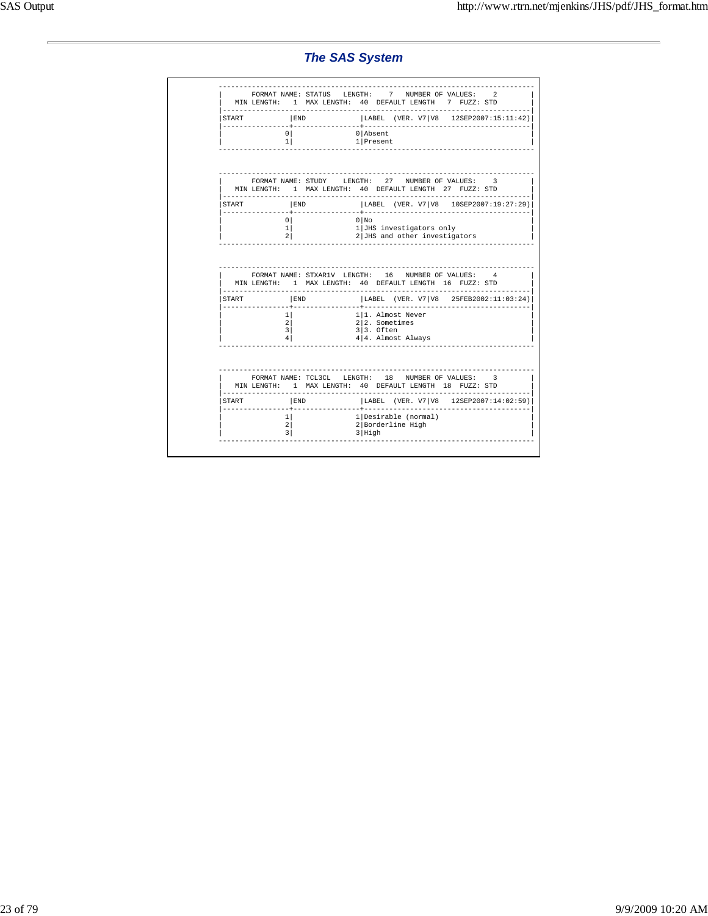# *The SAS System*

```
--------------------------------------------------------------------------
|      FORMAT NAME: STATUS   LENGTH:    7   NUMBER OF VALUES:    2        |
|   MIN LENGTH:   1  MAX LENGTH:  40  DEFAULT LENGTH   7  FUZZ: STD       |
|--------------------------------------------------------------------------|
|START           |END             |LABEL  (VER. V7|V8   12SEP2007:15:11:42)|
|----------------+----------------+----------------------------------------|
|               0|               0|Absent                                  |
|               1|               1|Present                                 |
--------------------------------------------------------------------------


--------------------------------------------------------------------------
|      FORMAT NAME: STUDY    LENGTH:   27   NUMBER OF VALUES:    3        |
|   MIN LENGTH:   1  MAX LENGTH:  40  DEFAULT LENGTH  27  FUZZ: STD       |
|--------------------------------------------------------------------------|
|START           |END             |LABEL  (VER. V7|V8   10SEP2007:19:27:29)|
|----------------+----------------+----------------------------------------|
|               0|               0|No                                      |
|               1|               1|JHS investigators only                  |
|               2|               2|JHS and other investigators             |
--------------------------------------------------------------------------


--------------------------------------------------------------------------
|      FORMAT NAME: STXAR1V  LENGTH:   16   NUMBER OF VALUES:    4        |
|   MIN LENGTH:   1  MAX LENGTH:  40  DEFAULT LENGTH  16  FUZZ: STD       |
|--------------------------------------------------------------------------|
|START           |END             |LABEL  (VER. V7|V8   25FEB2002:11:03:24)|
|----------------+----------------+----------------------------------------|
|               1|               1|1. Almost Never                         |
|               2|               2|2. Sometimes                            |
|               3|               3|3. Often                                |
|               4|               4|4. Almost Always                        |
--------------------------------------------------------------------------


--------------------------------------------------------------------------
|      FORMAT NAME: TCL3CL   LENGTH:   18   NUMBER OF VALUES:    3        |
|   MIN LENGTH:   1  MAX LENGTH:  40  DEFAULT LENGTH  18  FUZZ: STD       |
|--------------------------------------------------------------------------|
|START           |END             |LABEL  (VER. V7|V8   12SEP2007:14:02:59)|
|----------------+----------------+----------------------------------------|
|               1|               1|Desirable (normal)                      |
|               2|               2|Borderline High                         |
|               3|               3|High                                    |
--------------------------------------------------------------------------
```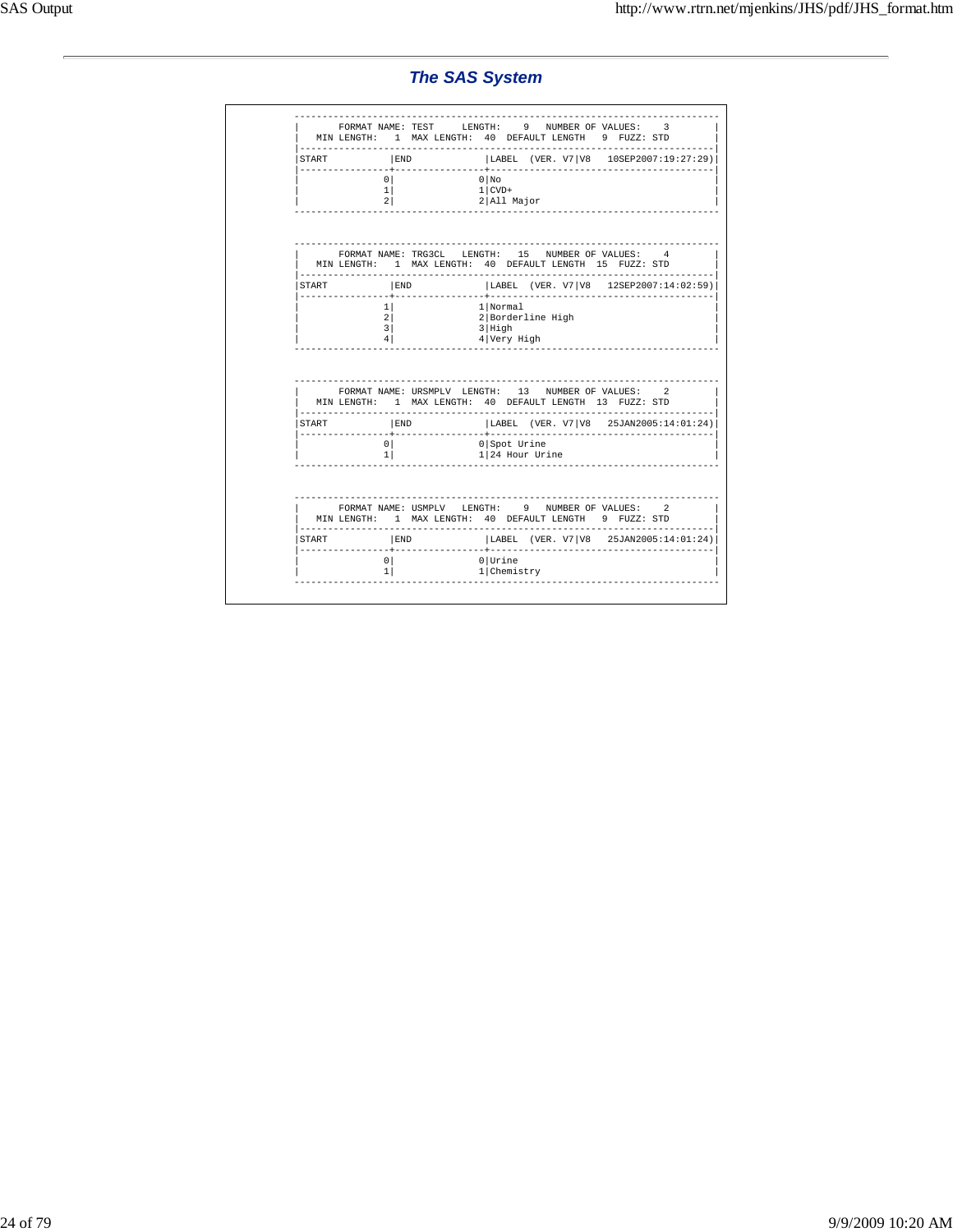## The SAS System

```
----------------------------------------------------------------------------
|       FORMAT NAME: TEST     LENGTH:    9   NUMBER OF VALUES:    3        |
|   MIN LENGTH:   1  MAX LENGTH:  40  DEFAULT LENGTH   9  FUZZ: STD        |
|--------------------------------------------------------------------------|
|START           |END             |LABEL  (VER. V7|V8   10SEP2007:19:27:29)|
|----------------+----------------+----------------------------------------|
|               0|               0|No                                      |
|               1|               1|CVD+                                    |
|               2|               2|All Major                               |
----------------------------------------------------------------------------


----------------------------------------------------------------------------
|       FORMAT NAME: TRG3CL   LENGTH:   15   NUMBER OF VALUES:    4        |
|   MIN LENGTH:   1  MAX LENGTH:  40  DEFAULT LENGTH  15  FUZZ: STD        |
|--------------------------------------------------------------------------|
|START           |END             |LABEL  (VER. V7|V8   12SEP2007:14:02:59)|
|----------------+----------------+----------------------------------------|
|               1|               1|Normal                                  |
|               2|               2|Borderline High                         |
|               3|               3|High                                    |
|               4|               4|Very High                               |
----------------------------------------------------------------------------


----------------------------------------------------------------------------
|       FORMAT NAME: URSMPLV  LENGTH:   13   NUMBER OF VALUES:    2        |
|   MIN LENGTH:   1  MAX LENGTH:  40  DEFAULT LENGTH  13  FUZZ: STD        |
|--------------------------------------------------------------------------|
|START           |END             |LABEL  (VER. V7|V8   25JAN2005:14:01:24)|
|----------------+----------------+----------------------------------------|
|               0|               0|Spot Urine                              |
|               1|               1|24 Hour Urine                           |
----------------------------------------------------------------------------


----------------------------------------------------------------------------
|       FORMAT NAME: USMPLV   LENGTH:    9   NUMBER OF VALUES:    2        |
|   MIN LENGTH:   1  MAX LENGTH:  40  DEFAULT LENGTH   9  FUZZ: STD        |
|--------------------------------------------------------------------------|
|START           |END             |LABEL  (VER. V7|V8   25JAN2005:14:01:24)|
|----------------+----------------+----------------------------------------|
|               0|               0|Urine                                   |
|               1|               1|Chemistry                               |
----------------------------------------------------------------------------
```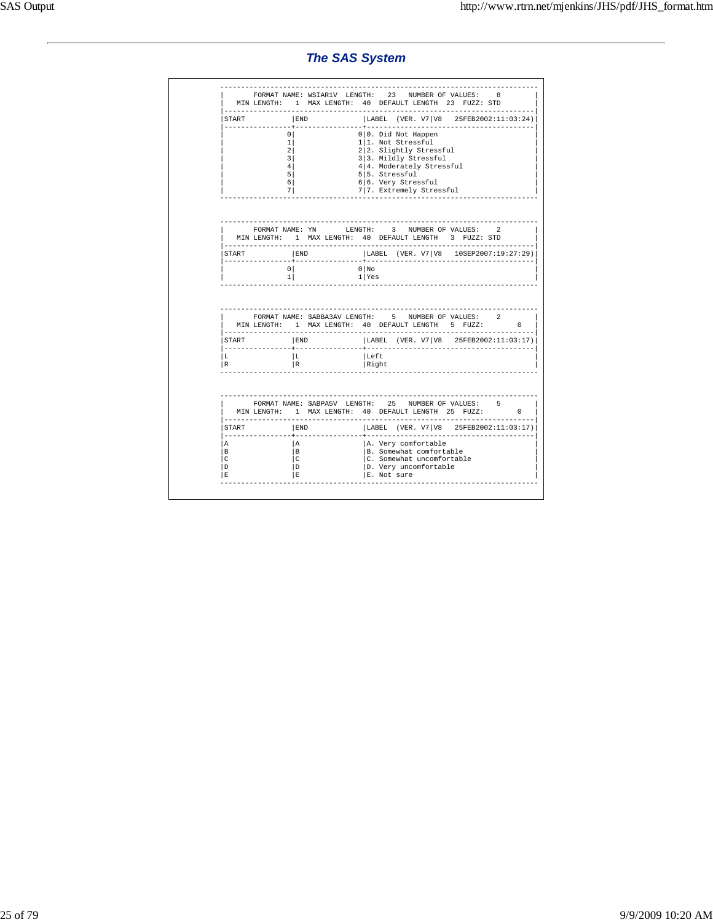## The SAS System

```
 ----------------------------------------------------------------------------
|       FORMAT NAME: WSIAR1V  LENGTH:   23   NUMBER OF VALUES:    8        |
|   MIN LENGTH:   1  MAX LENGTH:  40  DEFAULT LENGTH  23  FUZZ: STD        |
|--------------------------------------------------------------------------|
|START           |END             |LABEL  (VER. V7|V8   25FEB2002:11:03:24)|
|----------------+----------------+----------------------------------------|
|               0|               0|0. Did Not Happen                       |
|               1|               1|1. Not Stressful                        |
|               2|               2|2. Slightly Stressful                   |
|               3|               3|3. Mildly Stressful                     |
|               4|               4|4. Moderately Stressful                 |
|               5|               5|5. Stressful                            |
|               6|               6|6. Very Stressful                       |
|               7|               7|7. Extremely Stressful                  |
 ----------------------------------------------------------------------------


 ----------------------------------------------------------------------------
|       FORMAT NAME: YN       LENGTH:    3   NUMBER OF VALUES:    2        |
|   MIN LENGTH:   1  MAX LENGTH:  40  DEFAULT LENGTH   3  FUZZ: STD        |
|--------------------------------------------------------------------------|
|START           |END             |LABEL  (VER. V7|V8   10SEP2007:19:27:29)|
|----------------+----------------+----------------------------------------|
|               0|               0|No                                      |
|               1|               1|Yes                                     |
 ----------------------------------------------------------------------------


 ----------------------------------------------------------------------------
|       FORMAT NAME: $ABBA3AV LENGTH:    5   NUMBER OF VALUES:    2        |
|   MIN LENGTH:   1  MAX LENGTH:  40  DEFAULT LENGTH   5  FUZZ:        0   |
|--------------------------------------------------------------------------|
|START           |END             |LABEL  (VER. V7|V8   25FEB2002:11:03:17)|
|----------------+----------------+----------------------------------------|
|L               |L               |Left                                    |
|R               |R               |Right                                   |
 ----------------------------------------------------------------------------


 ----------------------------------------------------------------------------
|       FORMAT NAME: $ABPA5V  LENGTH:   25   NUMBER OF VALUES:    5        |
|   MIN LENGTH:   1  MAX LENGTH:  40  DEFAULT LENGTH  25  FUZZ:        0   |
|--------------------------------------------------------------------------|
|START           |END             |LABEL  (VER. V7|V8   25FEB2002:11:03:17)|
|----------------+----------------+----------------------------------------|
|A               |A               |A. Very comfortable                     |
|B               |B               |B. Somewhat comfortable                 |
|C               |C               |C. Somewhat uncomfortable               |
|D               |D               |D. Very uncomfortable                   |
|E               |E               |E. Not sure                             |
 ----------------------------------------------------------------------------
```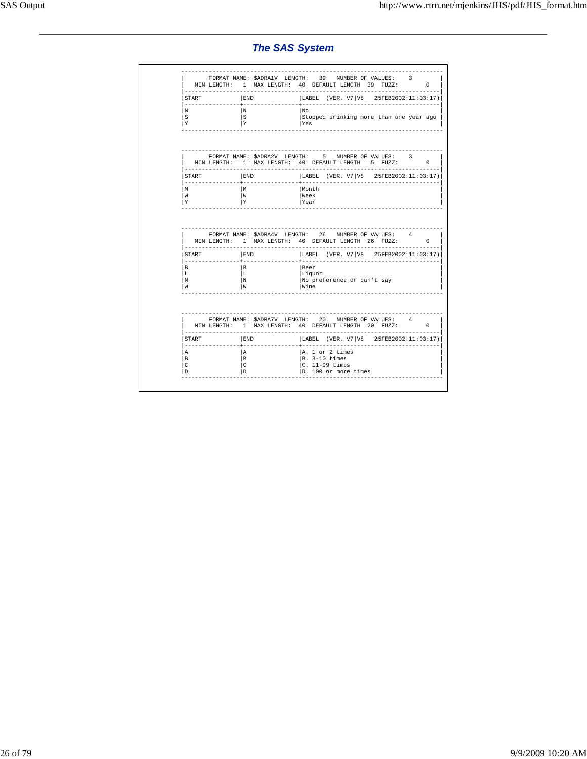## *The SAS System*

FORMAT NAME: $ADRA1V LENGTH: 39 NUMBER OF VALUES: 3
MIN LENGTH: 1 MAX LENGTH: 40 DEFAULT LENGTH 39 FUZZ: 0

| START | END | LABEL (VER. V7\|V8 25FEB2002:11:03:17) |
| --- | --- | --- |
| N | N | No |
| S | S | Stopped drinking more than one year ago |
| Y | Y | Yes |

FORMAT NAME: $ADRA2V LENGTH: 5 NUMBER OF VALUES: 3
MIN LENGTH: 1 MAX LENGTH: 40 DEFAULT LENGTH 5 FUZZ: 0

| START | END | LABEL (VER. V7\|V8 25FEB2002:11:03:17) |
| --- | --- | --- |
| M | M | Month |
| W | W | Week |
| Y | Y | Year |

FORMAT NAME: $ADRA4V LENGTH: 26 NUMBER OF VALUES: 4
MIN LENGTH: 1 MAX LENGTH: 40 DEFAULT LENGTH 26 FUZZ: 0

| START | END | LABEL (VER. V7\|V8 25FEB2002:11:03:17) |
| --- | --- | --- |
| B | B | Beer |
| L | L | Liquor |
| N | N | No preference or can't say |
| W | W | Wine |

FORMAT NAME: $ADRA7V LENGTH: 20 NUMBER OF VALUES: 4
MIN LENGTH: 1 MAX LENGTH: 40 DEFAULT LENGTH 20 FUZZ: 0

| START | END | LABEL (VER. V7\|V8 25FEB2002:11:03:17) |
| --- | --- | --- |
| A | A | A. 1 or 2 times |
| B | B | B. 3-10 times |
| C | C | C. 11-99 times |
| D | D | D. 100 or more times |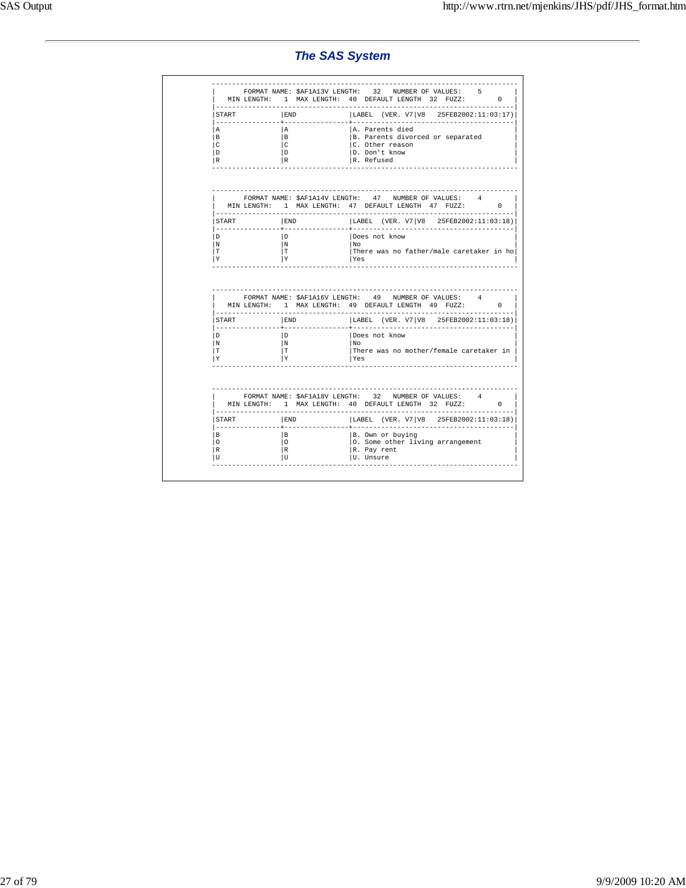## *The SAS System*

```
---------------------------------------------------------------------------
|       FORMAT NAME: $AF1A13V LENGTH:   32   NUMBER OF VALUES:    5        |
|   MIN LENGTH:   1  MAX LENGTH:  40  DEFAULT LENGTH  32  FUZZ:        0   |
|-------------------------------------------------------------------------|
|START           |END             |LABEL  (VER. V7|V8   25FEB2002:11:03:17)|
|----------------+----------------+----------------------------------------|
|A               |A               |A. Parents died                         |
|B               |B               |B. Parents divorced or separated        |
|C               |C               |C. Other reason                         |
|D               |D               |D. Don't know                           |
|R               |R               |R. Refused                              |
---------------------------------------------------------------------------


---------------------------------------------------------------------------
|       FORMAT NAME: $AF1A14V LENGTH:   47   NUMBER OF VALUES:    4        |
|   MIN LENGTH:   1  MAX LENGTH:  47  DEFAULT LENGTH  47  FUZZ:        0   |
|-------------------------------------------------------------------------|
|START           |END             |LABEL  (VER. V7|V8   25FEB2002:11:03:18)|
|----------------+----------------+----------------------------------------|
|D               |D               |Does not know                           |
|N               |N               |No                                      |
|T               |T               |There was no father/male caretaker in ho|
|Y               |Y               |Yes                                     |
---------------------------------------------------------------------------


---------------------------------------------------------------------------
|       FORMAT NAME: $AF1A16V LENGTH:   49   NUMBER OF VALUES:    4        |
|   MIN LENGTH:   1  MAX LENGTH:  49  DEFAULT LENGTH  49  FUZZ:        0   |
|-------------------------------------------------------------------------|
|START           |END             |LABEL  (VER. V7|V8   25FEB2002:11:03:18)|
|----------------+----------------+----------------------------------------|
|D               |D               |Does not know                           |
|N               |N               |No                                      |
|T               |T               |There was no mother/female caretaker in |
|Y               |Y               |Yes                                     |
---------------------------------------------------------------------------


---------------------------------------------------------------------------
|       FORMAT NAME: $AF1A18V LENGTH:   32   NUMBER OF VALUES:    4        |
|   MIN LENGTH:   1  MAX LENGTH:  40  DEFAULT LENGTH  32  FUZZ:        0   |
|-------------------------------------------------------------------------|
|START           |END             |LABEL  (VER. V7|V8   25FEB2002:11:03:18)|
|----------------+----------------+----------------------------------------|
|B               |B               |B. Own or buying                        |
|O               |O               |O. Some other living arrangement        |
|R               |R               |R. Pay rent                             |
|U               |U               |U. Unsure                               |
---------------------------------------------------------------------------
```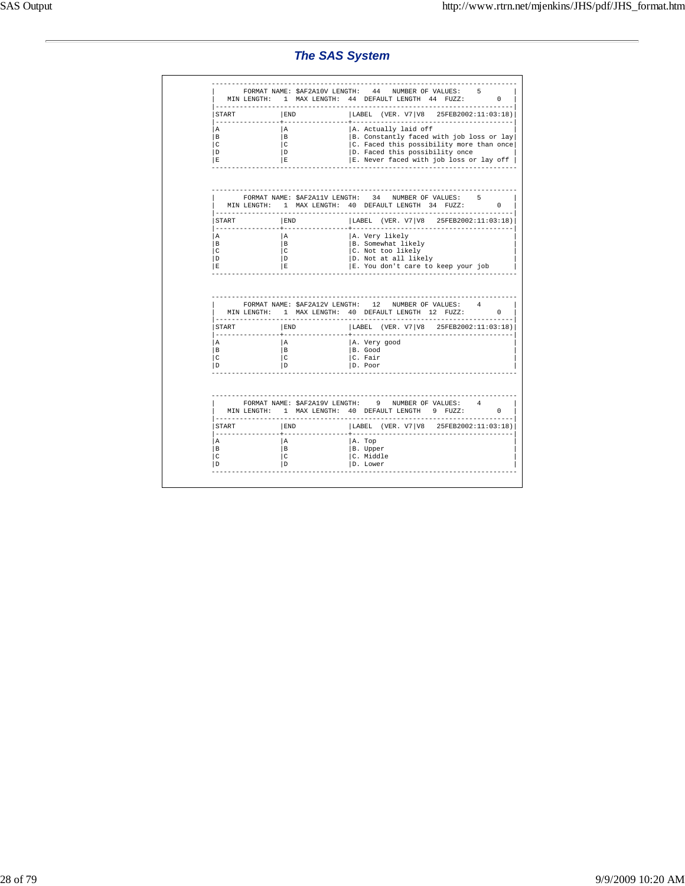## The SAS System

```
----------------------------------------------------------------------------
|       FORMAT NAME: $AF2A10V LENGTH:   44   NUMBER OF VALUES:    5        |
|   MIN LENGTH:   1  MAX LENGTH:  44  DEFAULT LENGTH  44  FUZZ:        0   |
|--------------------------------------------------------------------------|
|START           |END             |LABEL  (VER. V7|V8   25FEB2002:11:03:18)|
|----------------+----------------+----------------------------------------|
|A               |A               |A. Actually laid off                    |
|B               |B               |B. Constantly faced with job loss or lay|
|C               |C               |C. Faced this possibility more than once|
|D               |D               |D. Faced this possibility once          |
|E               |E               |E. Never faced with job loss or lay off |
----------------------------------------------------------------------------


----------------------------------------------------------------------------
|       FORMAT NAME: $AF2A11V LENGTH:   34   NUMBER OF VALUES:    5        |
|   MIN LENGTH:   1  MAX LENGTH:  40  DEFAULT LENGTH  34  FUZZ:        0   |
|--------------------------------------------------------------------------|
|START           |END             |LABEL  (VER. V7|V8   25FEB2002:11:03:18)|
|----------------+----------------+----------------------------------------|
|A               |A               |A. Very likely                          |
|B               |B               |B. Somewhat likely                      |
|C               |C               |C. Not too likely                       |
|D               |D               |D. Not at all likely                    |
|E               |E               |E. You don't care to keep your job      |
----------------------------------------------------------------------------


----------------------------------------------------------------------------
|       FORMAT NAME: $AF2A12V LENGTH:   12   NUMBER OF VALUES:    4        |
|   MIN LENGTH:   1  MAX LENGTH:  40  DEFAULT LENGTH  12  FUZZ:        0   |
|--------------------------------------------------------------------------|
|START           |END             |LABEL  (VER. V7|V8   25FEB2002:11:03:18)|
|----------------+----------------+----------------------------------------|
|A               |A               |A. Very good                            |
|B               |B               |B. Good                                 |
|C               |C               |C. Fair                                 |
|D               |D               |D. Poor                                 |
----------------------------------------------------------------------------


----------------------------------------------------------------------------
|       FORMAT NAME: $AF2A19V LENGTH:    9   NUMBER OF VALUES:    4        |
|   MIN LENGTH:   1  MAX LENGTH:  40  DEFAULT LENGTH   9  FUZZ:        0   |
|--------------------------------------------------------------------------|
|START           |END             |LABEL  (VER. V7|V8   25FEB2002:11:03:18)|
|----------------+----------------+----------------------------------------|
|A               |A               |A. Top                                  |
|B               |B               |B. Upper                                |
|C               |C               |C. Middle                               |
|D               |D               |D. Lower                                |
----------------------------------------------------------------------------
```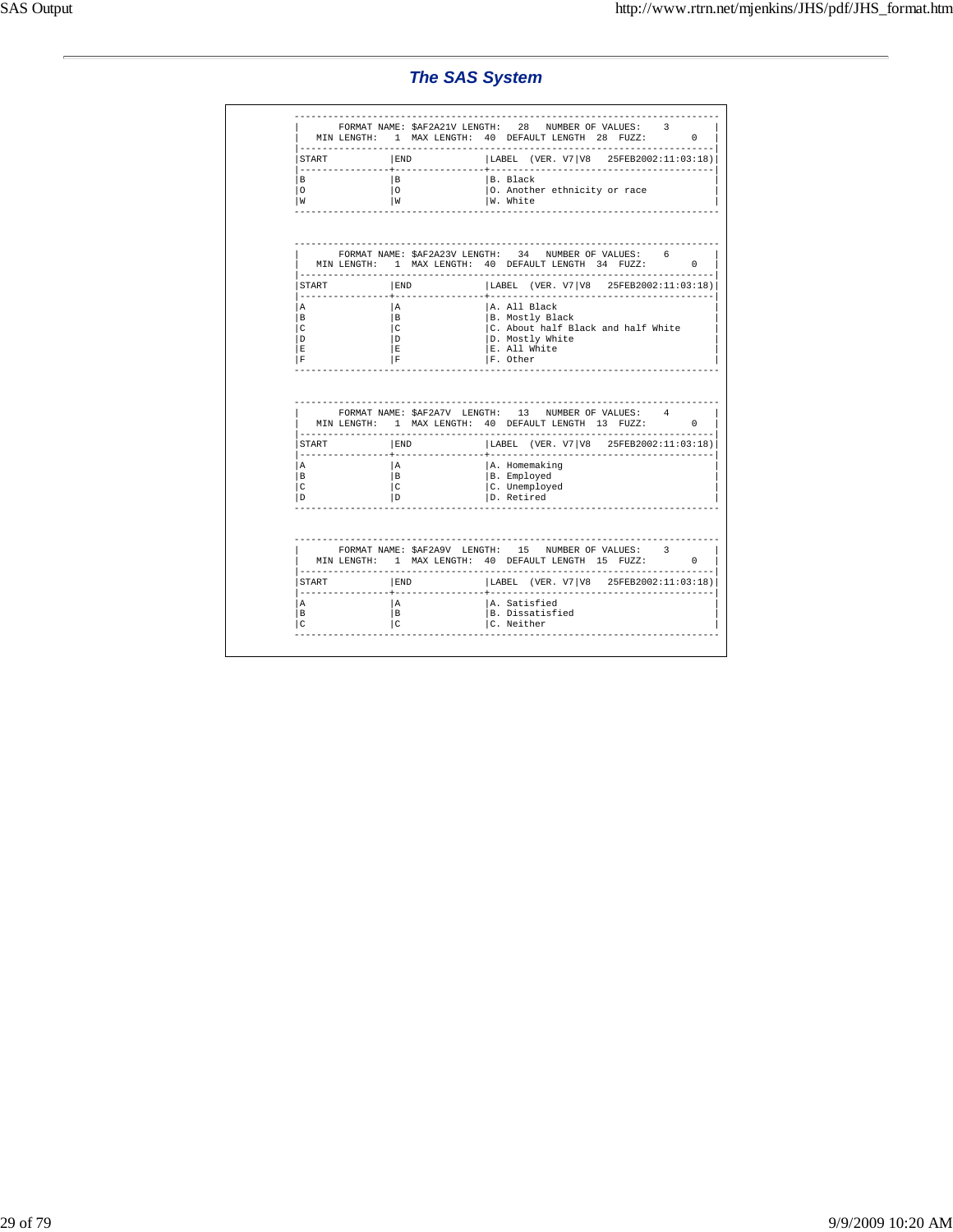## The SAS System

```
-------------------------------------------------------------------------------
|      FORMAT NAME: $AF2A21V LENGTH:   28   NUMBER OF VALUES:    3            |
|   MIN LENGTH:   1  MAX LENGTH:  40  DEFAULT LENGTH  28  FUZZ:        0      |
|-----------------------------------------------------------------------------|
|START           |END             |LABEL  (VER. V7|V8   25FEB2002:11:03:18)|
|----------------+----------------+-------------------------------------------|
|B               |B               |B. Black                                  |
|O               |O               |O. Another ethnicity or race              |
|W               |W               |W. White                                  |
-------------------------------------------------------------------------------


-------------------------------------------------------------------------------
|      FORMAT NAME: $AF2A23V LENGTH:   34   NUMBER OF VALUES:    6            |
|   MIN LENGTH:   1  MAX LENGTH:  40  DEFAULT LENGTH  34  FUZZ:        0      |
|-----------------------------------------------------------------------------|
|START           |END             |LABEL  (VER. V7|V8   25FEB2002:11:03:18)|
|----------------+----------------+-------------------------------------------|
|A               |A               |A. All Black                              |
|B               |B               |B. Mostly Black                           |
|C               |C               |C. About half Black and half White        |
|D               |D               |D. Mostly White                           |
|E               |E               |E. All White                              |
|F               |F               |F. Other                                  |
-------------------------------------------------------------------------------


-------------------------------------------------------------------------------
|      FORMAT NAME: $AF2A7V  LENGTH:   13   NUMBER OF VALUES:    4            |
|   MIN LENGTH:   1  MAX LENGTH:  40  DEFAULT LENGTH  13  FUZZ:        0      |
|-----------------------------------------------------------------------------|
|START           |END             |LABEL  (VER. V7|V8   25FEB2002:11:03:18)|
|----------------+----------------+-------------------------------------------|
|A               |A               |A. Homemaking                             |
|B               |B               |B. Employed                               |
|C               |C               |C. Unemployed                             |
|D               |D               |D. Retired                                |
-------------------------------------------------------------------------------


-------------------------------------------------------------------------------
|      FORMAT NAME: $AF2A9V  LENGTH:   15   NUMBER OF VALUES:    3            |
|   MIN LENGTH:   1  MAX LENGTH:  40  DEFAULT LENGTH  15  FUZZ:        0      |
|-----------------------------------------------------------------------------|
|START           |END             |LABEL  (VER. V7|V8   25FEB2002:11:03:18)|
|----------------+----------------+-------------------------------------------|
|A               |A               |A. Satisfied                              |
|B               |B               |B. Dissatisfied                           |
|C               |C               |C. Neither                                |
-------------------------------------------------------------------------------
```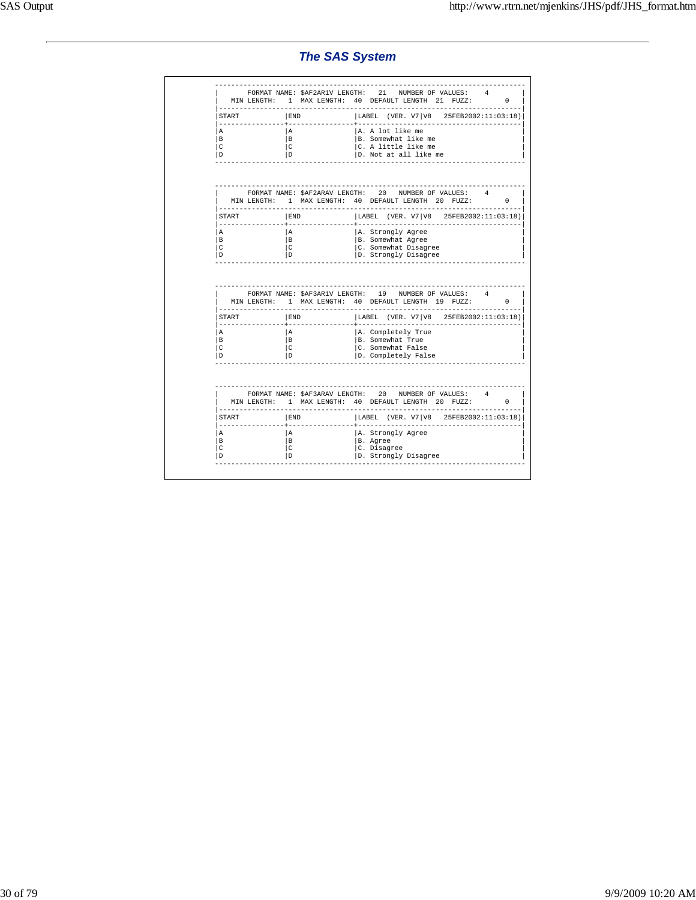## *The SAS System*

```
----------------------------------------------------------------------------
|       FORMAT NAME: $AF2AR1V LENGTH:   21   NUMBER OF VALUES:    4        |
|   MIN LENGTH:   1  MAX LENGTH:  40  DEFAULT LENGTH  21  FUZZ:        0   |
|--------------------------------------------------------------------------|
|START           |END             |LABEL  (VER. V7|V8   25FEB2002:11:03:18)|
|----------------+----------------+----------------------------------------|
|A               |A               |A. A lot like me                        |
|B               |B               |B. Somewhat like me                     |
|C               |C               |C. A little like me                     |
|D               |D               |D. Not at all like me                   |
----------------------------------------------------------------------------


----------------------------------------------------------------------------
|       FORMAT NAME: $AF2ARAV LENGTH:   20   NUMBER OF VALUES:    4        |
|   MIN LENGTH:   1  MAX LENGTH:  40  DEFAULT LENGTH  20  FUZZ:        0   |
|--------------------------------------------------------------------------|
|START           |END             |LABEL  (VER. V7|V8   25FEB2002:11:03:18)|
|----------------+----------------+----------------------------------------|
|A               |A               |A. Strongly Agree                       |
|B               |B               |B. Somewhat Agree                       |
|C               |C               |C. Somewhat Disagree                    |
|D               |D               |D. Strongly Disagree                    |
----------------------------------------------------------------------------


----------------------------------------------------------------------------
|       FORMAT NAME: $AF3AR1V LENGTH:   19   NUMBER OF VALUES:    4        |
|   MIN LENGTH:   1  MAX LENGTH:  40  DEFAULT LENGTH  19  FUZZ:        0   |
|--------------------------------------------------------------------------|
|START           |END             |LABEL  (VER. V7|V8   25FEB2002:11:03:18)|
|----------------+----------------+----------------------------------------|
|A               |A               |A. Completely True                      |
|B               |B               |B. Somewhat True                        |
|C               |C               |C. Somewhat False                       |
|D               |D               |D. Completely False                     |
----------------------------------------------------------------------------


----------------------------------------------------------------------------
|       FORMAT NAME: $AF3ARAV LENGTH:   20   NUMBER OF VALUES:    4        |
|   MIN LENGTH:   1  MAX LENGTH:  40  DEFAULT LENGTH  20  FUZZ:        0   |
|--------------------------------------------------------------------------|
|START           |END             |LABEL  (VER. V7|V8   25FEB2002:11:03:18)|
|----------------+----------------+----------------------------------------|
|A               |A               |A. Strongly Agree                       |
|B               |B               |B. Agree                                |
|C               |C               |C. Disagree                             |
|D               |D               |D. Strongly Disagree                    |
----------------------------------------------------------------------------
```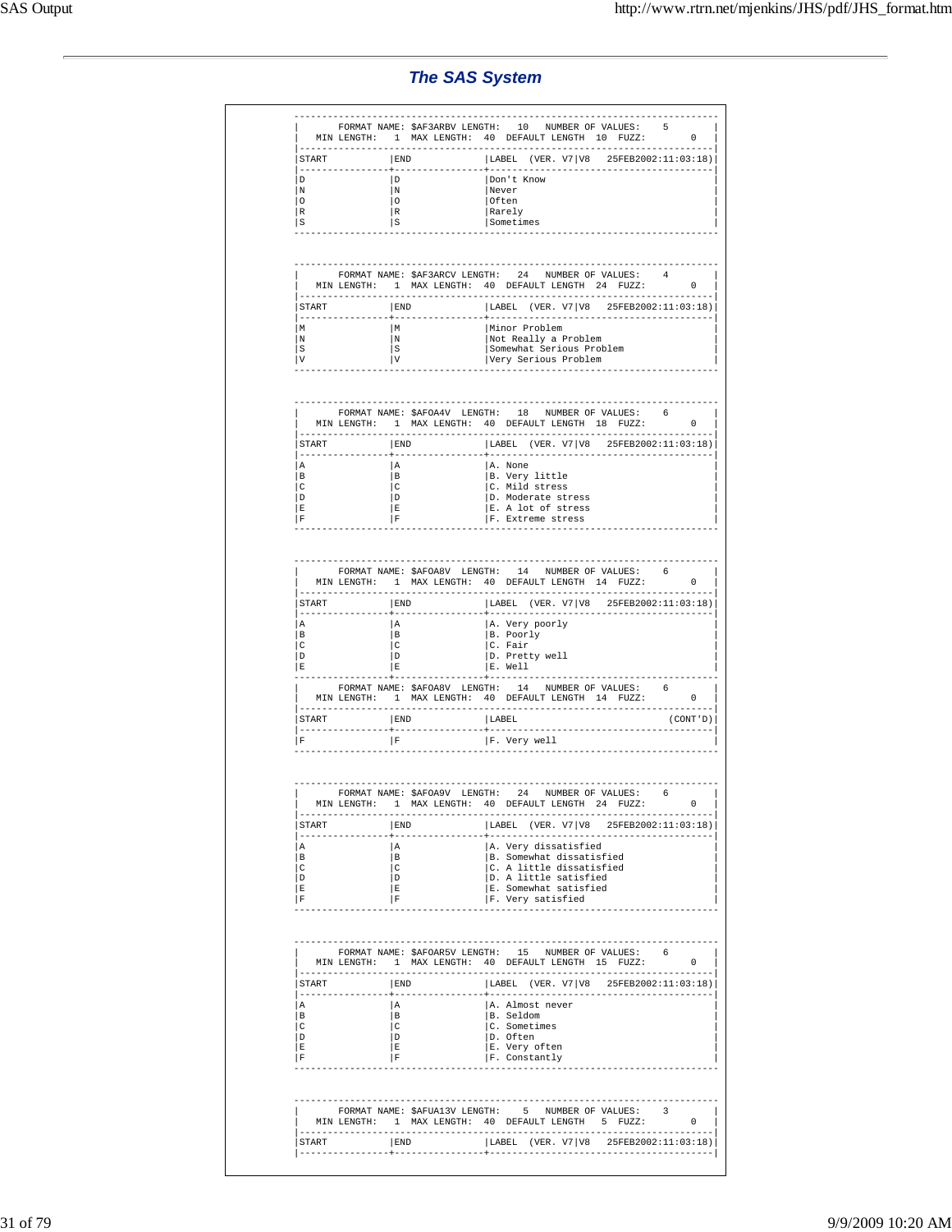## The SAS System

FORMAT NAME: $AF3ARBV LENGTH: 10 NUMBER OF VALUES: 5
MIN LENGTH: 1 MAX LENGTH: 40 DEFAULT LENGTH 10 FUZZ: 0

| START | END | LABEL (VER. V7\|V8 25FEB2002:11:03:18) |
|---|---|---|
| D | D | Don't Know |
| N | N | Never |
| O | O | Often |
| R | R | Rarely |
| S | S | Sometimes |

FORMAT NAME: $AF3ARCV LENGTH: 24 NUMBER OF VALUES: 4
MIN LENGTH: 1 MAX LENGTH: 40 DEFAULT LENGTH 24 FUZZ: 0

| START | END | LABEL (VER. V7\|V8 25FEB2002:11:03:18) |
|---|---|---|
| M | M | Minor Problem |
| N | N | Not Really a Problem |
| S | S | Somewhat Serious Problem |
| V | V | Very Serious Problem |

FORMAT NAME: $AFOA4V LENGTH: 18 NUMBER OF VALUES: 6
MIN LENGTH: 1 MAX LENGTH: 40 DEFAULT LENGTH 18 FUZZ: 0

| START | END | LABEL (VER. V7\|V8 25FEB2002:11:03:18) |
|---|---|---|
| A | A | A. None |
| B | B | B. Very little |
| C | C | C. Mild stress |
| D | D | D. Moderate stress |
| E | E | E. A lot of stress |
| F | F | F. Extreme stress |

FORMAT NAME: $AFOA8V LENGTH: 14 NUMBER OF VALUES: 6
MIN LENGTH: 1 MAX LENGTH: 40 DEFAULT LENGTH 14 FUZZ: 0

| START | END | LABEL (VER. V7\|V8 25FEB2002:11:03:18) |
|---|---|---|
| A | A | A. Very poorly |
| B | B | B. Poorly |
| C | C | C. Fair |
| D | D | D. Pretty well |
| E | E | E. Well |

FORMAT NAME: $AFOA8V LENGTH: 14 NUMBER OF VALUES: 6
MIN LENGTH: 1 MAX LENGTH: 40 DEFAULT LENGTH 14 FUZZ: 0

| START | END | LABEL (CONT'D) |
|---|---|---|
| F | F | F. Very well |

FORMAT NAME: $AFOA9V LENGTH: 24 NUMBER OF VALUES: 6
MIN LENGTH: 1 MAX LENGTH: 40 DEFAULT LENGTH 24 FUZZ: 0

| START | END | LABEL (VER. V7\|V8 25FEB2002:11:03:18) |
|---|---|---|
| A | A | A. Very dissatisfied |
| B | B | B. Somewhat dissatisfied |
| C | C | C. A little dissatisfied |
| D | D | D. A little satisfied |
| E | E | E. Somewhat satisfied |
| F | F | F. Very satisfied |

FORMAT NAME: $AFOAR5V LENGTH: 15 NUMBER OF VALUES: 6
MIN LENGTH: 1 MAX LENGTH: 40 DEFAULT LENGTH 15 FUZZ: 0

| START | END | LABEL (VER. V7\|V8 25FEB2002:11:03:18) |
|---|---|---|
| A | A | A. Almost never |
| B | B | B. Seldom |
| C | C | C. Sometimes |
| D | D | D. Often |
| E | E | E. Very often |
| F | F | F. Constantly |

FORMAT NAME: $AFUA13V LENGTH: 5 NUMBER OF VALUES: 3
MIN LENGTH: 1 MAX LENGTH: 40 DEFAULT LENGTH 5 FUZZ: 0

| START | END | LABEL (VER. V7\|V8 25FEB2002:11:03:18) |
|---|---|---|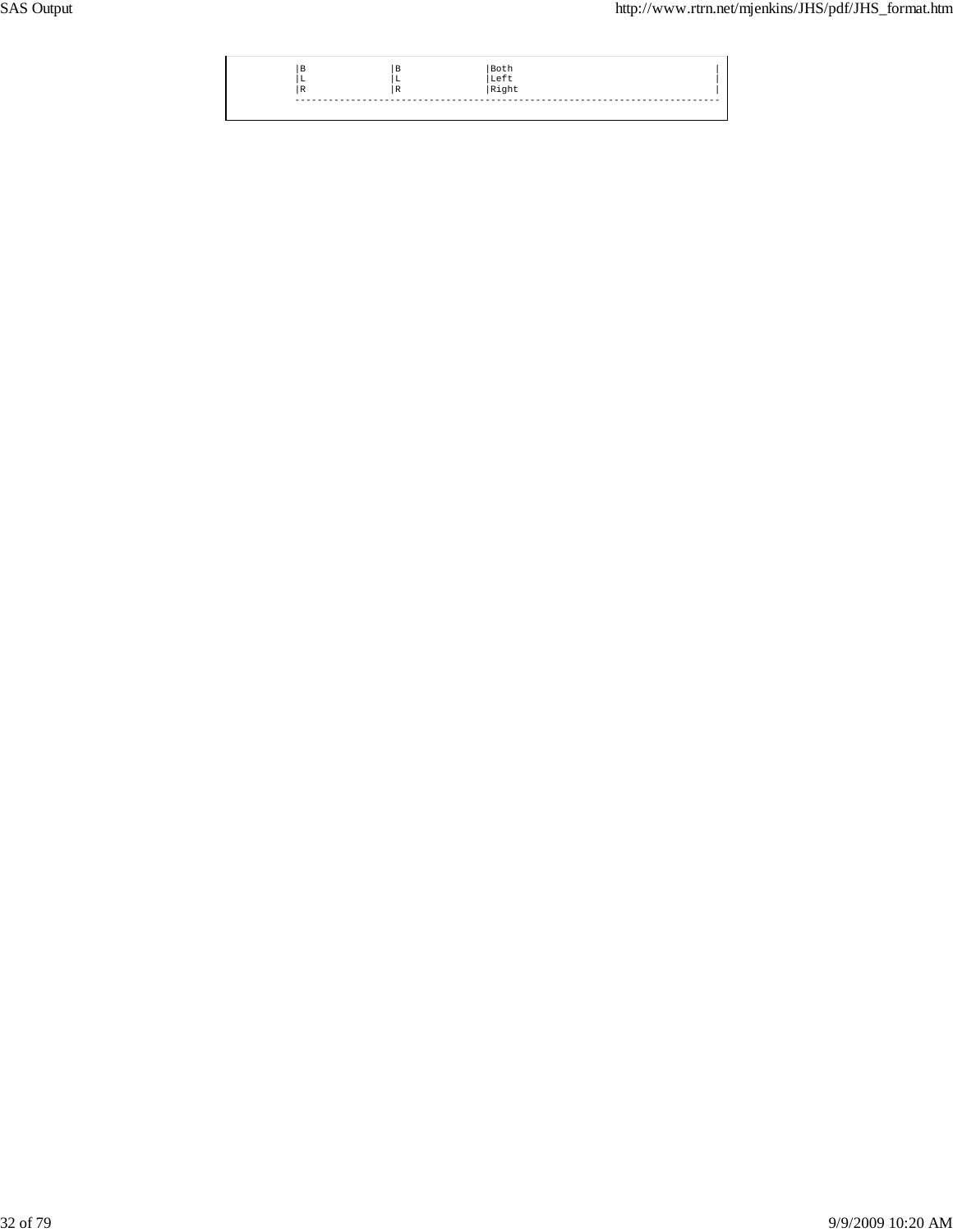| | | |
|---|---|---|
| B | B | Both |
| L | L | Left |
| R | R | Right |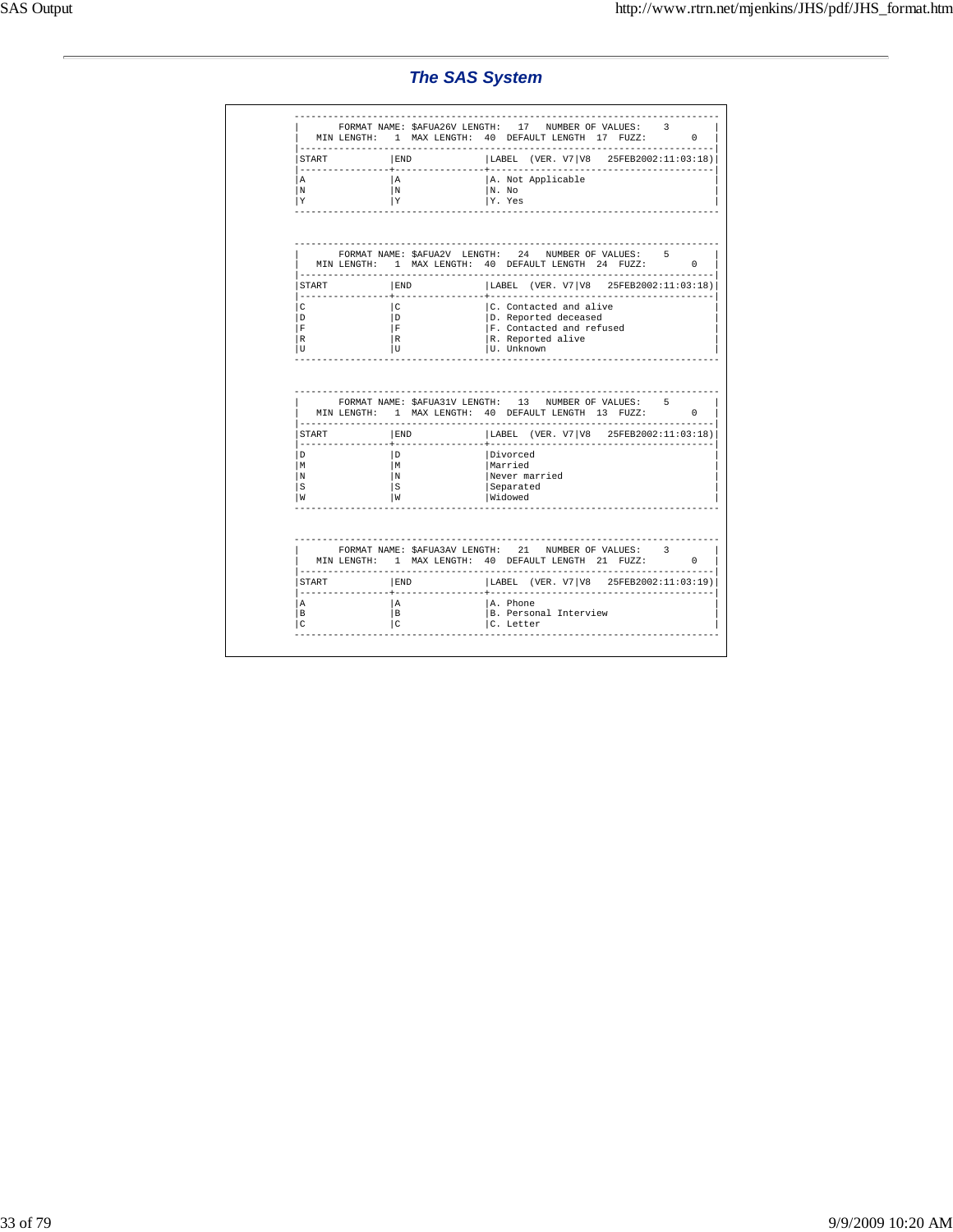## The SAS System

```
----------------------------------------------------------------------------
|       FORMAT NAME: $AFUA26V LENGTH:   17   NUMBER OF VALUES:    3        |
|   MIN LENGTH:   1  MAX LENGTH:  40  DEFAULT LENGTH  17  FUZZ:        0   |
|--------------------------------------------------------------------------|
|START           |END             |LABEL  (VER. V7|V8   25FEB2002:11:03:18)|
|----------------+----------------+----------------------------------------|
|A               |A               |A. Not Applicable                       |
|N               |N               |N. No                                   |
|Y               |Y               |Y. Yes                                  |
----------------------------------------------------------------------------


----------------------------------------------------------------------------
|       FORMAT NAME: $AFUA2V  LENGTH:   24   NUMBER OF VALUES:    5        |
|   MIN LENGTH:   1  MAX LENGTH:  40  DEFAULT LENGTH  24  FUZZ:        0   |
|--------------------------------------------------------------------------|
|START           |END             |LABEL  (VER. V7|V8   25FEB2002:11:03:18)|
|----------------+----------------+----------------------------------------|
|C               |C               |C. Contacted and alive                  |
|D               |D               |D. Reported deceased                    |
|F               |F               |F. Contacted and refused                |
|R               |R               |R. Reported alive                       |
|U               |U               |U. Unknown                              |
----------------------------------------------------------------------------


----------------------------------------------------------------------------
|       FORMAT NAME: $AFUA31V LENGTH:   13   NUMBER OF VALUES:    5        |
|   MIN LENGTH:   1  MAX LENGTH:  40  DEFAULT LENGTH  13  FUZZ:        0   |
|--------------------------------------------------------------------------|
|START           |END             |LABEL  (VER. V7|V8   25FEB2002:11:03:18)|
|----------------+----------------+----------------------------------------|
|D               |D               |Divorced                                |
|M               |M               |Married                                 |
|N               |N               |Never married                           |
|S               |S               |Separated                               |
|W               |W               |Widowed                                 |
----------------------------------------------------------------------------


----------------------------------------------------------------------------
|       FORMAT NAME: $AFUA3AV LENGTH:   21   NUMBER OF VALUES:    3        |
|   MIN LENGTH:   1  MAX LENGTH:  40  DEFAULT LENGTH  21  FUZZ:        0   |
|--------------------------------------------------------------------------|
|START           |END             |LABEL  (VER. V7|V8   25FEB2002:11:03:19)|
|----------------+----------------+----------------------------------------|
|A               |A               |A. Phone                                |
|B               |B               |B. Personal Interview                   |
|C               |C               |C. Letter                               |
----------------------------------------------------------------------------
```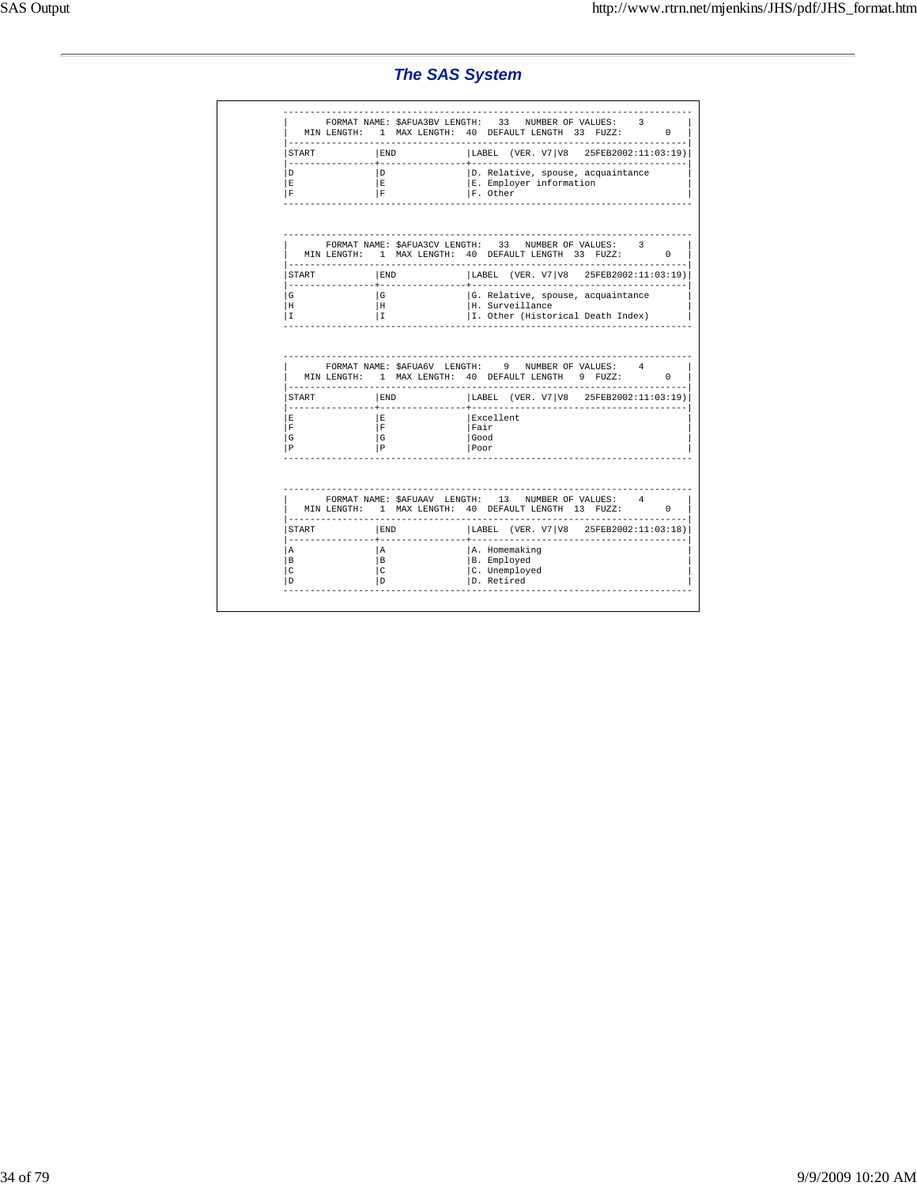## The SAS System

```
----------------------------------------------------------------------------
|       FORMAT NAME: $AFUA3BV LENGTH:   33   NUMBER OF VALUES:    3         |
|   MIN LENGTH:   1  MAX LENGTH:  40  DEFAULT LENGTH  33  FUZZY:       0    |
|--------------------------------------------------------------------------|
|START           |END             |LABEL  (VER. V7|V8   25FEB2002:11:03:19)|
|----------------+----------------+----------------------------------------|
|D               |D               |D. Relative, spouse, acquaintance       |
|E               |E               |E. Employer information                 |
|F               |F               |F. Other                                |
----------------------------------------------------------------------------


----------------------------------------------------------------------------
|       FORMAT NAME: $AFUA3CV LENGTH:   33   NUMBER OF VALUES:    3         |
|   MIN LENGTH:   1  MAX LENGTH:  40  DEFAULT LENGTH  33  FUZZY:       0    |
|--------------------------------------------------------------------------|
|START           |END             |LABEL  (VER. V7|V8   25FEB2002:11:03:19)|
|----------------+----------------+----------------------------------------|
|G               |G               |G. Relative, spouse, acquaintance       |
|H               |H               |H. Surveillance                         |
|I               |I               |I. Other (Historical Death Index)       |
----------------------------------------------------------------------------


----------------------------------------------------------------------------
|       FORMAT NAME: $AFUA6V  LENGTH:    9   NUMBER OF VALUES:    4         |
|   MIN LENGTH:   1  MAX LENGTH:  40  DEFAULT LENGTH   9  FUZZY:       0    |
|--------------------------------------------------------------------------|
|START           |END             |LABEL  (VER. V7|V8   25FEB2002:11:03:19)|
|----------------+----------------+----------------------------------------|
|E               |E               |Excellent                               |
|F               |F               |Fair                                    |
|G               |G               |Good                                    |
|P               |P               |Poor                                    |
----------------------------------------------------------------------------


----------------------------------------------------------------------------
|       FORMAT NAME: $AFUAAV  LENGTH:   13   NUMBER OF VALUES:    4         |
|   MIN LENGTH:   1  MAX LENGTH:  40  DEFAULT LENGTH  13  FUZZY:       0    |
|--------------------------------------------------------------------------|
|START           |END             |LABEL  (VER. V7|V8   25FEB2002:11:03:18)|
|----------------+----------------+----------------------------------------|
|A               |A               |A. Homemaking                           |
|B               |B               |B. Employed                             |
|C               |C               |C. Unemployed                           |
|D               |D               |D. Retired                              |
----------------------------------------------------------------------------
```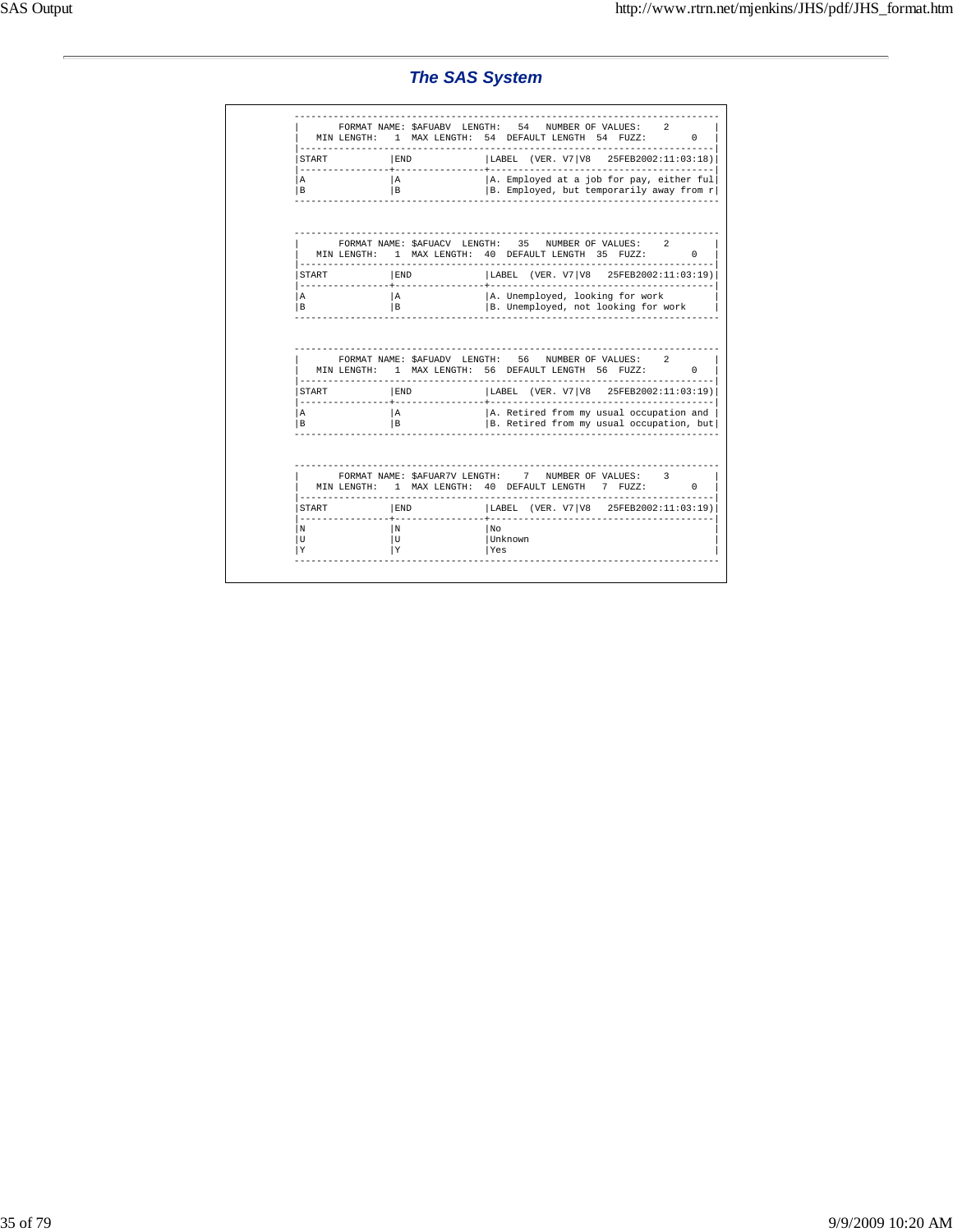## *The SAS System*

```
--------------------------------------------------------------------------------
|      FORMAT NAME: $AFUABV  LENGTH:   54   NUMBER OF VALUES:    2              |
|   MIN LENGTH:   1  MAX LENGTH:  54  DEFAULT LENGTH  54  FUZZ:        0        |
|------------------------------------------------------------------------------|
|START           |END             |LABEL  (VER. V7|V8   25FEB2002:11:03:18)|
|----------------+----------------+----------------------------------------|
|A               |A               |A. Employed at a job for pay, either ful|
|B               |B               |B. Employed, but temporarily away from r|
--------------------------------------------------------------------------------


--------------------------------------------------------------------------------
|      FORMAT NAME: $AFUACV  LENGTH:   35   NUMBER OF VALUES:    2              |
|   MIN LENGTH:   1  MAX LENGTH:  40  DEFAULT LENGTH  35  FUZZ:        0        |
|------------------------------------------------------------------------------|
|START           |END             |LABEL  (VER. V7|V8   25FEB2002:11:03:19)|
|----------------+----------------+----------------------------------------|
|A               |A               |A. Unemployed, looking for work         |
|B               |B               |B. Unemployed, not looking for work     |
--------------------------------------------------------------------------------


--------------------------------------------------------------------------------
|      FORMAT NAME: $AFUADV  LENGTH:   56   NUMBER OF VALUES:    2              |
|   MIN LENGTH:   1  MAX LENGTH:  56  DEFAULT LENGTH  56  FUZZ:        0        |
|------------------------------------------------------------------------------|
|START           |END             |LABEL  (VER. V7|V8   25FEB2002:11:03:19)|
|----------------+----------------+----------------------------------------|
|A               |A               |A. Retired from my usual occupation and |
|B               |B               |B. Retired from my usual occupation, but|
--------------------------------------------------------------------------------


--------------------------------------------------------------------------------
|      FORMAT NAME: $AFUAR7V LENGTH:    7   NUMBER OF VALUES:    3              |
|   MIN LENGTH:   1  MAX LENGTH:  40  DEFAULT LENGTH   7  FUZZ:        0        |
|------------------------------------------------------------------------------|
|START           |END             |LABEL  (VER. V7|V8   25FEB2002:11:03:19)|
|----------------+----------------+----------------------------------------|
|N               |N               |No                                      |
|U               |U               |Unknown                                 |
|Y               |Y               |Yes                                     |
--------------------------------------------------------------------------------
```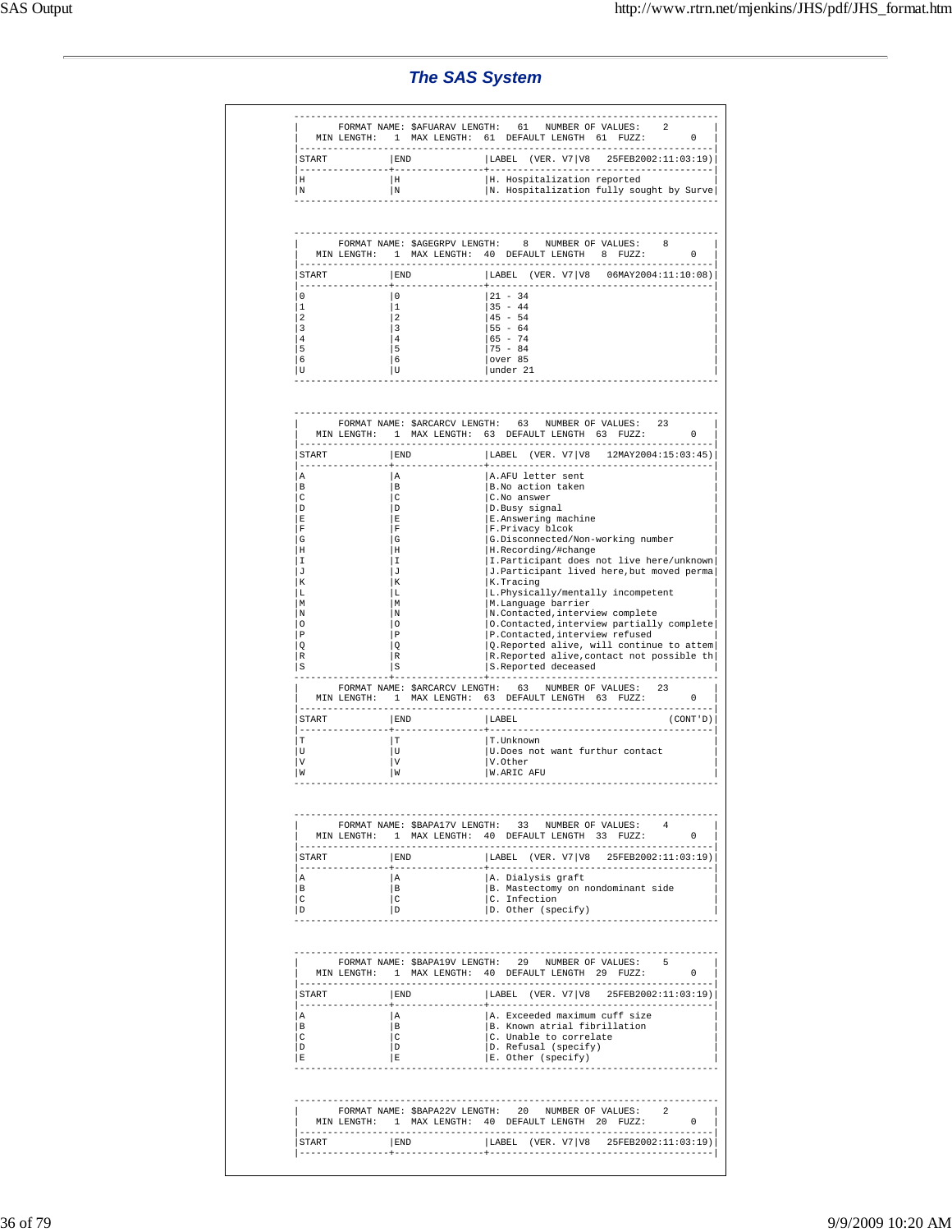## The SAS System

```
----------------------------------------------------------------------------
|       FORMAT NAME: $AFUARAV LENGTH:   61   NUMBER OF VALUES:    2        |
|   MIN LENGTH:   1  MAX LENGTH:  61  DEFAULT LENGTH  61  FUZZ:        0   |
|--------------------------------------------------------------------------|
|START           |END             |LABEL  (VER. V7|V8   25FEB2002:11:03:19)|
|----------------+----------------+----------------------------------------|
|H               |H               |H. Hospitalization reported             |
|N               |N               |N. Hospitalization fully sought by Surve|
----------------------------------------------------------------------------


----------------------------------------------------------------------------
|       FORMAT NAME: $AGEGRPV LENGTH:    8   NUMBER OF VALUES:    8        |
|   MIN LENGTH:   1  MAX LENGTH:  40  DEFAULT LENGTH   8  FUZZ:        0   |
|--------------------------------------------------------------------------|
|START           |END             |LABEL  (VER. V7|V8   06MAY2004:11:10:08)|
|----------------+----------------+----------------------------------------|
|0               |0               |21 - 34                                 |
|1               |1               |35 - 44                                 |
|2               |2               |45 - 54                                 |
|3               |3               |55 - 64                                 |
|4               |4               |65 - 74                                 |
|5               |5               |75 - 84                                 |
|6               |6               |over 85                                 |
|U               |U               |under 21                                |
----------------------------------------------------------------------------


----------------------------------------------------------------------------
|       FORMAT NAME: $ARCARCV LENGTH:   63   NUMBER OF VALUES:   23        |
|   MIN LENGTH:   1  MAX LENGTH:  63  DEFAULT LENGTH  63  FUZZ:        0   |
|--------------------------------------------------------------------------|
|START           |END             |LABEL  (VER. V7|V8   12MAY2004:15:03:45)|
|----------------+----------------+----------------------------------------|
|A               |A               |A.AFU letter sent                       |
|B               |B               |B.No action taken                       |
|C               |C               |C.No answer                             |
|D               |D               |D.Busy signal                           |
|E               |E               |E.Answering machine                     |
|F               |F               |F.Privacy blcok                         |
|G               |G               |G.Disconnected/Non-working number       |
|H               |H               |H.Recording/#change                     |
|I               |I               |I.Participant does not live here/unknown|
|J               |J               |J.Participant lived here,but moved perma|
|K               |K               |K.Tracing                               |
|L               |L               |L.Physically/mentally incompetent       |
|M               |M               |M.Language barrier                      |
|N               |N               |N.Contacted,interview complete          |
|O               |O               |O.Contacted,interview partially complete|
|P               |P               |P.Contacted,interview refused           |
|Q               |Q               |Q.Reported alive, will continue to attem|
|R               |R               |R.Reported alive,contact not possible th|
|S               |S               |S.Reported deceased                     |
|----------------+----------------+----------------------------------------|
|       FORMAT NAME: $ARCARCV LENGTH:   63   NUMBER OF VALUES:   23        |
|   MIN LENGTH:   1  MAX LENGTH:  63  DEFAULT LENGTH  63  FUZZ:        0   |
|--------------------------------------------------------------------------|
|START           |END             |LABEL                           (CONT'D)|
|----------------+----------------+----------------------------------------|
|T               |T               |T.Unknown                               |
|U               |U               |U.Does not want furthur contact         |
|V               |V               |V.Other                                 |
|W               |W               |W.ARIC AFU                              |
----------------------------------------------------------------------------


----------------------------------------------------------------------------
|       FORMAT NAME: $BAPA17V LENGTH:   33   NUMBER OF VALUES:    4        |
|   MIN LENGTH:   1  MAX LENGTH:  40  DEFAULT LENGTH  33  FUZZ:        0   |
|--------------------------------------------------------------------------|
|START           |END             |LABEL  (VER. V7|V8   25FEB2002:11:03:19)|
|----------------+----------------+----------------------------------------|
|A               |A               |A. Dialysis graft                       |
|B               |B               |B. Mastectomy on nondominant side       |
|C               |C               |C. Infection                            |
|D               |D               |D. Other (specify)                      |
----------------------------------------------------------------------------


----------------------------------------------------------------------------
|       FORMAT NAME: $BAPA19V LENGTH:   29   NUMBER OF VALUES:    5        |
|   MIN LENGTH:   1  MAX LENGTH:  40  DEFAULT LENGTH  29  FUZZ:        0   |
|--------------------------------------------------------------------------|
|START           |END             |LABEL  (VER. V7|V8   25FEB2002:11:03:19)|
|----------------+----------------+----------------------------------------|
|A               |A               |A. Exceeded maximum cuff size           |
|B               |B               |B. Known atrial fibrillation            |
|C               |C               |C. Unable to correlate                  |
|D               |D               |D. Refusal (specify)                    |
|E               |E               |E. Other (specify)                      |
----------------------------------------------------------------------------


----------------------------------------------------------------------------
|       FORMAT NAME: $BAPA22V LENGTH:   20   NUMBER OF VALUES:    2        |
|   MIN LENGTH:   1  MAX LENGTH:  40  DEFAULT LENGTH  20  FUZZ:        0   |
|--------------------------------------------------------------------------|
|START           |END             |LABEL  (VER. V7|V8   25FEB2002:11:03:19)|
|----------------+----------------+----------------------------------------|
```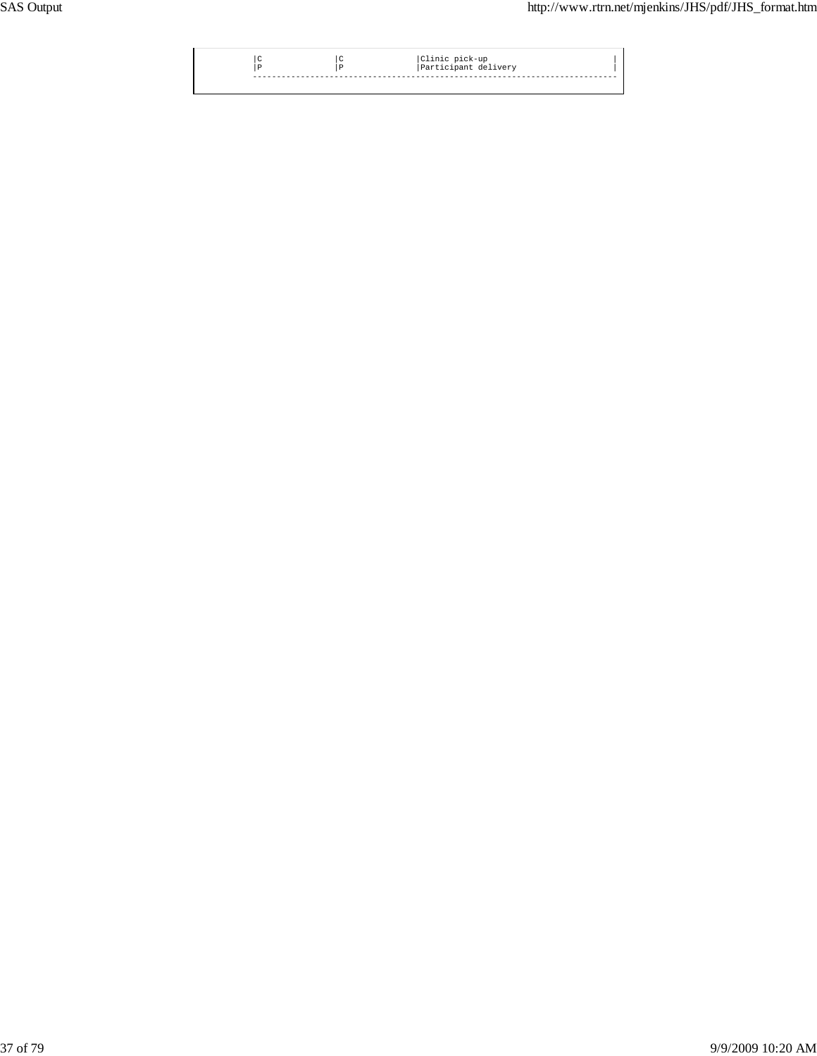| | | |
|---|---|---|
| C | C | Clinic pick-up |
| P | P | Participant delivery |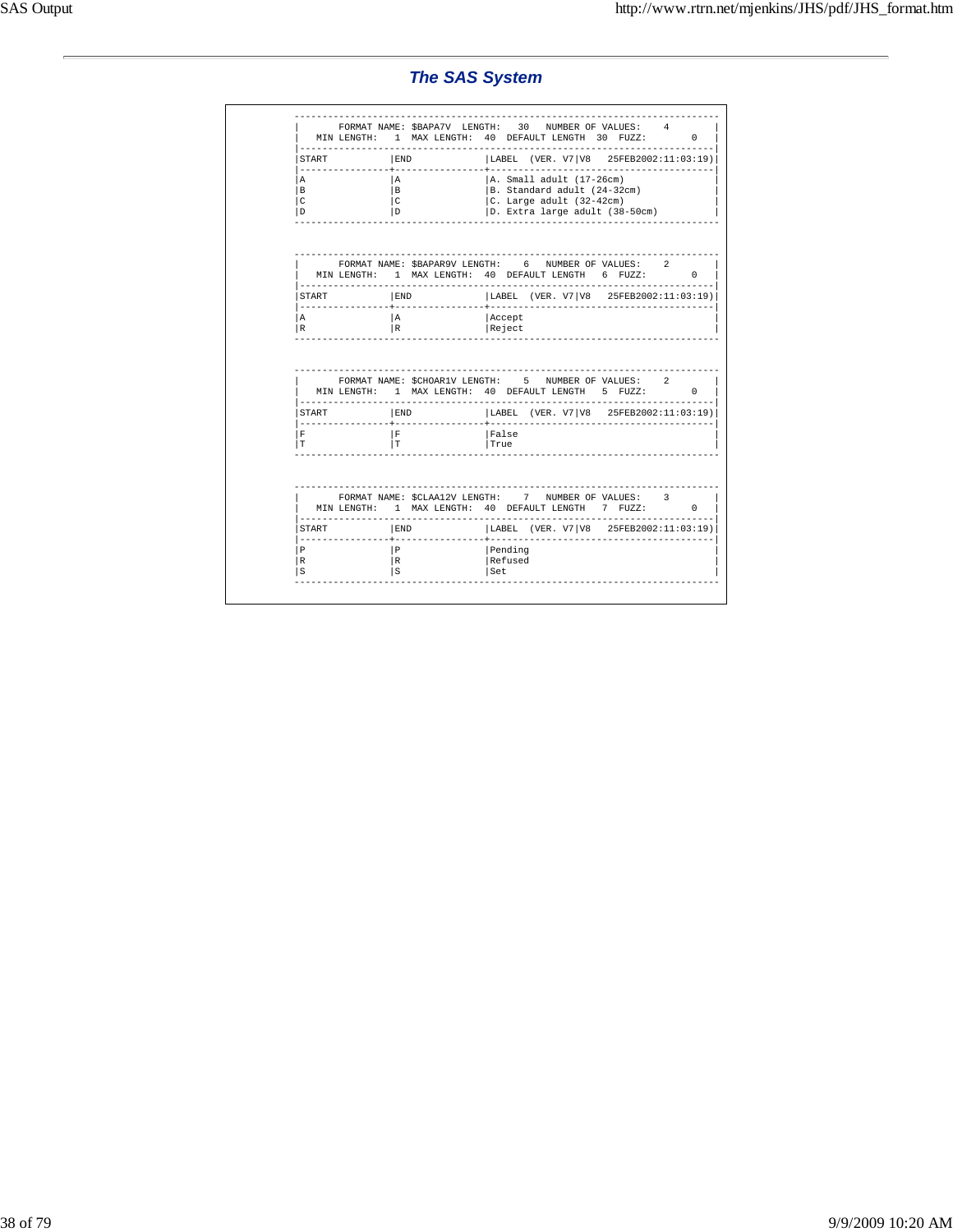## *The SAS System*

```
 ----------------------------------------------------------------------------
|       FORMAT NAME: $BAPA7V  LENGTH:   30   NUMBER OF VALUES:    4         |
|   MIN LENGTH:   1  MAX LENGTH:  40  DEFAULT LENGTH  30  FUZZ:        0    |
|--------------------------------------------------------------------------|
|START           |END             |LABEL  (VER. V7|V8   25FEB2002:11:03:19)|
|----------------+----------------+----------------------------------------|
|A               |A               |A. Small adult (17-26cm)                |
|B               |B               |B. Standard adult (24-32cm)             |
|C               |C               |C. Large adult (32-42cm)                |
|D               |D               |D. Extra large adult (38-50cm)          |
 ----------------------------------------------------------------------------


 ----------------------------------------------------------------------------
|       FORMAT NAME: $BAPAR9V LENGTH:    6   NUMBER OF VALUES:    2         |
|   MIN LENGTH:   1  MAX LENGTH:  40  DEFAULT LENGTH   6  FUZZ:        0    |
|--------------------------------------------------------------------------|
|START           |END             |LABEL  (VER. V7|V8   25FEB2002:11:03:19)|
|----------------+----------------+----------------------------------------|
|A               |A               |Accept                                  |
|R               |R               |Reject                                  |
 ----------------------------------------------------------------------------


 ----------------------------------------------------------------------------
|       FORMAT NAME: $CHOAR1V LENGTH:    5   NUMBER OF VALUES:    2         |
|   MIN LENGTH:   1  MAX LENGTH:  40  DEFAULT LENGTH   5  FUZZ:        0    |
|--------------------------------------------------------------------------|
|START           |END             |LABEL  (VER. V7|V8   25FEB2002:11:03:19)|
|----------------+----------------+----------------------------------------|
|F               |F               |False                                   |
|T               |T               |True                                    |
 ----------------------------------------------------------------------------


 ----------------------------------------------------------------------------
|       FORMAT NAME: $CLAA12V LENGTH:    7   NUMBER OF VALUES:    3         |
|   MIN LENGTH:   1  MAX LENGTH:  40  DEFAULT LENGTH   7  FUZZ:        0    |
|--------------------------------------------------------------------------|
|START           |END             |LABEL  (VER. V7|V8   25FEB2002:11:03:19)|
|----------------+----------------+----------------------------------------|
|P               |P               |Pending                                 |
|R               |R               |Refused                                 |
|S               |S               |Set                                     |
 ----------------------------------------------------------------------------
```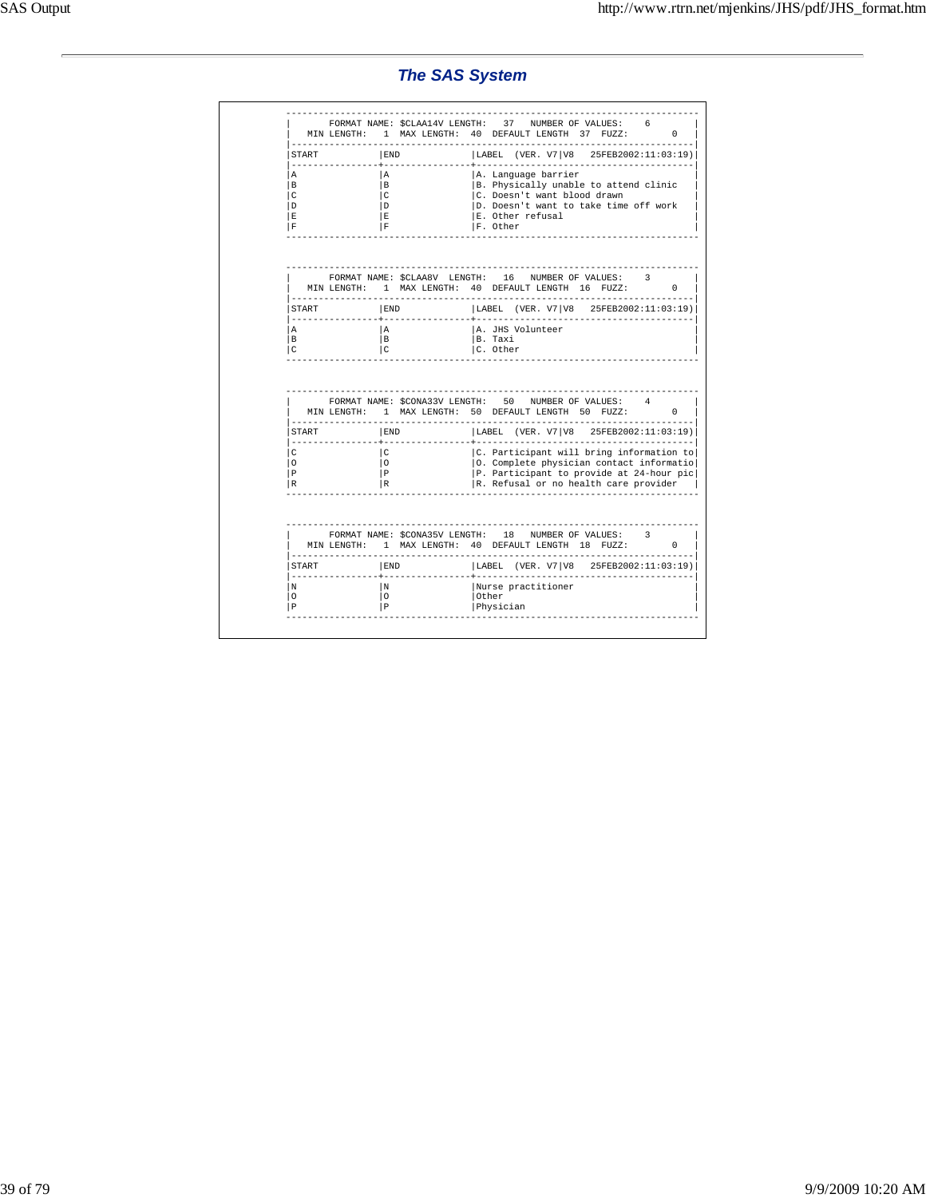## *The SAS System*

```
--------------------------------------------------------------------------
|      FORMAT NAME: $CLAA14V LENGTH:   37   NUMBER OF VALUES:    6        |
|   MIN LENGTH:   1  MAX LENGTH:  40  DEFAULT LENGTH  37  FUZZ:       0   |
|-------------------------------------------------------------------------|
|START           |END             |LABEL  (VER. V7|V8   25FEB2002:11:03:19)|
|----------------+----------------+---------------------------------------|
|A               |A               |A. Language barrier                    |
|B               |B               |B. Physically unable to attend clinic  |
|C               |C               |C. Doesn't want blood drawn            |
|D               |D               |D. Doesn't want to take time off work  |
|E               |E               |E. Other refusal                       |
|F               |F               |F. Other                               |
--------------------------------------------------------------------------


--------------------------------------------------------------------------
|      FORMAT NAME: $CLAA8V  LENGTH:   16   NUMBER OF VALUES:    3        |
|   MIN LENGTH:   1  MAX LENGTH:  40  DEFAULT LENGTH  16  FUZZ:       0   |
|-------------------------------------------------------------------------|
|START           |END             |LABEL  (VER. V7|V8   25FEB2002:11:03:19)|
|----------------+----------------+---------------------------------------|
|A               |A               |A. JHS Volunteer                       |
|B               |B               |B. Taxi                                |
|C               |C               |C. Other                               |
--------------------------------------------------------------------------


--------------------------------------------------------------------------
|      FORMAT NAME: $CONA33V LENGTH:   50   NUMBER OF VALUES:    4        |
|   MIN LENGTH:   1  MAX LENGTH:  50  DEFAULT LENGTH  50  FUZZ:       0   |
|-------------------------------------------------------------------------|
|START           |END             |LABEL  (VER. V7|V8   25FEB2002:11:03:19)|
|----------------+----------------+---------------------------------------|
|C               |C               |C. Participant will bring information to|
|O               |O               |O. Complete physician contact informatio|
|P               |P               |P. Participant to provide at 24-hour pic|
|R               |R               |R. Refusal or no health care provider  |
--------------------------------------------------------------------------


--------------------------------------------------------------------------
|      FORMAT NAME: $CONA35V LENGTH:   18   NUMBER OF VALUES:    3        |
|   MIN LENGTH:   1  MAX LENGTH:  40  DEFAULT LENGTH  18  FUZZ:       0   |
|-------------------------------------------------------------------------|
|START           |END             |LABEL  (VER. V7|V8   25FEB2002:11:03:19)|
|----------------+----------------+---------------------------------------|
|N               |N               |Nurse practitioner                     |
|O               |O               |Other                                  |
|P               |P               |Physician                              |
--------------------------------------------------------------------------
```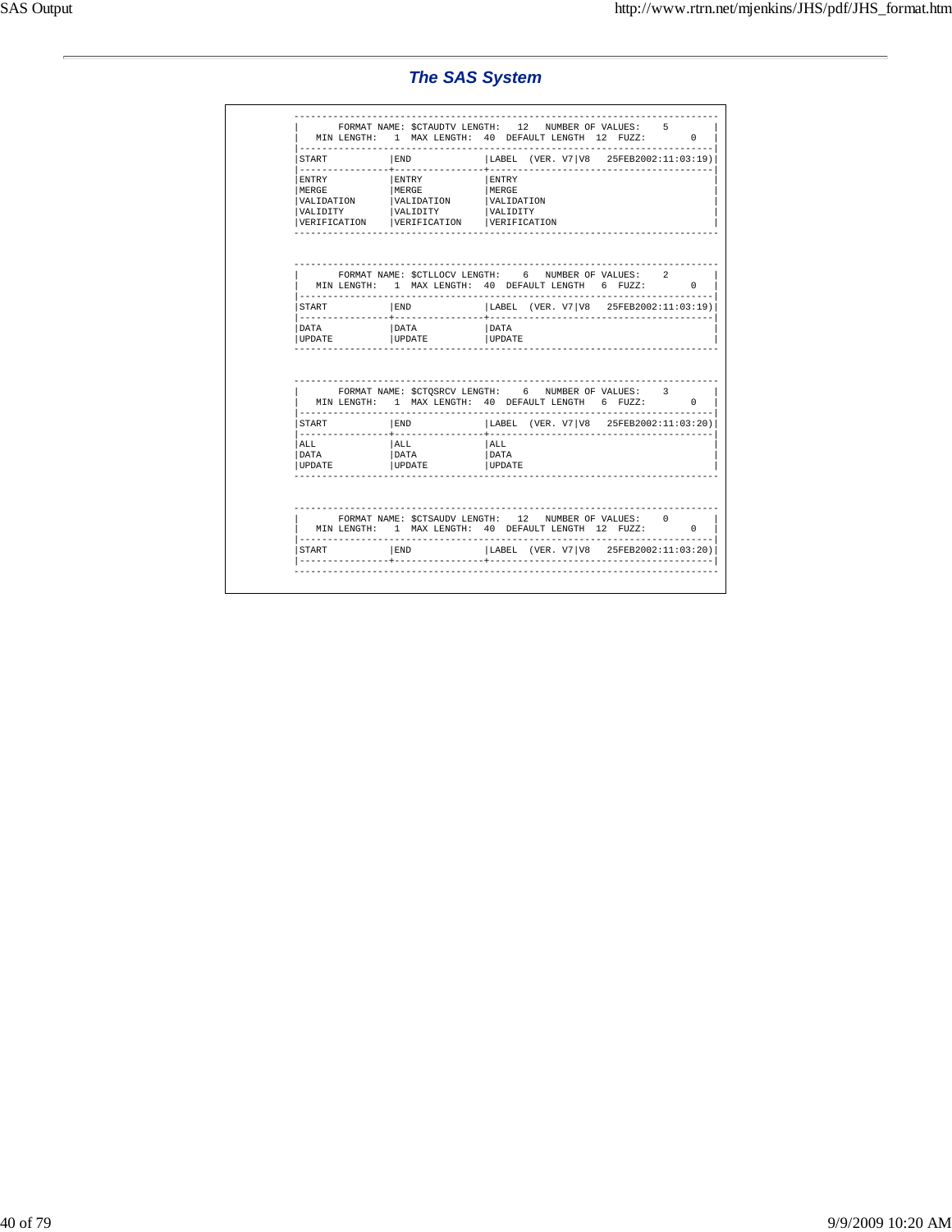## *The SAS System*

```
----------------------------------------------------------------------------
|       FORMAT NAME: $CTAUDTV LENGTH:   12   NUMBER OF VALUES:    5        |
|   MIN LENGTH:   1  MAX LENGTH:  40  DEFAULT LENGTH  12  FUZZ:        0   |
|--------------------------------------------------------------------------|
|START           |END             |LABEL  (VER. V7|V8   25FEB2002:11:03:19)|
|----------------+----------------+----------------------------------------|
|ENTRY           |ENTRY           |ENTRY                                   |
|MERGE           |MERGE           |MERGE                                   |
|VALIDATION      |VALIDATION      |VALIDATION                              |
|VALIDITY        |VALIDITY        |VALIDITY                                |
|VERIFICATION    |VERIFICATION    |VERIFICATION                            |
----------------------------------------------------------------------------


----------------------------------------------------------------------------
|       FORMAT NAME: $CTLLOCV LENGTH:    6   NUMBER OF VALUES:    2        |
|   MIN LENGTH:   1  MAX LENGTH:  40  DEFAULT LENGTH   6  FUZZ:        0   |
|--------------------------------------------------------------------------|
|START           |END             |LABEL  (VER. V7|V8   25FEB2002:11:03:19)|
|----------------+----------------+----------------------------------------|
|DATA            |DATA            |DATA                                    |
|UPDATE          |UPDATE          |UPDATE                                  |
----------------------------------------------------------------------------


----------------------------------------------------------------------------
|       FORMAT NAME: $CTQSRCV LENGTH:    6   NUMBER OF VALUES:    3        |
|   MIN LENGTH:   1  MAX LENGTH:  40  DEFAULT LENGTH   6  FUZZ:        0   |
|--------------------------------------------------------------------------|
|START           |END             |LABEL  (VER. V7|V8   25FEB2002:11:03:20)|
|----------------+----------------+----------------------------------------|
|ALL             |ALL             |ALL                                     |
|DATA            |DATA            |DATA                                    |
|UPDATE          |UPDATE          |UPDATE                                  |
----------------------------------------------------------------------------


----------------------------------------------------------------------------
|       FORMAT NAME: $CTSAUDV LENGTH:   12   NUMBER OF VALUES:    0        |
|   MIN LENGTH:   1  MAX LENGTH:  40  DEFAULT LENGTH  12  FUZZ:        0   |
|--------------------------------------------------------------------------|
|START           |END             |LABEL  (VER. V7|V8   25FEB2002:11:03:20)|
|----------------+----------------+----------------------------------------|
----------------------------------------------------------------------------
```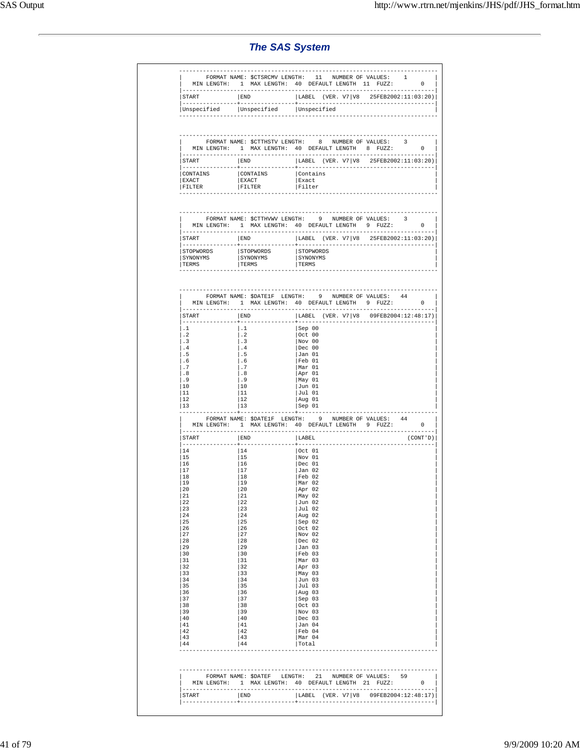## The SAS System

```
 ----------------------------------------------------------------------------
 |       FORMAT NAME: $CTSRCMV LENGTH:   11   NUMBER OF VALUES:    1        |
 |   MIN LENGTH:   1  MAX LENGTH:  40  DEFAULT LENGTH  11  FUZZ:        0   |
 |--------------------------------------------------------------------------|
 |START           |END             |LABEL  (VER. V7|V8   25FEB2002:11:03:20)|
 |----------------+----------------+----------------------------------------|
 |Unspecified     |Unspecified     |Unspecified                             |
 ----------------------------------------------------------------------------


 ----------------------------------------------------------------------------
 |       FORMAT NAME: $CTTHSTV LENGTH:    8   NUMBER OF VALUES:    3        |
 |   MIN LENGTH:   1  MAX LENGTH:  40  DEFAULT LENGTH   8  FUZZ:        0   |
 |--------------------------------------------------------------------------|
 |START           |END             |LABEL  (VER. V7|V8   25FEB2002:11:03:20)|
 |----------------+----------------+----------------------------------------|
 |CONTAINS        |CONTAINS        |Contains                                |
 |EXACT           |EXACT           |Exact                                   |
 |FILTER          |FILTER          |Filter                                  |
 ----------------------------------------------------------------------------


 ----------------------------------------------------------------------------
 |       FORMAT NAME: $CTTHVWV LENGTH:    9   NUMBER OF VALUES:    3        |
 |   MIN LENGTH:   1  MAX LENGTH:  40  DEFAULT LENGTH   9  FUZZ:        0   |
 |--------------------------------------------------------------------------|
 |START           |END             |LABEL  (VER. V7|V8   25FEB2002:11:03:20)|
 |----------------+----------------+----------------------------------------|
 |STOPWORDS       |STOPWORDS       |STOPWORDS                               |
 |SYNONYMS        |SYNONYMS        |SYNONYMS                                |
 |TERMS           |TERMS           |TERMS                                   |
 ----------------------------------------------------------------------------


 ----------------------------------------------------------------------------
 |       FORMAT NAME: $DATE1F  LENGTH:    9   NUMBER OF VALUES:   44        |
 |   MIN LENGTH:   1  MAX LENGTH:  40  DEFAULT LENGTH   9  FUZZ:        0   |
 |--------------------------------------------------------------------------|
 |START           |END             |LABEL  (VER. V7|V8   09FEB2004:12:48:17)|
 |----------------+----------------+----------------------------------------|
 |.1              |.1              |Sep 00                                  |
 |.2              |.2              |Oct 00                                  |
 |.3              |.3              |Nov 00                                  |
 |.4              |.4              |Dec 00                                  |
 |.5              |.5              |Jan 01                                  |
 |.6              |.6              |Feb 01                                  |
 |.7              |.7              |Mar 01                                  |
 |.8              |.8              |Apr 01                                  |
 |.9              |.9              |May 01                                  |
 |10              |10              |Jun 01                                  |
 |11              |11              |Jul 01                                  |
 |12              |12              |Aug 01                                  |
 |13              |13              |Sep 01                                  |
 ----------------------------------------------------------------------------
 |       FORMAT NAME: $DATE1F  LENGTH:    9   NUMBER OF VALUES:   44        |
 |   MIN LENGTH:   1  MAX LENGTH:  40  DEFAULT LENGTH   9  FUZZ:        0   |
 |--------------------------------------------------------------------------|
 |START           |END             |LABEL                           (CONT'D)|
 |----------------+----------------+----------------------------------------|
 |14              |14              |Oct 01                                  |
 |15              |15              |Nov 01                                  |
 |16              |16              |Dec 01                                  |
 |17              |17              |Jan 02                                  |
 |18              |18              |Feb 02                                  |
 |19              |19              |Mar 02                                  |
 |20              |20              |Apr 02                                  |
 |21              |21              |May 02                                  |
 |22              |22              |Jun 02                                  |
 |23              |23              |Jul 02                                  |
 |24              |24              |Aug 02                                  |
 |25              |25              |Sep 02                                  |
 |26              |26              |Oct 02                                  |
 |27              |27              |Nov 02                                  |
 |28              |28              |Dec 02                                  |
 |29              |29              |Jan 03                                  |
 |30              |30              |Feb 03                                  |
 |31              |31              |Mar 03                                  |
 |32              |32              |Apr 03                                  |
 |33              |33              |May 03                                  |
 |34              |34              |Jun 03                                  |
 |35              |35              |Jul 03                                  |
 |36              |36              |Aug 03                                  |
 |37              |37              |Sep 03                                  |
 |38              |38              |Oct 03                                  |
 |39              |39              |Nov 03                                  |
 |40              |40              |Dec 03                                  |
 |41              |41              |Jan 04                                  |
 |42              |42              |Feb 04                                  |
 |43              |43              |Mar 04                                  |
 |44              |44              |Total                                   |
 ----------------------------------------------------------------------------


 ----------------------------------------------------------------------------
 |       FORMAT NAME: $DATEF   LENGTH:   21   NUMBER OF VALUES:   59        |
 |   MIN LENGTH:   1  MAX LENGTH:  40  DEFAULT LENGTH  21  FUZZ:        0   |
 |--------------------------------------------------------------------------|
 |START           |END             |LABEL  (VER. V7|V8   09FEB2004:12:48:17)|
 |----------------+----------------+----------------------------------------|
```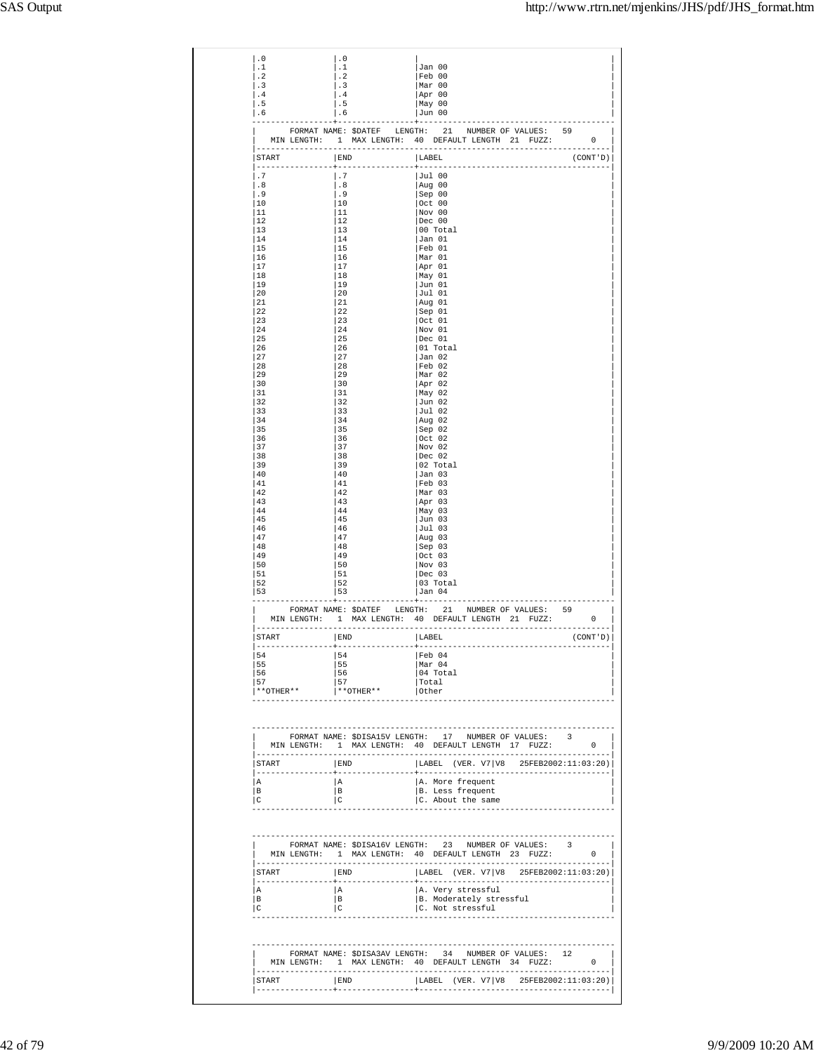| START | END | LABEL |
|---|---|---|
| .0 | .0 | |
| .1 | .1 | Jan 00 |
| .2 | .2 | Feb 00 |
| .3 | .3 | Mar 00 |
| .4 | .4 | Apr 00 |
| .5 | .5 | May 00 |
| .6 | .6 | Jun 00 |

FORMAT NAME: $DATEF LENGTH: 21 NUMBER OF VALUES: 59
MIN LENGTH: 1 MAX LENGTH: 40 DEFAULT LENGTH 21 FUZZ: 0

| START | END | LABEL (CONT'D) |
|---|---|---|
| .7 | .7 | Jul 00 |
| .8 | .8 | Aug 00 |
| .9 | .9 | Sep 00 |
| 10 | 10 | Oct 00 |
| 11 | 11 | Nov 00 |
| 12 | 12 | Dec 00 |
| 13 | 13 | 00 Total |
| 14 | 14 | Jan 01 |
| 15 | 15 | Feb 01 |
| 16 | 16 | Mar 01 |
| 17 | 17 | Apr 01 |
| 18 | 18 | May 01 |
| 19 | 19 | Jun 01 |
| 20 | 20 | Jul 01 |
| 21 | 21 | Aug 01 |
| 22 | 22 | Sep 01 |
| 23 | 23 | Oct 01 |
| 24 | 24 | Nov 01 |
| 25 | 25 | Dec 01 |
| 26 | 26 | 01 Total |
| 27 | 27 | Jan 02 |
| 28 | 28 | Feb 02 |
| 29 | 29 | Mar 02 |
| 30 | 30 | Apr 02 |
| 31 | 31 | May 02 |
| 32 | 32 | Jun 02 |
| 33 | 33 | Jul 02 |
| 34 | 34 | Aug 02 |
| 35 | 35 | Sep 02 |
| 36 | 36 | Oct 02 |
| 37 | 37 | Nov 02 |
| 38 | 38 | Dec 02 |
| 39 | 39 | 02 Total |
| 40 | 40 | Jan 03 |
| 41 | 41 | Feb 03 |
| 42 | 42 | Mar 03 |
| 43 | 43 | Apr 03 |
| 44 | 44 | May 03 |
| 45 | 45 | Jun 03 |
| 46 | 46 | Jul 03 |
| 47 | 47 | Aug 03 |
| 48 | 48 | Sep 03 |
| 49 | 49 | Oct 03 |
| 50 | 50 | Nov 03 |
| 51 | 51 | Dec 03 |
| 52 | 52 | 03 Total |
| 53 | 53 | Jan 04 |

FORMAT NAME: $DATEF LENGTH: 21 NUMBER OF VALUES: 59
MIN LENGTH: 1 MAX LENGTH: 40 DEFAULT LENGTH 21 FUZZ: 0

| START | END | LABEL (CONT'D) |
|---|---|---|
| 54 | 54 | Feb 04 |
| 55 | 55 | Mar 04 |
| 56 | 56 | 04 Total |
| 57 | 57 | Total |
| **OTHER** | **OTHER** | Other |

FORMAT NAME: $DISA15V LENGTH: 17 NUMBER OF VALUES: 3
MIN LENGTH: 1 MAX LENGTH: 40 DEFAULT LENGTH 17 FUZZ: 0

| START | END | LABEL (VER. V7\|V8 25FEB2002:11:03:20) |
|---|---|---|
| A | A | A. More frequent |
| B | B | B. Less frequent |
| C | C | C. About the same |

FORMAT NAME: $DISA16V LENGTH: 23 NUMBER OF VALUES: 3
MIN LENGTH: 1 MAX LENGTH: 40 DEFAULT LENGTH 23 FUZZ: 0

| START | END | LABEL (VER. V7\|V8 25FEB2002:11:03:20) |
|---|---|---|
| A | A | A. Very stressful |
| B | B | B. Moderately stressful |
| C | C | C. Not stressful |

FORMAT NAME: $DISA3AV LENGTH: 34 NUMBER OF VALUES: 12
MIN LENGTH: 1 MAX LENGTH: 40 DEFAULT LENGTH 34 FUZZ: 0

| START | END | LABEL (VER. V7\|V8 25FEB2002:11:03:20) |
|---|---|---|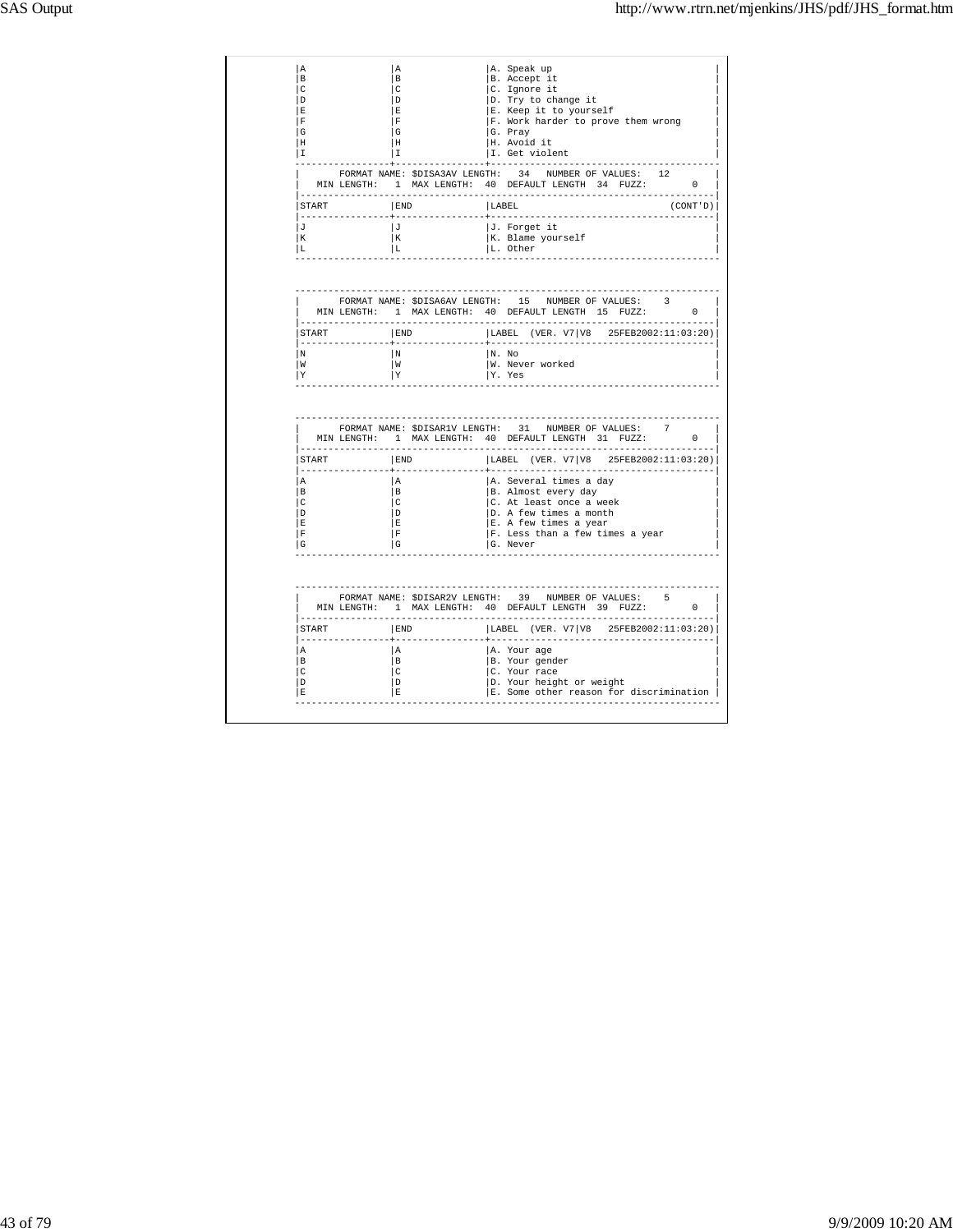| START | END | LABEL |
|---|---|---|
| A | A | A. Speak up |
| B | B | B. Accept it |
| C | C | C. Ignore it |
| D | D | D. Try to change it |
| E | E | E. Keep it to yourself |
| F | F | F. Work harder to prove them wrong |
| G | G | G. Pray |
| H | H | H. Avoid it |
| I | I | I. Get violent |

FORMAT NAME: $DISA3AV LENGTH: 34 NUMBER OF VALUES: 12
MIN LENGTH: 1 MAX LENGTH: 40 DEFAULT LENGTH 34 FUZZ: 0

| START | END | LABEL (CONT'D) |
|---|---|---|
| J | J | J. Forget it |
| K | K | K. Blame yourself |
| L | L | L. Other |

FORMAT NAME: $DISA6AV LENGTH: 15 NUMBER OF VALUES: 3
MIN LENGTH: 1 MAX LENGTH: 40 DEFAULT LENGTH 15 FUZZ: 0

| START | END | LABEL (VER. V7\|V8 25FEB2002:11:03:20) |
|---|---|---|
| N | N | N. No |
| W | W | W. Never worked |
| Y | Y | Y. Yes |

FORMAT NAME: $DISAR1V LENGTH: 31 NUMBER OF VALUES: 7
MIN LENGTH: 1 MAX LENGTH: 40 DEFAULT LENGTH 31 FUZZ: 0

| START | END | LABEL (VER. V7\|V8 25FEB2002:11:03:20) |
|---|---|---|
| A | A | A. Several times a day |
| B | B | B. Almost every day |
| C | C | C. At least once a week |
| D | D | D. A few times a month |
| E | E | E. A few times a year |
| F | F | F. Less than a few times a year |
| G | G | G. Never |

FORMAT NAME: $DISAR2V LENGTH: 39 NUMBER OF VALUES: 5
MIN LENGTH: 1 MAX LENGTH: 40 DEFAULT LENGTH 39 FUZZ: 0

| START | END | LABEL (VER. V7\|V8 25FEB2002:11:03:20) |
|---|---|---|
| A | A | A. Your age |
| B | B | B. Your gender |
| C | C | C. Your race |
| D | D | D. Your height or weight |
| E | E | E. Some other reason for discrimination |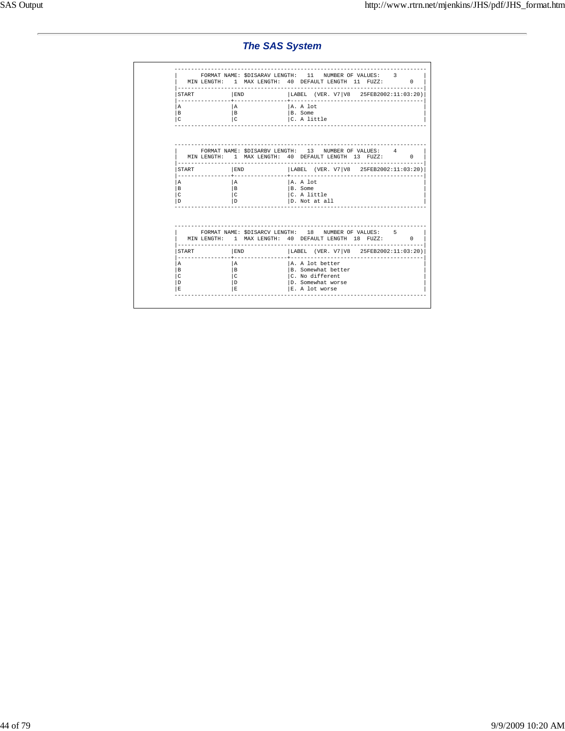## The SAS System

```
----------------------------------------------------------------------------
|       FORMAT NAME: $DISARAV LENGTH:   11   NUMBER OF VALUES:    3        |
|   MIN LENGTH:   1  MAX LENGTH:  40  DEFAULT LENGTH  11  FUZZ:        0   |
|--------------------------------------------------------------------------|
|START           |END             |LABEL  (VER. V7|V8   25FEB2002:11:03:20)|
|----------------+----------------+----------------------------------------|
|A               |A               |A. A lot                                |
|B               |B               |B. Some                                 |
|C               |C               |C. A little                             |
----------------------------------------------------------------------------


----------------------------------------------------------------------------
|       FORMAT NAME: $DISARBV LENGTH:   13   NUMBER OF VALUES:    4        |
|   MIN LENGTH:   1  MAX LENGTH:  40  DEFAULT LENGTH  13  FUZZ:        0   |
|--------------------------------------------------------------------------|
|START           |END             |LABEL  (VER. V7|V8   25FEB2002:11:03:20)|
|----------------+----------------+----------------------------------------|
|A               |A               |A. A lot                                |
|B               |B               |B. Some                                 |
|C               |C               |C. A little                             |
|D               |D               |D. Not at all                           |
----------------------------------------------------------------------------


----------------------------------------------------------------------------
|       FORMAT NAME: $DISARCV LENGTH:   18   NUMBER OF VALUES:    5        |
|   MIN LENGTH:   1  MAX LENGTH:  40  DEFAULT LENGTH  18  FUZZ:        0   |
|--------------------------------------------------------------------------|
|START           |END             |LABEL  (VER. V7|V8   25FEB2002:11:03:20)|
|----------------+----------------+----------------------------------------|
|A               |A               |A. A lot better                         |
|B               |B               |B. Somewhat better                      |
|C               |C               |C. No different                         |
|D               |D               |D. Somewhat worse                       |
|E               |E               |E. A lot worse                          |
----------------------------------------------------------------------------
```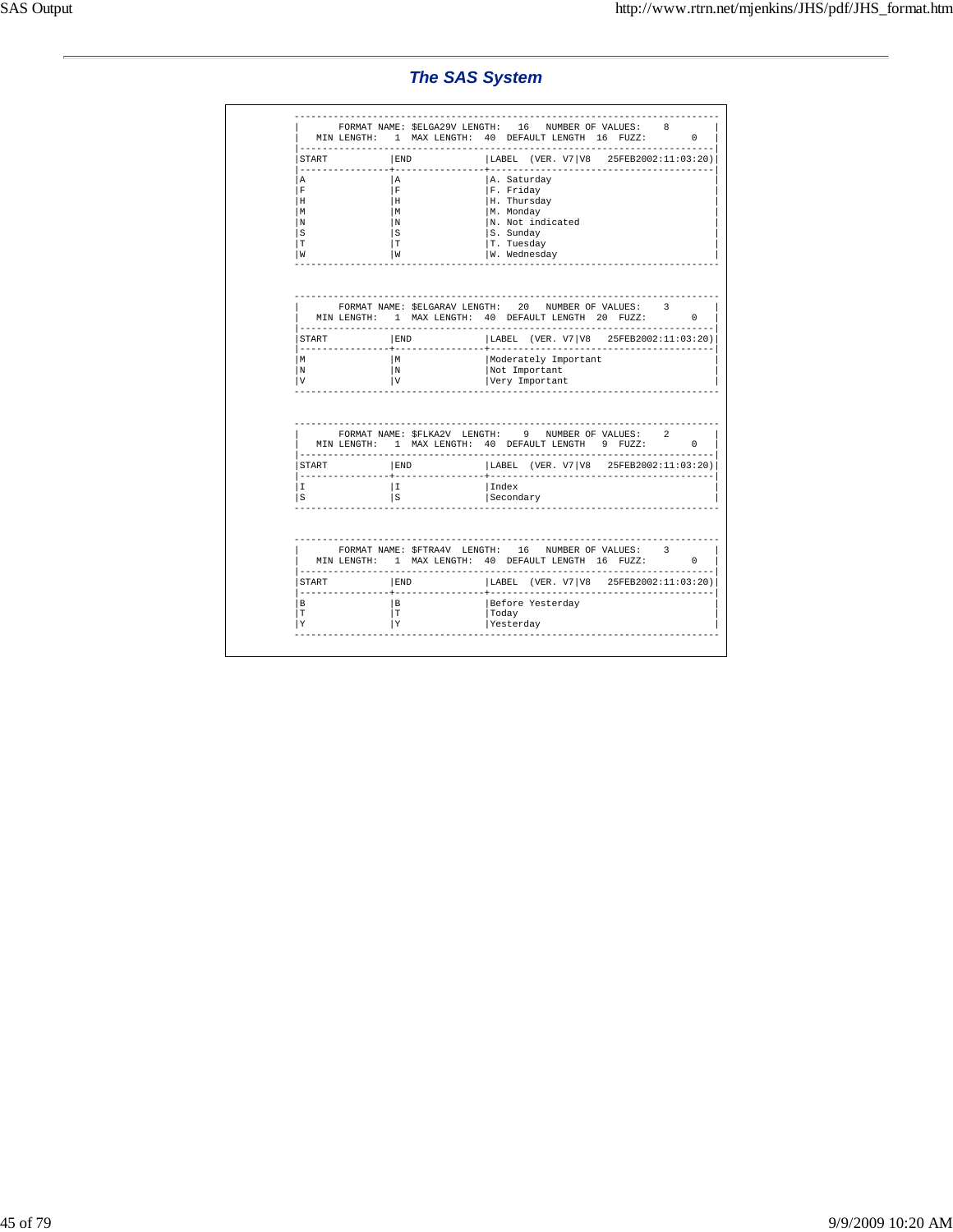## The SAS System

```
----------------------------------------------------------------------------
|       FORMAT NAME: $ELGA29V LENGTH:   16   NUMBER OF VALUES:    8        |
|   MIN LENGTH:   1  MAX LENGTH:  40  DEFAULT LENGTH  16  FUZZ:        0   |
|--------------------------------------------------------------------------|
|START           |END             |LABEL  (VER. V7|V8   25FEB2002:11:03:20)|
|----------------+----------------+----------------------------------------|
|A               |A               |A. Saturday                             |
|F               |F               |F. Friday                               |
|H               |H               |H. Thursday                             |
|M               |M               |M. Monday                               |
|N               |N               |N. Not indicated                        |
|S               |S               |S. Sunday                               |
|T               |T               |T. Tuesday                              |
|W               |W               |W. Wednesday                            |
----------------------------------------------------------------------------


----------------------------------------------------------------------------
|       FORMAT NAME: $ELGARAV LENGTH:   20   NUMBER OF VALUES:    3        |
|   MIN LENGTH:   1  MAX LENGTH:  40  DEFAULT LENGTH  20  FUZZ:        0   |
|--------------------------------------------------------------------------|
|START           |END             |LABEL  (VER. V7|V8   25FEB2002:11:03:20)|
|----------------+----------------+----------------------------------------|
|M               |M               |Moderately Important                    |
|N               |N               |Not Important                           |
|V               |V               |Very Important                          |
----------------------------------------------------------------------------


----------------------------------------------------------------------------
|       FORMAT NAME: $FLKA2V  LENGTH:    9   NUMBER OF VALUES:    2        |
|   MIN LENGTH:   1  MAX LENGTH:  40  DEFAULT LENGTH   9  FUZZ:        0   |
|--------------------------------------------------------------------------|
|START           |END             |LABEL  (VER. V7|V8   25FEB2002:11:03:20)|
|----------------+----------------+----------------------------------------|
|I               |I               |Index                                   |
|S               |S               |Secondary                               |
----------------------------------------------------------------------------


----------------------------------------------------------------------------
|       FORMAT NAME: $FTRA4V  LENGTH:   16   NUMBER OF VALUES:    3        |
|   MIN LENGTH:   1  MAX LENGTH:  40  DEFAULT LENGTH  16  FUZZ:        0   |
|--------------------------------------------------------------------------|
|START           |END             |LABEL  (VER. V7|V8   25FEB2002:11:03:20)|
|----------------+----------------+----------------------------------------|
|B               |B               |Before Yesterday                        |
|T               |T               |Today                                   |
|Y               |Y               |Yesterday                               |
----------------------------------------------------------------------------
```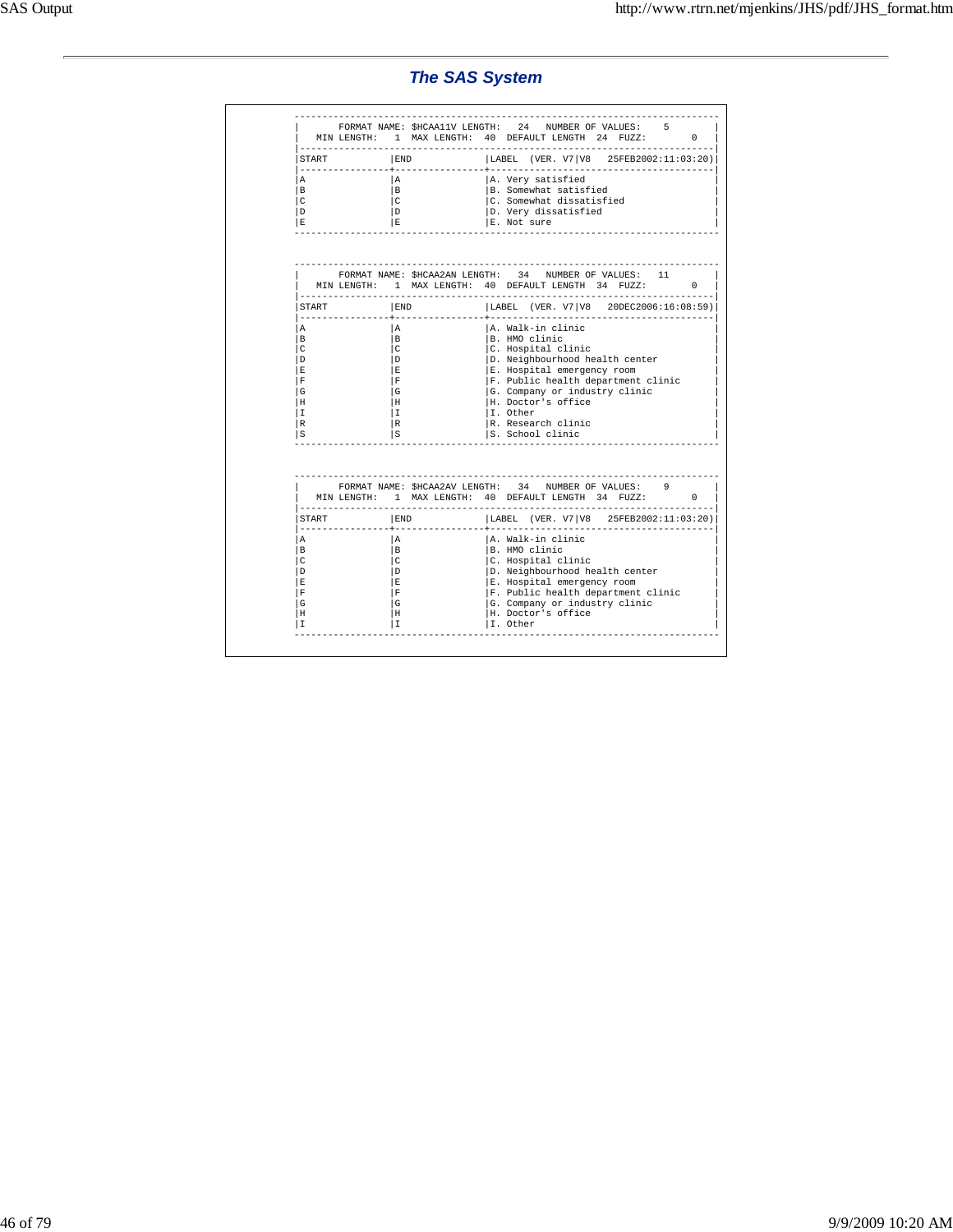## *The SAS System*

```
--------------------------------------------------------------------------
|       FORMAT NAME: $HCAA11V LENGTH:   24   NUMBER OF VALUES:    5        |
|   MIN LENGTH:   1  MAX LENGTH:  40  DEFAULT LENGTH  24  FUZZ:        0   |
|--------------------------------------------------------------------------|
|START           |END             |LABEL  (VER. V7|V8   25FEB2002:11:03:20)|
|----------------+----------------+----------------------------------------|
|A               |A               |A. Very satisfied                       |
|B               |B               |B. Somewhat satisfied                   |
|C               |C               |C. Somewhat dissatisfied                |
|D               |D               |D. Very dissatisfied                    |
|E               |E               |E. Not sure                             |
--------------------------------------------------------------------------


--------------------------------------------------------------------------
|       FORMAT NAME: $HCAA2AN LENGTH:   34   NUMBER OF VALUES:   11        |
|   MIN LENGTH:   1  MAX LENGTH:  40  DEFAULT LENGTH  34  FUZZ:        0   |
|--------------------------------------------------------------------------|
|START           |END             |LABEL  (VER. V7|V8   20DEC2006:16:08:59)|
|----------------+----------------+----------------------------------------|
|A               |A               |A. Walk-in clinic                       |
|B               |B               |B. HMO clinic                           |
|C               |C               |C. Hospital clinic                      |
|D               |D               |D. Neighbourhood health center          |
|E               |E               |E. Hospital emergency room              |
|F               |F               |F. Public health department clinic      |
|G               |G               |G. Company or industry clinic           |
|H               |H               |H. Doctor's office                      |
|I               |I               |I. Other                                |
|R               |R               |R. Research clinic                      |
|S               |S               |S. School clinic                        |
--------------------------------------------------------------------------


--------------------------------------------------------------------------
|       FORMAT NAME: $HCAA2AV LENGTH:   34   NUMBER OF VALUES:    9        |
|   MIN LENGTH:   1  MAX LENGTH:  40  DEFAULT LENGTH  34  FUZZ:        0   |
|--------------------------------------------------------------------------|
|START           |END             |LABEL  (VER. V7|V8   25FEB2002:11:03:20)|
|----------------+----------------+----------------------------------------|
|A               |A               |A. Walk-in clinic                       |
|B               |B               |B. HMO clinic                           |
|C               |C               |C. Hospital clinic                      |
|D               |D               |D. Neighbourhood health center          |
|E               |E               |E. Hospital emergency room              |
|F               |F               |F. Public health department clinic      |
|G               |G               |G. Company or industry clinic           |
|H               |H               |H. Doctor's office                      |
|I               |I               |I. Other                                |
--------------------------------------------------------------------------
```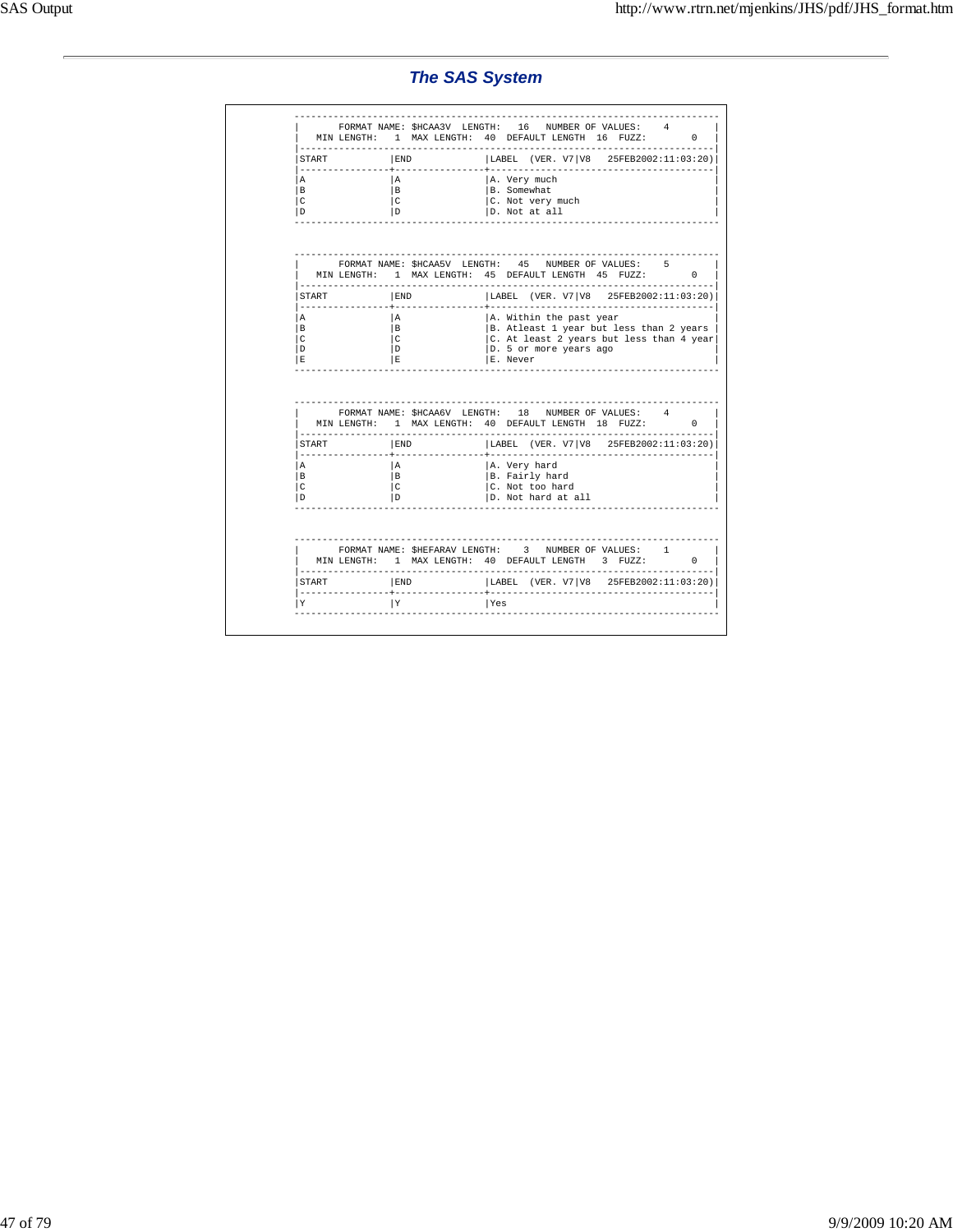## The SAS System

```
 ----------------------------------------------------------------------------
|       FORMAT NAME: $HCAA3V  LENGTH:   16   NUMBER OF VALUES:    4          |
|   MIN LENGTH:   1  MAX LENGTH:  40  DEFAULT LENGTH  16  FUZZ:        0     |
|----------------------------------------------------------------------------|
|START           |END             |LABEL  (VER. V7|V8   25FEB2002:11:03:20)|
|----------------+----------------+------------------------------------------|
|A               |A               |A. Very much                              |
|B               |B               |B. Somewhat                               |
|C               |C               |C. Not very much                          |
|D               |D               |D. Not at all                             |
 ----------------------------------------------------------------------------


 ----------------------------------------------------------------------------
|       FORMAT NAME: $HCAA5V  LENGTH:   45   NUMBER OF VALUES:    5          |
|   MIN LENGTH:   1  MAX LENGTH:  45  DEFAULT LENGTH  45  FUZZ:        0     |
|----------------------------------------------------------------------------|
|START           |END             |LABEL  (VER. V7|V8   25FEB2002:11:03:20)|
|----------------+----------------+------------------------------------------|
|A               |A               |A. Within the past year                   |
|B               |B               |B. Atleast 1 year but less than 2 years   |
|C               |C               |C. At least 2 years but less than 4 year|
|D               |D               |D. 5 or more years ago                    |
|E               |E               |E. Never                                  |
 ----------------------------------------------------------------------------


 ----------------------------------------------------------------------------
|       FORMAT NAME: $HCAA6V  LENGTH:   18   NUMBER OF VALUES:    4          |
|   MIN LENGTH:   1  MAX LENGTH:  40  DEFAULT LENGTH  18  FUZZ:        0     |
|----------------------------------------------------------------------------|
|START           |END             |LABEL  (VER. V7|V8   25FEB2002:11:03:20)|
|----------------+----------------+------------------------------------------|
|A               |A               |A. Very hard                              |
|B               |B               |B. Fairly hard                            |
|C               |C               |C. Not too hard                           |
|D               |D               |D. Not hard at all                        |
 ----------------------------------------------------------------------------


 ----------------------------------------------------------------------------
|       FORMAT NAME: $HEFARAV LENGTH:    3   NUMBER OF VALUES:    1          |
|   MIN LENGTH:   1  MAX LENGTH:  40  DEFAULT LENGTH   3  FUZZ:        0     |
|----------------------------------------------------------------------------|
|START           |END             |LABEL  (VER. V7|V8   25FEB2002:11:03:20)|
|----------------+----------------+------------------------------------------|
|Y               |Y               |Yes                                       |
 ----------------------------------------------------------------------------
```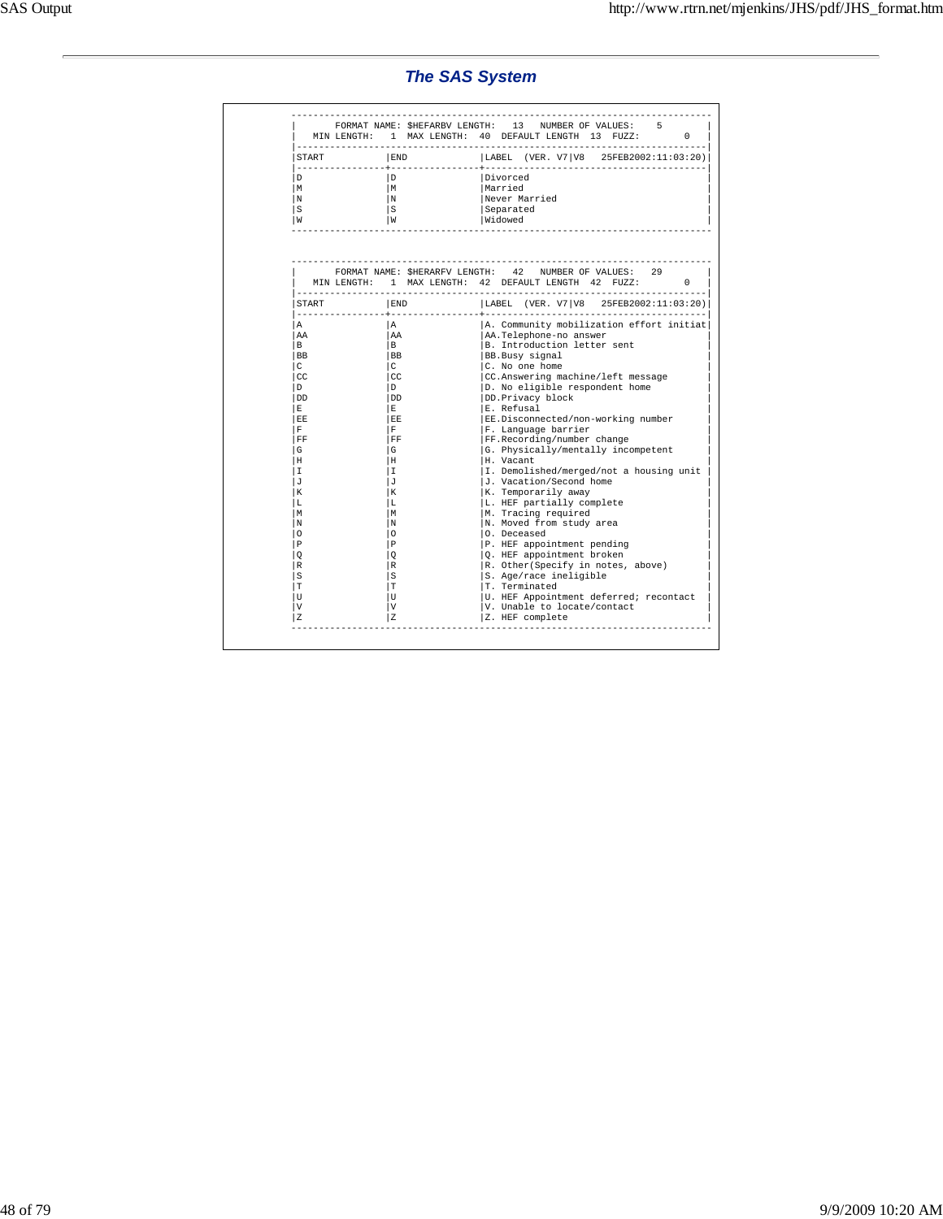## The SAS System

FORMAT NAME: $HEFARBV LENGTH: 13 NUMBER OF VALUES: 5
MIN LENGTH: 1 MAX LENGTH: 40 DEFAULT LENGTH 13 FUZZ: 0

| START | END | LABEL (VER. V7\|V8 25FEB2002:11:03:20) |
|---|---|---|
| D | D | Divorced |
| M | M | Married |
| N | N | Never Married |
| S | S | Separated |
| W | W | Widowed |

FORMAT NAME: $HERARFV LENGTH: 42 NUMBER OF VALUES: 29
MIN LENGTH: 1 MAX LENGTH: 42 DEFAULT LENGTH 42 FUZZ: 0

| START | END | LABEL (VER. V7\|V8 25FEB2002:11:03:20) |
|---|---|---|
| A | A | A. Community mobilization effort initiat |
| AA | AA | AA.Telephone-no answer |
| B | B | B. Introduction letter sent |
| BB | BB | BB.Busy signal |
| C | C | C. No one home |
| CC | CC | CC.Answering machine/left message |
| D | D | D. No eligible respondent home |
| DD | DD | DD.Privacy block |
| E | E | E. Refusal |
| EE | EE | EE.Disconnected/non-working number |
| F | F | F. Language barrier |
| FF | FF | FF.Recording/number change |
| G | G | G. Physically/mentally incompetent |
| H | H | H. Vacant |
| I | I | I. Demolished/merged/not a housing unit |
| J | J | J. Vacation/Second home |
| K | K | K. Temporarily away |
| L | L | L. HEF partially complete |
| M | M | M. Tracing required |
| N | N | N. Moved from study area |
| O | O | O. Deceased |
| P | P | P. HEF appointment pending |
| Q | Q | Q. HEF appointment broken |
| R | R | R. Other(Specify in notes, above) |
| S | S | S. Age/race ineligible |
| T | T | T. Terminated |
| U | U | U. HEF Appointment deferred; recontact |
| V | V | V. Unable to locate/contact |
| Z | Z | Z. HEF complete |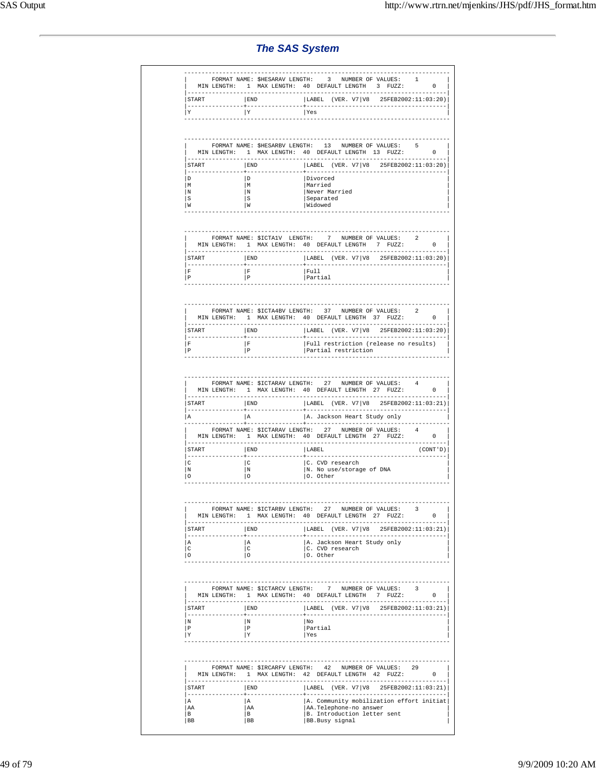### The SAS System

```
----------------------------------------------------------------------------
|      FORMAT NAME: $HESARAV LENGTH:    3   NUMBER OF VALUES:    1         |
|   MIN LENGTH:   1  MAX LENGTH:  40  DEFAULT LENGTH   3  FUZZY:        0   |
|--------------------------------------------------------------------------|
|START           |END             |LABEL  (VER. V7|V8   25FEB2002:11:03:20)|
|----------------+----------------+----------------------------------------|
|Y               |Y               |Yes                                     |
----------------------------------------------------------------------------


----------------------------------------------------------------------------
|      FORMAT NAME: $HESARBV LENGTH:   13   NUMBER OF VALUES:    5         |
|   MIN LENGTH:   1  MAX LENGTH:  40  DEFAULT LENGTH  13  FUZZY:        0   |
|--------------------------------------------------------------------------|
|START           |END             |LABEL  (VER. V7|V8   25FEB2002:11:03:20)|
|----------------+----------------+----------------------------------------|
|D               |D               |Divorced                                |
|M               |M               |Married                                 |
|N               |N               |Never Married                           |
|S               |S               |Separated                               |
|W               |W               |Widowed                                 |
----------------------------------------------------------------------------


----------------------------------------------------------------------------
|      FORMAT NAME: $ICTA1V  LENGTH:    7   NUMBER OF VALUES:    2         |
|   MIN LENGTH:   1  MAX LENGTH:  40  DEFAULT LENGTH   7  FUZZY:        0   |
|--------------------------------------------------------------------------|
|START           |END             |LABEL  (VER. V7|V8   25FEB2002:11:03:20)|
|----------------+----------------+----------------------------------------|
|F               |F               |Full                                    |
|P               |P               |Partial                                 |
----------------------------------------------------------------------------


----------------------------------------------------------------------------
|      FORMAT NAME: $ICTA4BV LENGTH:   37   NUMBER OF VALUES:    2         |
|   MIN LENGTH:   1  MAX LENGTH:  40  DEFAULT LENGTH  37  FUZZY:        0   |
|--------------------------------------------------------------------------|
|START           |END             |LABEL  (VER. V7|V8   25FEB2002:11:03:20)|
|----------------+----------------+----------------------------------------|
|F               |F               |Full restriction (release no results)   |
|P               |P               |Partial restriction                     |
----------------------------------------------------------------------------


----------------------------------------------------------------------------
|      FORMAT NAME: $ICTARAV LENGTH:   27   NUMBER OF VALUES:    4         |
|   MIN LENGTH:   1  MAX LENGTH:  40  DEFAULT LENGTH  27  FUZZY:        0   |
|--------------------------------------------------------------------------|
|START           |END             |LABEL  (VER. V7|V8   25FEB2002:11:03:21)|
|----------------+----------------+----------------------------------------|
|A               |A               |A. Jackson Heart Study only             |
----------------+----------------+------------------------------------------
|      FORMAT NAME: $ICTARAV LENGTH:   27   NUMBER OF VALUES:    4         |
|   MIN LENGTH:   1  MAX LENGTH:  40  DEFAULT LENGTH  27  FUZZY:        0   |
|--------------------------------------------------------------------------|
|START           |END             |LABEL                           (CONT'D)|
|----------------+----------------+----------------------------------------|
|C               |C               |C. CVD research                         |
|N               |N               |N. No use/storage of DNA                |
|O               |O               |O. Other                                |
----------------------------------------------------------------------------


----------------------------------------------------------------------------
|      FORMAT NAME: $ICTARBV LENGTH:   27   NUMBER OF VALUES:    3         |
|   MIN LENGTH:   1  MAX LENGTH:  40  DEFAULT LENGTH  27  FUZZY:        0   |
|--------------------------------------------------------------------------|
|START           |END             |LABEL  (VER. V7|V8   25FEB2002:11:03:21)|
|----------------+----------------+----------------------------------------|
|A               |A               |A. Jackson Heart Study only             |
|C               |C               |C. CVD research                         |
|O               |O               |O. Other                                |
----------------------------------------------------------------------------


----------------------------------------------------------------------------
|      FORMAT NAME: $ICTARCV LENGTH:    7   NUMBER OF VALUES:    3         |
|   MIN LENGTH:   1  MAX LENGTH:  40  DEFAULT LENGTH   7  FUZZY:        0   |
|--------------------------------------------------------------------------|
|START           |END             |LABEL  (VER. V7|V8   25FEB2002:11:03:21)|
|----------------+----------------+----------------------------------------|
|N               |N               |No                                      |
|P               |P               |Partial                                 |
|Y               |Y               |Yes                                     |
----------------------------------------------------------------------------


----------------------------------------------------------------------------
|      FORMAT NAME: $IRCARFV LENGTH:   42   NUMBER OF VALUES:   29         |
|   MIN LENGTH:   1  MAX LENGTH:  42  DEFAULT LENGTH  42  FUZZY:        0   |
|--------------------------------------------------------------------------|
|START           |END             |LABEL  (VER. V7|V8   25FEB2002:11:03:21)|
|----------------+----------------+----------------------------------------|
|A               |A               |A. Community mobilization effort initiat|
|AA              |AA              |AA.Telephone-no answer                  |
|B               |B               |B. Introduction letter sent             |
|BB              |BB              |BB.Busy signal                          |
```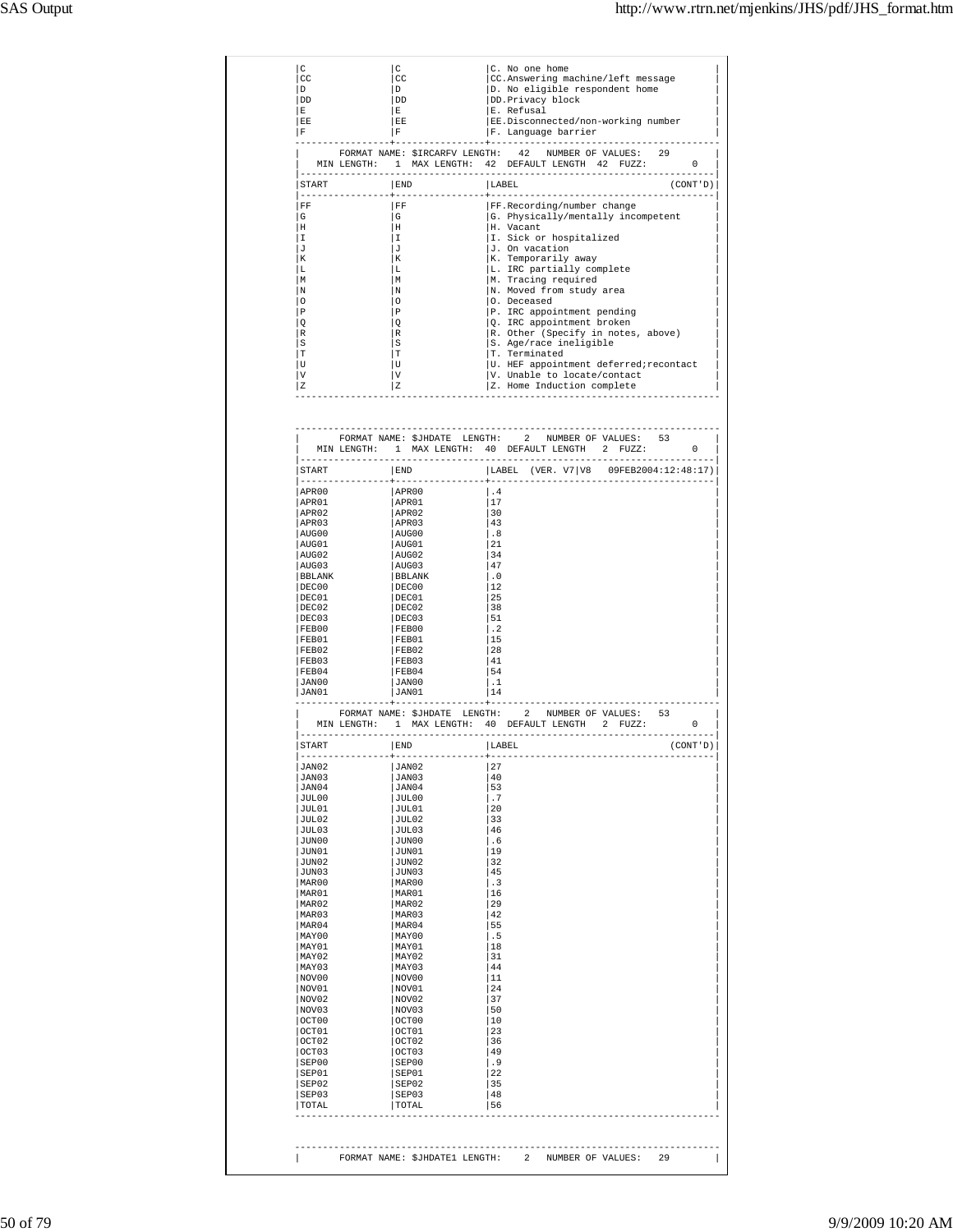| START | END | LABEL |
|---|---|---|
| C | C | C. No one home |
| CC | CC | CC.Answering machine/left message |
| D | D | D. No eligible respondent home |
| DD | DD | DD.Privacy block |
| E | E | E. Refusal |
| EE | EE | EE.Disconnected/non-working number |
| F | F | F. Language barrier |

FORMAT NAME: $IRCARFV LENGTH: 42 NUMBER OF VALUES: 29
MIN LENGTH: 1 MAX LENGTH: 42 DEFAULT LENGTH 42 FUZZ: 0

| START | END | LABEL (CONT'D) |
|---|---|---|
| FF | FF | FF.Recording/number change |
| G | G | G. Physically/mentally incompetent |
| H | H | H. Vacant |
| I | I | I. Sick or hospitalized |
| J | J | J. On vacation |
| K | K | K. Temporarily away |
| L | L | L. IRC partially complete |
| M | M | M. Tracing required |
| N | N | N. Moved from study area |
| O | O | O. Deceased |
| P | P | P. IRC appointment pending |
| Q | Q | Q. IRC appointment broken |
| R | R | R. Other (Specify in notes, above) |
| S | S | S. Age/race ineligible |
| T | T | T. Terminated |
| U | U | U. HEF appointment deferred;recontact |
| V | V | V. Unable to locate/contact |
| Z | Z | Z. Home Induction complete |

FORMAT NAME: $JHDATE LENGTH: 2 NUMBER OF VALUES: 53
MIN LENGTH: 1 MAX LENGTH: 40 DEFAULT LENGTH 2 FUZZ: 0

| START | END | LABEL (VER. V7\|V8 09FEB2004:12:48:17) |
|---|---|---|
| APR00 | APR00 | .4 |
| APR01 | APR01 | 17 |
| APR02 | APR02 | 30 |
| APR03 | APR03 | 43 |
| AUG00 | AUG00 | .8 |
| AUG01 | AUG01 | 21 |
| AUG02 | AUG02 | 34 |
| AUG03 | AUG03 | 47 |
| BBLANK | BBLANK | .0 |
| DEC00 | DEC00 | 12 |
| DEC01 | DEC01 | 25 |
| DEC02 | DEC02 | 38 |
| DEC03 | DEC03 | 51 |
| FEB00 | FEB00 | .2 |
| FEB01 | FEB01 | 15 |
| FEB02 | FEB02 | 28 |
| FEB03 | FEB03 | 41 |
| FEB04 | FEB04 | 54 |
| JAN00 | JAN00 | .1 |
| JAN01 | JAN01 | 14 |

FORMAT NAME: $JHDATE LENGTH: 2 NUMBER OF VALUES: 53
MIN LENGTH: 1 MAX LENGTH: 40 DEFAULT LENGTH 2 FUZZ: 0

| START | END | LABEL (CONT'D) |
|---|---|---|
| JAN02 | JAN02 | 27 |
| JAN03 | JAN03 | 40 |
| JAN04 | JAN04 | 53 |
| JUL00 | JUL00 | .7 |
| JUL01 | JUL01 | 20 |
| JUL02 | JUL02 | 33 |
| JUL03 | JUL03 | 46 |
| JUN00 | JUN00 | .6 |
| JUN01 | JUN01 | 19 |
| JUN02 | JUN02 | 32 |
| JUN03 | JUN03 | 45 |
| MAR00 | MAR00 | .3 |
| MAR01 | MAR01 | 16 |
| MAR02 | MAR02 | 29 |
| MAR03 | MAR03 | 42 |
| MAR04 | MAR04 | 55 |
| MAY00 | MAY00 | .5 |
| MAY01 | MAY01 | 18 |
| MAY02 | MAY02 | 31 |
| MAY03 | MAY03 | 44 |
| NOV00 | NOV00 | 11 |
| NOV01 | NOV01 | 24 |
| NOV02 | NOV02 | 37 |
| NOV03 | NOV03 | 50 |
| OCT00 | OCT00 | 10 |
| OCT01 | OCT01 | 23 |
| OCT02 | OCT02 | 36 |
| OCT03 | OCT03 | 49 |
| SEP00 | SEP00 | .9 |
| SEP01 | SEP01 | 22 |
| SEP02 | SEP02 | 35 |
| SEP03 | SEP03 | 48 |
| TOTAL | TOTAL | 56 |

FORMAT NAME: $JHDATE1 LENGTH: 2 NUMBER OF VALUES: 29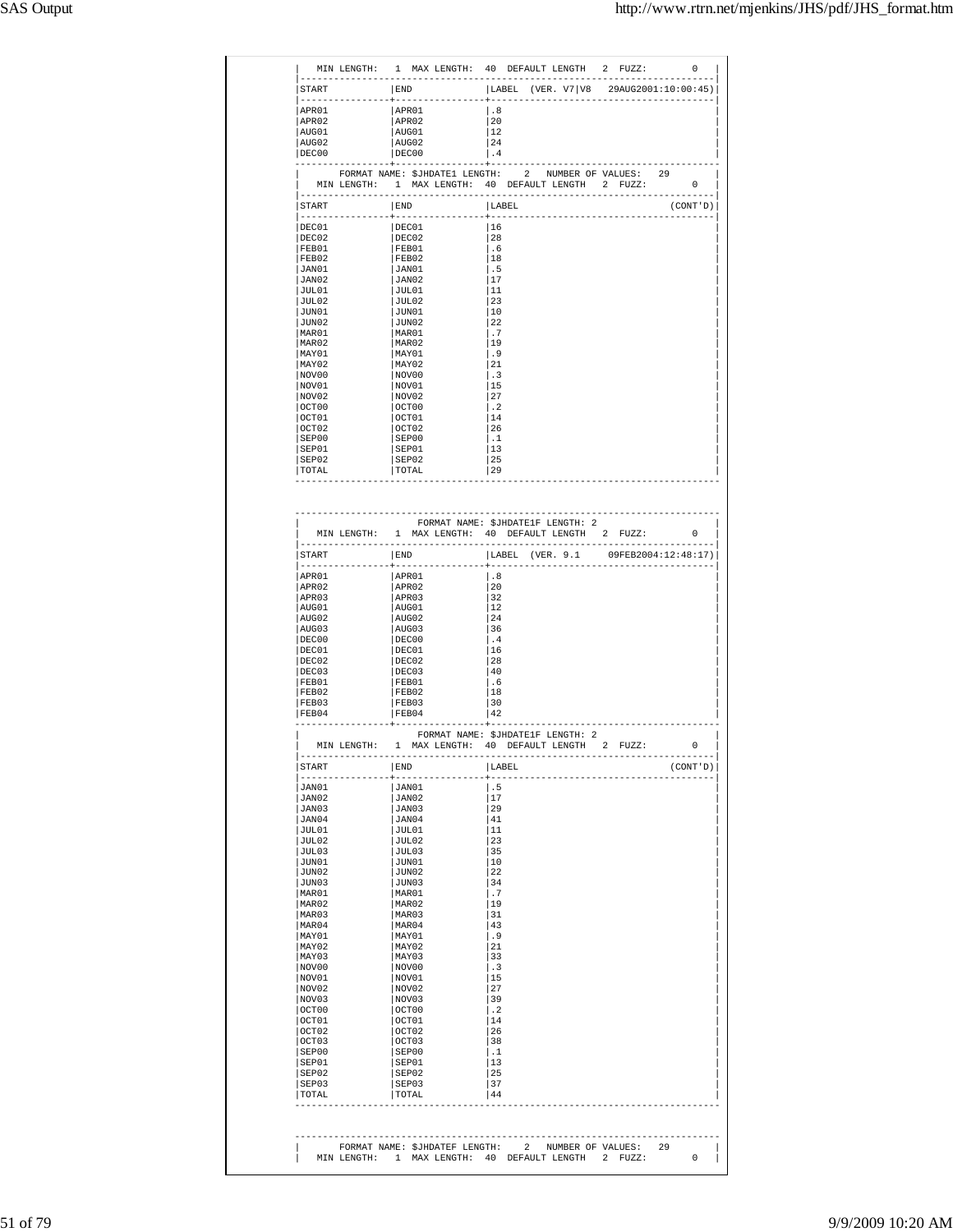```
|   MIN LENGTH:   1  MAX LENGTH:  40  DEFAULT LENGTH   2  FUZZ:        0   |
|--------------------------------------------------------------------------|
|START           |END             |LABEL  (VER. V7|V8   29AUG2001:10:00:45)|
|----------------+----------------+----------------------------------------|
|APR01           |APR01           |.8                                      |
|APR02           |APR02           |20                                      |
|AUG01           |AUG01           |12                                      |
|AUG02           |AUG02           |24                                      |
|DEC00           |DEC00           |.4                                      |
----------------+----------------+-----------------------------------------
|       FORMAT NAME: $JHDATE1 LENGTH:    2   NUMBER OF VALUES:   29        |
|   MIN LENGTH:   1  MAX LENGTH:  40  DEFAULT LENGTH   2  FUZZ:        0   |
|--------------------------------------------------------------------------|
|START           |END             |LABEL                           (CONT'D)|
|----------------+----------------+----------------------------------------|
|DEC01           |DEC01           |16                                      |
|DEC02           |DEC02           |28                                      |
|FEB01           |FEB01           |.6                                      |
|FEB02           |FEB02           |18                                      |
|JAN01           |JAN01           |.5                                      |
|JAN02           |JAN02           |17                                      |
|JUL01           |JUL01           |11                                      |
|JUL02           |JUL02           |23                                      |
|JUN01           |JUN01           |10                                      |
|JUN02           |JUN02           |22                                      |
|MAR01           |MAR01           |.7                                      |
|MAR02           |MAR02           |19                                      |
|MAY01           |MAY01           |.9                                      |
|MAY02           |MAY02           |21                                      |
|NOV00           |NOV00           |.3                                      |
|NOV01           |NOV01           |15                                      |
|NOV02           |NOV02           |27                                      |
|OCT00           |OCT00           |.2                                      |
|OCT01           |OCT01           |14                                      |
|OCT02           |OCT02           |26                                      |
|SEP00           |SEP00           |.1                                      |
|SEP01           |SEP01           |13                                      |
|SEP02           |SEP02           |25                                      |
|TOTAL           |TOTAL           |29                                      |
----------------------------------------------------------------------------


----------------------------------------------------------------------------
|                   FORMAT NAME: $JHDATE1F LENGTH: 2                       |
|   MIN LENGTH:   1  MAX LENGTH:  40  DEFAULT LENGTH   2  FUZZ:        0   |
|--------------------------------------------------------------------------|
|START           |END             |LABEL  (VER. 9.1     09FEB2004:12:48:17)|
|----------------+----------------+----------------------------------------|
|APR01           |APR01           |.8                                      |
|APR02           |APR02           |20                                      |
|APR03           |APR03           |32                                      |
|AUG01           |AUG01           |12                                      |
|AUG02           |AUG02           |24                                      |
|AUG03           |AUG03           |36                                      |
|DEC00           |DEC00           |.4                                      |
|DEC01           |DEC01           |16                                      |
|DEC02           |DEC02           |28                                      |
|DEC03           |DEC03           |40                                      |
|FEB01           |FEB01           |.6                                      |
|FEB02           |FEB02           |18                                      |
|FEB03           |FEB03           |30                                      |
|FEB04           |FEB04           |42                                      |
----------------+----------------+-----------------------------------------
|                   FORMAT NAME: $JHDATE1F LENGTH: 2                       |
|   MIN LENGTH:   1  MAX LENGTH:  40  DEFAULT LENGTH   2  FUZZ:        0   |
|--------------------------------------------------------------------------|
|START           |END             |LABEL                           (CONT'D)|
|----------------+----------------+----------------------------------------|
|JAN01           |JAN01           |.5                                      |
|JAN02           |JAN02           |17                                      |
|JAN03           |JAN03           |29                                      |
|JAN04           |JAN04           |41                                      |
|JUL01           |JUL01           |11                                      |
|JUL02           |JUL02           |23                                      |
|JUL03           |JUL03           |35                                      |
|JUN01           |JUN01           |10                                      |
|JUN02           |JUN02           |22                                      |
|JUN03           |JUN03           |34                                      |
|MAR01           |MAR01           |.7                                      |
|MAR02           |MAR02           |19                                      |
|MAR03           |MAR03           |31                                      |
|MAR04           |MAR04           |43                                      |
|MAY01           |MAY01           |.9                                      |
|MAY02           |MAY02           |21                                      |
|MAY03           |MAY03           |33                                      |
|NOV00           |NOV00           |.3                                      |
|NOV01           |NOV01           |15                                      |
|NOV02           |NOV02           |27                                      |
|NOV03           |NOV03           |39                                      |
|OCT00           |OCT00           |.2                                      |
|OCT01           |OCT01           |14                                      |
|OCT02           |OCT02           |26                                      |
|OCT03           |OCT03           |38                                      |
|SEP00           |SEP00           |.1                                      |
|SEP01           |SEP01           |13                                      |
|SEP02           |SEP02           |25                                      |
|SEP03           |SEP03           |37                                      |
|TOTAL           |TOTAL           |44                                      |
----------------------------------------------------------------------------


----------------------------------------------------------------------------
|       FORMAT NAME: $JHDATEF LENGTH:    2   NUMBER OF VALUES:   29        |
|   MIN LENGTH:   1  MAX LENGTH:  40  DEFAULT LENGTH   2  FUZZ:        0   |
```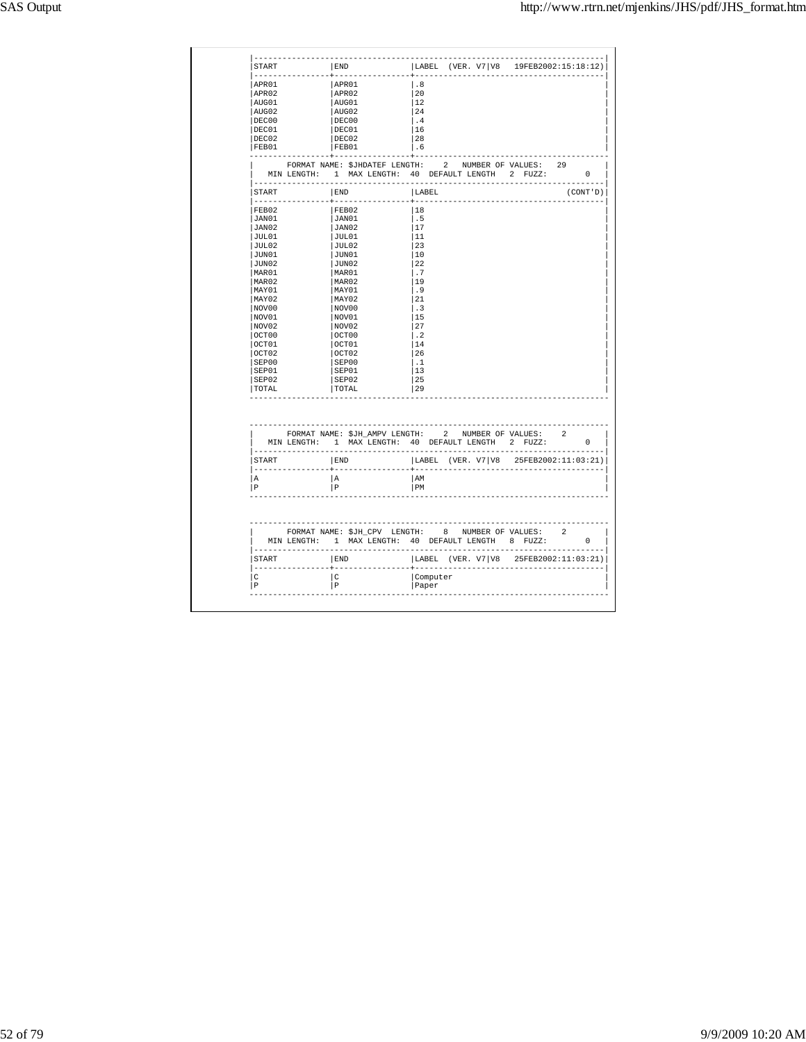| START | END | LABEL (VER. V7\|V8 19FEB2002:15:18:12) |
|---|---|---|
| APR01 | APR01 | .8 |
| APR02 | APR02 | 20 |
| AUG01 | AUG01 | 12 |
| AUG02 | AUG02 | 24 |
| DEC00 | DEC00 | .4 |
| DEC01 | DEC01 | 16 |
| DEC02 | DEC02 | 28 |
| FEB01 | FEB01 | .6 |

FORMAT NAME: $JHDATEF LENGTH: 2 NUMBER OF VALUES: 29
MIN LENGTH: 1 MAX LENGTH: 40 DEFAULT LENGTH 2 FUZZ: 0

| START | END | LABEL (CONT'D) |
|---|---|---|
| FEB02 | FEB02 | 18 |
| JAN01 | JAN01 | .5 |
| JAN02 | JAN02 | 17 |
| JUL01 | JUL01 | 11 |
| JUL02 | JUL02 | 23 |
| JUN01 | JUN01 | 10 |
| JUN02 | JUN02 | 22 |
| MAR01 | MAR01 | .7 |
| MAR02 | MAR02 | 19 |
| MAY01 | MAY01 | .9 |
| MAY02 | MAY02 | 21 |
| NOV00 | NOV00 | .3 |
| NOV01 | NOV01 | 15 |
| NOV02 | NOV02 | 27 |
| OCT00 | OCT00 | .2 |
| OCT01 | OCT01 | 14 |
| OCT02 | OCT02 | 26 |
| SEP00 | SEP00 | .1 |
| SEP01 | SEP01 | 13 |
| SEP02 | SEP02 | 25 |
| TOTAL | TOTAL | 29 |

FORMAT NAME: $JH_AMPV LENGTH: 2 NUMBER OF VALUES: 2
MIN LENGTH: 1 MAX LENGTH: 40 DEFAULT LENGTH 2 FUZZ: 0

| START | END | LABEL (VER. V7\|V8 25FEB2002:11:03:21) |
|---|---|---|
| A | A | AM |
| P | P | PM |

FORMAT NAME: $JH_CPV LENGTH: 8 NUMBER OF VALUES: 2
MIN LENGTH: 1 MAX LENGTH: 40 DEFAULT LENGTH 8 FUZZ: 0

| START | END | LABEL (VER. V7\|V8 25FEB2002:11:03:21) |
|---|---|---|
| C | C | Computer |
| P | P | Paper |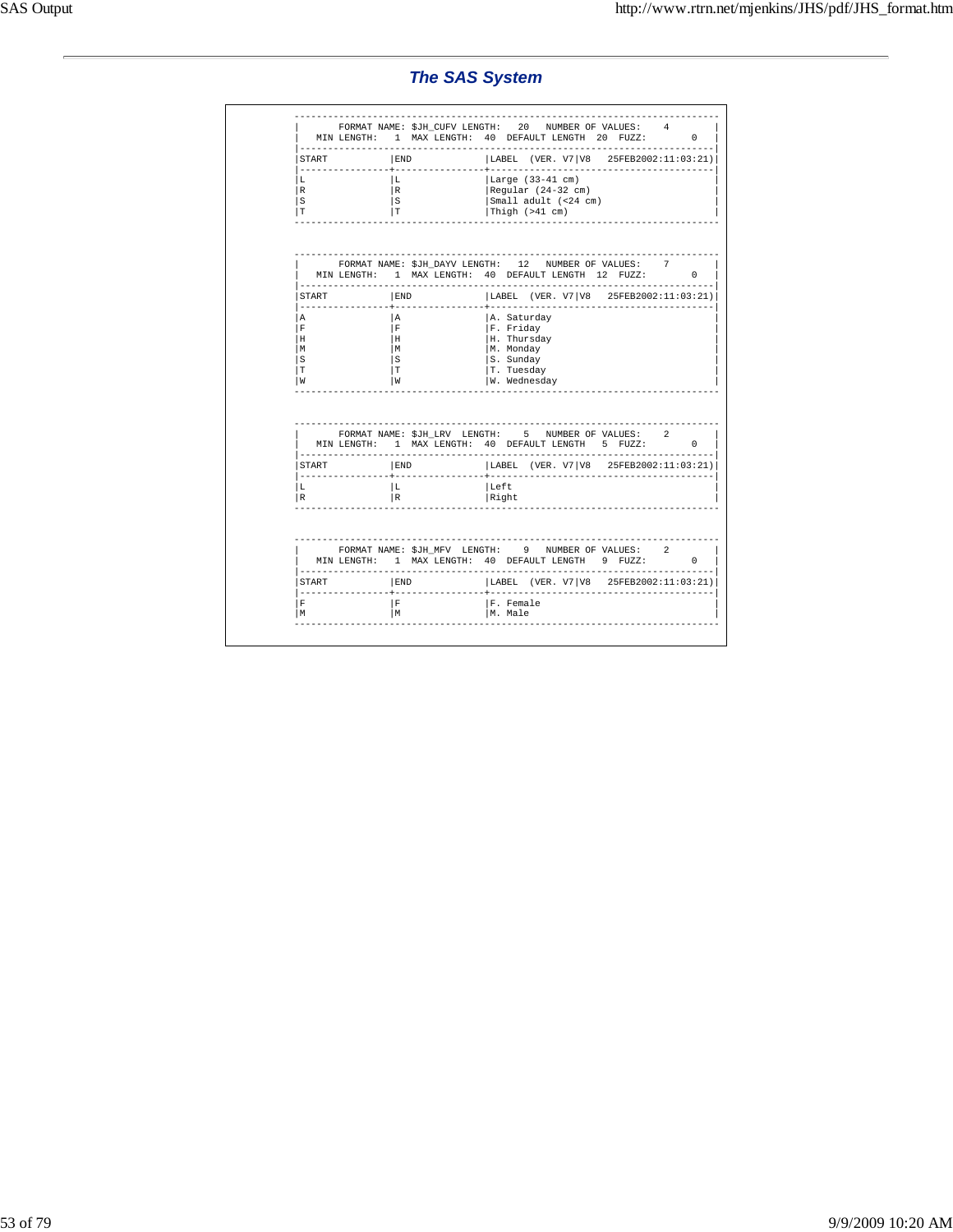## *The SAS System*

```
----------------------------------------------------------------------------
|       FORMAT NAME: $JH_CUFV LENGTH:   20   NUMBER OF VALUES:    4        |
|   MIN LENGTH:   1  MAX LENGTH:  40  DEFAULT LENGTH  20  FUZZ:        0   |
|--------------------------------------------------------------------------|
|START           |END             |LABEL  (VER. V7|V8   25FEB2002:11:03:21)|
|----------------+----------------+----------------------------------------|
|L               |L               |Large (33-41 cm)                        |
|R               |R               |Regular (24-32 cm)                      |
|S               |S               |Small adult (<24 cm)                    |
|T               |T               |Thigh (>41 cm)                          |
----------------------------------------------------------------------------


----------------------------------------------------------------------------
|       FORMAT NAME: $JH_DAYV LENGTH:   12   NUMBER OF VALUES:    7        |
|   MIN LENGTH:   1  MAX LENGTH:  40  DEFAULT LENGTH  12  FUZZ:        0   |
|--------------------------------------------------------------------------|
|START           |END             |LABEL  (VER. V7|V8   25FEB2002:11:03:21)|
|----------------+----------------+----------------------------------------|
|A               |A               |A. Saturday                             |
|F               |F               |F. Friday                               |
|H               |H               |H. Thursday                             |
|M               |M               |M. Monday                               |
|S               |S               |S. Sunday                               |
|T               |T               |T. Tuesday                              |
|W               |W               |W. Wednesday                            |
----------------------------------------------------------------------------


----------------------------------------------------------------------------
|       FORMAT NAME: $JH_LRV  LENGTH:    5   NUMBER OF VALUES:    2        |
|   MIN LENGTH:   1  MAX LENGTH:  40  DEFAULT LENGTH   5  FUZZ:        0   |
|--------------------------------------------------------------------------|
|START           |END             |LABEL  (VER. V7|V8   25FEB2002:11:03:21)|
|----------------+----------------+----------------------------------------|
|L               |L               |Left                                    |
|R               |R               |Right                                   |
----------------------------------------------------------------------------


----------------------------------------------------------------------------
|       FORMAT NAME: $JH_MFV  LENGTH:    9   NUMBER OF VALUES:    2        |
|   MIN LENGTH:   1  MAX LENGTH:  40  DEFAULT LENGTH   9  FUZZ:        0   |
|--------------------------------------------------------------------------|
|START           |END             |LABEL  (VER. V7|V8   25FEB2002:11:03:21)|
|----------------+----------------+----------------------------------------|
|F               |F               |F. Female                               |
|M               |M               |M. Male                                 |
----------------------------------------------------------------------------
```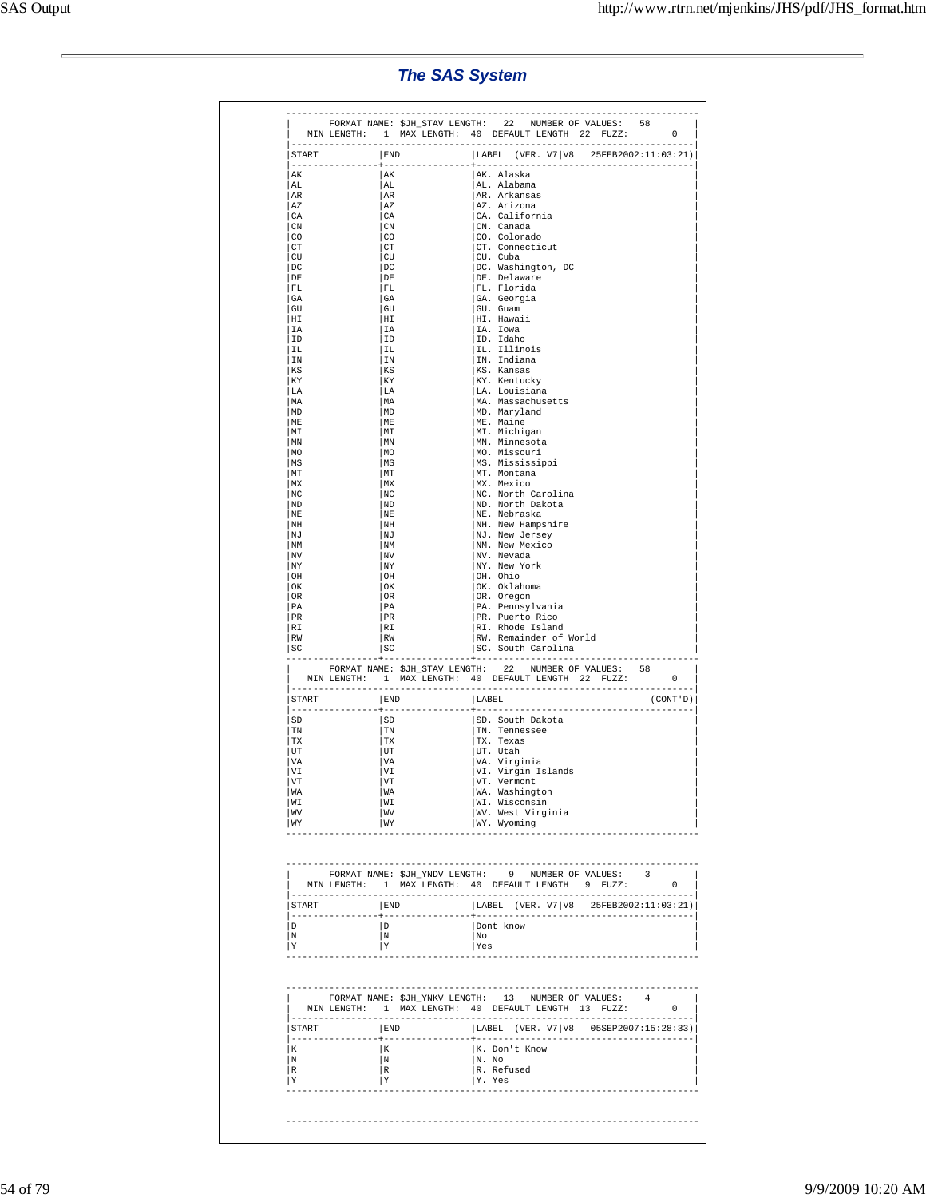## The SAS System

```
-------------------------------------------------------------------------------
|     FORMAT NAME: $JH_STAV LENGTH:   22   NUMBER OF VALUES:   58             |
|   MIN LENGTH:   1  MAX LENGTH:  40  DEFAULT LENGTH  22  FUZZ:        0      |
|-----------------------------------------------------------------------------|
|START           |END             |LABEL  (VER. V7|V8   25FEB2002:11:03:21)   |
|----------------+----------------+-------------------------------------------|
|AK              |AK              |AK. Alaska                                 |
|AL              |AL              |AL. Alabama                                |
|AR              |AR              |AR. Arkansas                               |
|AZ              |AZ              |AZ. Arizona                                |
|CA              |CA              |CA. California                             |
|CN              |CN              |CN. Canada                                 |
|CO              |CO              |CO. Colorado                               |
|CT              |CT              |CT. Connecticut                            |
|CU              |CU              |CU. Cuba                                   |
|DC              |DC              |DC. Washington, DC                         |
|DE              |DE              |DE. Delaware                               |
|FL              |FL              |FL. Florida                                |
|GA              |GA              |GA. Georgia                                |
|GU              |GU              |GU. Guam                                   |
|HI              |HI              |HI. Hawaii                                 |
|IA              |IA              |IA. Iowa                                   |
|ID              |ID              |ID. Idaho                                  |
|IL              |IL              |IL. Illinois                               |
|IN              |IN              |IN. Indiana                                |
|KS              |KS              |KS. Kansas                                 |
|KY              |KY              |KY. Kentucky                               |
|LA              |LA              |LA. Louisiana                              |
|MA              |MA              |MA. Massachusetts                          |
|MD              |MD              |MD. Maryland                               |
|ME              |ME              |ME. Maine                                  |
|MI              |MI              |MI. Michigan                               |
|MN              |MN              |MN. Minnesota                              |
|MO              |MO              |MO. Missouri                               |
|MS              |MS              |MS. Mississippi                            |
|MT              |MT              |MT. Montana                                |
|MX              |MX              |MX. Mexico                                 |
|NC              |NC              |NC. North Carolina                         |
|ND              |ND              |ND. North Dakota                           |
|NE              |NE              |NE. Nebraska                               |
|NH              |NH              |NH. New Hampshire                          |
|NJ              |NJ              |NJ. New Jersey                             |
|NM              |NM              |NM. New Mexico                             |
|NV              |NV              |NV. Nevada                                 |
|NY              |NY              |NY. New York                               |
|OH              |OH              |OH. Ohio                                   |
|OK              |OK              |OK. Oklahoma                               |
|OR              |OR              |OR. Oregon                                 |
|PA              |PA              |PA. Pennsylvania                           |
|PR              |PR              |PR. Puerto Rico                            |
|RI              |RI              |RI. Rhode Island                           |
|RW              |RW              |RW. Remainder of World                     |
|SC              |SC              |SC. South Carolina                         |
-------------------------------------------------------------------------------
|     FORMAT NAME: $JH_STAV LENGTH:   22   NUMBER OF VALUES:   58             |
|   MIN LENGTH:   1  MAX LENGTH:  40  DEFAULT LENGTH  22  FUZZ:        0      |
|-----------------------------------------------------------------------------|
|START           |END             |LABEL                             (CONT'D) |
|----------------+----------------+-------------------------------------------|
|SD              |SD              |SD. South Dakota                           |
|TN              |TN              |TN. Tennessee                              |
|TX              |TX              |TX. Texas                                  |
|UT              |UT              |UT. Utah                                   |
|VA              |VA              |VA. Virginia                               |
|VI              |VI              |VI. Virgin Islands                         |
|VT              |VT              |VT. Vermont                                |
|WA              |WA              |WA. Washington                             |
|WI              |WI              |WI. Wisconsin                              |
|WV              |WV              |WV. West Virginia                          |
|WY              |WY              |WY. Wyoming                                |
-------------------------------------------------------------------------------


-------------------------------------------------------------------------------
|     FORMAT NAME: $JH_YNDV LENGTH:    9   NUMBER OF VALUES:    3             |
|   MIN LENGTH:   1  MAX LENGTH:  40  DEFAULT LENGTH   9  FUZZ:        0      |
|-----------------------------------------------------------------------------|
|START           |END             |LABEL  (VER. V7|V8   25FEB2002:11:03:21)   |
|----------------+----------------+-------------------------------------------|
|D               |D               |Dont know                                  |
|N               |N               |No                                         |
|Y               |Y               |Yes                                        |
-------------------------------------------------------------------------------


-------------------------------------------------------------------------------
|     FORMAT NAME: $JH_YNKV LENGTH:   13   NUMBER OF VALUES:    4             |
|   MIN LENGTH:   1  MAX LENGTH:  40  DEFAULT LENGTH  13  FUZZ:        0      |
|-----------------------------------------------------------------------------|
|START           |END             |LABEL  (VER. V7|V8   05SEP2007:15:28:33)   |
|----------------+----------------+-------------------------------------------|
|K               |K               |K. Don't Know                              |
|N               |N               |N. No                                      |
|R               |R               |R. Refused                                 |
|Y               |Y               |Y. Yes                                     |
-------------------------------------------------------------------------------


-------------------------------------------------------------------------------
```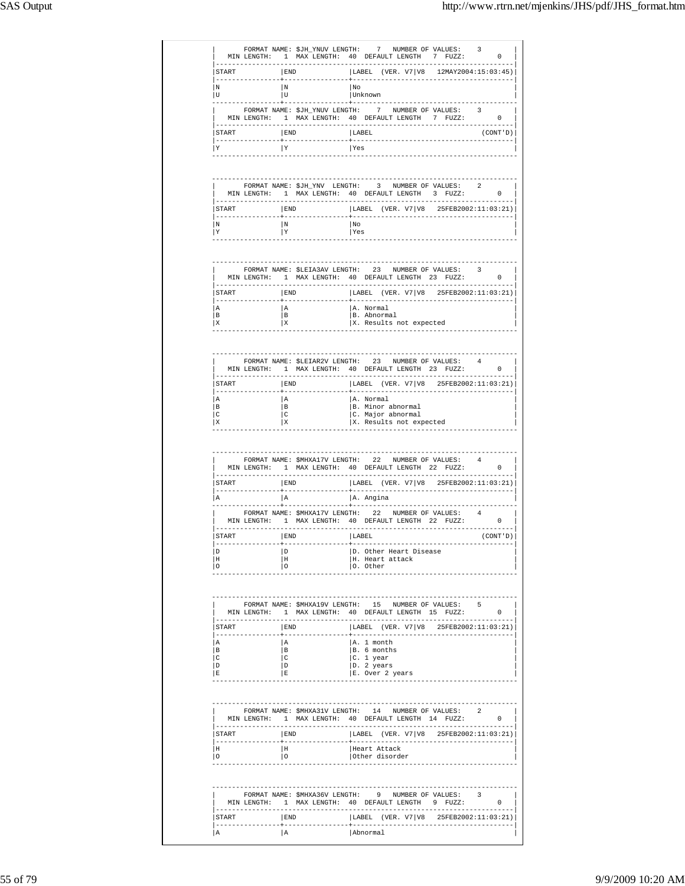```
|       FORMAT NAME: $JH_YNUV LENGTH:    7   NUMBER OF VALUES:    3        |
|   MIN LENGTH:   1  MAX LENGTH:  40  DEFAULT LENGTH   7  FUZZ:        0   |
|--------------------------------------------------------------------------|
|START           |END             |LABEL  (VER. V7|V8   12MAY2004:15:03:45)|
|----------------+----------------+----------------------------------------|
|N               |N               |No                                      |
|U               |U               |Unknown                                 |
----------------+----------------+-----------------------------------------
|       FORMAT NAME: $JH_YNUV LENGTH:    7   NUMBER OF VALUES:    3        |
|   MIN LENGTH:   1  MAX LENGTH:  40  DEFAULT LENGTH   7  FUZZ:        0   |
|--------------------------------------------------------------------------|
|START           |END             |LABEL                         (CONT'D)|
|----------------+----------------+----------------------------------------|
|Y               |Y               |Yes                                     |
----------------------------------------------------------------------------


----------------------------------------------------------------------------
|       FORMAT NAME: $JH_YNV  LENGTH:    3   NUMBER OF VALUES:    2        |
|   MIN LENGTH:   1  MAX LENGTH:  40  DEFAULT LENGTH   3  FUZZ:        0   |
|--------------------------------------------------------------------------|
|START           |END             |LABEL  (VER. V7|V8   25FEB2002:11:03:21)|
|----------------+----------------+----------------------------------------|
|N               |N               |No                                      |
|Y               |Y               |Yes                                     |
----------------------------------------------------------------------------


----------------------------------------------------------------------------
|       FORMAT NAME: $LEIA3AV LENGTH:   23   NUMBER OF VALUES:    3        |
|   MIN LENGTH:   1  MAX LENGTH:  40  DEFAULT LENGTH  23  FUZZ:        0   |
|--------------------------------------------------------------------------|
|START           |END             |LABEL  (VER. V7|V8   25FEB2002:11:03:21)|
|----------------+----------------+----------------------------------------|
|A               |A               |A. Normal                               |
|B               |B               |B. Abnormal                             |
|X               |X               |X. Results not expected                 |
----------------------------------------------------------------------------


----------------------------------------------------------------------------
|       FORMAT NAME: $LEIAR2V LENGTH:   23   NUMBER OF VALUES:    4        |
|   MIN LENGTH:   1  MAX LENGTH:  40  DEFAULT LENGTH  23  FUZZ:        0   |
|--------------------------------------------------------------------------|
|START           |END             |LABEL  (VER. V7|V8   25FEB2002:11:03:21)|
|----------------+----------------+----------------------------------------|
|A               |A               |A. Normal                               |
|B               |B               |B. Minor abnormal                       |
|C               |C               |C. Major abnormal                       |
|X               |X               |X. Results not expected                 |
----------------------------------------------------------------------------


----------------------------------------------------------------------------
|       FORMAT NAME: $MHXA17V LENGTH:   22   NUMBER OF VALUES:    4        |
|   MIN LENGTH:   1  MAX LENGTH:  40  DEFAULT LENGTH  22  FUZZ:        0   |
|--------------------------------------------------------------------------|
|START           |END             |LABEL  (VER. V7|V8   25FEB2002:11:03:21)|
|----------------+----------------+----------------------------------------|
|A               |A               |A. Angina                               |
----------------+----------------+-----------------------------------------
|       FORMAT NAME: $MHXA17V LENGTH:   22   NUMBER OF VALUES:    4        |
|   MIN LENGTH:   1  MAX LENGTH:  40  DEFAULT LENGTH  22  FUZZ:        0   |
|--------------------------------------------------------------------------|
|START           |END             |LABEL                         (CONT'D)|
|----------------+----------------+----------------------------------------|
|D               |D               |D. Other Heart Disease                  |
|H               |H               |H. Heart attack                         |
|O               |O               |O. Other                                |
----------------------------------------------------------------------------


----------------------------------------------------------------------------
|       FORMAT NAME: $MHXA19V LENGTH:   15   NUMBER OF VALUES:    5        |
|   MIN LENGTH:   1  MAX LENGTH:  40  DEFAULT LENGTH  15  FUZZ:        0   |
|--------------------------------------------------------------------------|
|START           |END             |LABEL  (VER. V7|V8   25FEB2002:11:03:21)|
|----------------+----------------+----------------------------------------|
|A               |A               |A. 1 month                              |
|B               |B               |B. 6 months                             |
|C               |C               |C. 1 year                               |
|D               |D               |D. 2 years                              |
|E               |E               |E. Over 2 years                         |
----------------------------------------------------------------------------


----------------------------------------------------------------------------
|       FORMAT NAME: $MHXA31V LENGTH:   14   NUMBER OF VALUES:    2        |
|   MIN LENGTH:   1  MAX LENGTH:  40  DEFAULT LENGTH  14  FUZZ:        0   |
|--------------------------------------------------------------------------|
|START           |END             |LABEL  (VER. V7|V8   25FEB2002:11:03:21)|
|----------------+----------------+----------------------------------------|
|H               |H               |Heart Attack                            |
|O               |O               |Other disorder                          |
----------------------------------------------------------------------------


----------------------------------------------------------------------------
|       FORMAT NAME: $MHXA36V LENGTH:    9   NUMBER OF VALUES:    3        |
|   MIN LENGTH:   1  MAX LENGTH:  40  DEFAULT LENGTH   9  FUZZ:        0   |
|--------------------------------------------------------------------------|
|START           |END             |LABEL  (VER. V7|V8   25FEB2002:11:03:21)|
|----------------+----------------+----------------------------------------|
|A               |A               |Abnormal                                |
```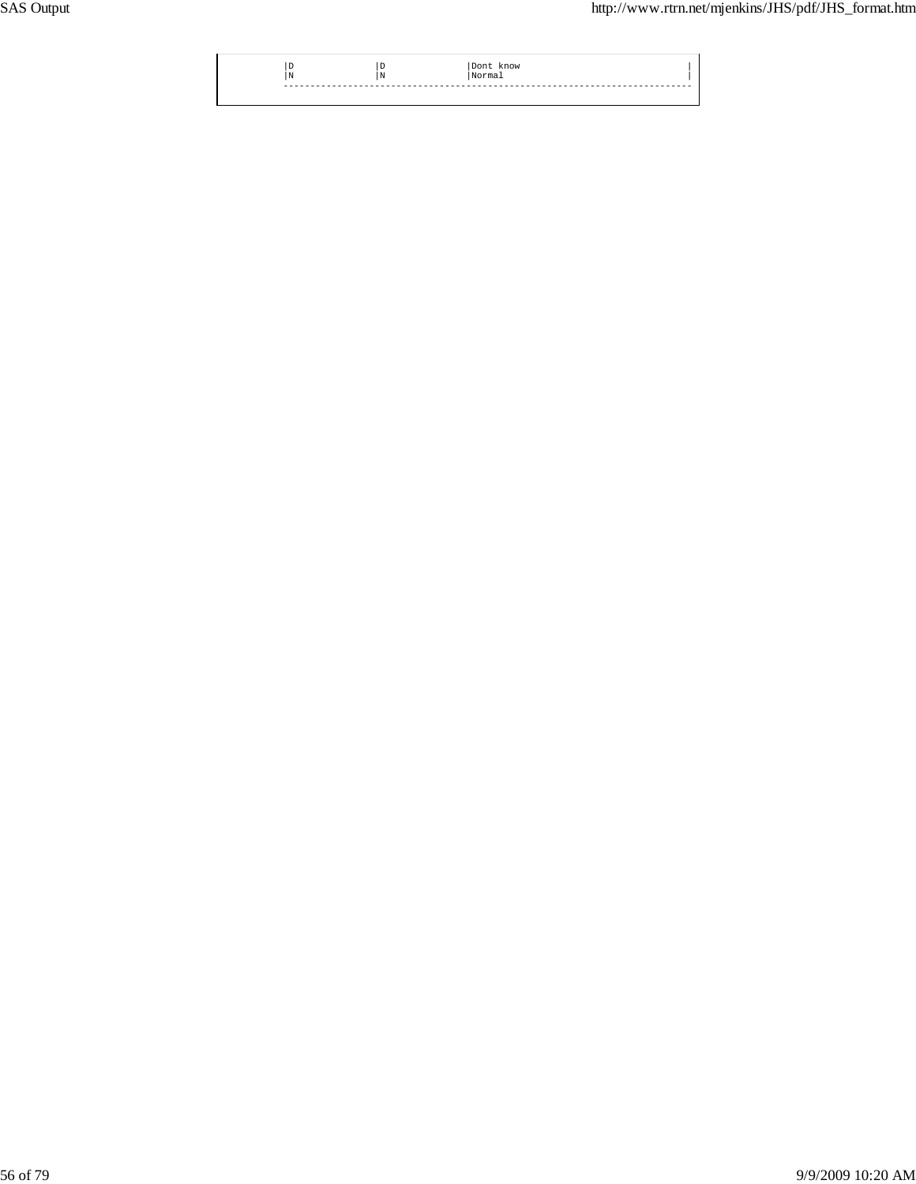| | | |
|---|---|---|
| D | D | Dont know |
| N | N | Normal |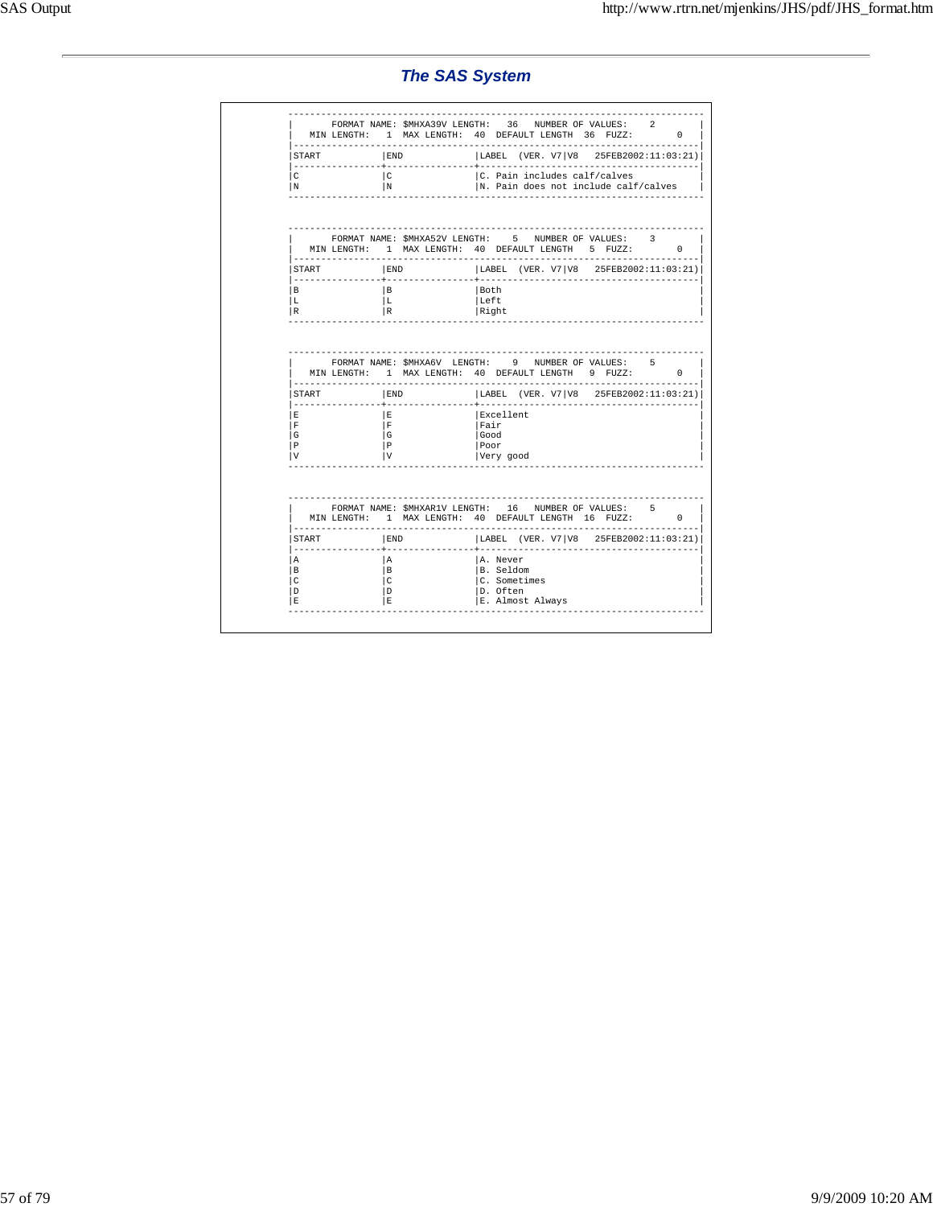## *The SAS System*

```
----------------------------------------------------------------------------
|       FORMAT NAME: $MHXA39V LENGTH:   36   NUMBER OF VALUES:    2        |
|   MIN LENGTH:   1  MAX LENGTH:  40  DEFAULT LENGTH  36  FUZZY:       0   |
|--------------------------------------------------------------------------|
|START           |END             |LABEL  (VER. V7|V8   25FEB2002:11:03:21)|
|----------------+----------------+----------------------------------------|
|C               |C               |C. Pain includes calf/calves            |
|N               |N               |N. Pain does not include calf/calves    |
----------------------------------------------------------------------------


----------------------------------------------------------------------------
|       FORMAT NAME: $MHXA52V LENGTH:    5   NUMBER OF VALUES:    3        |
|   MIN LENGTH:   1  MAX LENGTH:  40  DEFAULT LENGTH   5  FUZZY:       0   |
|--------------------------------------------------------------------------|
|START           |END             |LABEL  (VER. V7|V8   25FEB2002:11:03:21)|
|----------------+----------------+----------------------------------------|
|B               |B               |Both                                    |
|L               |L               |Left                                    |
|R               |R               |Right                                   |
----------------------------------------------------------------------------


----------------------------------------------------------------------------
|       FORMAT NAME: $MHXA6V  LENGTH:    9   NUMBER OF VALUES:    5        |
|   MIN LENGTH:   1  MAX LENGTH:  40  DEFAULT LENGTH   9  FUZZY:       0   |
|--------------------------------------------------------------------------|
|START           |END             |LABEL  (VER. V7|V8   25FEB2002:11:03:21)|
|----------------+----------------+----------------------------------------|
|E               |E               |Excellent                               |
|F               |F               |Fair                                    |
|G               |G               |Good                                    |
|P               |P               |Poor                                    |
|V               |V               |Very good                               |
----------------------------------------------------------------------------


----------------------------------------------------------------------------
|       FORMAT NAME: $MHXAR1V LENGTH:   16   NUMBER OF VALUES:    5        |
|   MIN LENGTH:   1  MAX LENGTH:  40  DEFAULT LENGTH  16  FUZZY:       0   |
|--------------------------------------------------------------------------|
|START           |END             |LABEL  (VER. V7|V8   25FEB2002:11:03:21)|
|----------------+----------------+----------------------------------------|
|A               |A               |A. Never                                |
|B               |B               |B. Seldom                               |
|C               |C               |C. Sometimes                            |
|D               |D               |D. Often                                |
|E               |E               |E. Almost Always                        |
----------------------------------------------------------------------------
```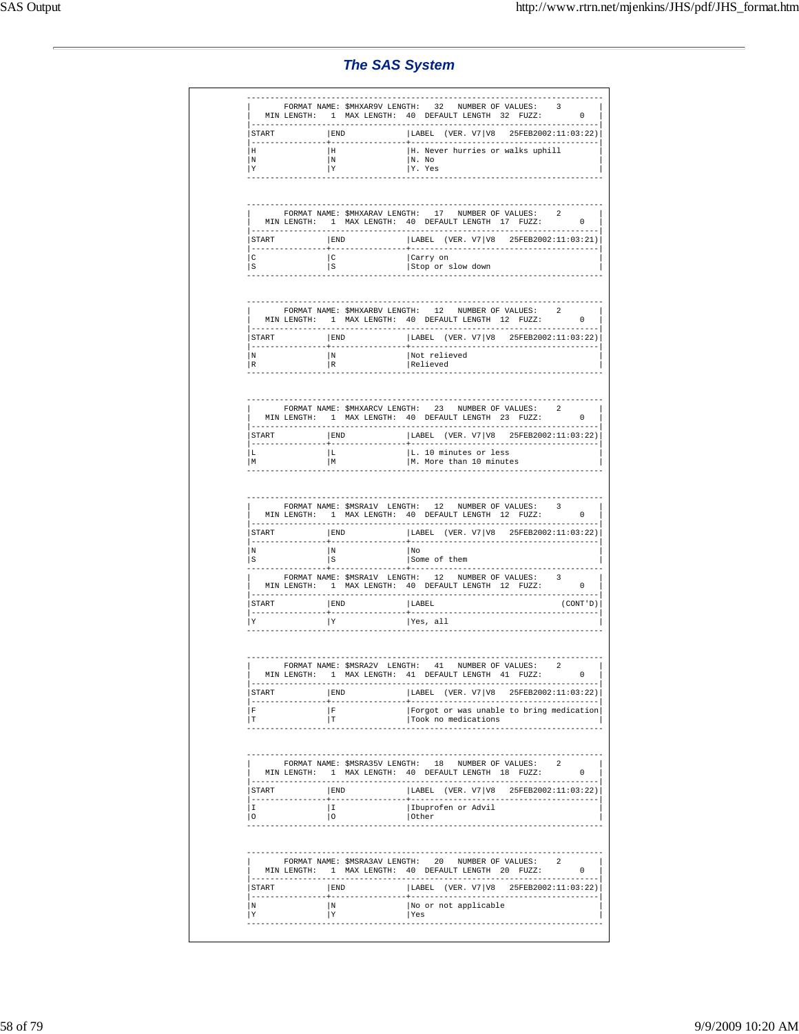## The SAS System

| FORMAT NAME: $MHXAR9V LENGTH: 32 NUMBER OF VALUES: 3 | | |
|---|---|---|
| MIN LENGTH: 1 MAX LENGTH: 40 DEFAULT LENGTH 32 FUZZ: 0 | | |
| START | END | LABEL (VER. V7\|V8 25FEB2002:11:03:22) |
| H | H | H. Never hurries or walks uphill |
| N | N | N. No |
| Y | Y | Y. Yes |

| FORMAT NAME: $MHXARAV LENGTH: 17 NUMBER OF VALUES: 2 | | |
|---|---|---|
| MIN LENGTH: 1 MAX LENGTH: 40 DEFAULT LENGTH 17 FUZZ: 0 | | |
| START | END | LABEL (VER. V7\|V8 25FEB2002:11:03:21) |
| C | C | Carry on |
| S | S | Stop or slow down |

| FORMAT NAME: $MHXARBV LENGTH: 12 NUMBER OF VALUES: 2 | | |
|---|---|---|
| MIN LENGTH: 1 MAX LENGTH: 40 DEFAULT LENGTH 12 FUZZ: 0 | | |
| START | END | LABEL (VER. V7\|V8 25FEB2002:11:03:22) |
| N | N | Not relieved |
| R | R | Relieved |

| FORMAT NAME: $MHXARCV LENGTH: 23 NUMBER OF VALUES: 2 | | |
|---|---|---|
| MIN LENGTH: 1 MAX LENGTH: 40 DEFAULT LENGTH 23 FUZZ: 0 | | |
| START | END | LABEL (VER. V7\|V8 25FEB2002:11:03:22) |
| L | L | L. 10 minutes or less |
| M | M | M. More than 10 minutes |

| FORMAT NAME: $MSRA1V LENGTH: 12 NUMBER OF VALUES: 3 | | |
|---|---|---|
| MIN LENGTH: 1 MAX LENGTH: 40 DEFAULT LENGTH 12 FUZZ: 0 | | |
| START | END | LABEL (VER. V7\|V8 25FEB2002:11:03:22) |
| N | N | No |
| S | S | Some of them |

| FORMAT NAME: $MSRA1V LENGTH: 12 NUMBER OF VALUES: 3 | | |
|---|---|---|
| MIN LENGTH: 1 MAX LENGTH: 40 DEFAULT LENGTH 12 FUZZ: 0 | | |
| START | END | LABEL (CONT'D) |
| Y | Y | Yes, all |

| FORMAT NAME: $MSRA2V LENGTH: 41 NUMBER OF VALUES: 2 | | |
|---|---|---|
| MIN LENGTH: 1 MAX LENGTH: 41 DEFAULT LENGTH 41 FUZZ: 0 | | |
| START | END | LABEL (VER. V7\|V8 25FEB2002:11:03:22) |
| F | F | Forgot or was unable to bring medication |
| T | T | Took no medications |

| FORMAT NAME: $MSRA35V LENGTH: 18 NUMBER OF VALUES: 2 | | |
|---|---|---|
| MIN LENGTH: 1 MAX LENGTH: 40 DEFAULT LENGTH 18 FUZZ: 0 | | |
| START | END | LABEL (VER. V7\|V8 25FEB2002:11:03:22) |
| I | I | Ibuprofen or Advil |
| O | O | Other |

| FORMAT NAME: $MSRA3AV LENGTH: 20 NUMBER OF VALUES: 2 | | |
|---|---|---|
| MIN LENGTH: 1 MAX LENGTH: 40 DEFAULT LENGTH 20 FUZZ: 0 | | |
| START | END | LABEL (VER. V7\|V8 25FEB2002:11:03:22) |
| N | N | No or not applicable |
| Y | Y | Yes |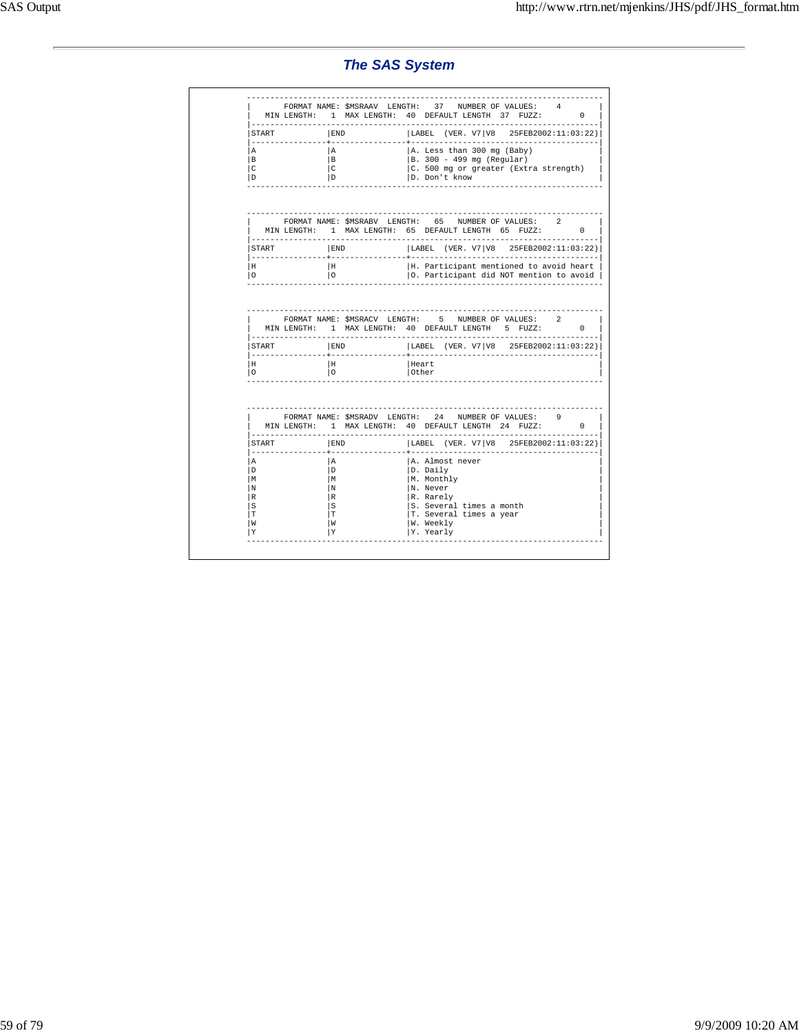## The SAS System

```
--------------------------------------------------------------------------
|       FORMAT NAME: $MSRAAV  LENGTH:   37   NUMBER OF VALUES:    4        |
|   MIN LENGTH:   1  MAX LENGTH:  40  DEFAULT LENGTH  37  FUZZ:        0   |
|------------------------------------------------------------------------|
|START           |END             |LABEL  (VER. V7|V8   25FEB2002:11:03:22)|
|----------------+----------------+----------------------------------------|
|A               |A               |A. Less than 300 mg (Baby)              |
|B               |B               |B. 300 - 499 mg (Regular)               |
|C               |C               |C. 500 mg or greater (Extra strength)   |
|D               |D               |D. Don't know                           |
--------------------------------------------------------------------------


--------------------------------------------------------------------------
|       FORMAT NAME: $MSRABV  LENGTH:   65   NUMBER OF VALUES:    2        |
|   MIN LENGTH:   1  MAX LENGTH:  65  DEFAULT LENGTH  65  FUZZ:        0   |
|------------------------------------------------------------------------|
|START           |END             |LABEL  (VER. V7|V8   25FEB2002:11:03:22)|
|----------------+----------------+----------------------------------------|
|H               |H               |H. Participant mentioned to avoid heart |
|O               |O               |O. Participant did NOT mention to avoid |
--------------------------------------------------------------------------


--------------------------------------------------------------------------
|       FORMAT NAME: $MSRACV  LENGTH:    5   NUMBER OF VALUES:    2        |
|   MIN LENGTH:   1  MAX LENGTH:  40  DEFAULT LENGTH   5  FUZZ:        0   |
|------------------------------------------------------------------------|
|START           |END             |LABEL  (VER. V7|V8   25FEB2002:11:03:22)|
|----------------+----------------+----------------------------------------|
|H               |H               |Heart                                   |
|O               |O               |Other                                   |
--------------------------------------------------------------------------


--------------------------------------------------------------------------
|       FORMAT NAME: $MSRADV  LENGTH:   24   NUMBER OF VALUES:    9        |
|   MIN LENGTH:   1  MAX LENGTH:  40  DEFAULT LENGTH  24  FUZZ:        0   |
|------------------------------------------------------------------------|
|START           |END             |LABEL  (VER. V7|V8   25FEB2002:11:03:22)|
|----------------+----------------+----------------------------------------|
|A               |A               |A. Almost never                         |
|D               |D               |D. Daily                                |
|M               |M               |M. Monthly                              |
|N               |N               |N. Never                                |
|R               |R               |R. Rarely                               |
|S               |S               |S. Several times a month                |
|T               |T               |T. Several times a year                 |
|W               |W               |W. Weekly                               |
|Y               |Y               |Y. Yearly                               |
--------------------------------------------------------------------------
```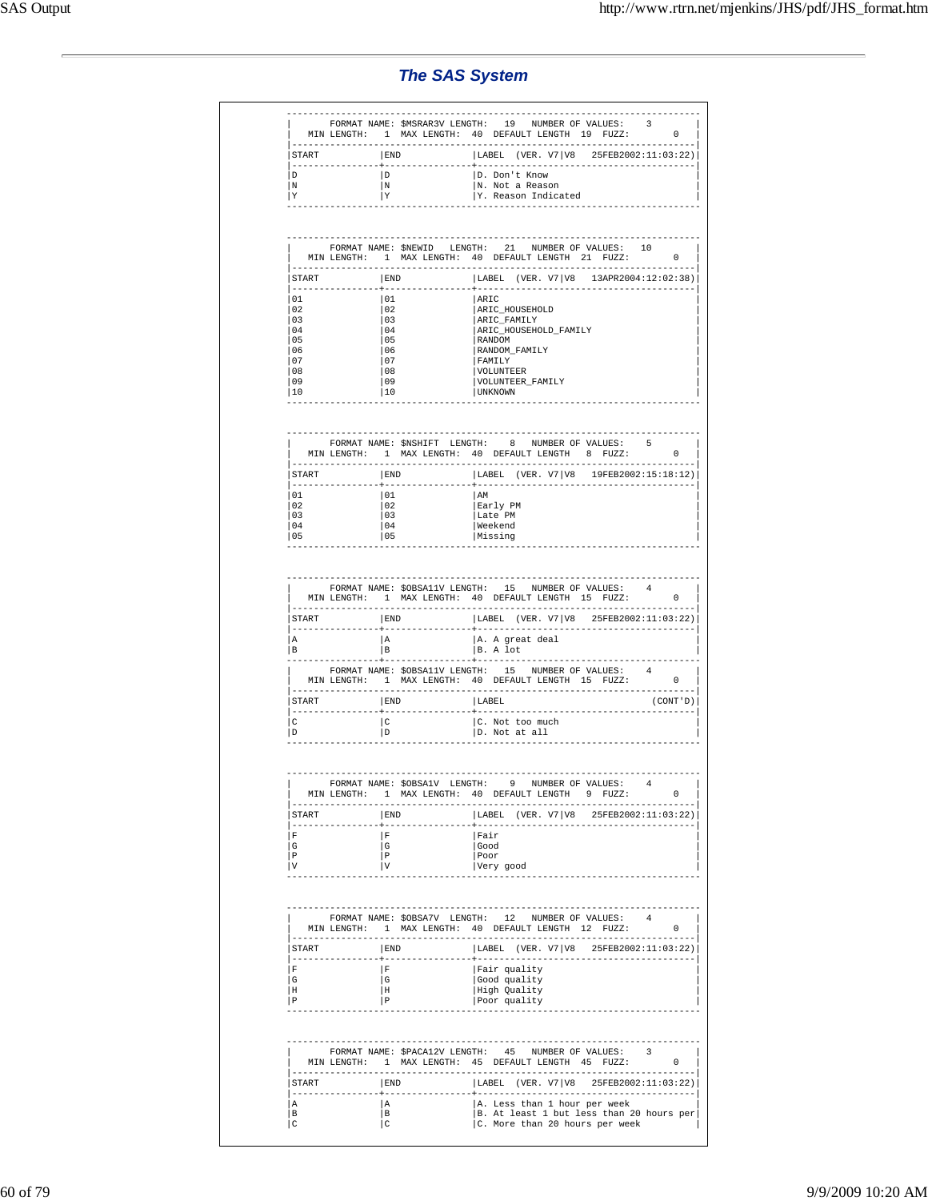## The SAS System

```
 ----------------------------------------------------------------------------
 |       FORMAT NAME: $MSRAR3V LENGTH:   19   NUMBER OF VALUES:    3        |
 |   MIN LENGTH:   1  MAX LENGTH:  40  DEFAULT LENGTH  19  FUZZ:        0   |
 |--------------------------------------------------------------------------|
 |START           |END             |LABEL  (VER. V7|V8   25FEB2002:11:03:22)|
 |----------------+----------------+----------------------------------------|
 |D               |D               |D. Don't Know                           |
 |N               |N               |N. Not a Reason                         |
 |Y               |Y               |Y. Reason Indicated                     |
 ----------------------------------------------------------------------------


 ----------------------------------------------------------------------------
 |       FORMAT NAME: $NEWID   LENGTH:   21   NUMBER OF VALUES:   10        |
 |   MIN LENGTH:   1  MAX LENGTH:  40  DEFAULT LENGTH  21  FUZZ:        0   |
 |--------------------------------------------------------------------------|
 |START           |END             |LABEL  (VER. V7|V8   13APR2004:12:02:38)|
 |----------------+----------------+----------------------------------------|
 |01              |01              |ARIC                                    |
 |02              |02              |ARIC_HOUSEHOLD                          |
 |03              |03              |ARIC_FAMILY                             |
 |04              |04              |ARIC_HOUSEHOLD_FAMILY                   |
 |05              |05              |RANDOM                                  |
 |06              |06              |RANDOM_FAMILY                           |
 |07              |07              |FAMILY                                  |
 |08              |08              |VOLUNTEER                               |
 |09              |09              |VOLUNTEER_FAMILY                        |
 |10              |10              |UNKNOWN                                 |
 ----------------------------------------------------------------------------


 ----------------------------------------------------------------------------
 |       FORMAT NAME: $NSHIFT  LENGTH:    8   NUMBER OF VALUES:    5        |
 |   MIN LENGTH:   1  MAX LENGTH:  40  DEFAULT LENGTH   8  FUZZ:        0   |
 |--------------------------------------------------------------------------|
 |START           |END             |LABEL  (VER. V7|V8   19FEB2002:15:18:12)|
 |----------------+----------------+----------------------------------------|
 |01              |01              |AM                                      |
 |02              |02              |Early PM                                |
 |03              |03              |Late PM                                 |
 |04              |04              |Weekend                                 |
 |05              |05              |Missing                                 |
 ----------------------------------------------------------------------------


 ----------------------------------------------------------------------------
 |       FORMAT NAME: $OBSA11V LENGTH:   15   NUMBER OF VALUES:    4        |
 |   MIN LENGTH:   1  MAX LENGTH:  40  DEFAULT LENGTH  15  FUZZ:        0   |
 |--------------------------------------------------------------------------|
 |START           |END             |LABEL  (VER. V7|V8   25FEB2002:11:03:22)|
 |----------------+----------------+----------------------------------------|
 |A               |A               |A. A great deal                         |
 |B               |B               |B. A lot                                |
 |----------------+----------------+----------------------------------------|
 |       FORMAT NAME: $OBSA11V LENGTH:   15   NUMBER OF VALUES:    4        |
 |   MIN LENGTH:   1  MAX LENGTH:  40  DEFAULT LENGTH  15  FUZZ:        0   |
 |--------------------------------------------------------------------------|
 |START           |END             |LABEL                           (CONT'D)|
 |----------------+----------------+----------------------------------------|
 |C               |C               |C. Not too much                         |
 |D               |D               |D. Not at all                           |
 ----------------------------------------------------------------------------


 ----------------------------------------------------------------------------
 |       FORMAT NAME: $OBSA1V  LENGTH:    9   NUMBER OF VALUES:    4        |
 |   MIN LENGTH:   1  MAX LENGTH:  40  DEFAULT LENGTH   9  FUZZ:        0   |
 |--------------------------------------------------------------------------|
 |START           |END             |LABEL  (VER. V7|V8   25FEB2002:11:03:22)|
 |----------------+----------------+----------------------------------------|
 |F               |F               |Fair                                    |
 |G               |G               |Good                                    |
 |P               |P               |Poor                                    |
 |V               |V               |Very good                               |
 ----------------------------------------------------------------------------


 ----------------------------------------------------------------------------
 |       FORMAT NAME: $OBSA7V  LENGTH:   12   NUMBER OF VALUES:    4        |
 |   MIN LENGTH:   1  MAX LENGTH:  40  DEFAULT LENGTH  12  FUZZ:        0   |
 |--------------------------------------------------------------------------|
 |START           |END             |LABEL  (VER. V7|V8   25FEB2002:11:03:22)|
 |----------------+----------------+----------------------------------------|
 |F               |F               |Fair quality                            |
 |G               |G               |Good quality                            |
 |H               |H               |High Quality                            |
 |P               |P               |Poor quality                            |
 ----------------------------------------------------------------------------


 ----------------------------------------------------------------------------
 |       FORMAT NAME: $PACA12V LENGTH:   45   NUMBER OF VALUES:    3        |
 |   MIN LENGTH:   1  MAX LENGTH:  45  DEFAULT LENGTH  45  FUZZ:        0   |
 |--------------------------------------------------------------------------|
 |START           |END             |LABEL  (VER. V7|V8   25FEB2002:11:03:22)|
 |----------------+----------------+----------------------------------------|
 |A               |A               |A. Less than 1 hour per week            |
 |B               |B               |B. At least 1 but less than 20 hours per|
 |C               |C               |C. More than 20 hours per week          |
```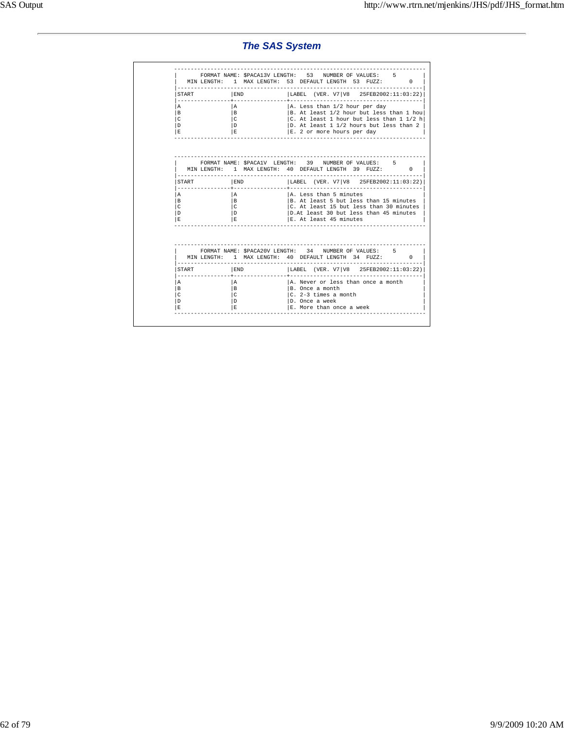## The SAS System

```
----------------------------------------------------------------------------
|       FORMAT NAME: $PACA13V LENGTH:   53   NUMBER OF VALUES:    5        |
|   MIN LENGTH:   1  MAX LENGTH:  53  DEFAULT LENGTH  53  FUZZ:        0   |
|--------------------------------------------------------------------------|
|START           |END             |LABEL  (VER. V7|V8   25FEB2002:11:03:22)|
|----------------+----------------+----------------------------------------|
|A               |A               |A. Less than 1/2 hour per day           |
|B               |B               |B. At least 1/2 hour but less than 1 hou|
|C               |C               |C. At least 1 hour but less than 1 1/2 h|
|D               |D               |D. At least 1 1/2 hours but less than 2 |
|E               |E               |E. 2 or more hours per day              |
----------------------------------------------------------------------------


----------------------------------------------------------------------------
|       FORMAT NAME: $PACA1V  LENGTH:   39   NUMBER OF VALUES:    5        |
|   MIN LENGTH:   1  MAX LENGTH:  40  DEFAULT LENGTH  39  FUZZ:        0   |
|--------------------------------------------------------------------------|
|START           |END             |LABEL  (VER. V7|V8   25FEB2002:11:03:22)|
|----------------+----------------+----------------------------------------|
|A               |A               |A. Less than 5 minutes                  |
|B               |B               |B. At least 5 but less than 15 minutes  |
|C               |C               |C. At least 15 but less than 30 minutes |
|D               |D               |D.At least 30 but less than 45 minutes  |
|E               |E               |E. At least 45 minutes                  |
----------------------------------------------------------------------------


----------------------------------------------------------------------------
|       FORMAT NAME: $PACA20V LENGTH:   34   NUMBER OF VALUES:    5        |
|   MIN LENGTH:   1  MAX LENGTH:  40  DEFAULT LENGTH  34  FUZZ:        0   |
|--------------------------------------------------------------------------|
|START           |END             |LABEL  (VER. V7|V8   25FEB2002:11:03:22)|
|----------------+----------------+----------------------------------------|
|A               |A               |A. Never or less than once a month      |
|B               |B               |B. Once a month                         |
|C               |C               |C. 2-3 times a month                    |
|D               |D               |D. Once a week                          |
|E               |E               |E. More than once a week                |
----------------------------------------------------------------------------
```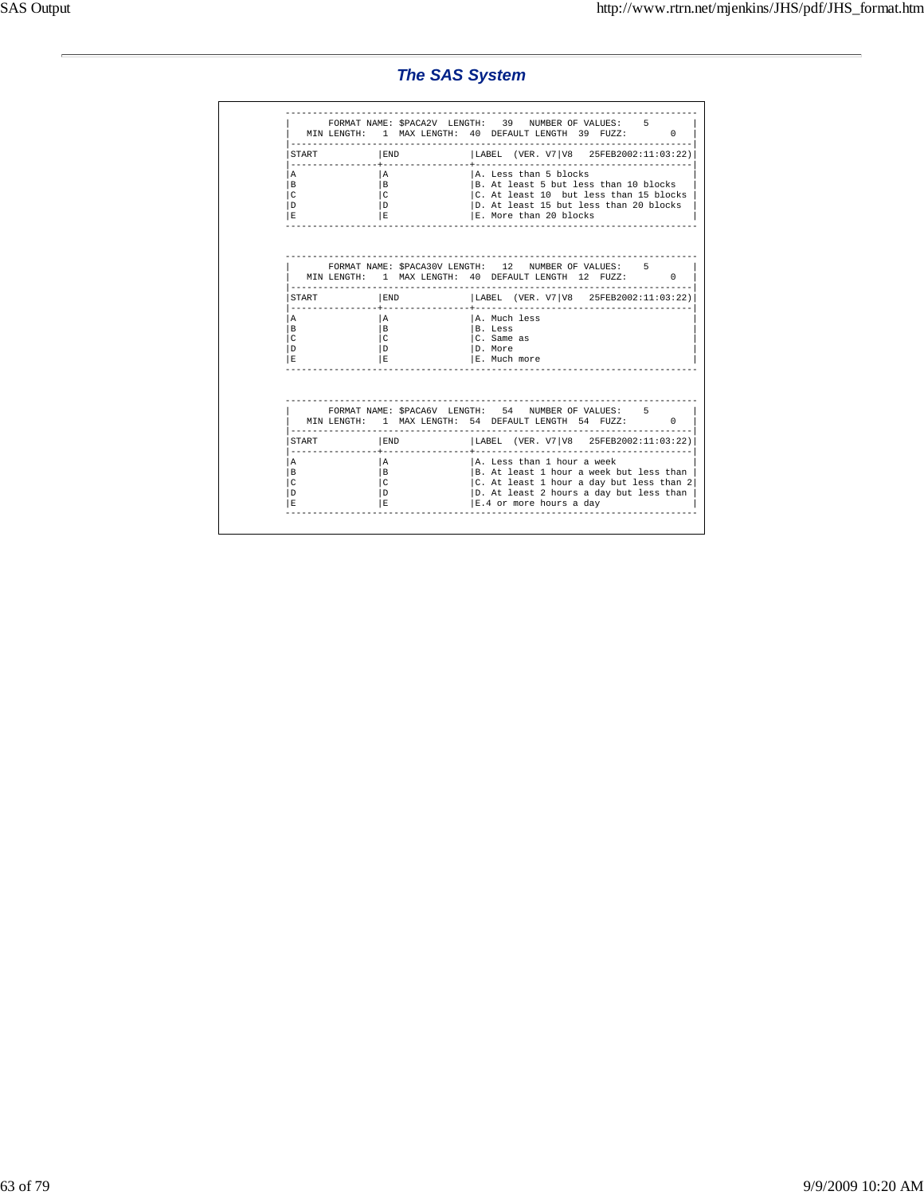## The SAS System

```
----------------------------------------------------------------------------
|       FORMAT NAME: $PACA2V  LENGTH:   39   NUMBER OF VALUES:    5        |
|   MIN LENGTH:   1  MAX LENGTH:  40  DEFAULT LENGTH  39  FUZZ:        0   |
|--------------------------------------------------------------------------|
|START           |END             |LABEL  (VER. V7|V8   25FEB2002:11:03:22)|
|----------------+----------------+----------------------------------------|
|A               |A               |A. Less than 5 blocks                   |
|B               |B               |B. At least 5 but less than 10 blocks   |
|C               |C               |C. At least 10  but less than 15 blocks |
|D               |D               |D. At least 15 but less than 20 blocks  |
|E               |E               |E. More than 20 blocks                  |
----------------------------------------------------------------------------


----------------------------------------------------------------------------
|       FORMAT NAME: $PACA30V LENGTH:   12   NUMBER OF VALUES:    5        |
|   MIN LENGTH:   1  MAX LENGTH:  40  DEFAULT LENGTH  12  FUZZ:        0   |
|--------------------------------------------------------------------------|
|START           |END             |LABEL  (VER. V7|V8   25FEB2002:11:03:22)|
|----------------+----------------+----------------------------------------|
|A               |A               |A. Much less                            |
|B               |B               |B. Less                                 |
|C               |C               |C. Same as                              |
|D               |D               |D. More                                 |
|E               |E               |E. Much more                            |
----------------------------------------------------------------------------


----------------------------------------------------------------------------
|       FORMAT NAME: $PACA6V  LENGTH:   54   NUMBER OF VALUES:    5        |
|   MIN LENGTH:   1  MAX LENGTH:  54  DEFAULT LENGTH  54  FUZZ:        0   |
|--------------------------------------------------------------------------|
|START           |END             |LABEL  (VER. V7|V8   25FEB2002:11:03:22)|
|----------------+----------------+----------------------------------------|
|A               |A               |A. Less than 1 hour a week              |
|B               |B               |B. At least 1 hour a week but less than |
|C               |C               |C. At least 1 hour a day but less than 2|
|D               |D               |D. At least 2 hours a day but less than |
|E               |E               |E.4 or more hours a day                 |
----------------------------------------------------------------------------
```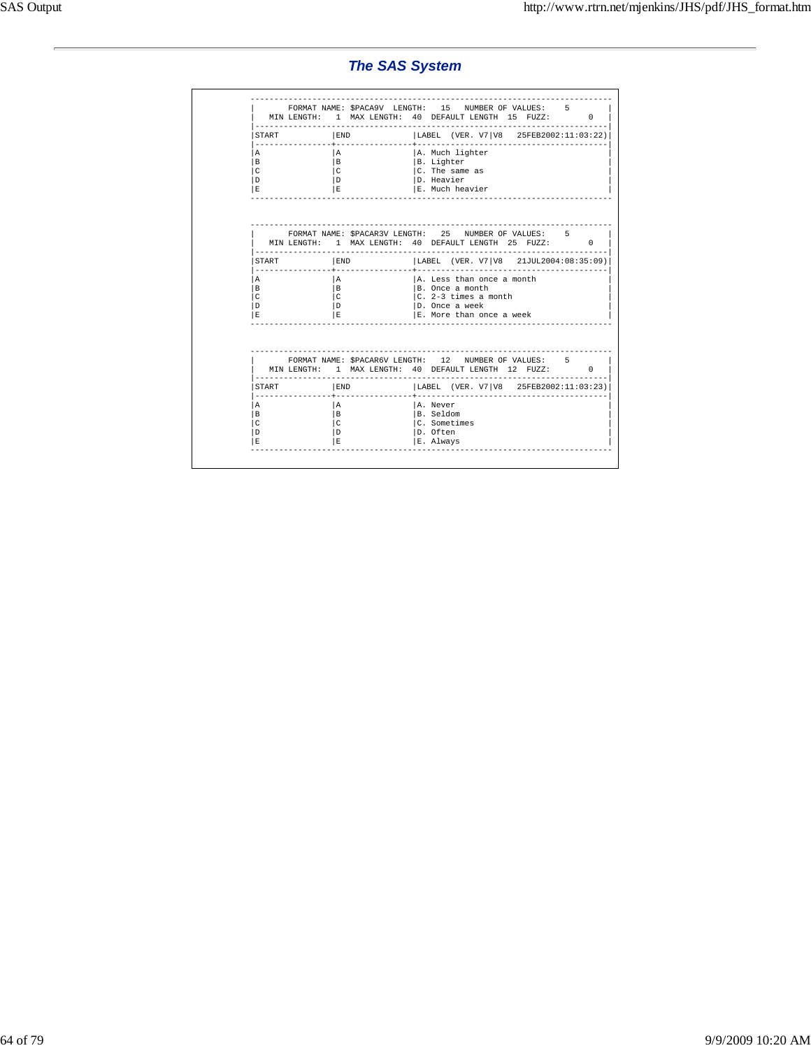## The SAS System

```
--------------------------------------------------------------------------
|       FORMAT NAME: $PACA9V  LENGTH:   15   NUMBER OF VALUES:    5        |
|   MIN LENGTH:   1  MAX LENGTH:  40  DEFAULT LENGTH  15  FUZZ:        0   |
|--------------------------------------------------------------------------|
|START           |END             |LABEL  (VER. V7|V8   25FEB2002:11:03:22)|
|----------------+----------------+----------------------------------------|
|A               |A               |A. Much lighter                         |
|B               |B               |B. Lighter                              |
|C               |C               |C. The same as                          |
|D               |D               |D. Heavier                              |
|E               |E               |E. Much heavier                         |
--------------------------------------------------------------------------


--------------------------------------------------------------------------
|       FORMAT NAME: $PACAR3V LENGTH:   25   NUMBER OF VALUES:    5        |
|   MIN LENGTH:   1  MAX LENGTH:  40  DEFAULT LENGTH  25  FUZZ:        0   |
|--------------------------------------------------------------------------|
|START           |END             |LABEL  (VER. V7|V8   21JUL2004:08:35:09)|
|----------------+----------------+----------------------------------------|
|A               |A               |A. Less than once a month               |
|B               |B               |B. Once a month                         |
|C               |C               |C. 2-3 times a month                    |
|D               |D               |D. Once a week                          |
|E               |E               |E. More than once a week                |
--------------------------------------------------------------------------


--------------------------------------------------------------------------
|       FORMAT NAME: $PACAR6V LENGTH:   12   NUMBER OF VALUES:    5        |
|   MIN LENGTH:   1  MAX LENGTH:  40  DEFAULT LENGTH  12  FUZZ:        0   |
|--------------------------------------------------------------------------|
|START           |END             |LABEL  (VER. V7|V8   25FEB2002:11:03:23)|
|----------------+----------------+----------------------------------------|
|A               |A               |A. Never                                |
|B               |B               |B. Seldom                               |
|C               |C               |C. Sometimes                            |
|D               |D               |D. Often                                |
|E               |E               |E. Always                               |
--------------------------------------------------------------------------
```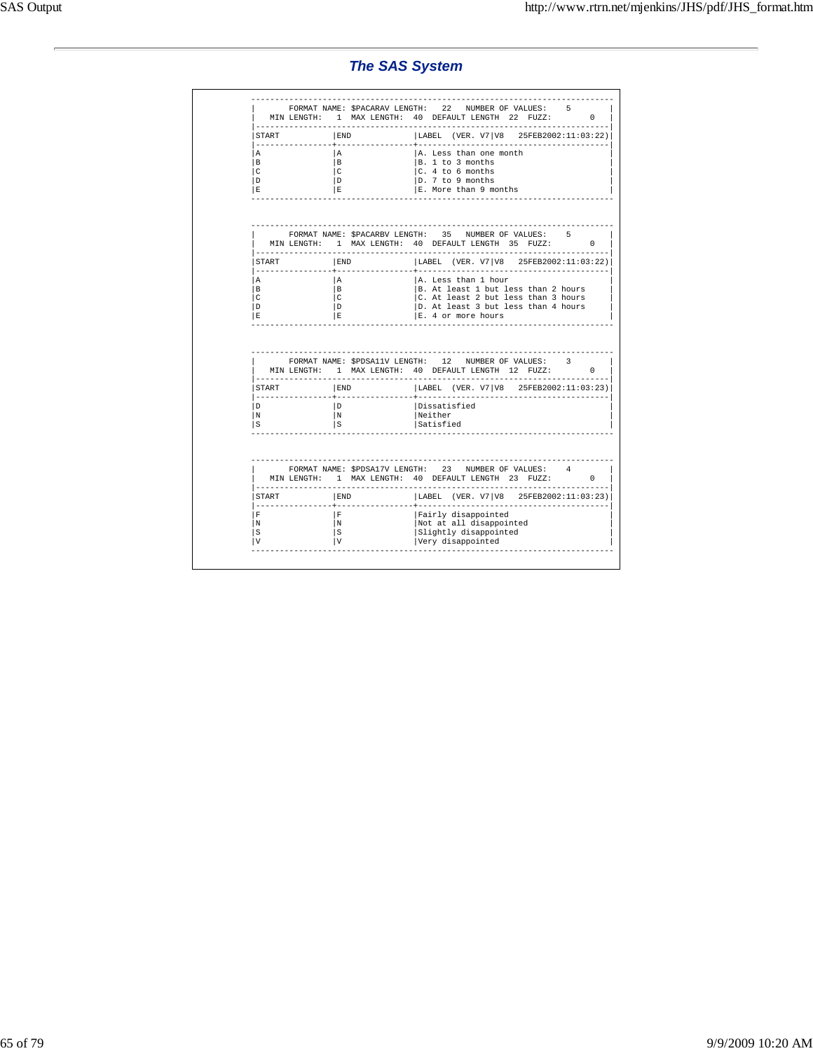# The SAS System

FORMAT NAME: $PACARAV LENGTH: 22 NUMBER OF VALUES: 5
MIN LENGTH: 1 MAX LENGTH: 40 DEFAULT LENGTH 22 FUZZ: 0

| START | END | LABEL (VER. V7\|V8 25FEB2002:11:03:22) |
|---|---|---|
| A | A | A. Less than one month |
| B | B | B. 1 to 3 months |
| C | C | C. 4 to 6 months |
| D | D | D. 7 to 9 months |
| E | E | E. More than 9 months |

FORMAT NAME: $PACARBV LENGTH: 35 NUMBER OF VALUES: 5
MIN LENGTH: 1 MAX LENGTH: 40 DEFAULT LENGTH 35 FUZZ: 0

| START | END | LABEL (VER. V7\|V8 25FEB2002:11:03:22) |
|---|---|---|
| A | A | A. Less than 1 hour |
| B | B | B. At least 1 but less than 2 hours |
| C | C | C. At least 2 but less than 3 hours |
| D | D | D. At least 3 but less than 4 hours |
| E | E | E. 4 or more hours |

FORMAT NAME: $PDSA11V LENGTH: 12 NUMBER OF VALUES: 3
MIN LENGTH: 1 MAX LENGTH: 40 DEFAULT LENGTH 12 FUZZ: 0

| START | END | LABEL (VER. V7\|V8 25FEB2002:11:03:23) |
|---|---|---|
| D | D | Dissatisfied |
| N | N | Neither |
| S | S | Satisfied |

FORMAT NAME: $PDSA17V LENGTH: 23 NUMBER OF VALUES: 4
MIN LENGTH: 1 MAX LENGTH: 40 DEFAULT LENGTH 23 FUZZ: 0

| START | END | LABEL (VER. V7\|V8 25FEB2002:11:03:23) |
|---|---|---|
| F | F | Fairly disappointed |
| N | N | Not at all disappointed |
| S | S | Slightly disappointed |
| V | V | Very disappointed |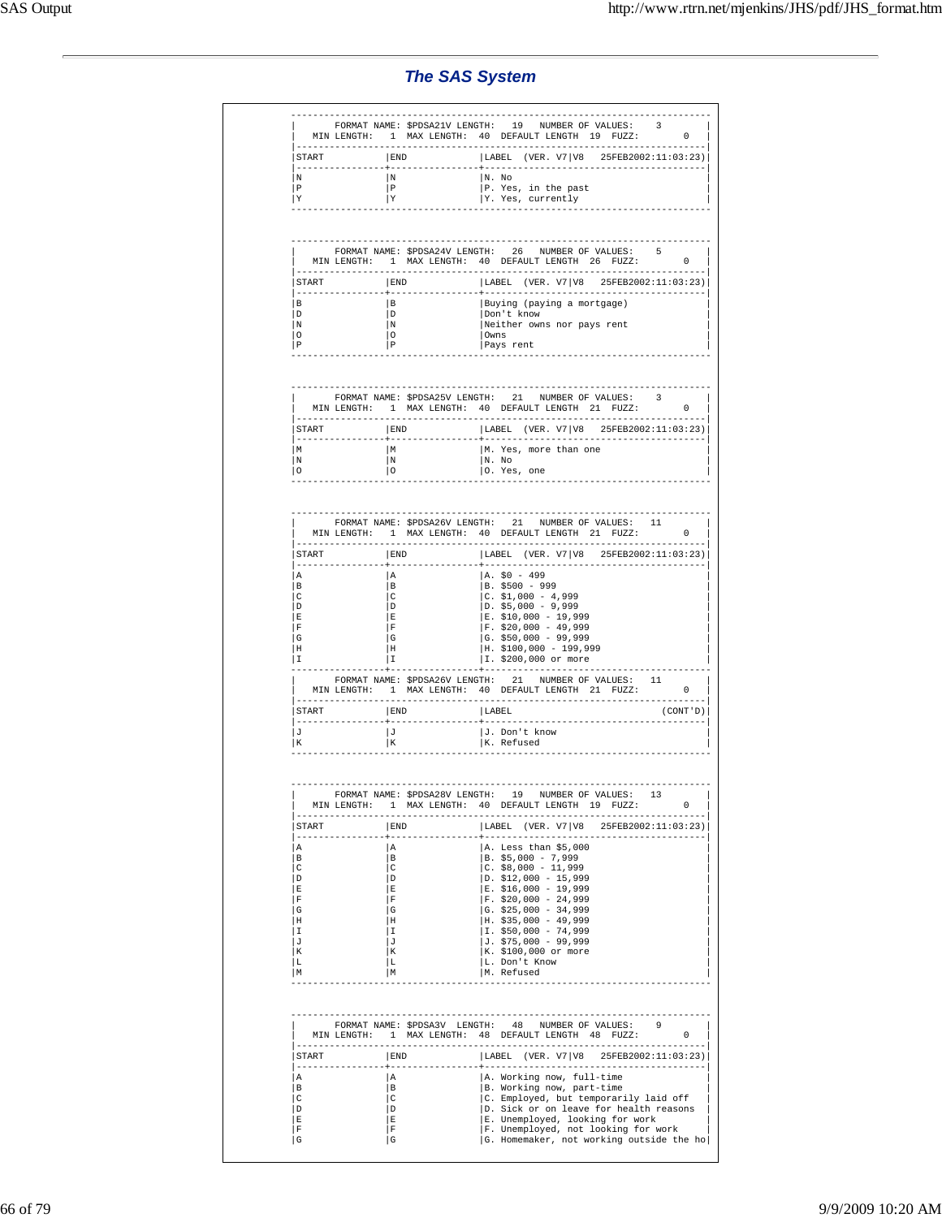## The SAS System

```
----------------------------------------------------------------------------
|       FORMAT NAME: $PDSA21V LENGTH:   19   NUMBER OF VALUES:    3         |
|   MIN LENGTH:   1  MAX LENGTH:  40  DEFAULT LENGTH  19  FUZZY:       0    |
|--------------------------------------------------------------------------|
|START           |END             |LABEL  (VER. V7|V8   25FEB2002:11:03:23)|
|----------------+----------------+----------------------------------------|
|N               |N               |N. No                                    |
|P               |P               |P. Yes, in the past                      |
|Y               |Y               |Y. Yes, currently                        |
----------------------------------------------------------------------------


----------------------------------------------------------------------------
|       FORMAT NAME: $PDSA24V LENGTH:   26   NUMBER OF VALUES:    5         |
|   MIN LENGTH:   1  MAX LENGTH:  40  DEFAULT LENGTH  26  FUZZY:       0    |
|--------------------------------------------------------------------------|
|START           |END             |LABEL  (VER. V7|V8   25FEB2002:11:03:23)|
|----------------+----------------+----------------------------------------|
|B               |B               |Buying (paying a mortgage)               |
|D               |D               |Don't know                               |
|N               |N               |Neither owns nor pays rent               |
|O               |O               |Owns                                     |
|P               |P               |Pays rent                                |
----------------------------------------------------------------------------


----------------------------------------------------------------------------
|       FORMAT NAME: $PDSA25V LENGTH:   21   NUMBER OF VALUES:    3         |
|   MIN LENGTH:   1  MAX LENGTH:  40  DEFAULT LENGTH  21  FUZZY:       0    |
|--------------------------------------------------------------------------|
|START           |END             |LABEL  (VER. V7|V8   25FEB2002:11:03:23)|
|----------------+----------------+----------------------------------------|
|M               |M               |M. Yes, more than one                    |
|N               |N               |N. No                                    |
|O               |O               |O. Yes, one                              |
----------------------------------------------------------------------------


----------------------------------------------------------------------------
|       FORMAT NAME: $PDSA26V LENGTH:   21   NUMBER OF VALUES:   11         |
|   MIN LENGTH:   1  MAX LENGTH:  40  DEFAULT LENGTH  21  FUZZY:       0    |
|--------------------------------------------------------------------------|
|START           |END             |LABEL  (VER. V7|V8   25FEB2002:11:03:23)|
|----------------+----------------+----------------------------------------|
|A               |A               |A. $0 - 499                              |
|B               |B               |B. $500 - 999                            |
|C               |C               |C. $1,000 - 4,999                        |
|D               |D               |D. $5,000 - 9,999                        |
|E               |E               |E. $10,000 - 19,999                      |
|F               |F               |F. $20,000 - 49,999                      |
|G               |G               |G. $50,000 - 99,999                      |
|H               |H               |H. $100,000 - 199,999                    |
|I               |I               |I. $200,000 or more                      |
|----------------+----------------+----------------------------------------|
|       FORMAT NAME: $PDSA26V LENGTH:   21   NUMBER OF VALUES:   11         |
|   MIN LENGTH:   1  MAX LENGTH:  40  DEFAULT LENGTH  21  FUZZY:       0    |
|--------------------------------------------------------------------------|
|START           |END             |LABEL                           (CONT'D)|
|----------------+----------------+----------------------------------------|
|J               |J               |J. Don't know                            |
|K               |K               |K. Refused                               |
----------------------------------------------------------------------------


----------------------------------------------------------------------------
|       FORMAT NAME: $PDSA28V LENGTH:   19   NUMBER OF VALUES:   13         |
|   MIN LENGTH:   1  MAX LENGTH:  40  DEFAULT LENGTH  19  FUZZY:       0    |
|--------------------------------------------------------------------------|
|START           |END             |LABEL  (VER. V7|V8   25FEB2002:11:03:23)|
|----------------+----------------+----------------------------------------|
|A               |A               |A. Less than $5,000                      |
|B               |B               |B. $5,000 - 7,999                        |
|C               |C               |C. $8,000 - 11,999                       |
|D               |D               |D. $12,000 - 15,999                      |
|E               |E               |E. $16,000 - 19,999                      |
|F               |F               |F. $20,000 - 24,999                      |
|G               |G               |G. $25,000 - 34,999                      |
|H               |H               |H. $35,000 - 49,999                      |
|I               |I               |I. $50,000 - 74,999                      |
|J               |J               |J. $75,000 - 99,999                      |
|K               |K               |K. $100,000 or more                      |
|L               |L               |L. Don't Know                            |
|M               |M               |M. Refused                               |
----------------------------------------------------------------------------


----------------------------------------------------------------------------
|       FORMAT NAME: $PDSA3V  LENGTH:   48   NUMBER OF VALUES:    9         |
|   MIN LENGTH:   1  MAX LENGTH:  48  DEFAULT LENGTH  48  FUZZY:       0    |
|--------------------------------------------------------------------------|
|START           |END             |LABEL  (VER. V7|V8   25FEB2002:11:03:23)|
|----------------+----------------+----------------------------------------|
|A               |A               |A. Working now, full-time                |
|B               |B               |B. Working now, part-time                |
|C               |C               |C. Employed, but temporarily laid off    |
|D               |D               |D. Sick or on leave for health reasons   |
|E               |E               |E. Unemployed, looking for work          |
|F               |F               |F. Unemployed, not looking for work      |
|G               |G               |G. Homemaker, not working outside the ho|
```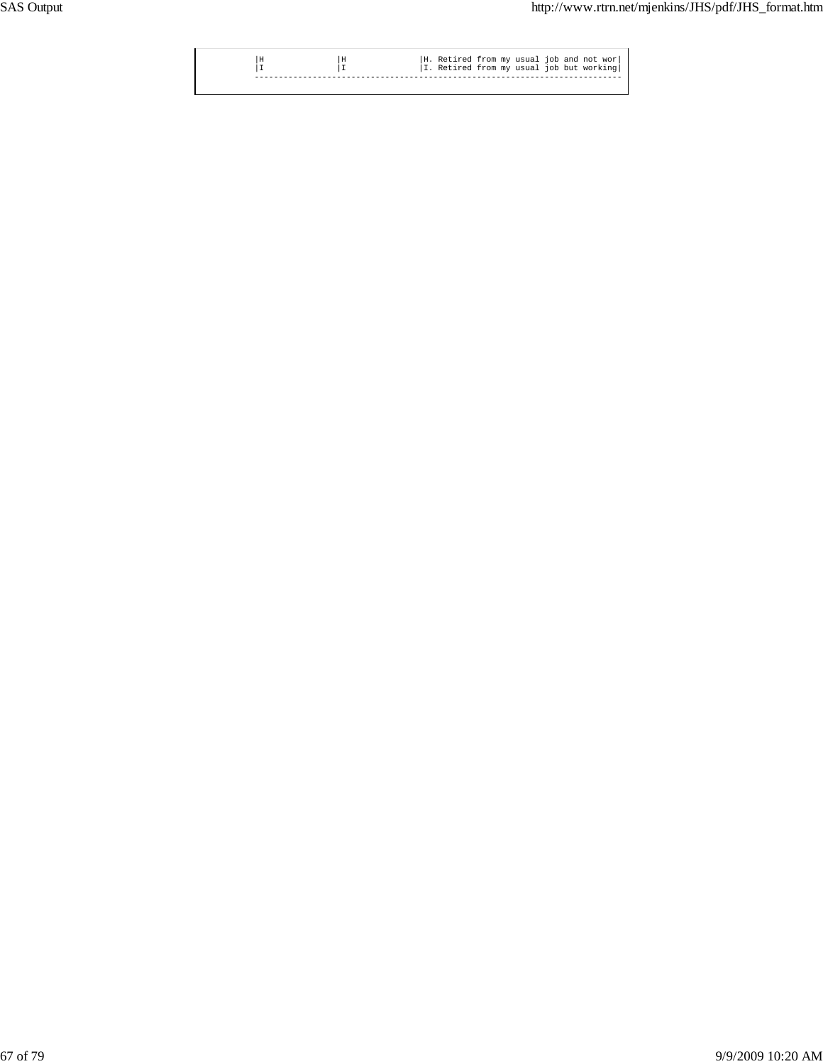| | | |
|---|---|---|
| H | H | H. Retired from my usual job and not wor |
| I | I | I. Retired from my usual job but working |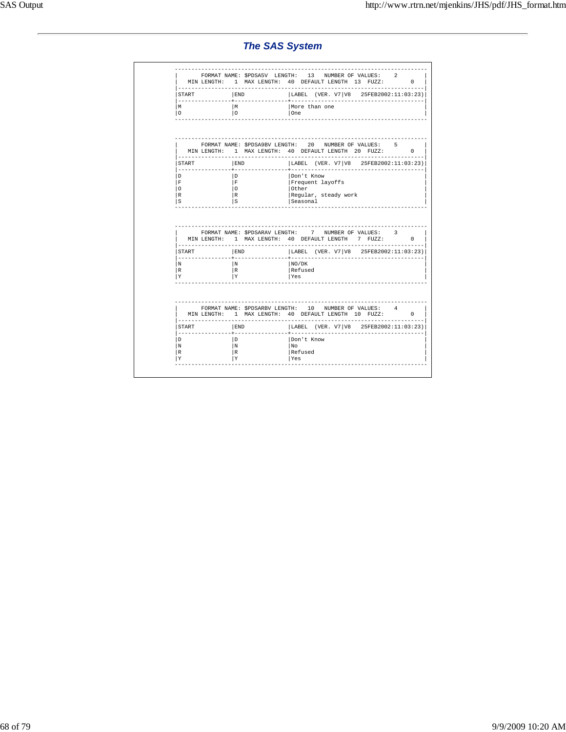## The SAS System

```
----------------------------------------------------------------------------
|       FORMAT NAME: $PDSA5V  LENGTH:   13   NUMBER OF VALUES:    2        |
|   MIN LENGTH:   1  MAX LENGTH:  40  DEFAULT LENGTH  13  FUZZ:        0   |
|--------------------------------------------------------------------------|
|START           |END             |LABEL  (VER. V7|V8   25FEB2002:11:03:23)|
|----------------+----------------+----------------------------------------|
|M               |M               |More than one                           |
|O               |O               |One                                     |
----------------------------------------------------------------------------


----------------------------------------------------------------------------
|       FORMAT NAME: $PDSA9BV LENGTH:   20   NUMBER OF VALUES:    5        |
|   MIN LENGTH:   1  MAX LENGTH:  40  DEFAULT LENGTH  20  FUZZ:        0   |
|--------------------------------------------------------------------------|
|START           |END             |LABEL  (VER. V7|V8   25FEB2002:11:03:23)|
|----------------+----------------+----------------------------------------|
|D               |D               |Don't Know                              |
|F               |F               |Frequent layoffs                        |
|O               |O               |Other                                   |
|R               |R               |Regular, steady work                    |
|S               |S               |Seasonal                                |
----------------------------------------------------------------------------


----------------------------------------------------------------------------
|       FORMAT NAME: $PDSARAV LENGTH:    7   NUMBER OF VALUES:    3        |
|   MIN LENGTH:   1  MAX LENGTH:  40  DEFAULT LENGTH   7  FUZZ:        0   |
|--------------------------------------------------------------------------|
|START           |END             |LABEL  (VER. V7|V8   25FEB2002:11:03:23)|
|----------------+----------------+----------------------------------------|
|N               |N               |NO/DK                                   |
|R               |R               |Refused                                 |
|Y               |Y               |Yes                                     |
----------------------------------------------------------------------------


----------------------------------------------------------------------------
|       FORMAT NAME: $PDSARBV LENGTH:   10   NUMBER OF VALUES:    4        |
|   MIN LENGTH:   1  MAX LENGTH:  40  DEFAULT LENGTH  10  FUZZ:        0   |
|--------------------------------------------------------------------------|
|START           |END             |LABEL  (VER. V7|V8   25FEB2002:11:03:23)|
|----------------+----------------+----------------------------------------|
|D               |D               |Don't Know                              |
|N               |N               |No                                      |
|R               |R               |Refused                                 |
|Y               |Y               |Yes                                     |
----------------------------------------------------------------------------
```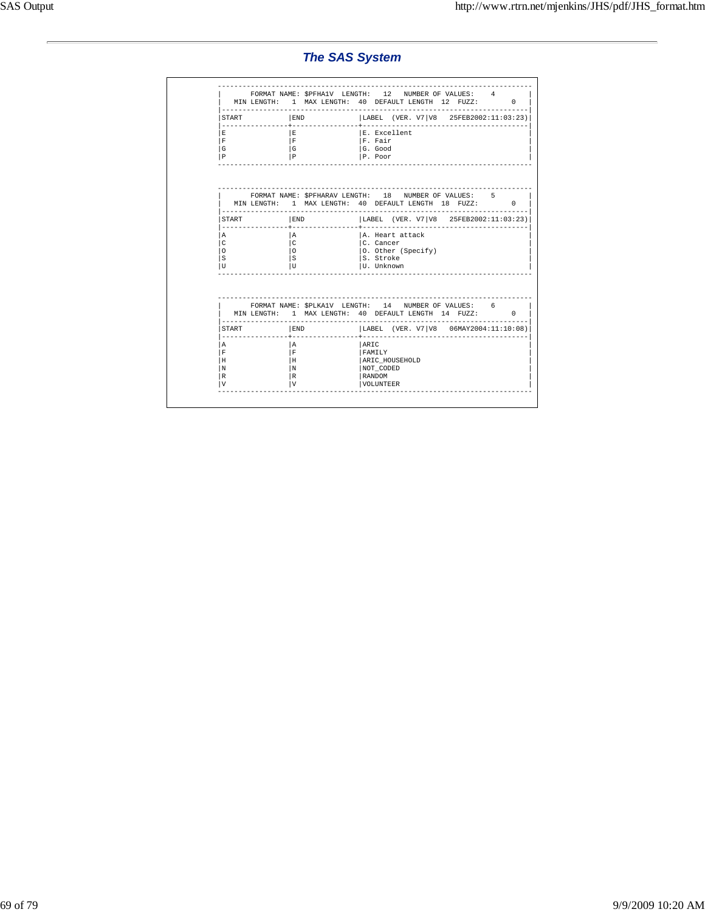## The SAS System

```
-------------------------------------------------------------------------
|       FORMAT NAME: $PFHA1V  LENGTH:   12   NUMBER OF VALUES:    4       |
|   MIN LENGTH:   1  MAX LENGTH:  40  DEFAULT LENGTH  12  FUZZ:        0   |
|-------------------------------------------------------------------------|
|START           |END             |LABEL  (VER. V7|V8   25FEB2002:11:03:23)|
|----------------+----------------+----------------------------------------|
|E               |E               |E. Excellent                            |
|F               |F               |F. Fair                                 |
|G               |G               |G. Good                                 |
|P               |P               |P. Poor                                 |
-------------------------------------------------------------------------


-------------------------------------------------------------------------
|       FORMAT NAME: $PFHARAV LENGTH:   18   NUMBER OF VALUES:    5       |
|   MIN LENGTH:   1  MAX LENGTH:  40  DEFAULT LENGTH  18  FUZZ:        0   |
|-------------------------------------------------------------------------|
|START           |END             |LABEL  (VER. V7|V8   25FEB2002:11:03:23)|
|----------------+----------------+----------------------------------------|
|A               |A               |A. Heart attack                         |
|C               |C               |C. Cancer                               |
|O               |O               |O. Other (Specify)                      |
|S               |S               |S. Stroke                               |
|U               |U               |U. Unknown                              |
-------------------------------------------------------------------------


-------------------------------------------------------------------------
|       FORMAT NAME: $PLKA1V  LENGTH:   14   NUMBER OF VALUES:    6       |
|   MIN LENGTH:   1  MAX LENGTH:  40  DEFAULT LENGTH  14  FUZZ:        0   |
|-------------------------------------------------------------------------|
|START           |END             |LABEL  (VER. V7|V8   06MAY2004:11:10:08)|
|----------------+----------------+----------------------------------------|
|A               |A               |ARIC                                    |
|F               |F               |FAMILY                                  |
|H               |H               |ARIC_HOUSEHOLD                          |
|N               |N               |NOT_CODED                               |
|R               |R               |RANDOM                                  |
|V               |V               |VOLUNTEER                               |
-------------------------------------------------------------------------
```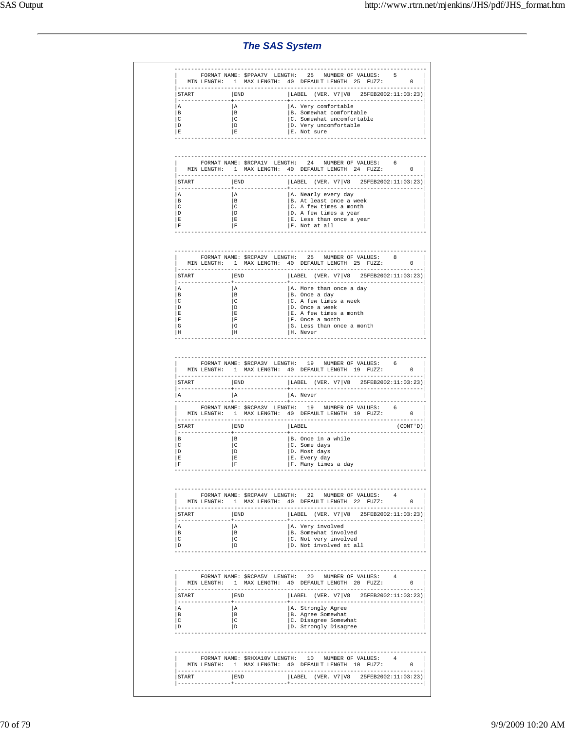## The SAS System

```
----------------------------------------------------------------------------
|      FORMAT NAME: $PPAA7V  LENGTH:   25   NUMBER OF VALUES:    5          |
|   MIN LENGTH:   1  MAX LENGTH:  40  DEFAULT LENGTH  25  FUZZ:        0   |
|--------------------------------------------------------------------------|
|START           |END             |LABEL  (VER. V7|V8   25FEB2002:11:03:23)|
|----------------+----------------+----------------------------------------|
|A               |A               |A. Very comfortable                     |
|B               |B               |B. Somewhat comfortable                 |
|C               |C               |C. Somewhat uncomfortable               |
|D               |D               |D. Very uncomfortable                   |
|E               |E               |E. Not sure                             |
----------------------------------------------------------------------------


----------------------------------------------------------------------------
|      FORMAT NAME: $RCPA1V  LENGTH:   24   NUMBER OF VALUES:    6          |
|   MIN LENGTH:   1  MAX LENGTH:  40  DEFAULT LENGTH  24  FUZZ:        0   |
|--------------------------------------------------------------------------|
|START           |END             |LABEL  (VER. V7|V8   25FEB2002:11:03:23)|
|----------------+----------------+----------------------------------------|
|A               |A               |A. Nearly every day                     |
|B               |B               |B. At least once a week                 |
|C               |C               |C. A few times a month                  |
|D               |D               |D. A few times a year                   |
|E               |E               |E. Less than once a year                |
|F               |F               |F. Not at all                           |
----------------------------------------------------------------------------


----------------------------------------------------------------------------
|      FORMAT NAME: $RCPA2V  LENGTH:   25   NUMBER OF VALUES:    8          |
|   MIN LENGTH:   1  MAX LENGTH:  40  DEFAULT LENGTH  25  FUZZ:        0   |
|--------------------------------------------------------------------------|
|START           |END             |LABEL  (VER. V7|V8   25FEB2002:11:03:23)|
|----------------+----------------+----------------------------------------|
|A               |A               |A. More than once a day                 |
|B               |B               |B. Once a day                           |
|C               |C               |C. A few times a week                   |
|D               |D               |D. Once a week                          |
|E               |E               |E. A few times a month                  |
|F               |F               |F. Once a month                         |
|G               |G               |G. Less than once a month               |
|H               |H               |H. Never                                |
----------------------------------------------------------------------------


----------------------------------------------------------------------------
|      FORMAT NAME: $RCPA3V  LENGTH:   19   NUMBER OF VALUES:    6          |
|   MIN LENGTH:   1  MAX LENGTH:  40  DEFAULT LENGTH  19  FUZZ:        0   |
|--------------------------------------------------------------------------|
|START           |END             |LABEL  (VER. V7|V8   25FEB2002:11:03:23)|
|----------------+----------------+----------------------------------------|
|A               |A               |A. Never                                |
----------------+----------------+-----------------------------------------
|      FORMAT NAME: $RCPA3V  LENGTH:   19   NUMBER OF VALUES:    6          |
|   MIN LENGTH:   1  MAX LENGTH:  40  DEFAULT LENGTH  19  FUZZ:        0   |
|--------------------------------------------------------------------------|
|START           |END             |LABEL                           (CONT'D)|
|----------------+----------------+----------------------------------------|
|B               |B               |B. Once in a while                      |
|C               |C               |C. Some days                            |
|D               |D               |D. Most days                            |
|E               |E               |E. Every day                            |
|F               |F               |F. Many times a day                     |
----------------------------------------------------------------------------


----------------------------------------------------------------------------
|      FORMAT NAME: $RCPA4V  LENGTH:   22   NUMBER OF VALUES:    4          |
|   MIN LENGTH:   1  MAX LENGTH:  40  DEFAULT LENGTH  22  FUZZ:        0   |
|--------------------------------------------------------------------------|
|START           |END             |LABEL  (VER. V7|V8   25FEB2002:11:03:23)|
|----------------+----------------+----------------------------------------|
|A               |A               |A. Very involved                        |
|B               |B               |B. Somewhat involved                    |
|C               |C               |C. Not very involved                    |
|D               |D               |D. Not involved at all                  |
----------------------------------------------------------------------------


----------------------------------------------------------------------------
|      FORMAT NAME: $RCPA5V  LENGTH:   20   NUMBER OF VALUES:    4          |
|   MIN LENGTH:   1  MAX LENGTH:  40  DEFAULT LENGTH  20  FUZZ:        0   |
|--------------------------------------------------------------------------|
|START           |END             |LABEL  (VER. V7|V8   25FEB2002:11:03:23)|
|----------------+----------------+----------------------------------------|
|A               |A               |A. Strongly Agree                       |
|B               |B               |B. Agree Somewhat                       |
|C               |C               |C. Disagree Somewhat                    |
|D               |D               |D. Strongly Disagree                    |
----------------------------------------------------------------------------


----------------------------------------------------------------------------
|      FORMAT NAME: $RHXA10V LENGTH:   10   NUMBER OF VALUES:    4          |
|   MIN LENGTH:   1  MAX LENGTH:  40  DEFAULT LENGTH  10  FUZZ:        0   |
|--------------------------------------------------------------------------|
|START           |END             |LABEL  (VER. V7|V8   25FEB2002:11:03:23)|
|----------------+----------------+----------------------------------------|
```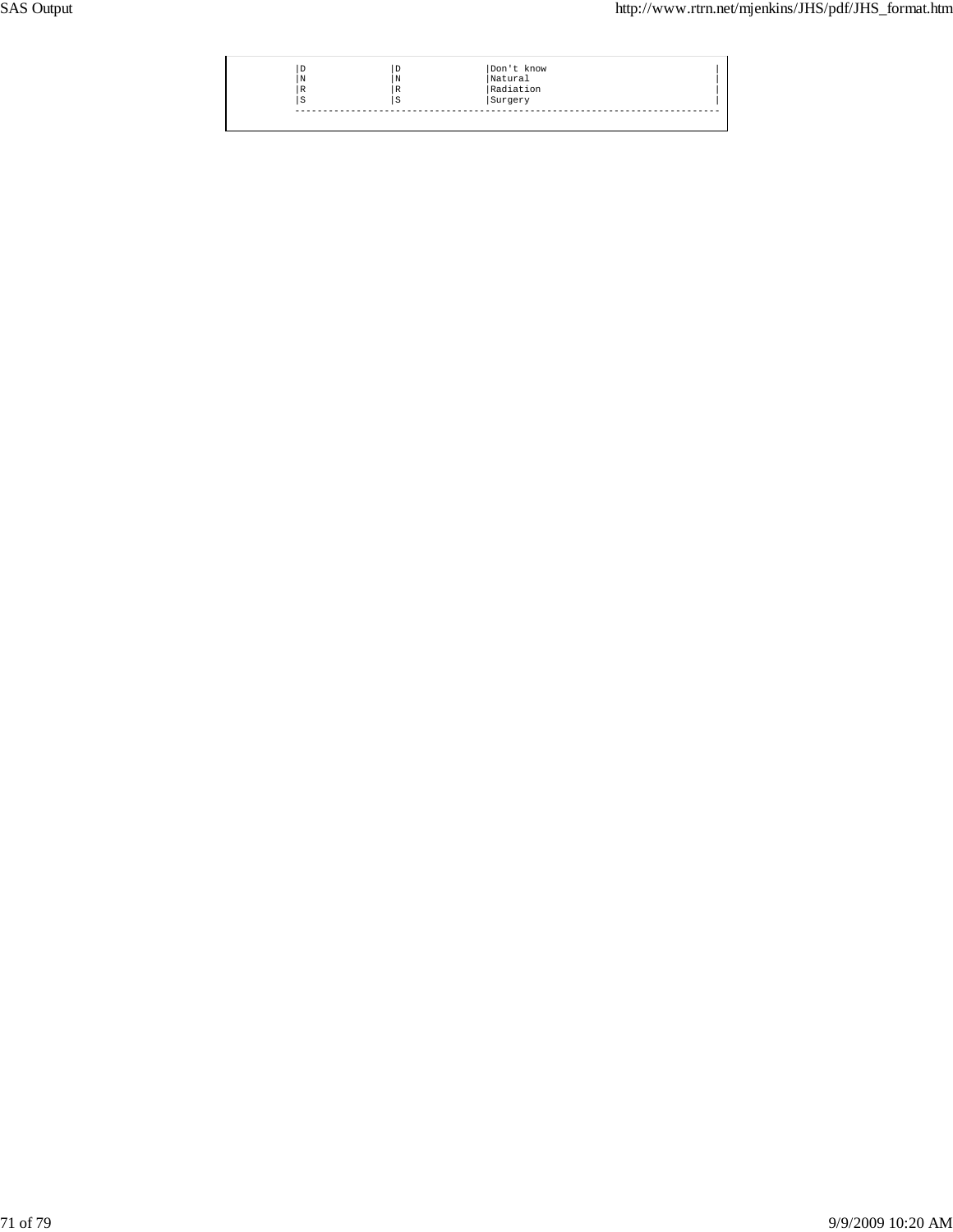| | | |
|---|---|---|
| D | D | Don't know |
| N | N | Natural |
| R | R | Radiation |
| S | S | Surgery |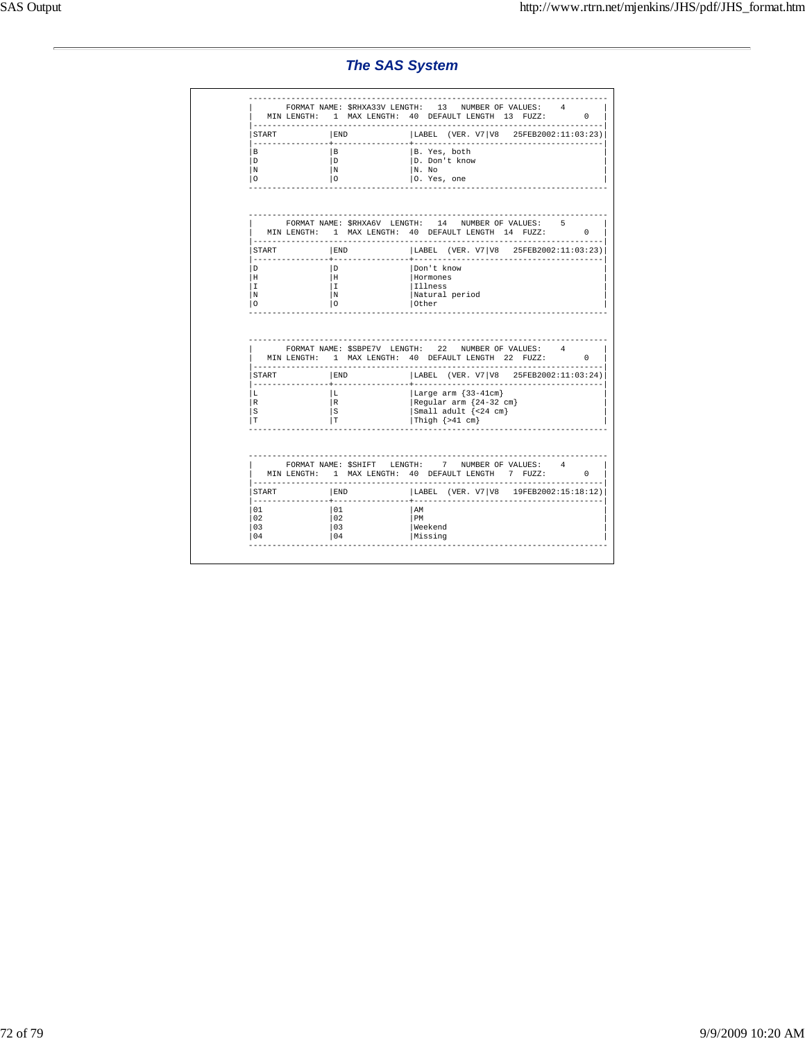## The SAS System

```
----------------------------------------------------------------------------
|       FORMAT NAME: $RHXA33V LENGTH:   13   NUMBER OF VALUES:    4        |
|   MIN LENGTH:   1  MAX LENGTH:  40  DEFAULT LENGTH  13  FUZZY:        0   |
|--------------------------------------------------------------------------|
|START           |END             |LABEL  (VER. V7|V8   25FEB2002:11:03:23)|
|----------------+----------------+----------------------------------------|
|B               |B               |B. Yes, both                            |
|D               |D               |D. Don't know                           |
|N               |N               |N. No                                   |
|O               |O               |O. Yes, one                             |
----------------------------------------------------------------------------


----------------------------------------------------------------------------
|       FORMAT NAME: $RHXA6V  LENGTH:   14   NUMBER OF VALUES:    5        |
|   MIN LENGTH:   1  MAX LENGTH:  40  DEFAULT LENGTH  14  FUZZ:        0   |
|--------------------------------------------------------------------------|
|START           |END             |LABEL  (VER. V7|V8   25FEB2002:11:03:23)|
|----------------+----------------+----------------------------------------|
|D               |D               |Don't know                              |
|H               |H               |Hormones                                |
|I               |I               |Illness                                 |
|N               |N               |Natural period                          |
|O               |O               |Other                                   |
----------------------------------------------------------------------------


----------------------------------------------------------------------------
|       FORMAT NAME: $SBPE7V  LENGTH:   22   NUMBER OF VALUES:    4        |
|   MIN LENGTH:   1  MAX LENGTH:  40  DEFAULT LENGTH  22  FUZZ:        0   |
|--------------------------------------------------------------------------|
|START           |END             |LABEL  (VER. V7|V8   25FEB2002:11:03:24)|
|----------------+----------------+----------------------------------------|
|L               |L               |Large arm {33-41cm}                     |
|R               |R               |Regular arm {24-32 cm}                  |
|S               |S               |Small adult {<24 cm}                    |
|T               |T               |Thigh {>41 cm}                          |
----------------------------------------------------------------------------


----------------------------------------------------------------------------
|       FORMAT NAME: $SHIFT   LENGTH:    7   NUMBER OF VALUES:    4        |
|   MIN LENGTH:   1  MAX LENGTH:  40  DEFAULT LENGTH   7  FUZZ:        0   |
|--------------------------------------------------------------------------|
|START           |END             |LABEL  (VER. V7|V8   19FEB2002:15:18:12)|
|----------------+----------------+----------------------------------------|
|01              |01              |AM                                      |
|02              |02              |PM                                      |
|03              |03              |Weekend                                 |
|04              |04              |Missing                                 |
----------------------------------------------------------------------------
```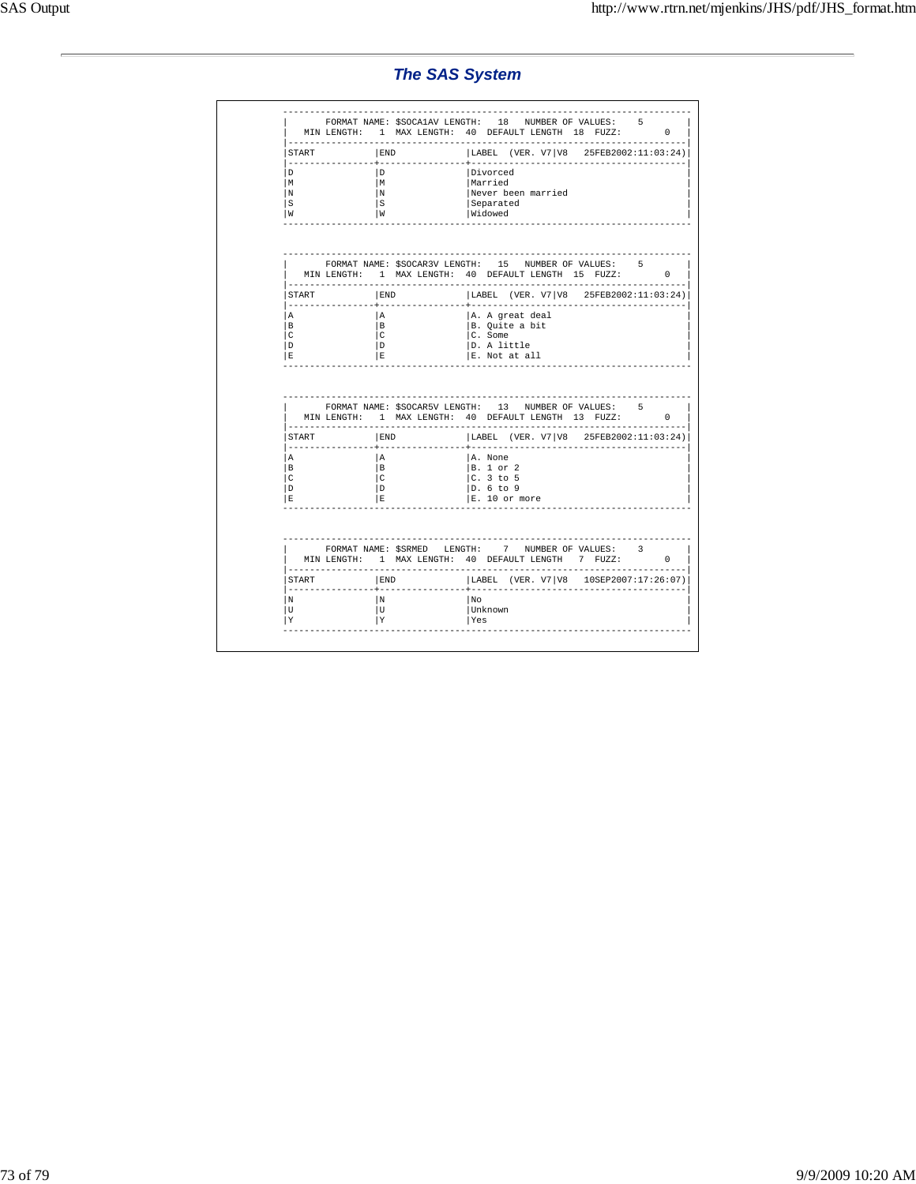## The SAS System

```
----------------------------------------------------------------------------
|       FORMAT NAME: $SOCA1AV LENGTH:   18   NUMBER OF VALUES:    5        |
|   MIN LENGTH:   1  MAX LENGTH:  40  DEFAULT LENGTH  18  FUZZ:        0   |
|--------------------------------------------------------------------------|
|START           |END             |LABEL  (VER. V7|V8   25FEB2002:11:03:24)|
|----------------+----------------+----------------------------------------|
|D               |D               |Divorced                                |
|M               |M               |Married                                 |
|N               |N               |Never been married                      |
|S               |S               |Separated                               |
|W               |W               |Widowed                                 |
----------------------------------------------------------------------------


----------------------------------------------------------------------------
|       FORMAT NAME: $SOCAR3V LENGTH:   15   NUMBER OF VALUES:    5        |
|   MIN LENGTH:   1  MAX LENGTH:  40  DEFAULT LENGTH  15  FUZZ:        0   |
|--------------------------------------------------------------------------|
|START           |END             |LABEL  (VER. V7|V8   25FEB2002:11:03:24)|
|----------------+----------------+----------------------------------------|
|A               |A               |A. A great deal                         |
|B               |B               |B. Quite a bit                          |
|C               |C               |C. Some                                 |
|D               |D               |D. A little                             |
|E               |E               |E. Not at all                           |
----------------------------------------------------------------------------


----------------------------------------------------------------------------
|       FORMAT NAME: $SOCAR5V LENGTH:   13   NUMBER OF VALUES:    5        |
|   MIN LENGTH:   1  MAX LENGTH:  40  DEFAULT LENGTH  13  FUZZ:        0   |
|--------------------------------------------------------------------------|
|START           |END             |LABEL  (VER. V7|V8   25FEB2002:11:03:24)|
|----------------+----------------+----------------------------------------|
|A               |A               |A. None                                 |
|B               |B               |B. 1 or 2                               |
|C               |C               |C. 3 to 5                               |
|D               |D               |D. 6 to 9                               |
|E               |E               |E. 10 or more                           |
----------------------------------------------------------------------------


----------------------------------------------------------------------------
|       FORMAT NAME: $SRMED   LENGTH:    7   NUMBER OF VALUES:    3        |
|   MIN LENGTH:   1  MAX LENGTH:  40  DEFAULT LENGTH   7  FUZZ:        0   |
|--------------------------------------------------------------------------|
|START           |END             |LABEL  (VER. V7|V8   10SEP2007:17:26:07)|
|----------------+----------------+----------------------------------------|
|N               |N               |No                                      |
|U               |U               |Unknown                                 |
|Y               |Y               |Yes                                     |
----------------------------------------------------------------------------
```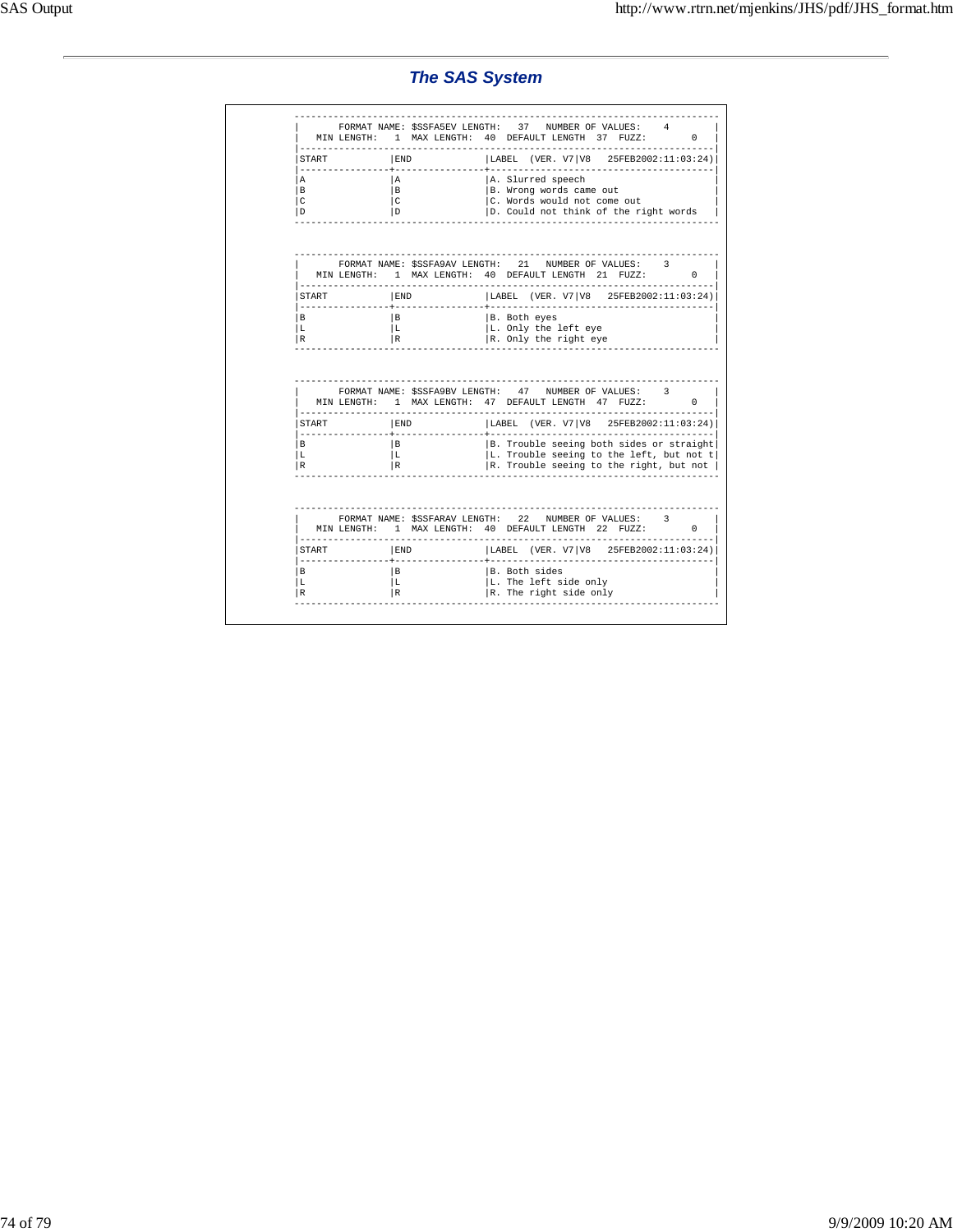## *The SAS System*

```
---------------------------------------------------------------------------
|       FORMAT NAME: $SSFA5EV LENGTH:   37   NUMBER OF VALUES:    4        |
|   MIN LENGTH:   1  MAX LENGTH:  40  DEFAULT LENGTH  37  FUZZ:        0   |
|--------------------------------------------------------------------------|
|START           |END             |LABEL  (VER. V7|V8   25FEB2002:11:03:24)|
|----------------+----------------+----------------------------------------|
|A               |A               |A. Slurred speech                       |
|B               |B               |B. Wrong words came out                 |
|C               |C               |C. Words would not come out             |
|D               |D               |D. Could not think of the right words   |
---------------------------------------------------------------------------


---------------------------------------------------------------------------
|       FORMAT NAME: $SSFA9AV LENGTH:   21   NUMBER OF VALUES:    3        |
|   MIN LENGTH:   1  MAX LENGTH:  40  DEFAULT LENGTH  21  FUZZ:        0   |
|--------------------------------------------------------------------------|
|START           |END             |LABEL  (VER. V7|V8   25FEB2002:11:03:24)|
|----------------+----------------+----------------------------------------|
|B               |B               |B. Both eyes                            |
|L               |L               |L. Only the left eye                    |
|R               |R               |R. Only the right eye                   |
---------------------------------------------------------------------------


---------------------------------------------------------------------------
|       FORMAT NAME: $SSFA9BV LENGTH:   47   NUMBER OF VALUES:    3        |
|   MIN LENGTH:   1  MAX LENGTH:  47  DEFAULT LENGTH  47  FUZZ:        0   |
|--------------------------------------------------------------------------|
|START           |END             |LABEL  (VER. V7|V8   25FEB2002:11:03:24)|
|----------------+----------------+----------------------------------------|
|B               |B               |B. Trouble seeing both sides or straight|
|L               |L               |L. Trouble seeing to the left, but not t|
|R               |R               |R. Trouble seeing to the right, but not |
---------------------------------------------------------------------------


---------------------------------------------------------------------------
|       FORMAT NAME: $SSFARAV LENGTH:   22   NUMBER OF VALUES:    3        |
|   MIN LENGTH:   1  MAX LENGTH:  40  DEFAULT LENGTH  22  FUZZ:        0   |
|--------------------------------------------------------------------------|
|START           |END             |LABEL  (VER. V7|V8   25FEB2002:11:03:24)|
|----------------+----------------+----------------------------------------|
|B               |B               |B. Both sides                           |
|L               |L               |L. The left side only                   |
|R               |R               |R. The right side only                  |
---------------------------------------------------------------------------
```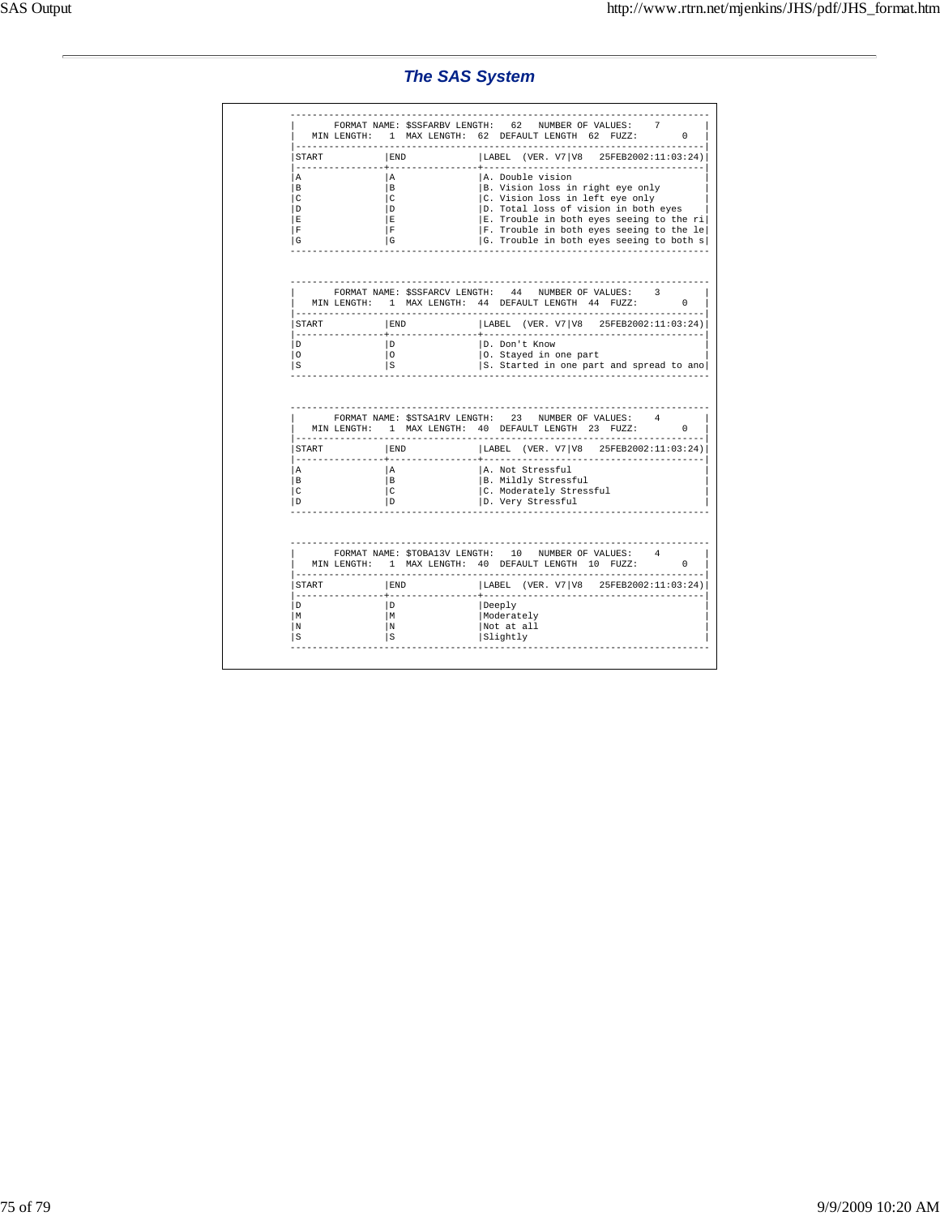## The SAS System

```
-------------------------------------------------------------------------------
|       FORMAT NAME: $SSFARBV LENGTH:   62   NUMBER OF VALUES:    7           |
|   MIN LENGTH:   1  MAX LENGTH:  62  DEFAULT LENGTH  62  FUZZ:        0      |
|-----------------------------------------------------------------------------|
|START           |END             |LABEL  (VER. V7|V8   25FEB2002:11:03:24)|
|----------------+----------------+-----------------------------------------|
|A               |A               |A. Double vision                         |
|B               |B               |B. Vision loss in right eye only         |
|C               |C               |C. Vision loss in left eye only          |
|D               |D               |D. Total loss of vision in both eyes     |
|E               |E               |E. Trouble in both eyes seeing to the ri|
|F               |F               |F. Trouble in both eyes seeing to the le|
|G               |G               |G. Trouble in both eyes seeing to both s|
-------------------------------------------------------------------------------


-------------------------------------------------------------------------------
|       FORMAT NAME: $SSFARCV LENGTH:   44   NUMBER OF VALUES:    3           |
|   MIN LENGTH:   1  MAX LENGTH:  44  DEFAULT LENGTH  44  FUZZ:        0      |
|-----------------------------------------------------------------------------|
|START           |END             |LABEL  (VER. V7|V8   25FEB2002:11:03:24)|
|----------------+----------------+-----------------------------------------|
|D               |D               |D. Don't Know                            |
|O               |O               |O. Stayed in one part                    |
|S               |S               |S. Started in one part and spread to ano|
-------------------------------------------------------------------------------


-------------------------------------------------------------------------------
|       FORMAT NAME: $STSA1RV LENGTH:   23   NUMBER OF VALUES:    4           |
|   MIN LENGTH:   1  MAX LENGTH:  40  DEFAULT LENGTH  23  FUZZ:        0      |
|-----------------------------------------------------------------------------|
|START           |END             |LABEL  (VER. V7|V8   25FEB2002:11:03:24)|
|----------------+----------------+-----------------------------------------|
|A               |A               |A. Not Stressful                         |
|B               |B               |B. Mildly Stressful                      |
|C               |C               |C. Moderately Stressful                  |
|D               |D               |D. Very Stressful                        |
-------------------------------------------------------------------------------


-------------------------------------------------------------------------------
|       FORMAT NAME: $TOBA13V LENGTH:   10   NUMBER OF VALUES:    4           |
|   MIN LENGTH:   1  MAX LENGTH:  40  DEFAULT LENGTH  10  FUZZ:        0      |
|-----------------------------------------------------------------------------|
|START           |END             |LABEL  (VER. V7|V8   25FEB2002:11:03:24)|
|----------------+----------------+-----------------------------------------|
|D               |D               |Deeply                                   |
|M               |M               |Moderately                               |
|N               |N               |Not at all                               |
|S               |S               |Slightly                                 |
-------------------------------------------------------------------------------
```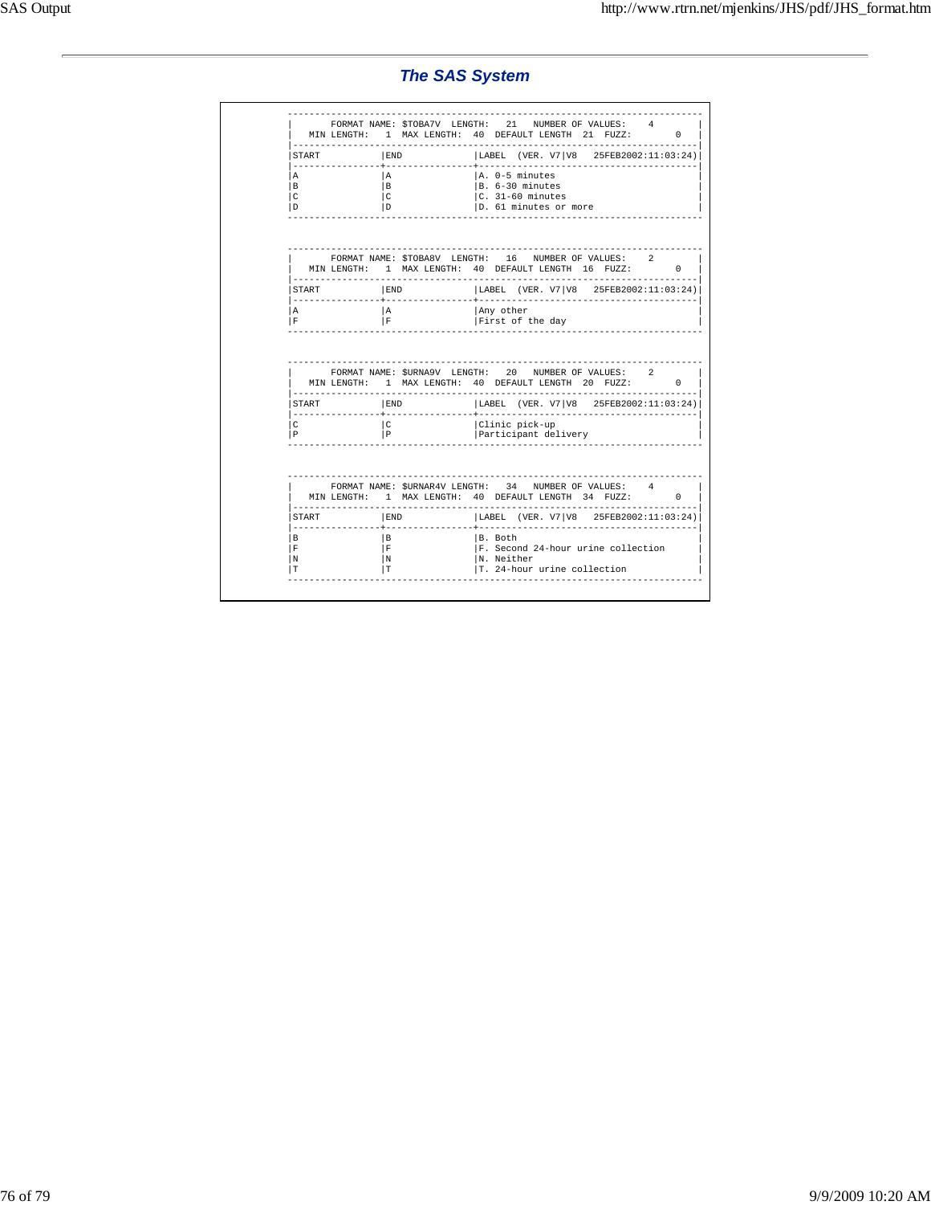## *The SAS System*

```
----------------------------------------------------------------------------
|       FORMAT NAME: $TOBA7V  LENGTH:   21   NUMBER OF VALUES:    4         |
|   MIN LENGTH:   1  MAX LENGTH:  40  DEFAULT LENGTH  21  FUZZ:        0    |
|--------------------------------------------------------------------------|
|START           |END             |LABEL  (VER. V7|V8   25FEB2002:11:03:24)|
|----------------+----------------+----------------------------------------|
|A               |A               |A. 0-5 minutes                          |
|B               |B               |B. 6-30 minutes                         |
|C               |C               |C. 31-60 minutes                        |
|D               |D               |D. 61 minutes or more                   |
----------------------------------------------------------------------------


----------------------------------------------------------------------------
|       FORMAT NAME: $TOBA8V  LENGTH:   16   NUMBER OF VALUES:    2         |
|   MIN LENGTH:   1  MAX LENGTH:  40  DEFAULT LENGTH  16  FUZZ:        0    |
|--------------------------------------------------------------------------|
|START           |END             |LABEL  (VER. V7|V8   25FEB2002:11:03:24)|
|----------------+----------------+----------------------------------------|
|A               |A               |Any other                               |
|F               |F               |First of the day                        |
----------------------------------------------------------------------------


----------------------------------------------------------------------------
|       FORMAT NAME: $URNA9V  LENGTH:   20   NUMBER OF VALUES:    2         |
|   MIN LENGTH:   1  MAX LENGTH:  40  DEFAULT LENGTH  20  FUZZ:        0    |
|--------------------------------------------------------------------------|
|START           |END             |LABEL  (VER. V7|V8   25FEB2002:11:03:24)|
|----------------+----------------+----------------------------------------|
|C               |C               |Clinic pick-up                          |
|P               |P               |Participant delivery                    |
----------------------------------------------------------------------------


----------------------------------------------------------------------------
|       FORMAT NAME: $URNAR4V LENGTH:   34   NUMBER OF VALUES:    4         |
|   MIN LENGTH:   1  MAX LENGTH:  40  DEFAULT LENGTH  34  FUZZ:        0    |
|--------------------------------------------------------------------------|
|START           |END             |LABEL  (VER. V7|V8   25FEB2002:11:03:24)|
|----------------+----------------+----------------------------------------|
|B               |B               |B. Both                                 |
|F               |F               |F. Second 24-hour urine collection      |
|N               |N               |N. Neither                              |
|T               |T               |T. 24-hour urine collection             |
----------------------------------------------------------------------------
```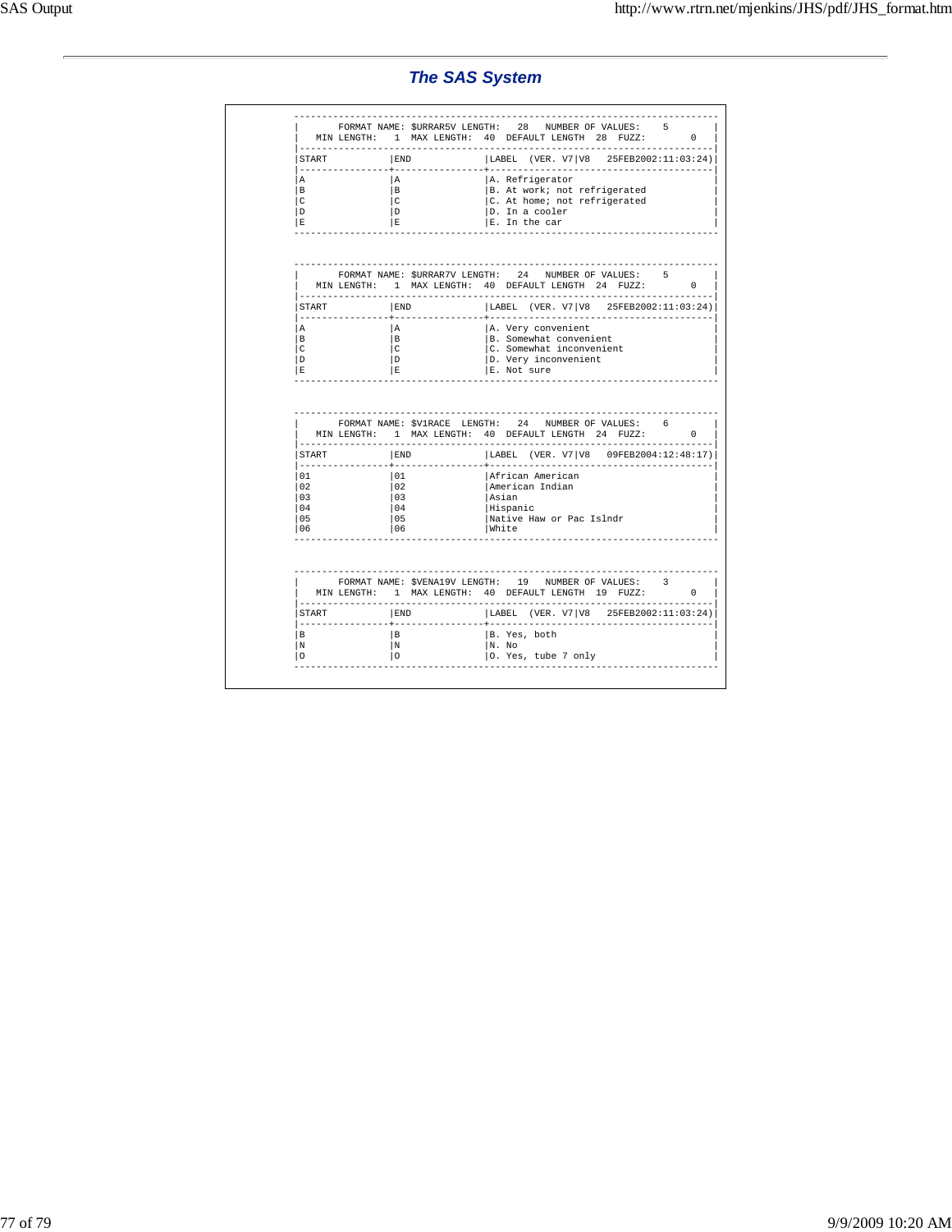# The SAS System

```
----------------------------------------------------------------------------
|       FORMAT NAME: $URRAR5V LENGTH:   28   NUMBER OF VALUES:    5        |
|   MIN LENGTH:   1  MAX LENGTH:  40  DEFAULT LENGTH  28  FUZZ:        0   |
|--------------------------------------------------------------------------|
|START           |END             |LABEL  (VER. V7|V8   25FEB2002:11:03:24)|
|----------------+----------------+----------------------------------------|
|A               |A               |A. Refrigerator                         |
|B               |B               |B. At work; not refrigerated            |
|C               |C               |C. At home; not refrigerated            |
|D               |D               |D. In a cooler                          |
|E               |E               |E. In the car                           |
----------------------------------------------------------------------------


----------------------------------------------------------------------------
|       FORMAT NAME: $URRAR7V LENGTH:   24   NUMBER OF VALUES:    5        |
|   MIN LENGTH:   1  MAX LENGTH:  40  DEFAULT LENGTH  24  FUZZ:        0   |
|--------------------------------------------------------------------------|
|START           |END             |LABEL  (VER. V7|V8   25FEB2002:11:03:24)|
|----------------+----------------+----------------------------------------|
|A               |A               |A. Very convenient                      |
|B               |B               |B. Somewhat convenient                  |
|C               |C               |C. Somewhat inconvenient                |
|D               |D               |D. Very inconvenient                    |
|E               |E               |E. Not sure                             |
----------------------------------------------------------------------------


----------------------------------------------------------------------------
|       FORMAT NAME: $V1RACE  LENGTH:   24   NUMBER OF VALUES:    6        |
|   MIN LENGTH:   1  MAX LENGTH:  40  DEFAULT LENGTH  24  FUZZ:        0   |
|--------------------------------------------------------------------------|
|START           |END             |LABEL  (VER. V7|V8   09FEB2004:12:48:17)|
|----------------+----------------+----------------------------------------|
|01              |01              |African American                        |
|02              |02              |American Indian                         |
|03              |03              |Asian                                   |
|04              |04              |Hispanic                                |
|05              |05              |Native Haw or Pac Islndr                |
|06              |06              |White                                   |
----------------------------------------------------------------------------


----------------------------------------------------------------------------
|       FORMAT NAME: $VENA19V LENGTH:   19   NUMBER OF VALUES:    3        |
|   MIN LENGTH:   1  MAX LENGTH:  40  DEFAULT LENGTH  19  FUZZ:        0   |
|--------------------------------------------------------------------------|
|START           |END             |LABEL  (VER. V7|V8   25FEB2002:11:03:24)|
|----------------+----------------+----------------------------------------|
|B               |B               |B. Yes, both                            |
|N               |N               |N. No                                   |
|O               |O               |O. Yes, tube 7 only                     |
----------------------------------------------------------------------------
```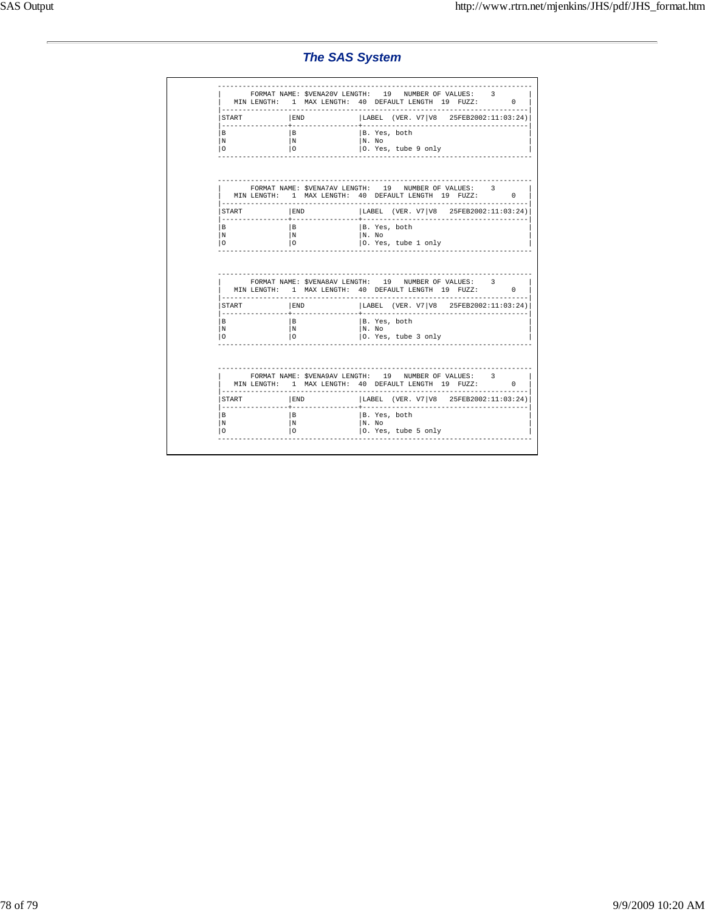# The SAS System

```
----------------------------------------------------------------------------
|       FORMAT NAME: $VENA20V LENGTH:   19   NUMBER OF VALUES:    3        |
|   MIN LENGTH:   1  MAX LENGTH:  40  DEFAULT LENGTH  19  FUZZY:       0   |
|--------------------------------------------------------------------------|
|START           |END             |LABEL  (VER. V7|V8   25FEB2002:11:03:24)|
|----------------+----------------+----------------------------------------|
|B               |B               |B. Yes, both                            |
|N               |N               |N. No                                   |
|O               |O               |O. Yes, tube 9 only                     |
----------------------------------------------------------------------------


----------------------------------------------------------------------------
|       FORMAT NAME: $VENA7AV LENGTH:   19   NUMBER OF VALUES:    3        |
|   MIN LENGTH:   1  MAX LENGTH:  40  DEFAULT LENGTH  19  FUZZY:       0   |
|--------------------------------------------------------------------------|
|START           |END             |LABEL  (VER. V7|V8   25FEB2002:11:03:24)|
|----------------+----------------+----------------------------------------|
|B               |B               |B. Yes, both                            |
|N               |N               |N. No                                   |
|O               |O               |O. Yes, tube 1 only                     |
----------------------------------------------------------------------------


----------------------------------------------------------------------------
|       FORMAT NAME: $VENA8AV LENGTH:   19   NUMBER OF VALUES:    3        |
|   MIN LENGTH:   1  MAX LENGTH:  40  DEFAULT LENGTH  19  FUZZY:       0   |
|--------------------------------------------------------------------------|
|START           |END             |LABEL  (VER. V7|V8   25FEB2002:11:03:24)|
|----------------+----------------+----------------------------------------|
|B               |B               |B. Yes, both                            |
|N               |N               |N. No                                   |
|O               |O               |O. Yes, tube 3 only                     |
----------------------------------------------------------------------------


----------------------------------------------------------------------------
|       FORMAT NAME: $VENA9AV LENGTH:   19   NUMBER OF VALUES:    3        |
|   MIN LENGTH:   1  MAX LENGTH:  40  DEFAULT LENGTH  19  FUZZY:       0   |
|--------------------------------------------------------------------------|
|START           |END             |LABEL  (VER. V7|V8   25FEB2002:11:03:24)|
|----------------+----------------+----------------------------------------|
|B               |B               |B. Yes, both                            |
|N               |N               |N. No                                   |
|O               |O               |O. Yes, tube 5 only                     |
----------------------------------------------------------------------------
```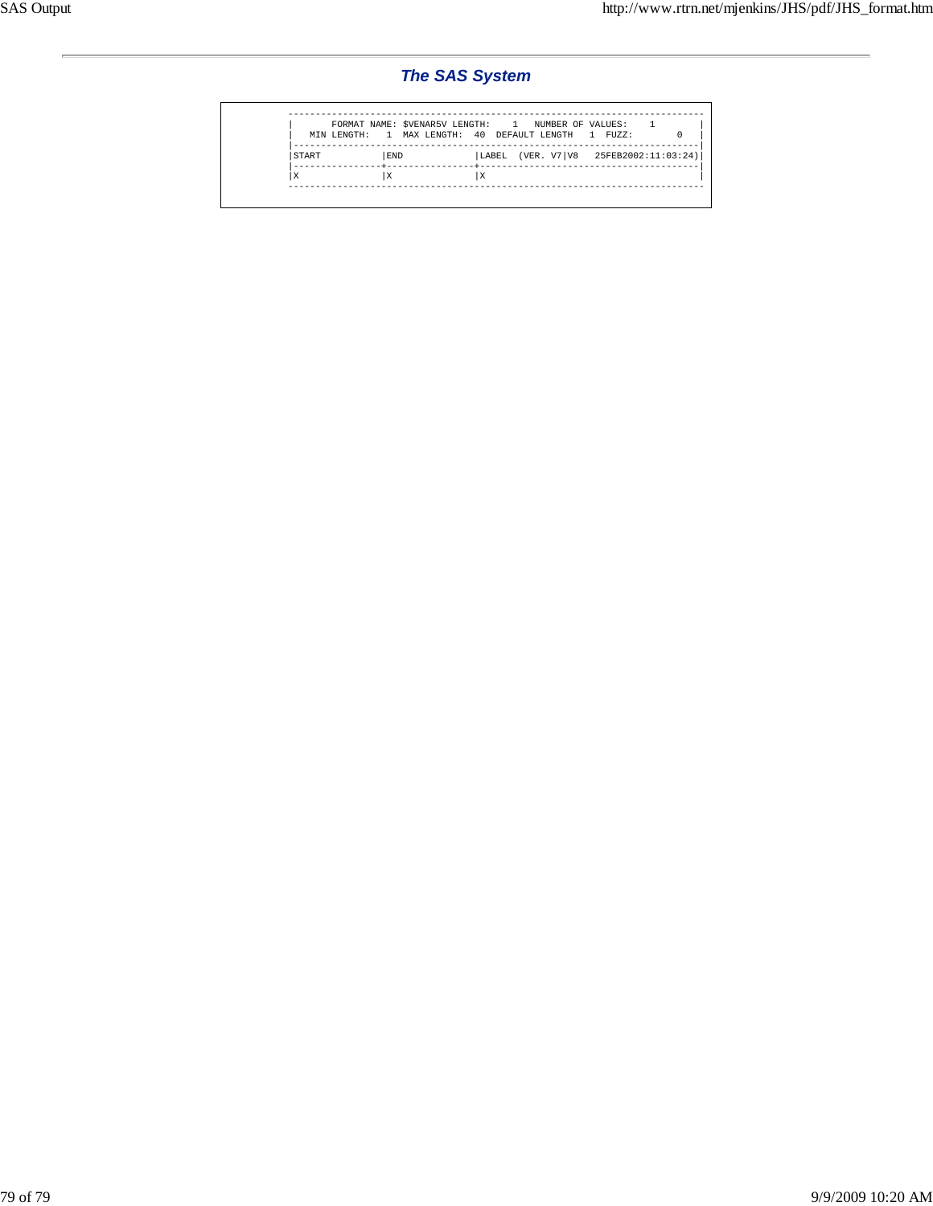## *The SAS System*

```
----------------------------------------------------------------------------
|       FORMAT NAME: $VENAR5V LENGTH:    1   NUMBER OF VALUES:    1        |
|   MIN LENGTH:   1  MAX LENGTH:  40  DEFAULT LENGTH   1  FUZZ:        0   |
|--------------------------------------------------------------------------|
|START           |END             |LABEL  (VER. V7|V8   25FEB2002:11:03:24)|
|----------------+----------------+----------------------------------------|
|X               |X               |X                                       |
----------------------------------------------------------------------------
```